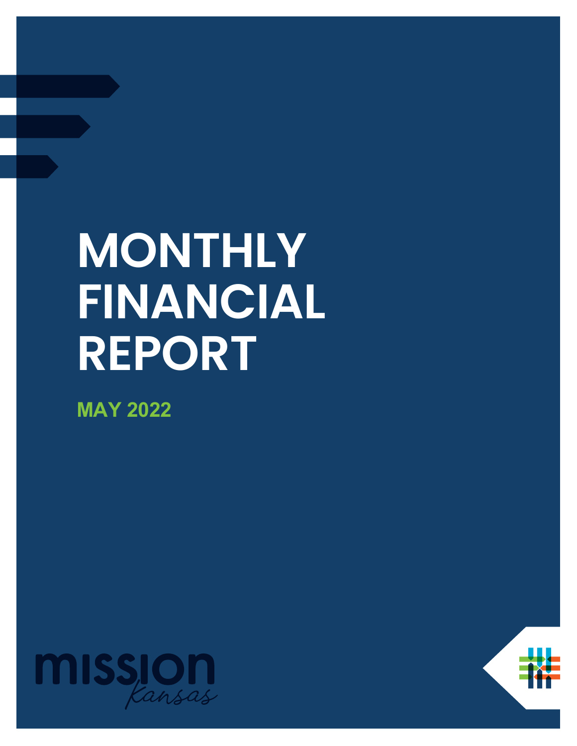# MONTHLY FINANCIAL REPORT

**MAY 2022**

mission
Kansas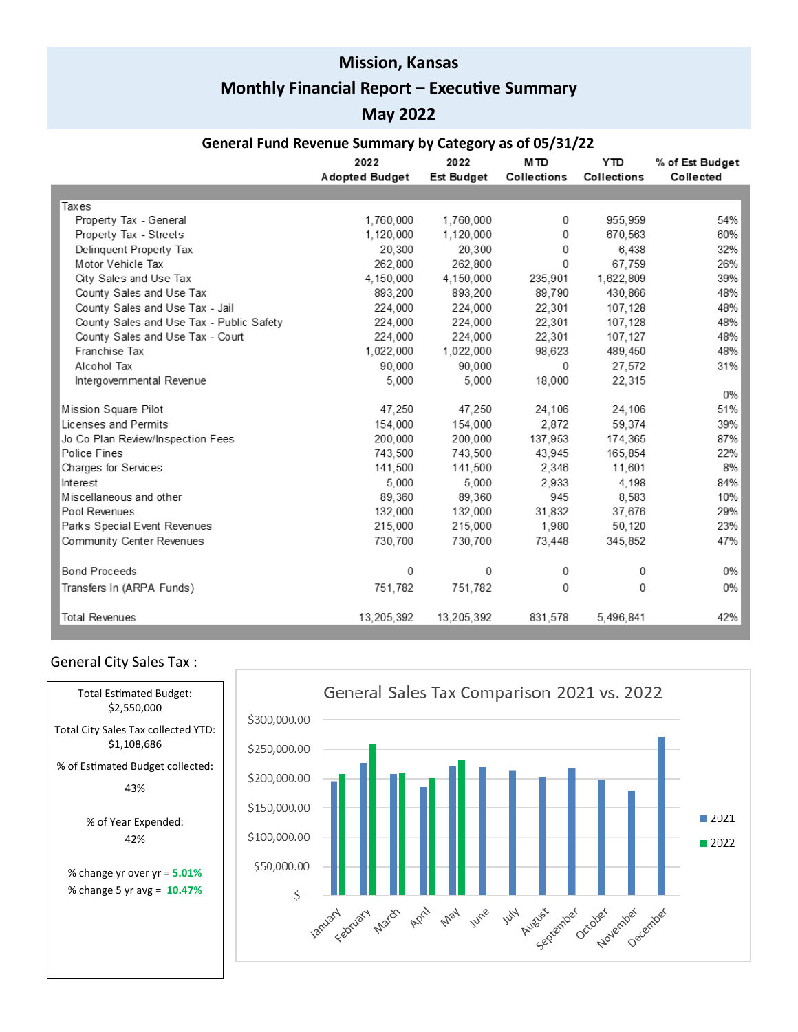# Mission, Kansas

## Monthly Financial Report – Executive Summary

## May 2022

### General Fund Revenue Summary by Category as of 05/31/22

| | 2022 Adopted Budget | 2022 Est Budget | MTD Collections | YTD Collections | % of Est Budget Collected |
|---|---|---|---|---|---|
| Taxes | | | | | |
| Property Tax - General | 1,760,000 | 1,760,000 | 0 | 955,959 | 54% |
| Property Tax - Streets | 1,120,000 | 1,120,000 | 0 | 670,563 | 60% |
| Delinquent Property Tax | 20,300 | 20,300 | 0 | 6,438 | 32% |
| Motor Vehicle Tax | 262,800 | 262,800 | 0 | 67,759 | 26% |
| City Sales and Use Tax | 4,150,000 | 4,150,000 | 235,901 | 1,622,809 | 39% |
| County Sales and Use Tax | 893,200 | 893,200 | 89,790 | 430,866 | 48% |
| County Sales and Use Tax - Jail | 224,000 | 224,000 | 22,301 | 107,128 | 48% |
| County Sales and Use Tax - Public Safety | 224,000 | 224,000 | 22,301 | 107,128 | 48% |
| County Sales and Use Tax - Court | 224,000 | 224,000 | 22,301 | 107,127 | 48% |
| Franchise Tax | 1,022,000 | 1,022,000 | 98,623 | 489,450 | 48% |
| Alcohol Tax | 90,000 | 90,000 | 0 | 27,572 | 31% |
| Intergovernmental Revenue | 5,000 | 5,000 | 18,000 | 22,315 | |
| | | | | | 0% |
| Mission Square Pilot | 47,250 | 47,250 | 24,106 | 24,106 | 51% |
| Licenses and Permits | 154,000 | 154,000 | 2,872 | 59,374 | 39% |
| Jo Co Plan Review/Inspection Fees | 200,000 | 200,000 | 137,953 | 174,365 | 87% |
| Police Fines | 743,500 | 743,500 | 43,945 | 165,854 | 22% |
| Charges for Services | 141,500 | 141,500 | 2,346 | 11,601 | 8% |
| Interest | 5,000 | 5,000 | 2,933 | 4,198 | 84% |
| Miscellaneous and other | 89,360 | 89,360 | 945 | 8,583 | 10% |
| Pool Revenues | 132,000 | 132,000 | 31,832 | 37,676 | 29% |
| Parks Special Event Revenues | 215,000 | 215,000 | 1,980 | 50,120 | 23% |
| Community Center Revenues | 730,700 | 730,700 | 73,448 | 345,852 | 47% |
| Bond Proceeds | 0 | 0 | 0 | 0 | 0% |
| Transfers In (ARPA Funds) | 751,782 | 751,782 | 0 | 0 | 0% |
| Total Revenues | 13,205,392 | 13,205,392 | 831,578 | 5,496,841 | 42% |

General City Sales Tax :

Total Estimated Budget: $2,550,000

Total City Sales Tax collected YTD: $1,108,686

% of Estimated Budget collected: 43%

% of Year Expended: 42%

% change yr over yr = **5.01%**

% change 5 yr avg = **10.47%**

General Sales Tax Comparison 2021 vs. 2022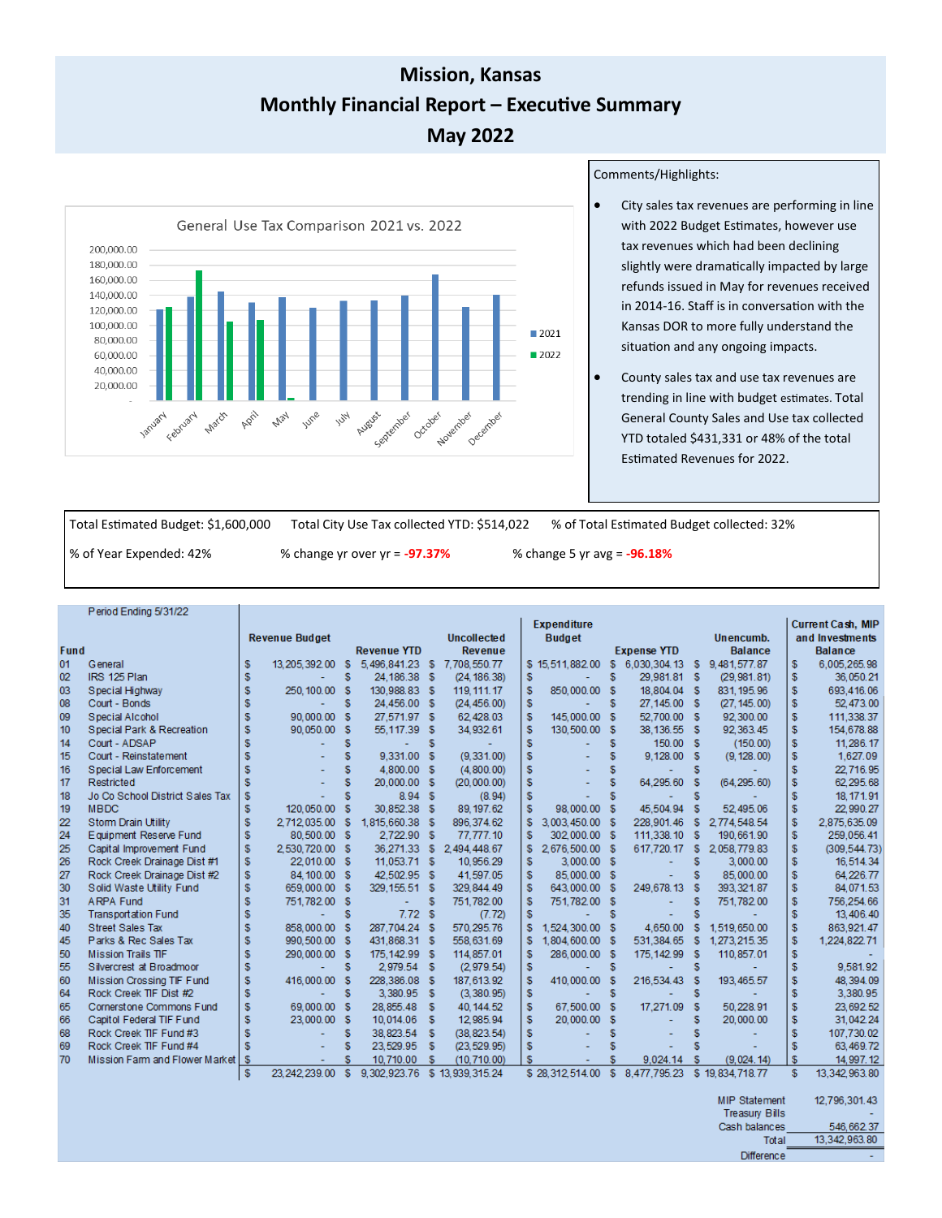# Mission, Kansas

## Monthly Financial Report – Executive Summary

## May 2022

**General Use Tax Comparison 2021 vs. 2022**

Comments/Highlights:

- City sales tax revenues are performing in line with 2022 Budget Estimates, however use tax revenues which had been declining slightly were dramatically impacted by large refunds issued in May for revenues received in 2014-16. Staff is in conversation with the Kansas DOR to more fully understand the situation and any ongoing impacts.
- County sales tax and use tax revenues are trending in line with budget estimates. Total General County Sales and Use tax collected YTD totaled $431,331 or 48% of the total Estimated Revenues for 2022.

| | | |
|---|---|---|
| Total Estimated Budget: $1,600,000 | Total City Use Tax collected YTD: $514,022 | % of Total Estimated Budget collected: 32% |
| % of Year Expended: 42% | % change yr over yr = **-97.37%** | % change 5 yr avg = **-96.18%** |

Period Ending 5/31/22

| Fund | | Revenue Budget | Revenue YTD | Uncollected Revenue | Expenditure Budget | Expense YTD | Unencumb. Balance | Current Cash, MIP and Investments Balance |
|---|---|---|---|---|---|---|---|---|
| 01 | General | $ 13,205,392.00 | $ 5,496,841.23 | $ 7,708,550.77 | $ 15,511,882.00 | $ 6,030,304.13 | $ 9,481,577.87 | $ 6,005,265.98 |
| 02 | IRS 125 Plan | $ - | $ 24,186.38 | $ (24,186.38) | $ - | $ 29,981.81 | $ (29,981.81) | $ 36,050.21 |
| 03 | Special Highway | $ 250,100.00 | $ 130,988.83 | $ 119,111.17 | $ 850,000.00 | $ 18,804.04 | $ 831,195.96 | $ 693,416.06 |
| 08 | Court - Bonds | $ - | $ 24,456.00 | $ (24,456.00) | $ - | $ 27,145.00 | $ (27,145.00) | $ 52,473.00 |
| 09 | Special Alcohol | $ 90,000.00 | $ 27,571.97 | $ 62,428.03 | $ 145,000.00 | $ 52,700.00 | $ 92,300.00 | $ 111,338.37 |
| 10 | Special Park & Recreation | $ 90,050.00 | $ 55,117.39 | $ 34,932.61 | $ 130,500.00 | $ 38,136.55 | $ 92,363.45 | $ 154,678.88 |
| 14 | Court - ADSAP | $ - | $ - | $ - | $ - | $ 150.00 | $ (150.00) | $ 11,286.17 |
| 15 | Court - Reinstatement | $ - | $ 9,331.00 | $ (9,331.00) | $ - | $ 9,128.00 | $ (9,128.00) | $ 1,627.09 |
| 16 | Special Law Enforcement | $ - | $ 4,800.00 | $ (4,800.00) | $ - | $ - | $ - | $ 22,716.95 |
| 17 | Restricted | $ - | $ 20,000.00 | $ (20,000.00) | $ - | $ 64,295.60 | $ (64,295.60) | $ 62,295.68 |
| 18 | Jo Co School District Sales Tax | $ - | $ 8.94 | $ (8.94) | $ - | $ - | $ - | $ 18,171.91 |
| 19 | MBDC | $ 120,050.00 | $ 30,852.38 | $ 89,197.62 | $ 98,000.00 | $ 45,504.94 | $ 52,495.06 | $ 22,990.27 |
| 22 | Storm Drain Utility | $ 2,712,035.00 | $ 1,815,660.38 | $ 896,374.62 | $ 3,003,450.00 | $ 228,901.46 | $ 2,774,548.54 | $ 2,875,635.09 |
| 24 | Equipment Reserve Fund | $ 80,500.00 | $ 2,722.90 | $ 77,777.10 | $ 302,000.00 | $ 111,338.10 | $ 190,661.90 | $ 259,056.41 |
| 25 | Capital Improvement Fund | $ 2,530,720.00 | $ 36,271.33 | $ 2,494,448.67 | $ 2,676,500.00 | $ 617,720.17 | $ 2,058,779.83 | $ (309,544.73) |
| 26 | Rock Creek Drainage Dist #1 | $ 22,010.00 | $ 11,053.71 | $ 10,956.29 | $ 3,000.00 | $ - | $ 3,000.00 | $ 16,514.34 |
| 27 | Rock Creek Drainage Dist #2 | $ 84,100.00 | $ 42,502.95 | $ 41,597.05 | $ 85,000.00 | $ - | $ 85,000.00 | $ 64,226.77 |
| 30 | Solid Waste Utility Fund | $ 659,000.00 | $ 329,155.51 | $ 329,844.49 | $ 643,000.00 | $ 249,678.13 | $ 393,321.87 | $ 84,071.53 |
| 31 | ARPA Fund | $ 751,782.00 | $ - | $ 751,782.00 | $ 751,782.00 | $ - | $ 751,782.00 | $ 756,254.66 |
| 35 | Transportation Fund | $ - | $ 7.72 | $ (7.72) | $ - | $ - | $ - | $ 13,406.40 |
| 40 | Street Sales Tax | $ 858,000.00 | $ 287,704.24 | $ 570,295.76 | $ 1,524,300.00 | $ 4,650.00 | $ 1,519,650.00 | $ 863,921.47 |
| 45 | Parks & Rec Sales Tax | $ 990,500.00 | $ 431,868.31 | $ 558,631.69 | $ 1,804,600.00 | $ 531,384.65 | $ 1,273,215.35 | $ 1,224,822.71 |
| 50 | Mission Trails TIF | $ 290,000.00 | $ 175,142.99 | $ 114,857.01 | $ 286,000.00 | $ 175,142.99 | $ 110,857.01 | $ - |
| 55 | Silvercrest at Broadmoor | $ - | $ 2,979.54 | $ (2,979.54) | $ - | $ - | $ - | $ 9,581.92 |
| 60 | Mission Crossing TIF Fund | $ 416,000.00 | $ 228,386.08 | $ 187,613.92 | $ 410,000.00 | $ 216,534.43 | $ 193,465.57 | $ 48,394.09 |
| 64 | Rock Creek TIF Dist #2 | $ - | $ 3,380.95 | $ (3,380.95) | $ - | $ - | $ - | $ 3,380.95 |
| 65 | Cornerstone Commons Fund | $ 69,000.00 | $ 28,855.48 | $ 40,144.52 | $ 67,500.00 | $ 17,271.09 | $ 50,228.91 | $ 23,692.52 |
| 66 | Capitol Federal TIF Fund | $ 23,000.00 | $ 10,014.06 | $ 12,985.94 | $ 20,000.00 | $ - | $ 20,000.00 | $ 31,042.24 |
| 68 | Rock Creek TIF Fund #3 | $ - | $ 38,823.54 | $ (38,823.54) | $ - | $ - | $ - | $ 107,730.02 |
| 69 | Rock Creek TIF Fund #4 | $ - | $ 23,529.95 | $ (23,529.95) | $ - | $ - | $ - | $ 63,469.72 |
| 70 | Mission Farm and Flower Market | $ - | $ 10,710.00 | $ (10,710.00) | $ - | $ 9,024.14 | $ (9,024.14) | $ 14,997.12 |
| | | $ 23,242,239.00 | $ 9,302,923.76 | $ 13,939,315.24 | $ 28,312,514.00 | $ 8,477,795.23 | $ 19,834,718.77 | $ 13,342,963.80 |

| | |
|---|---|
| MIP Statement | 12,796,301.43 |
| Treasury Bills | - |
| Cash balances | 546,662.37 |
| Total | 13,342,963.80 |
| Difference | - |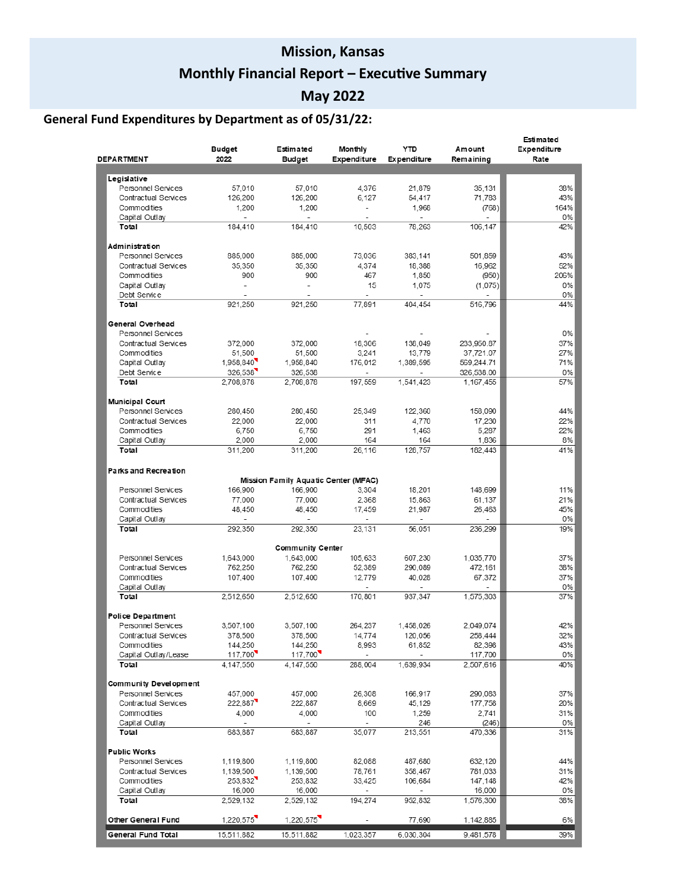# Mission, Kansas

## Monthly Financial Report – Executive Summary

## May 2022

### General Fund Expenditures by Department as of 05/31/22:

| DEPARTMENT | Budget 2022 | Estimated Budget | Monthly Expenditure | YTD Expenditure | Amount Remaining | Estimated Expenditure Rate |
|---|---|---|---|---|---|---|
| **Legislative** | | | | | | |
| Personnel Services | 57,010 | 57,010 | 4,376 | 21,879 | 35,131 | 38% |
| Contractual Services | 126,200 | 126,200 | 6,127 | 54,417 | 71,783 | 43% |
| Commodities | 1,200 | 1,200 | - | 1,968 | (768) | 164% |
| Capital Outlay | - | - | - | - | - | 0% |
| **Total** | 184,410 | 184,410 | 10,503 | 78,263 | 106,147 | 42% |
| **Administration** | | | | | | |
| Personnel Services | 885,000 | 885,000 | 73,036 | 383,141 | 501,859 | 43% |
| Contractual Services | 35,350 | 35,350 | 4,374 | 18,388 | 16,962 | 52% |
| Commodities | 900 | 900 | 467 | 1,850 | (950) | 206% |
| Capital Outlay | - | - | 15 | 1,075 | (1,075) | 0% |
| Debt Service | - | - | - | - | - | 0% |
| **Total** | 921,250 | 921,250 | 77,891 | 404,454 | 516,796 | 44% |
| **General Overhead** | | | | | | |
| Personnel Services | | | - | - | - | 0% |
| Contractual Services | 372,000 | 372,000 | 18,306 | 138,049 | 233,950.87 | 37% |
| Commodities | 51,500 | 51,500 | 3,241 | 13,779 | 37,721.07 | 27% |
| Capital Outlay | 1,958,840 | 1,958,840 | 176,012 | 1,389,595 | 569,244.71 | 71% |
| Debt Service | 326,538 | 326,538 | - | - | 326,538.00 | 0% |
| **Total** | 2,708,878 | 2,708,878 | 197,559 | 1,541,423 | 1,167,455 | 57% |
| **Municipal Court** | | | | | | |
| Personnel Services | 280,450 | 280,450 | 25,349 | 122,360 | 158,090 | 44% |
| Contractual Services | 22,000 | 22,000 | 311 | 4,770 | 17,230 | 22% |
| Commodities | 6,750 | 6,750 | 291 | 1,463 | 5,287 | 22% |
| Capital Outlay | 2,000 | 2,000 | 164 | 164 | 1,836 | 8% |
| **Total** | 311,200 | 311,200 | 26,116 | 128,757 | 182,443 | 41% |
| **Parks and Recreation** | | | | | | |
| Mission Family Aquatic Center (MFAC) | | | | | | |
| Personnel Services | 166,900 | 166,900 | 3,304 | 18,201 | 148,699 | 11% |
| Contractual Services | 77,000 | 77,000 | 2,368 | 15,863 | 61,137 | 21% |
| Commodities | 48,450 | 48,450 | 17,459 | 21,987 | 26,463 | 45% |
| Capital Outlay | - | - | - | - | - | 0% |
| **Total** | 292,350 | 292,350 | 23,131 | 56,051 | 236,299 | 19% |
| Community Center | | | | | | |
| Personnel Services | 1,643,000 | 1,643,000 | 105,633 | 607,230 | 1,035,770 | 37% |
| Contractual Services | 762,250 | 762,250 | 52,389 | 290,089 | 472,161 | 38% |
| Commodities | 107,400 | 107,400 | 12,779 | 40,028 | 67,372 | 37% |
| Capital Outlay | | | - | - | - | 0% |
| **Total** | 2,512,650 | 2,512,650 | 170,801 | 937,347 | 1,575,303 | 37% |
| **Police Department** | | | | | | |
| Personnel Services | 3,507,100 | 3,507,100 | 264,237 | 1,458,026 | 2,049,074 | 42% |
| Contractual Services | 378,500 | 378,500 | 14,774 | 120,056 | 258,444 | 32% |
| Commodities | 144,250 | 144,250 | 8,993 | 61,852 | 82,398 | 43% |
| Capital Outlay/Lease | 117,700 | 117,700 | - | - | 117,700 | 0% |
| **Total** | 4,147,550 | 4,147,550 | 288,004 | 1,639,934 | 2,507,616 | 40% |
| **Community Development** | | | | | | |
| Personnel Services | 457,000 | 457,000 | 26,308 | 166,917 | 290,083 | 37% |
| Contractual Services | 222,887 | 222,887 | 8,669 | 45,129 | 177,758 | 20% |
| Commodities | 4,000 | 4,000 | 100 | 1,259 | 2,741 | 31% |
| Capital Outlay | - | - | - | 246 | (246) | 0% |
| **Total** | 683,887 | 683,887 | 35,077 | 213,551 | 470,336 | 31% |
| **Public Works** | | | | | | |
| Personnel Services | 1,119,800 | 1,119,800 | 82,088 | 487,680 | 632,120 | 44% |
| Contractual Services | 1,139,500 | 1,139,500 | 78,761 | 358,467 | 781,033 | 31% |
| Commodities | 253,832 | 253,832 | 33,425 | 106,684 | 147,148 | 42% |
| Capital Outlay | 16,000 | 16,000 | - | - | 16,000 | 0% |
| **Total** | 2,529,132 | 2,529,132 | 194,274 | 952,832 | 1,576,300 | 38% |
| **Other General Fund** | 1,220,575 | 1,220,575 | - | 77,690 | 1,142,885 | 6% |
| **General Fund Total** | 15,511,882 | 15,511,882 | 1,023,357 | 6,030,304 | 9,481,578 | 39% |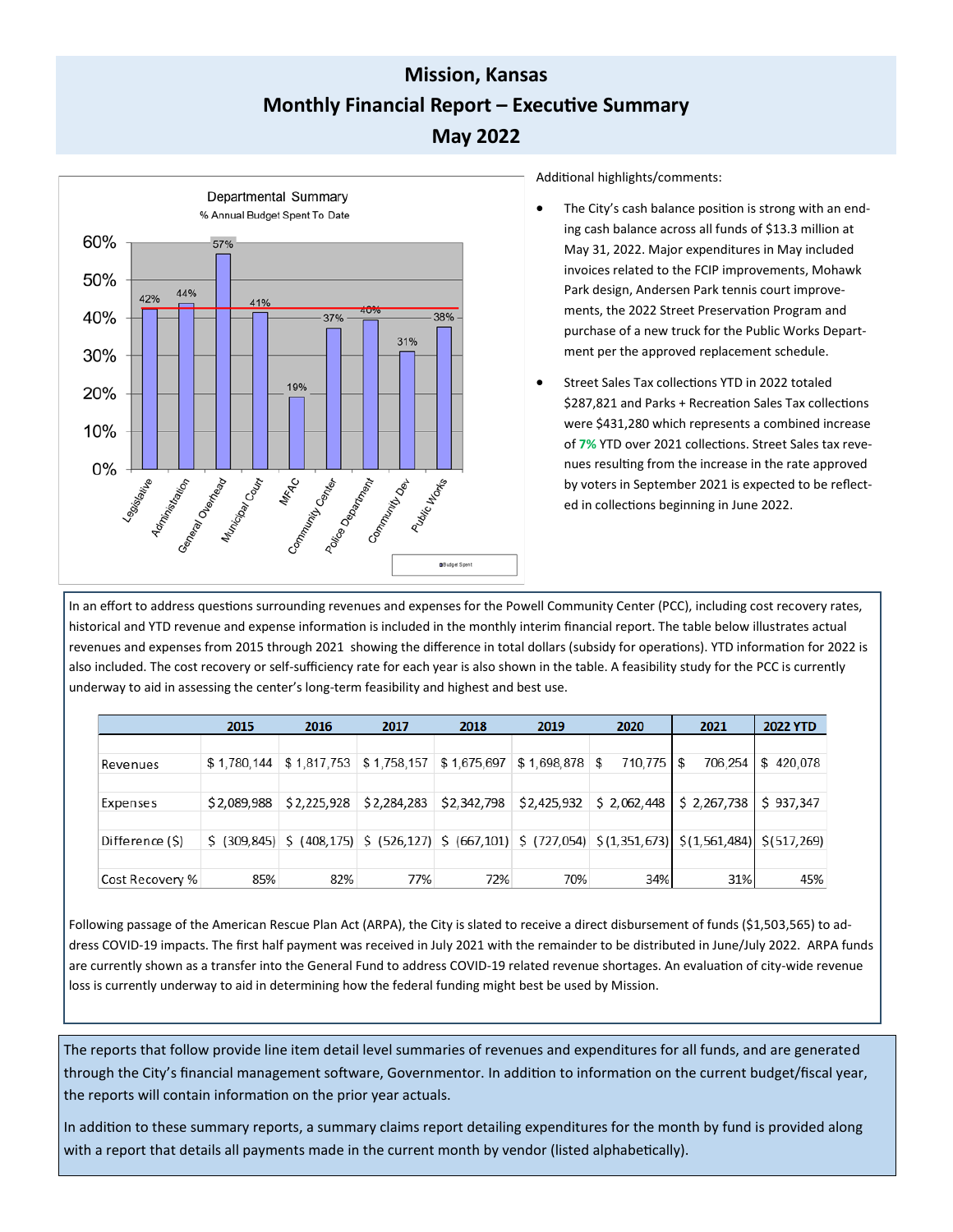# Mission, Kansas

## Monthly Financial Report – Executive Summary

## May 2022

**Departmental Summary**
% Annual Budget Spent To Date

| Department | % Budget Spent |
|---|---|
| Legislative | 42% |
| Administration | 44% |
| General Overhead | 57% |
| Municipal Court | 41% |
| MFAC | 19% |
| Community Center | 37% |
| Police Department | 40% |
| Community Dev | 31% |
| Public Works | 38% |

Budget Spent

Additional highlights/comments:

- The City's cash balance position is strong with an ending cash balance across all funds of $13.3 million at May 31, 2022. Major expenditures in May included invoices related to the FCIP improvements, Mohawk Park design, Andersen Park tennis court improvements, the 2022 Street Preservation Program and purchase of a new truck for the Public Works Department per the approved replacement schedule.
- Street Sales Tax collections YTD in 2022 totaled $287,821 and Parks + Recreation Sales Tax collections were $431,280 which represents a combined increase of **7%** YTD over 2021 collections. Street Sales tax revenues resulting from the increase in the rate approved by voters in September 2021 is expected to be reflected in collections beginning in June 2022.

In an effort to address questions surrounding revenues and expenses for the Powell Community Center (PCC), including cost recovery rates, historical and YTD revenue and expense information is included in the monthly interim financial report. The table below illustrates actual revenues and expenses from 2015 through 2021 showing the difference in total dollars (subsidy for operations). YTD information for 2022 is also included. The cost recovery or self-sufficiency rate for each year is also shown in the table. A feasibility study for the PCC is currently underway to aid in assessing the center's long-term feasibility and highest and best use.

| | 2015 | 2016 | 2017 | 2018 | 2019 | 2020 | 2021 | 2022 YTD |
|---|---|---|---|---|---|---|---|---|
| Revenues | $ 1,780,144 | $ 1,817,753 | $ 1,758,157 | $ 1,675,697 | $ 1,698,878 | $ 710,775 | $ 706,254 | $ 420,078 |
| Expenses | $ 2,089,988 | $ 2,225,928 | $ 2,284,283 | $ 2,342,798 | $ 2,425,932 | $ 2,062,448 | $ 2,267,738 | $ 937,347 |
| Difference ($) | $ (309,845) | $ (408,175) | $ (526,127) | $ (667,101) | $ (727,054) | $ (1,351,673) | $ (1,561,484) | $ (517,269) |
| Cost Recovery % | 85% | 82% | 77% | 72% | 70% | 34% | 31% | 45% |

Following passage of the American Rescue Plan Act (ARPA), the City is slated to receive a direct disbursement of funds ($1,503,565) to address COVID-19 impacts. The first half payment was received in July 2021 with the remainder to be distributed in June/July 2022. ARPA funds are currently shown as a transfer into the General Fund to address COVID-19 related revenue shortages. An evaluation of city-wide revenue loss is currently underway to aid in determining how the federal funding might best be used by Mission.

The reports that follow provide line item detail level summaries of revenues and expenditures for all funds, and are generated through the City's financial management software, Governmentor. In addition to information on the current budget/fiscal year, the reports will contain information on the prior year actuals.

In addition to these summary reports, a summary claims report detailing expenditures for the month by fund is provided along with a report that details all payments made in the current month by vendor (listed alphabetically).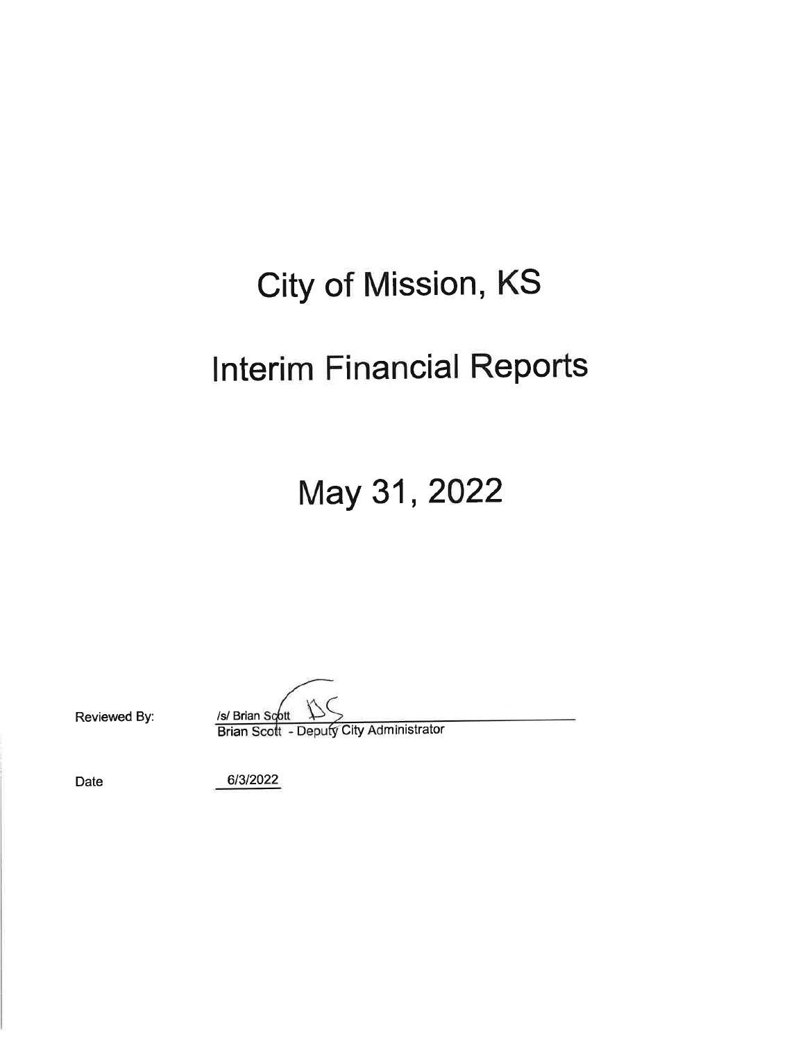# City of Mission, KS

# Interim Financial Reports

# May 31, 2022

Reviewed By: /s/ Brian Scott

Brian Scott - Deputy City Administrator

Date 6/3/2022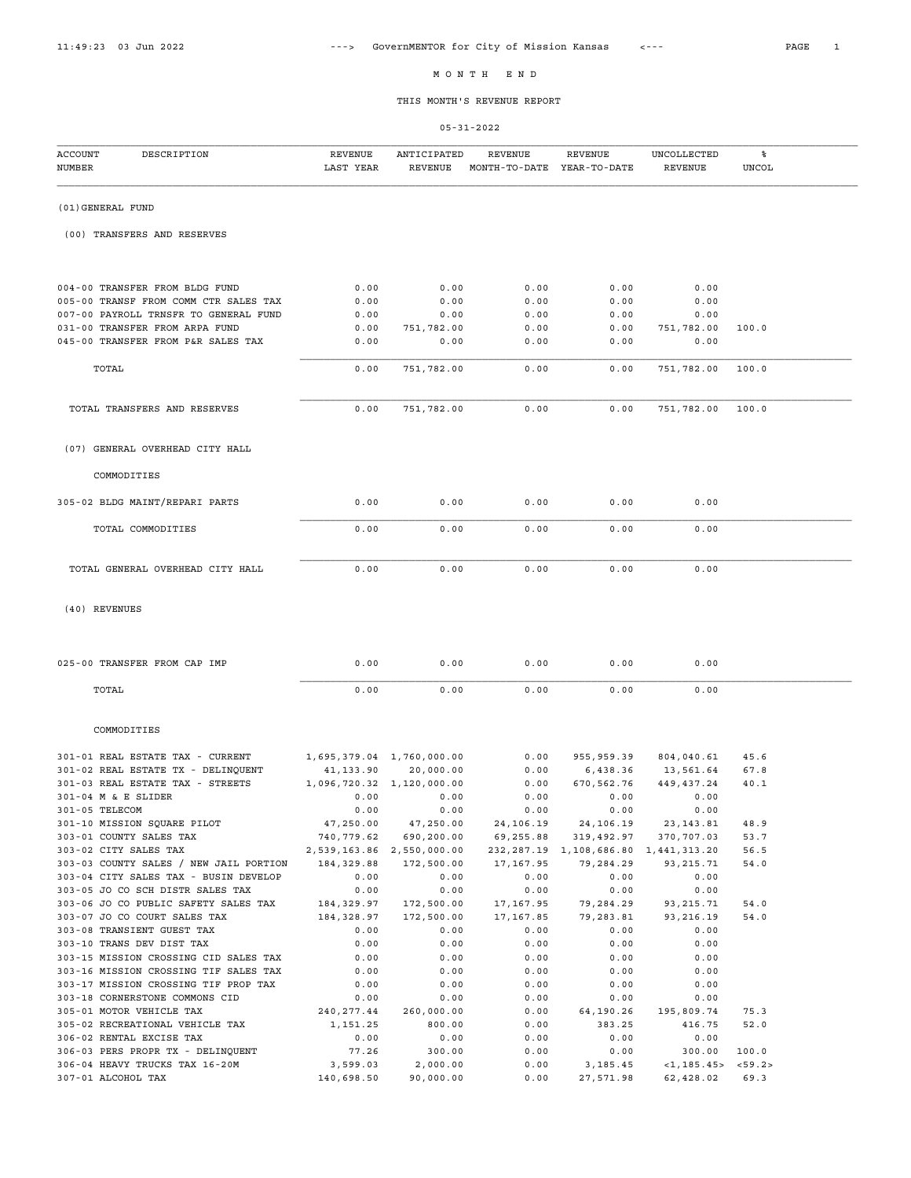# M O N T H E N D

## THIS MONTH'S REVENUE REPORT

05-31-2022

| ACCOUNT NUMBER | DESCRIPTION | REVENUE LAST YEAR | ANTICIPATED REVENUE | REVENUE MONTH-TO-DATE | REVENUE YEAR-TO-DATE | UNCOLLECTED REVENUE | % UNCOL |
|---|---|---|---|---|---|---|---|
| **(01)GENERAL FUND** | | | | | | | |
| **(00) TRANSFERS AND RESERVES** | | | | | | | |
| 004-00 | TRANSFER FROM BLDG FUND | 0.00 | 0.00 | 0.00 | 0.00 | 0.00 | |
| 005-00 | TRANSF FROM COMM CTR SALES TAX | 0.00 | 0.00 | 0.00 | 0.00 | 0.00 | |
| 007-00 | PAYROLL TRNSFR TO GENERAL FUND | 0.00 | 0.00 | 0.00 | 0.00 | 0.00 | |
| 031-00 | TRANSFER FROM ARPA FUND | 0.00 | 751,782.00 | 0.00 | 0.00 | 751,782.00 | 100.0 |
| 045-00 | TRANSFER FROM P&R SALES TAX | 0.00 | 0.00 | 0.00 | 0.00 | 0.00 | |
| | TOTAL | 0.00 | 751,782.00 | 0.00 | 0.00 | 751,782.00 | 100.0 |
| | TOTAL TRANSFERS AND RESERVES | 0.00 | 751,782.00 | 0.00 | 0.00 | 751,782.00 | 100.0 |
| **(07) GENERAL OVERHEAD CITY HALL** | | | | | | | |
| | COMMODITIES | | | | | | |
| 305-02 | BLDG MAINT/REPARI PARTS | 0.00 | 0.00 | 0.00 | 0.00 | 0.00 | |
| | TOTAL COMMODITIES | 0.00 | 0.00 | 0.00 | 0.00 | 0.00 | |
| | TOTAL GENERAL OVERHEAD CITY HALL | 0.00 | 0.00 | 0.00 | 0.00 | 0.00 | |
| **(40) REVENUES** | | | | | | | |
| 025-00 | TRANSFER FROM CAP IMP | 0.00 | 0.00 | 0.00 | 0.00 | 0.00 | |
| | TOTAL | 0.00 | 0.00 | 0.00 | 0.00 | 0.00 | |
| | COMMODITIES | | | | | | |
| 301-01 | REAL ESTATE TAX - CURRENT | 1,695,379.04 | 1,760,000.00 | 0.00 | 955,959.39 | 804,040.61 | 45.6 |
| 301-02 | REAL ESTATE TX - DELINQUENT | 41,133.90 | 20,000.00 | 0.00 | 6,438.36 | 13,561.64 | 67.8 |
| 301-03 | REAL ESTATE TAX - STREETS | 1,096,720.32 | 1,120,000.00 | 0.00 | 670,562.76 | 449,437.24 | 40.1 |
| 301-04 | M & E SLIDER | 0.00 | 0.00 | 0.00 | 0.00 | 0.00 | |
| 301-05 | TELECOM | 0.00 | 0.00 | 0.00 | 0.00 | 0.00 | |
| 301-10 | MISSION SQUARE PILOT | 47,250.00 | 47,250.00 | 24,106.19 | 24,106.19 | 23,143.81 | 48.9 |
| 303-01 | COUNTY SALES TAX | 740,779.62 | 690,200.00 | 69,255.88 | 319,492.97 | 370,707.03 | 53.7 |
| 303-02 | CITY SALES TAX | 2,539,163.86 | 2,550,000.00 | 232,287.19 | 1,108,686.80 | 1,441,313.20 | 56.5 |
| 303-03 | COUNTY SALES / NEW JAIL PORTION | 184,329.88 | 172,500.00 | 17,167.95 | 79,284.29 | 93,215.71 | 54.0 |
| 303-04 | CITY SALES TAX - BUSIN DEVELOP | 0.00 | 0.00 | 0.00 | 0.00 | 0.00 | |
| 303-05 | JO CO SCH DISTR SALES TAX | 0.00 | 0.00 | 0.00 | 0.00 | 0.00 | |
| 303-06 | JO CO PUBLIC SAFETY SALES TAX | 184,329.97 | 172,500.00 | 17,167.95 | 79,284.29 | 93,215.71 | 54.0 |
| 303-07 | JO CO COURT SALES TAX | 184,328.97 | 172,500.00 | 17,167.85 | 79,283.81 | 93,216.19 | 54.0 |
| 303-08 | TRANSIENT GUEST TAX | 0.00 | 0.00 | 0.00 | 0.00 | 0.00 | |
| 303-10 | TRANS DEV DIST TAX | 0.00 | 0.00 | 0.00 | 0.00 | 0.00 | |
| 303-15 | MISSION CROSSING CID SALES TAX | 0.00 | 0.00 | 0.00 | 0.00 | 0.00 | |
| 303-16 | MISSION CROSSING TIF SALES TAX | 0.00 | 0.00 | 0.00 | 0.00 | 0.00 | |
| 303-17 | MISSION CROSSING TIF PROP TAX | 0.00 | 0.00 | 0.00 | 0.00 | 0.00 | |
| 303-18 | CORNERSTONE COMMONS CID | 0.00 | 0.00 | 0.00 | 0.00 | 0.00 | |
| 305-01 | MOTOR VEHICLE TAX | 240,277.44 | 260,000.00 | 0.00 | 64,190.26 | 195,809.74 | 75.3 |
| 305-02 | RECREATIONAL VEHICLE TAX | 1,151.25 | 800.00 | 0.00 | 383.25 | 416.75 | 52.0 |
| 306-02 | RENTAL EXCISE TAX | 0.00 | 0.00 | 0.00 | 0.00 | 0.00 | |
| 306-03 | PERS PROPR TX - DELINQUENT | 77.26 | 300.00 | 0.00 | 0.00 | 300.00 | 100.0 |
| 306-04 | HEAVY TRUCKS TAX 16-20M | 3,599.03 | 2,000.00 | 0.00 | 3,185.45 | <1,185.45> | <59.2> |
| 307-01 | ALCOHOL TAX | 140,698.50 | 90,000.00 | 0.00 | 27,571.98 | 62,428.02 | 69.3 |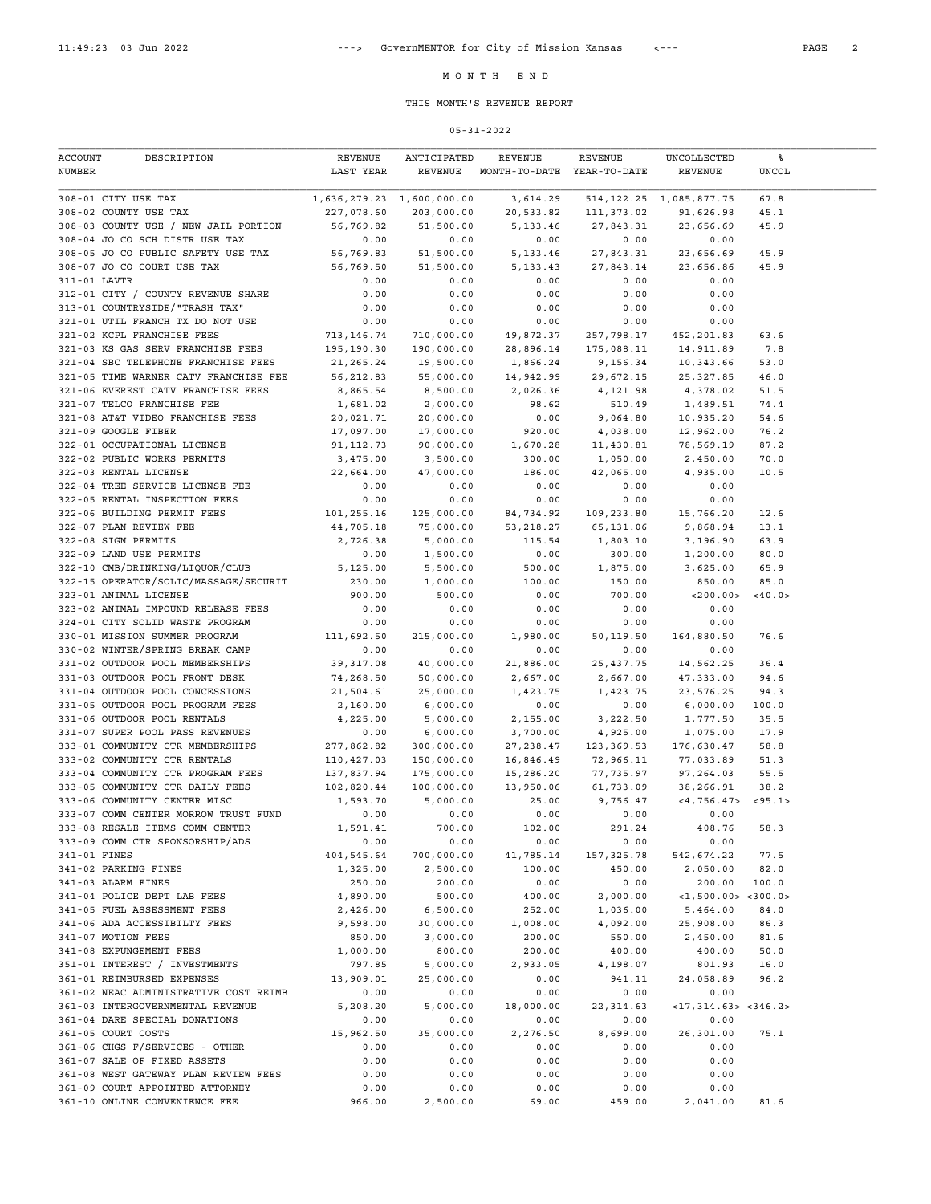# MONTH END

## THIS MONTH'S REVENUE REPORT

05-31-2022

| ACCOUNT NUMBER | DESCRIPTION | REVENUE LAST YEAR | ANTICIPATED REVENUE | REVENUE MONTH-TO-DATE | REVENUE YEAR-TO-DATE | UNCOLLECTED REVENUE | % UNCOL |
|---|---|---|---|---|---|---|---|
| 308-01 | CITY USE TAX | 1,636,279.23 | 1,600,000.00 | 3,614.29 | 514,122.25 | 1,085,877.75 | 67.8 |
| 308-02 | COUNTY USE TAX | 227,078.60 | 203,000.00 | 20,533.82 | 111,373.02 | 91,626.98 | 45.1 |
| 308-03 | COUNTY USE / NEW JAIL PORTION | 56,769.82 | 51,500.00 | 5,133.46 | 27,843.31 | 23,656.69 | 45.9 |
| 308-04 | JO CO SCH DISTR USE TAX | 0.00 | 0.00 | 0.00 | 0.00 | 0.00 | |
| 308-05 | JO CO PUBLIC SAFETY USE TAX | 56,769.83 | 51,500.00 | 5,133.46 | 27,843.31 | 23,656.69 | 45.9 |
| 308-07 | JO CO COURT USE TAX | 56,769.50 | 51,500.00 | 5,133.43 | 27,843.14 | 23,656.86 | 45.9 |
| 311-01 | LAVTR | 0.00 | 0.00 | 0.00 | 0.00 | 0.00 | |
| 312-01 | CITY / COUNTY REVENUE SHARE | 0.00 | 0.00 | 0.00 | 0.00 | 0.00 | |
| 313-01 | COUNTRYSIDE/"TRASH TAX" | 0.00 | 0.00 | 0.00 | 0.00 | 0.00 | |
| 321-01 | UTIL FRANCH TX DO NOT USE | 0.00 | 0.00 | 0.00 | 0.00 | 0.00 | |
| 321-02 | KCPL FRANCHISE FEES | 713,146.74 | 710,000.00 | 49,872.37 | 257,798.17 | 452,201.83 | 63.6 |
| 321-03 | KS GAS SERV FRANCHISE FEES | 195,190.30 | 190,000.00 | 28,896.14 | 175,088.11 | 14,911.89 | 7.8 |
| 321-04 | SBC TELEPHONE FRANCHISE FEES | 21,265.24 | 19,500.00 | 1,866.24 | 9,156.34 | 10,343.66 | 53.0 |
| 321-05 | TIME WARNER CATV FRANCHISE FEE | 56,212.83 | 55,000.00 | 14,942.99 | 29,672.15 | 25,327.85 | 46.0 |
| 321-06 | EVEREST CATV FRANCHISE FEES | 8,865.54 | 8,500.00 | 2,026.36 | 4,121.98 | 4,378.02 | 51.5 |
| 321-07 | TELCO FRANCHISE FEE | 1,681.02 | 2,000.00 | 98.62 | 510.49 | 1,489.51 | 74.4 |
| 321-08 | AT&T VIDEO FRANCHISE FEES | 20,021.71 | 20,000.00 | 0.00 | 9,064.80 | 10,935.20 | 54.6 |
| 321-09 | GOOGLE FIBER | 17,097.00 | 17,000.00 | 920.00 | 4,038.00 | 12,962.00 | 76.2 |
| 322-01 | OCCUPATIONAL LICENSE | 91,112.73 | 90,000.00 | 1,670.28 | 11,430.81 | 78,569.19 | 87.2 |
| 322-02 | PUBLIC WORKS PERMITS | 3,475.00 | 3,500.00 | 300.00 | 1,050.00 | 2,450.00 | 70.0 |
| 322-03 | RENTAL LICENSE | 22,664.00 | 47,000.00 | 186.00 | 42,065.00 | 4,935.00 | 10.5 |
| 322-04 | TREE SERVICE LICENSE FEE | 0.00 | 0.00 | 0.00 | 0.00 | 0.00 | |
| 322-05 | RENTAL INSPECTION FEES | 0.00 | 0.00 | 0.00 | 0.00 | 0.00 | |
| 322-06 | BUILDING PERMIT FEES | 101,255.16 | 125,000.00 | 84,734.92 | 109,233.80 | 15,766.20 | 12.6 |
| 322-07 | PLAN REVIEW FEE | 44,705.18 | 75,000.00 | 53,218.27 | 65,131.06 | 9,868.94 | 13.1 |
| 322-08 | SIGN PERMITS | 2,726.38 | 5,000.00 | 115.54 | 1,803.10 | 3,196.90 | 63.9 |
| 322-09 | LAND USE PERMITS | 0.00 | 1,500.00 | 0.00 | 300.00 | 1,200.00 | 80.0 |
| 322-10 | CMB/DRINKING/LIQUOR/CLUB | 5,125.00 | 5,500.00 | 500.00 | 1,875.00 | 3,625.00 | 65.9 |
| 322-15 | OPERATOR/SOLIC/MASSAGE/SECURIT | 230.00 | 1,000.00 | 100.00 | 150.00 | 850.00 | 85.0 |
| 323-01 | ANIMAL LICENSE | 900.00 | 500.00 | 0.00 | 700.00 | <200.00> | <40.0> |
| 323-02 | ANIMAL IMPOUND RELEASE FEES | 0.00 | 0.00 | 0.00 | 0.00 | 0.00 | |
| 324-01 | CITY SOLID WASTE PROGRAM | 0.00 | 0.00 | 0.00 | 0.00 | 0.00 | |
| 330-01 | MISSION SUMMER PROGRAM | 111,692.50 | 215,000.00 | 1,980.00 | 50,119.50 | 164,880.50 | 76.6 |
| 330-02 | WINTER/SPRING BREAK CAMP | 0.00 | 0.00 | 0.00 | 0.00 | 0.00 | |
| 331-02 | OUTDOOR POOL MEMBERSHIPS | 39,317.08 | 40,000.00 | 21,886.00 | 25,437.75 | 14,562.25 | 36.4 |
| 331-03 | OUTDOOR POOL FRONT DESK | 74,268.50 | 50,000.00 | 2,667.00 | 2,667.00 | 47,333.00 | 94.6 |
| 331-04 | OUTDOOR POOL CONCESSIONS | 21,504.61 | 25,000.00 | 1,423.75 | 1,423.75 | 23,576.25 | 94.3 |
| 331-05 | OUTDOOR POOL PROGRAM FEES | 2,160.00 | 6,000.00 | 0.00 | 0.00 | 6,000.00 | 100.0 |
| 331-06 | OUTDOOR POOL RENTALS | 4,225.00 | 5,000.00 | 2,155.00 | 3,222.50 | 1,777.50 | 35.5 |
| 331-07 | SUPER POOL PASS REVENUES | 0.00 | 6,000.00 | 3,700.00 | 4,925.00 | 1,075.00 | 17.9 |
| 333-01 | COMMUNITY CTR MEMBERSHIPS | 277,862.82 | 300,000.00 | 27,238.47 | 123,369.53 | 176,630.47 | 58.8 |
| 333-02 | COMMUNITY CTR RENTALS | 110,427.03 | 150,000.00 | 16,846.49 | 72,966.11 | 77,033.89 | 51.3 |
| 333-04 | COMMUNITY CTR PROGRAM FEES | 137,837.94 | 175,000.00 | 15,286.20 | 77,735.97 | 97,264.03 | 55.5 |
| 333-05 | COMMUNITY CTR DAILY FEES | 102,820.44 | 100,000.00 | 13,950.06 | 61,733.09 | 38,266.91 | 38.2 |
| 333-06 | COMMUNITY CENTER MISC | 1,593.70 | 5,000.00 | 25.00 | 9,756.47 | <4,756.47> | <95.1> |
| 333-07 | COMM CENTER MORROW TRUST FUND | 0.00 | 0.00 | 0.00 | 0.00 | 0.00 | |
| 333-08 | RESALE ITEMS COMM CENTER | 1,591.41 | 700.00 | 102.00 | 291.24 | 408.76 | 58.3 |
| 333-09 | COMM CTR SPONSORSHIP/ADS | 0.00 | 0.00 | 0.00 | 0.00 | 0.00 | |
| 341-01 | FINES | 404,545.64 | 700,000.00 | 41,785.14 | 157,325.78 | 542,674.22 | 77.5 |
| 341-02 | PARKING FINES | 1,325.00 | 2,500.00 | 100.00 | 450.00 | 2,050.00 | 82.0 |
| 341-03 | ALARM FINES | 250.00 | 200.00 | 0.00 | 0.00 | 200.00 | 100.0 |
| 341-04 | POLICE DEPT LAB FEES | 4,890.00 | 500.00 | 400.00 | 2,000.00 | <1,500.00> | <300.0> |
| 341-05 | FUEL ASSESSMENT FEES | 2,426.00 | 6,500.00 | 252.00 | 1,036.00 | 5,464.00 | 84.0 |
| 341-06 | ADA ACCESSIBILTY FEES | 9,598.00 | 30,000.00 | 1,008.00 | 4,092.00 | 25,908.00 | 86.3 |
| 341-07 | MOTION FEES | 850.00 | 3,000.00 | 200.00 | 550.00 | 2,450.00 | 81.6 |
| 341-08 | EXPUNGEMENT FEES | 1,000.00 | 800.00 | 200.00 | 400.00 | 400.00 | 50.0 |
| 351-01 | INTEREST / INVESTMENTS | 797.85 | 5,000.00 | 2,933.05 | 4,198.07 | 801.93 | 16.0 |
| 361-01 | REIMBURSED EXPENSES | 13,909.01 | 25,000.00 | 0.00 | 941.11 | 24,058.89 | 96.2 |
| 361-02 | NEAC ADMINISTRATIVE COST REIMB | 0.00 | 0.00 | 0.00 | 0.00 | 0.00 | |
| 361-03 | INTERGOVERNMENTAL REVENUE | 5,208.20 | 5,000.00 | 18,000.00 | 22,314.63 | <17,314.63> | <346.2> |
| 361-04 | DARE SPECIAL DONATIONS | 0.00 | 0.00 | 0.00 | 0.00 | 0.00 | |
| 361-05 | COURT COSTS | 15,962.50 | 35,000.00 | 2,276.50 | 8,699.00 | 26,301.00 | 75.1 |
| 361-06 | CHGS F/SERVICES - OTHER | 0.00 | 0.00 | 0.00 | 0.00 | 0.00 | |
| 361-07 | SALE OF FIXED ASSETS | 0.00 | 0.00 | 0.00 | 0.00 | 0.00 | |
| 361-08 | WEST GATEWAY PLAN REVIEW FEES | 0.00 | 0.00 | 0.00 | 0.00 | 0.00 | |
| 361-09 | COURT APPOINTED ATTORNEY | 0.00 | 0.00 | 0.00 | 0.00 | 0.00 | |
| 361-10 | ONLINE CONVENIENCE FEE | 966.00 | 2,500.00 | 69.00 | 459.00 | 2,041.00 | 81.6 |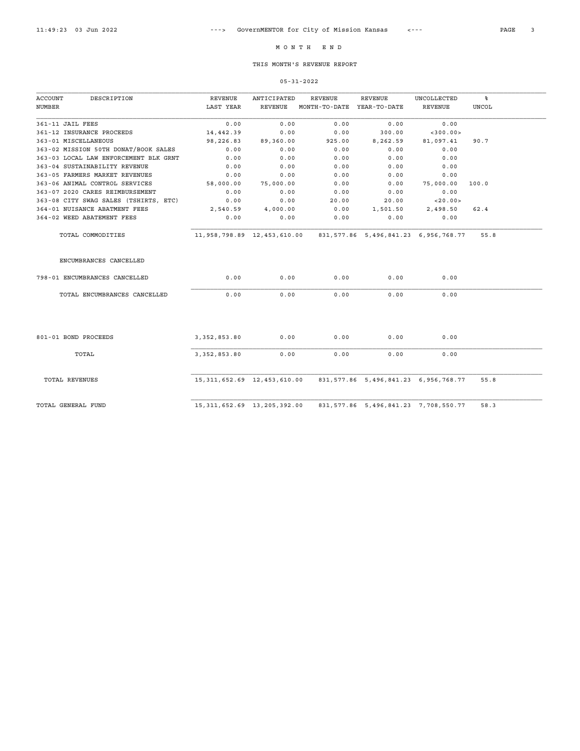# M O N T H   E N D

## THIS MONTH'S REVENUE REPORT

05-31-2022

| ACCOUNT NUMBER | DESCRIPTION | REVENUE LAST YEAR | ANTICIPATED REVENUE | REVENUE MONTH-TO-DATE | REVENUE YEAR-TO-DATE | UNCOLLECTED REVENUE | % UNCOL |
|---|---|---|---|---|---|---|---|
| 361-11 | JAIL FEES | 0.00 | 0.00 | 0.00 | 0.00 | 0.00 | |
| 361-12 | INSURANCE PROCEEDS | 14,442.39 | 0.00 | 0.00 | 300.00 | <300.00> | |
| 363-01 | MISCELLANEOUS | 98,226.83 | 89,360.00 | 925.00 | 8,262.59 | 81,097.41 | 90.7 |
| 363-02 | MISSION 50TH DONAT/BOOK SALES | 0.00 | 0.00 | 0.00 | 0.00 | 0.00 | |
| 363-03 | LOCAL LAW ENFORCEMENT BLK GRNT | 0.00 | 0.00 | 0.00 | 0.00 | 0.00 | |
| 363-04 | SUSTAINABILITY REVENUE | 0.00 | 0.00 | 0.00 | 0.00 | 0.00 | |
| 363-05 | FARMERS MARKET REVENUES | 0.00 | 0.00 | 0.00 | 0.00 | 0.00 | |
| 363-06 | ANIMAL CONTROL SERVICES | 58,000.00 | 75,000.00 | 0.00 | 0.00 | 75,000.00 | 100.0 |
| 363-07 | 2020 CARES REIMBURSEMENT | 0.00 | 0.00 | 0.00 | 0.00 | 0.00 | |
| 363-08 | CITY SWAG SALES (TSHIRTS, ETC) | 0.00 | 0.00 | 20.00 | 20.00 | <20.00> | |
| 364-01 | NUISANCE ABATMENT FEES | 2,540.59 | 4,000.00 | 0.00 | 1,501.50 | 2,498.50 | 62.4 |
| 364-02 | WEED ABATEMENT FEES | 0.00 | 0.00 | 0.00 | 0.00 | 0.00 | |
| | TOTAL COMMODITIES | 11,958,798.89 | 12,453,610.00 | 831,577.86 | 5,496,841.23 | 6,956,768.77 | 55.8 |
| | ENCUMBRANCES CANCELLED | | | | | | |
| 798-01 | ENCUMBRANCES CANCELLED | 0.00 | 0.00 | 0.00 | 0.00 | 0.00 | |
| | TOTAL ENCUMBRANCES CANCELLED | 0.00 | 0.00 | 0.00 | 0.00 | 0.00 | |
| 801-01 | BOND PROCEEDS | 3,352,853.80 | 0.00 | 0.00 | 0.00 | 0.00 | |
| | TOTAL | 3,352,853.80 | 0.00 | 0.00 | 0.00 | 0.00 | |
| | TOTAL REVENUES | 15,311,652.69 | 12,453,610.00 | 831,577.86 | 5,496,841.23 | 6,956,768.77 | 55.8 |
| | TOTAL GENERAL FUND | 15,311,652.69 | 13,205,392.00 | 831,577.86 | 5,496,841.23 | 7,708,550.77 | 58.3 |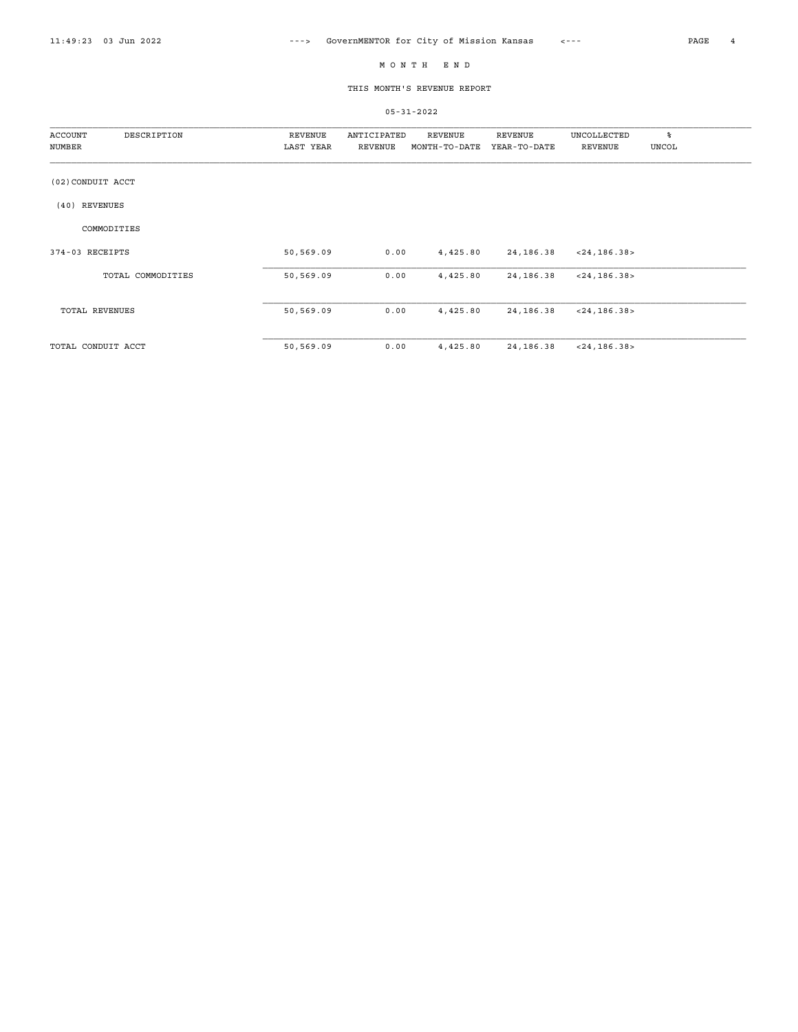# MONTH END

## THIS MONTH'S REVENUE REPORT

05-31-2022

| ACCOUNT NUMBER | DESCRIPTION | REVENUE LAST YEAR | ANTICIPATED REVENUE | REVENUE MONTH-TO-DATE | REVENUE YEAR-TO-DATE | UNCOLLECTED REVENUE | % UNCOL |
|---|---|---|---|---|---|---|---|
| (02)CONDUIT ACCT | | | | | | | |
| (40) REVENUES | | | | | | | |
| | COMMODITIES | | | | | | |
| 374-03 | RECEIPTS | 50,569.09 | 0.00 | 4,425.80 | 24,186.38 | <24,186.38> | |
| | TOTAL COMMODITIES | 50,569.09 | 0.00 | 4,425.80 | 24,186.38 | <24,186.38> | |
| TOTAL REVENUES | | 50,569.09 | 0.00 | 4,425.80 | 24,186.38 | <24,186.38> | |
| TOTAL CONDUIT ACCT | | 50,569.09 | 0.00 | 4,425.80 | 24,186.38 | <24,186.38> | |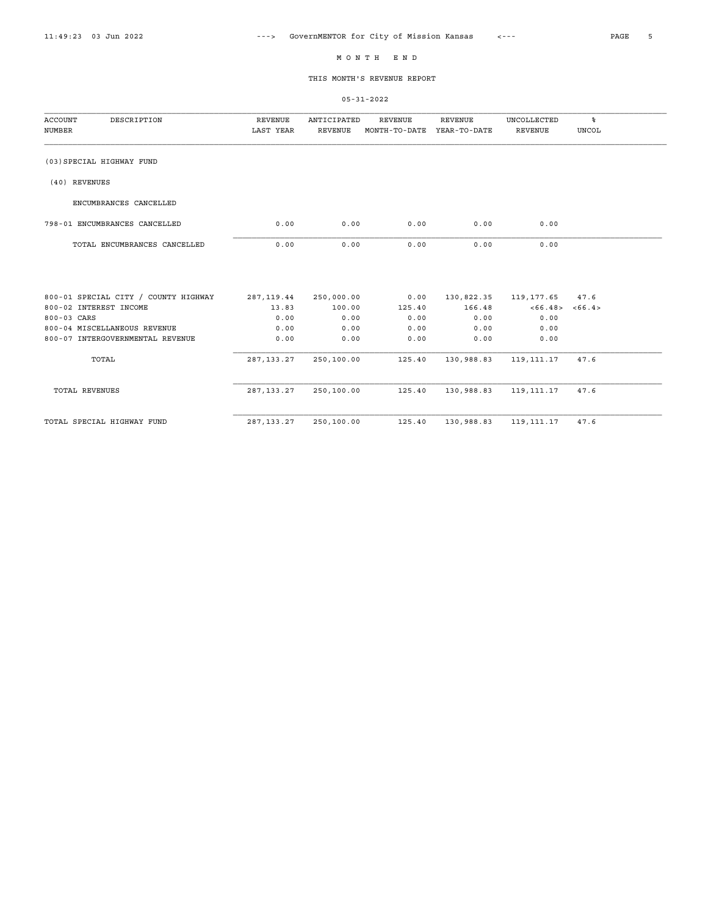# MONTH END

## THIS MONTH'S REVENUE REPORT

05-31-2022

| ACCOUNT NUMBER | DESCRIPTION | REVENUE LAST YEAR | ANTICIPATED REVENUE | REVENUE MONTH-TO-DATE | REVENUE YEAR-TO-DATE | UNCOLLECTED REVENUE | % UNCOL |
|---|---|---|---|---|---|---|---|
| (03)SPECIAL HIGHWAY FUND | | | | | | | |
| (40) REVENUES | | | | | | | |
| | ENCUMBRANCES CANCELLED | | | | | | |
| 798-01 | ENCUMBRANCES CANCELLED | 0.00 | 0.00 | 0.00 | 0.00 | 0.00 | |
| | TOTAL ENCUMBRANCES CANCELLED | 0.00 | 0.00 | 0.00 | 0.00 | 0.00 | |
| 800-01 | SPECIAL CITY / COUNTY HIGHWAY | 287,119.44 | 250,000.00 | 0.00 | 130,822.35 | 119,177.65 | 47.6 |
| 800-02 | INTEREST INCOME | 13.83 | 100.00 | 125.40 | 166.48 | <66.48> | <66.4> |
| 800-03 | CARS | 0.00 | 0.00 | 0.00 | 0.00 | 0.00 | |
| 800-04 | MISCELLANEOUS REVENUE | 0.00 | 0.00 | 0.00 | 0.00 | 0.00 | |
| 800-07 | INTERGOVERNMENTAL REVENUE | 0.00 | 0.00 | 0.00 | 0.00 | 0.00 | |
| | TOTAL | 287,133.27 | 250,100.00 | 125.40 | 130,988.83 | 119,111.17 | 47.6 |
| TOTAL REVENUES | | 287,133.27 | 250,100.00 | 125.40 | 130,988.83 | 119,111.17 | 47.6 |
| TOTAL SPECIAL HIGHWAY FUND | | 287,133.27 | 250,100.00 | 125.40 | 130,988.83 | 119,111.17 | 47.6 |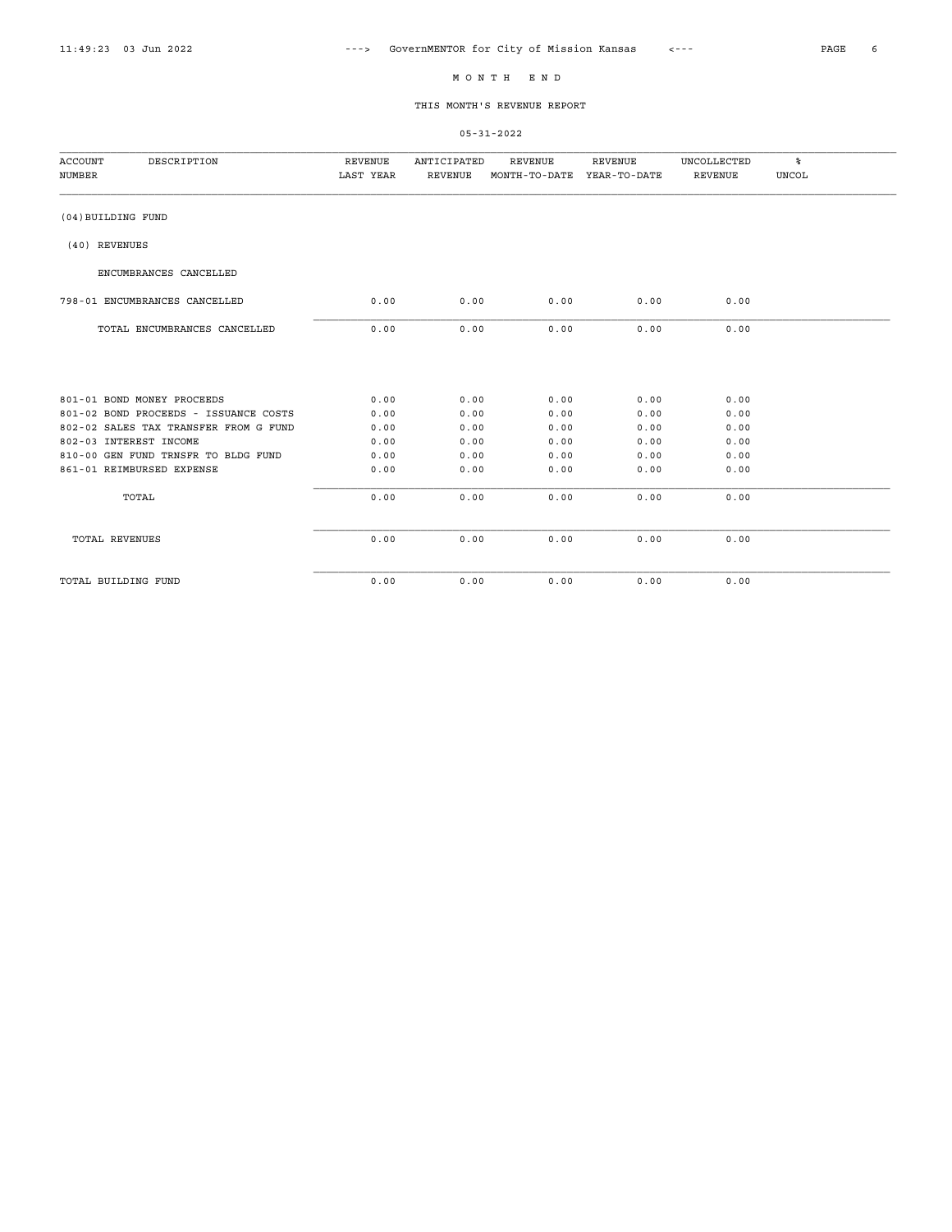# M O N T H   E N D

## THIS MONTH'S REVENUE REPORT

05-31-2022

| ACCOUNT NUMBER | DESCRIPTION | REVENUE LAST YEAR | ANTICIPATED REVENUE | REVENUE MONTH-TO-DATE | REVENUE YEAR-TO-DATE | UNCOLLECTED REVENUE | % UNCOL |
|---|---|---|---|---|---|---|---|
| (04) BUILDING FUND | | | | | | | |
| (40) REVENUES | | | | | | | |
| | ENCUMBRANCES CANCELLED | | | | | | |
| 798-01 | ENCUMBRANCES CANCELLED | 0.00 | 0.00 | 0.00 | 0.00 | 0.00 | |
| | TOTAL ENCUMBRANCES CANCELLED | 0.00 | 0.00 | 0.00 | 0.00 | 0.00 | |
| 801-01 | BOND MONEY PROCEEDS | 0.00 | 0.00 | 0.00 | 0.00 | 0.00 | |
| 801-02 | BOND PROCEEDS - ISSUANCE COSTS | 0.00 | 0.00 | 0.00 | 0.00 | 0.00 | |
| 802-02 | SALES TAX TRANSFER FROM G FUND | 0.00 | 0.00 | 0.00 | 0.00 | 0.00 | |
| 802-03 | INTEREST INCOME | 0.00 | 0.00 | 0.00 | 0.00 | 0.00 | |
| 810-00 | GEN FUND TRNSFR TO BLDG FUND | 0.00 | 0.00 | 0.00 | 0.00 | 0.00 | |
| 861-01 | REIMBURSED EXPENSE | 0.00 | 0.00 | 0.00 | 0.00 | 0.00 | |
| | TOTAL | 0.00 | 0.00 | 0.00 | 0.00 | 0.00 | |
| TOTAL REVENUES | | 0.00 | 0.00 | 0.00 | 0.00 | 0.00 | |
| TOTAL BUILDING FUND | | 0.00 | 0.00 | 0.00 | 0.00 | 0.00 | |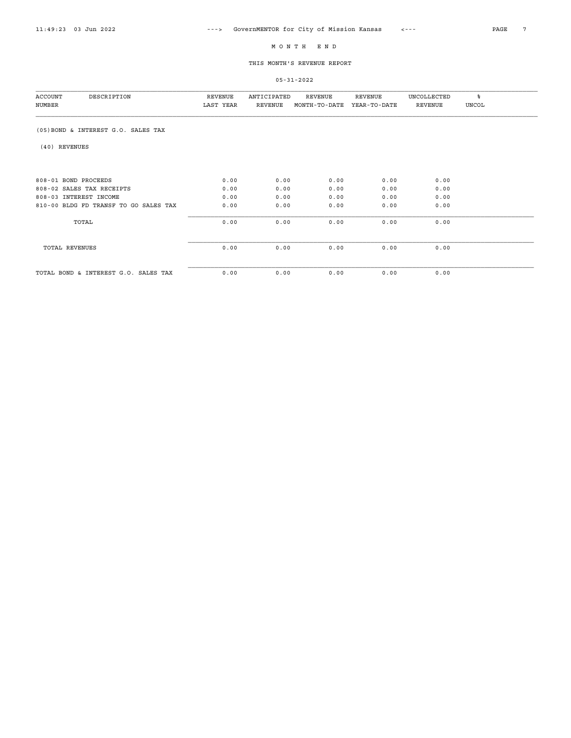# M O N T H   E N D

## THIS MONTH'S REVENUE REPORT

05-31-2022

| ACCOUNT NUMBER | DESCRIPTION | REVENUE LAST YEAR | ANTICIPATED REVENUE | REVENUE MONTH-TO-DATE | REVENUE YEAR-TO-DATE | UNCOLLECTED REVENUE | % UNCOL |
|---|---|---|---|---|---|---|---|
| (05)BOND & INTEREST G.O. SALES TAX | | | | | | | |
| (40) REVENUES | | | | | | | |
| 808-01 | BOND PROCEEDS | 0.00 | 0.00 | 0.00 | 0.00 | 0.00 | |
| 808-02 | SALES TAX RECEIPTS | 0.00 | 0.00 | 0.00 | 0.00 | 0.00 | |
| 808-03 | INTEREST INCOME | 0.00 | 0.00 | 0.00 | 0.00 | 0.00 | |
| 810-00 | BLDG FD TRANSF TO GO SALES TAX | 0.00 | 0.00 | 0.00 | 0.00 | 0.00 | |
| | TOTAL | 0.00 | 0.00 | 0.00 | 0.00 | 0.00 | |
| TOTAL REVENUES | | 0.00 | 0.00 | 0.00 | 0.00 | 0.00 | |
| TOTAL BOND & INTEREST G.O. SALES TAX | | 0.00 | 0.00 | 0.00 | 0.00 | 0.00 | |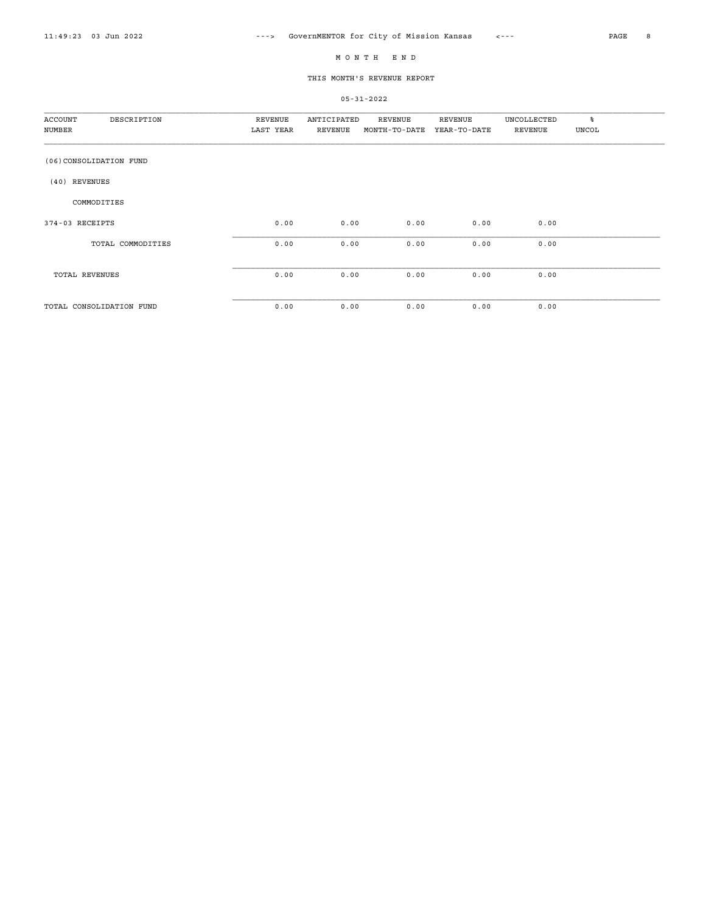# M O N T H E N D

## THIS MONTH'S REVENUE REPORT

05-31-2022

| ACCOUNT NUMBER | DESCRIPTION | REVENUE LAST YEAR | ANTICIPATED REVENUE | REVENUE MONTH-TO-DATE | REVENUE YEAR-TO-DATE | UNCOLLECTED REVENUE | % UNCOL |
|---|---|---|---|---|---|---|---|
| (06)CONSOLIDATION FUND | | | | | | | |
| (40) REVENUES | | | | | | | |
| | COMMODITIES | | | | | | |
| 374-03 | RECEIPTS | 0.00 | 0.00 | 0.00 | 0.00 | 0.00 | |
| | TOTAL COMMODITIES | 0.00 | 0.00 | 0.00 | 0.00 | 0.00 | |
| TOTAL REVENUES | | 0.00 | 0.00 | 0.00 | 0.00 | 0.00 | |
| TOTAL CONSOLIDATION FUND | | 0.00 | 0.00 | 0.00 | 0.00 | 0.00 | |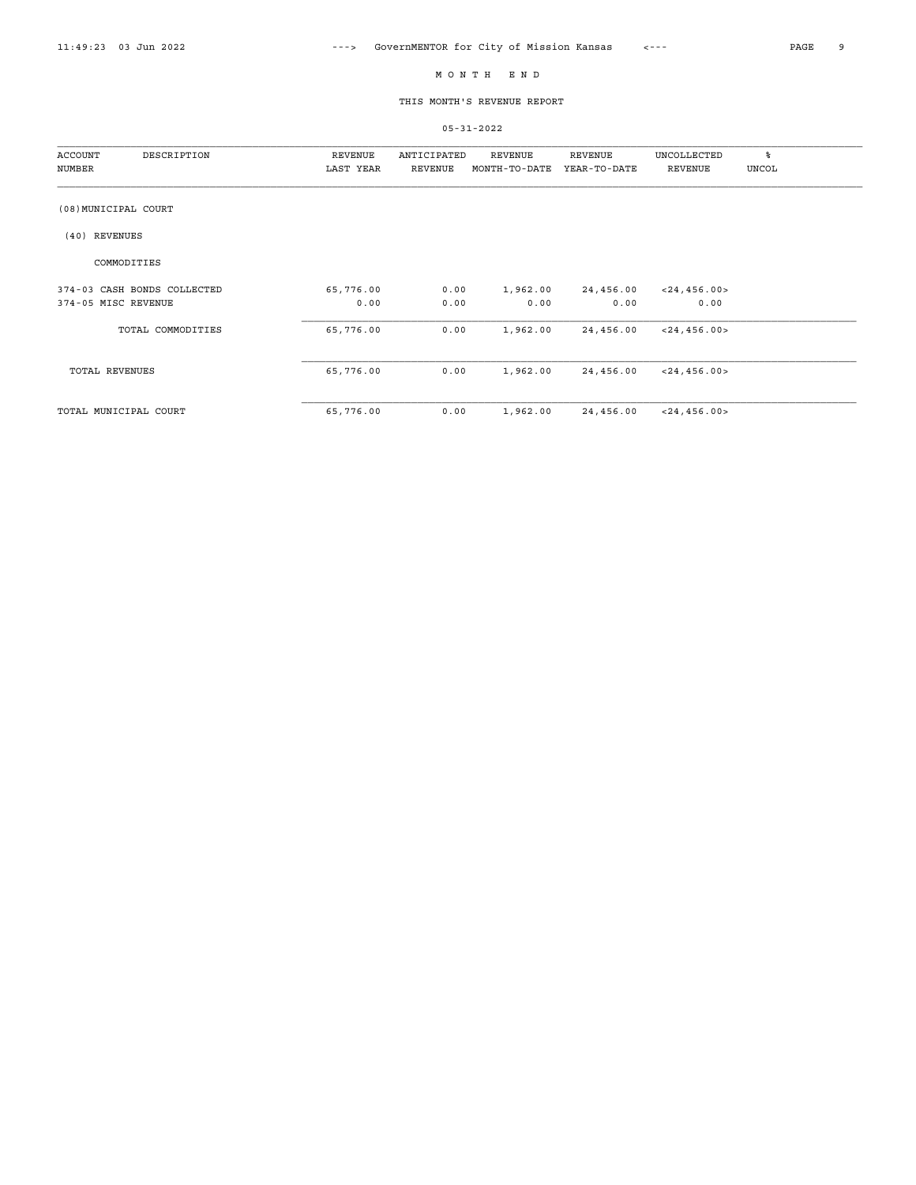# M O N T H   E N D

## THIS MONTH'S REVENUE REPORT

05-31-2022

| ACCOUNT NUMBER | DESCRIPTION | REVENUE LAST YEAR | ANTICIPATED REVENUE | REVENUE MONTH-TO-DATE | REVENUE YEAR-TO-DATE | UNCOLLECTED REVENUE | % UNCOL |
|---|---|---|---|---|---|---|---|
| (08)MUNICIPAL COURT | | | | | | | |
| (40) REVENUES | | | | | | | |
| | COMMODITIES | | | | | | |
| 374-03 | CASH BONDS COLLECTED | 65,776.00 | 0.00 | 1,962.00 | 24,456.00 | <24,456.00> | |
| 374-05 | MISC REVENUE | 0.00 | 0.00 | 0.00 | 0.00 | 0.00 | |
| | TOTAL COMMODITIES | 65,776.00 | 0.00 | 1,962.00 | 24,456.00 | <24,456.00> | |
| | TOTAL REVENUES | 65,776.00 | 0.00 | 1,962.00 | 24,456.00 | <24,456.00> | |
| | TOTAL MUNICIPAL COURT | 65,776.00 | 0.00 | 1,962.00 | 24,456.00 | <24,456.00> | |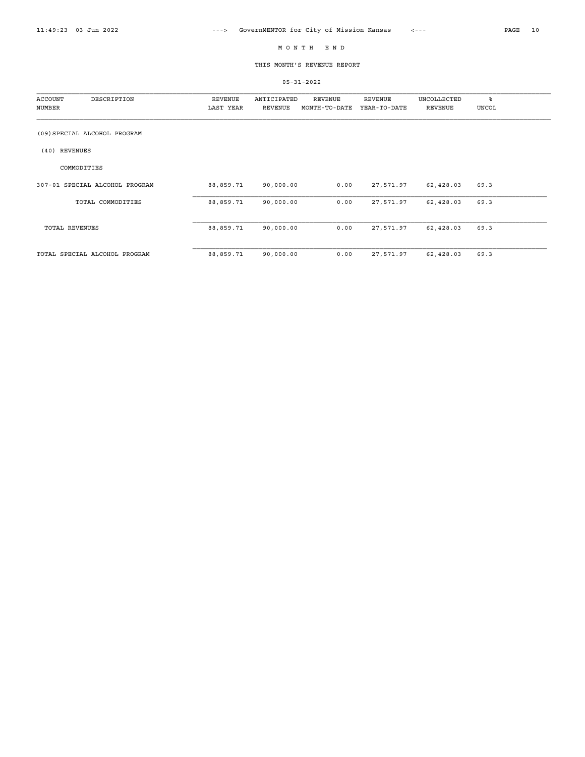# MONTH END

## THIS MONTH'S REVENUE REPORT

05-31-2022

| ACCOUNT NUMBER | DESCRIPTION | REVENUE LAST YEAR | ANTICIPATED REVENUE | REVENUE MONTH-TO-DATE | REVENUE YEAR-TO-DATE | UNCOLLECTED REVENUE | % UNCOL |
|---|---|---|---|---|---|---|---|
| (09)SPECIAL ALCOHOL PROGRAM | | | | | | | |
| (40) REVENUES | | | | | | | |
| | COMMODITIES | | | | | | |
| 307-01 | SPECIAL ALCOHOL PROGRAM | 88,859.71 | 90,000.00 | 0.00 | 27,571.97 | 62,428.03 | 69.3 |
| | TOTAL COMMODITIES | 88,859.71 | 90,000.00 | 0.00 | 27,571.97 | 62,428.03 | 69.3 |
| TOTAL REVENUES | | 88,859.71 | 90,000.00 | 0.00 | 27,571.97 | 62,428.03 | 69.3 |
| TOTAL SPECIAL ALCOHOL PROGRAM | | 88,859.71 | 90,000.00 | 0.00 | 27,571.97 | 62,428.03 | 69.3 |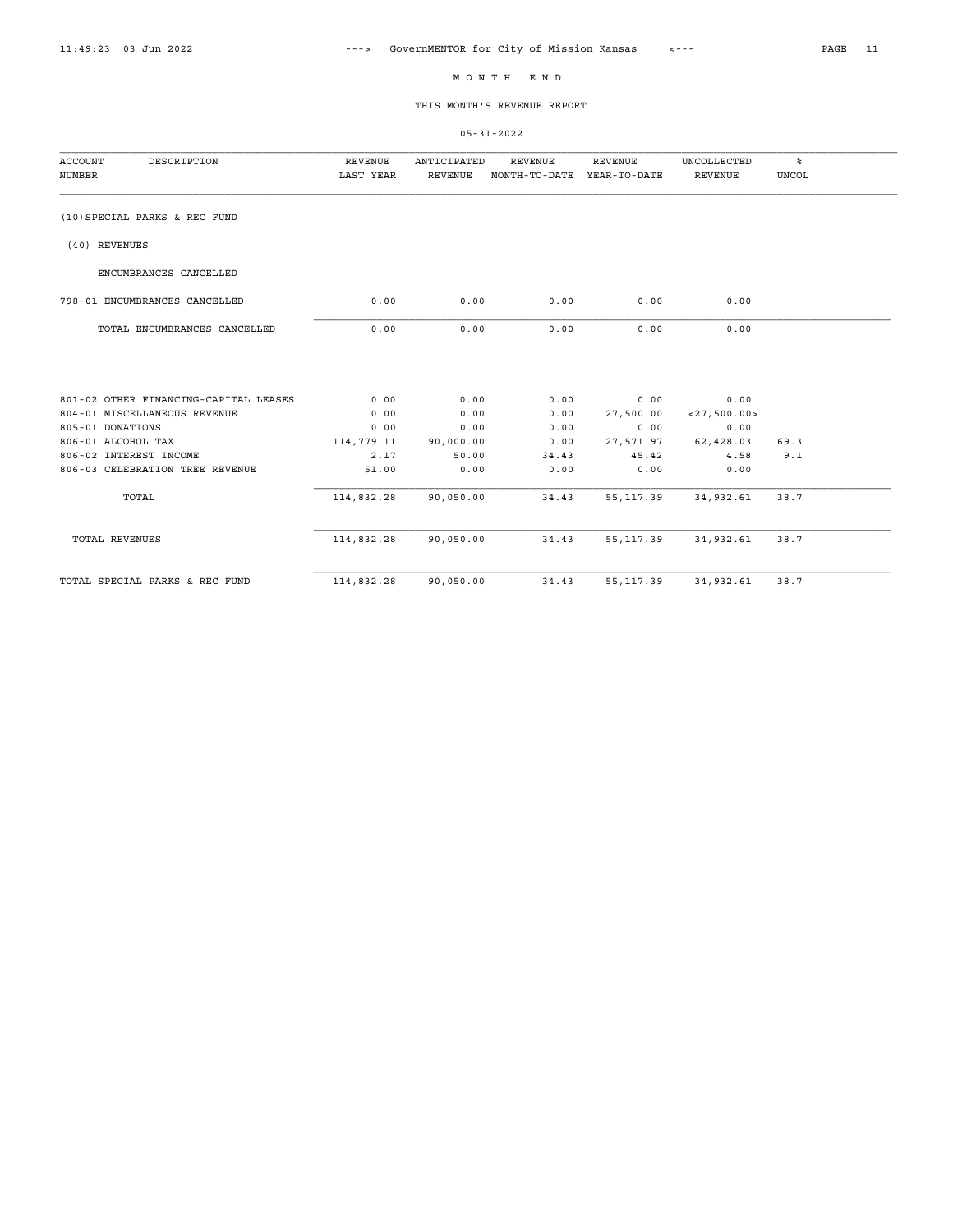# MONTH END

## THIS MONTH'S REVENUE REPORT

05-31-2022

| ACCOUNT NUMBER | DESCRIPTION | REVENUE LAST YEAR | ANTICIPATED REVENUE | REVENUE MONTH-TO-DATE | REVENUE YEAR-TO-DATE | UNCOLLECTED REVENUE | % UNCOL |
|---|---|---|---|---|---|---|---|
| (10)SPECIAL PARKS & REC FUND | | | | | | | |
| (40) REVENUES | | | | | | | |
| | ENCUMBRANCES CANCELLED | | | | | | |
| 798-01 | ENCUMBRANCES CANCELLED | 0.00 | 0.00 | 0.00 | 0.00 | 0.00 | |
| | TOTAL ENCUMBRANCES CANCELLED | 0.00 | 0.00 | 0.00 | 0.00 | 0.00 | |
| 801-02 | OTHER FINANCING-CAPITAL LEASES | 0.00 | 0.00 | 0.00 | 0.00 | 0.00 | |
| 804-01 | MISCELLANEOUS REVENUE | 0.00 | 0.00 | 0.00 | 27,500.00 | <27,500.00> | |
| 805-01 | DONATIONS | 0.00 | 0.00 | 0.00 | 0.00 | 0.00 | |
| 806-01 | ALCOHOL TAX | 114,779.11 | 90,000.00 | 0.00 | 27,571.97 | 62,428.03 | 69.3 |
| 806-02 | INTEREST INCOME | 2.17 | 50.00 | 34.43 | 45.42 | 4.58 | 9.1 |
| 806-03 | CELEBRATION TREE REVENUE | 51.00 | 0.00 | 0.00 | 0.00 | 0.00 | |
| | TOTAL | 114,832.28 | 90,050.00 | 34.43 | 55,117.39 | 34,932.61 | 38.7 |
| | TOTAL REVENUES | 114,832.28 | 90,050.00 | 34.43 | 55,117.39 | 34,932.61 | 38.7 |
| | TOTAL SPECIAL PARKS & REC FUND | 114,832.28 | 90,050.00 | 34.43 | 55,117.39 | 34,932.61 | 38.7 |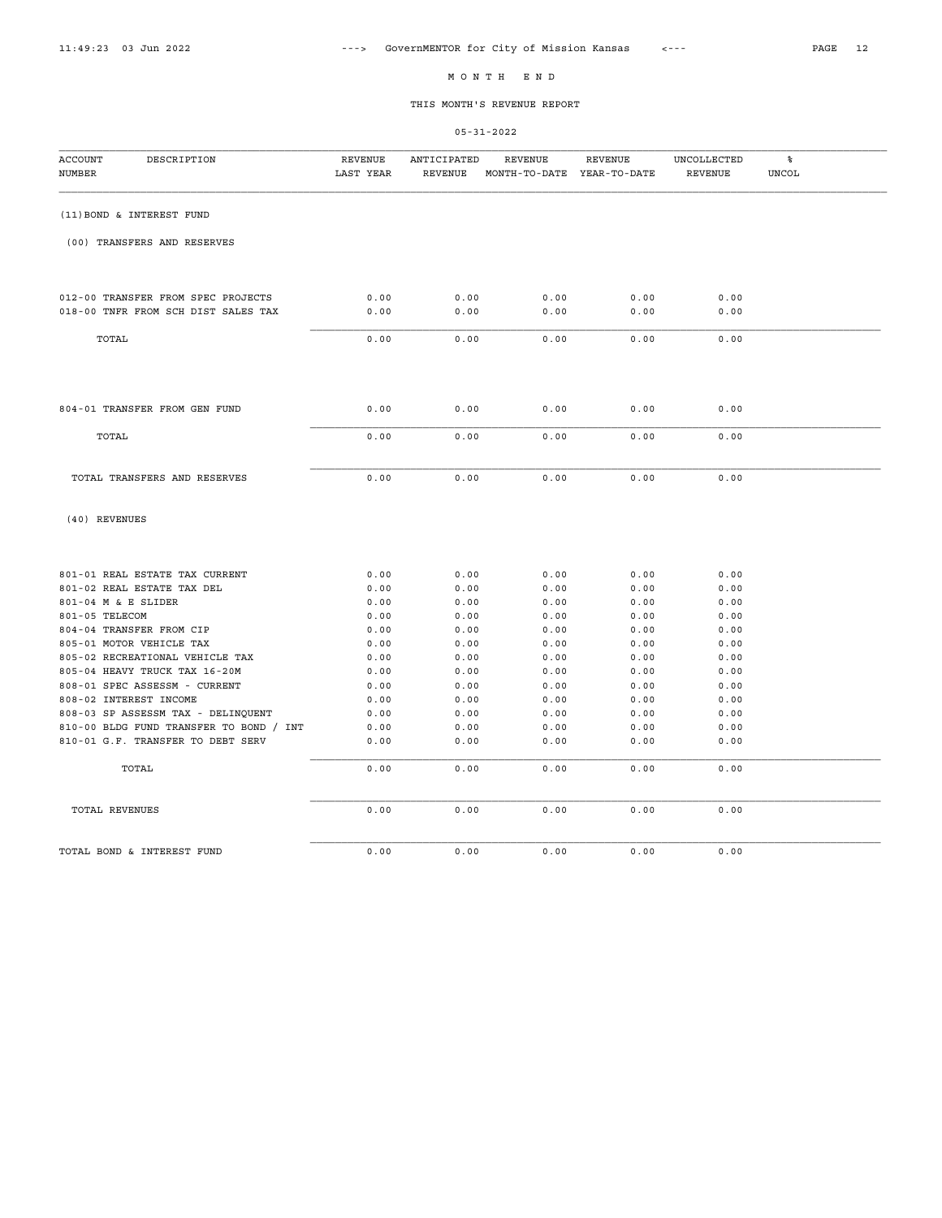# MONTH END

## THIS MONTH'S REVENUE REPORT

05-31-2022

| ACCOUNT NUMBER | DESCRIPTION | REVENUE LAST YEAR | ANTICIPATED REVENUE | REVENUE MONTH-TO-DATE | REVENUE YEAR-TO-DATE | UNCOLLECTED REVENUE | % UNCOL |
|---|---|---|---|---|---|---|---|
| **(11) BOND & INTEREST FUND** | | | | | | | |
| **(00) TRANSFERS AND RESERVES** | | | | | | | |
| 012-00 | TRANSFER FROM SPEC PROJECTS | 0.00 | 0.00 | 0.00 | 0.00 | 0.00 | |
| 018-00 | TNFR FROM SCH DIST SALES TAX | 0.00 | 0.00 | 0.00 | 0.00 | 0.00 | |
| | TOTAL | 0.00 | 0.00 | 0.00 | 0.00 | 0.00 | |
| 804-01 | TRANSFER FROM GEN FUND | 0.00 | 0.00 | 0.00 | 0.00 | 0.00 | |
| | TOTAL | 0.00 | 0.00 | 0.00 | 0.00 | 0.00 | |
| | TOTAL TRANSFERS AND RESERVES | 0.00 | 0.00 | 0.00 | 0.00 | 0.00 | |
| **(40) REVENUES** | | | | | | | |
| 801-01 | REAL ESTATE TAX CURRENT | 0.00 | 0.00 | 0.00 | 0.00 | 0.00 | |
| 801-02 | REAL ESTATE TAX DEL | 0.00 | 0.00 | 0.00 | 0.00 | 0.00 | |
| 801-04 | M & E SLIDER | 0.00 | 0.00 | 0.00 | 0.00 | 0.00 | |
| 801-05 | TELECOM | 0.00 | 0.00 | 0.00 | 0.00 | 0.00 | |
| 804-04 | TRANSFER FROM CIP | 0.00 | 0.00 | 0.00 | 0.00 | 0.00 | |
| 805-01 | MOTOR VEHICLE TAX | 0.00 | 0.00 | 0.00 | 0.00 | 0.00 | |
| 805-02 | RECREATIONAL VEHICLE TAX | 0.00 | 0.00 | 0.00 | 0.00 | 0.00 | |
| 805-04 | HEAVY TRUCK TAX 16-20M | 0.00 | 0.00 | 0.00 | 0.00 | 0.00 | |
| 808-01 | SPEC ASSESSM - CURRENT | 0.00 | 0.00 | 0.00 | 0.00 | 0.00 | |
| 808-02 | INTEREST INCOME | 0.00 | 0.00 | 0.00 | 0.00 | 0.00 | |
| 808-03 | SP ASSESSM TAX - DELINQUENT | 0.00 | 0.00 | 0.00 | 0.00 | 0.00 | |
| 810-00 | BLDG FUND TRANSFER TO BOND / INT | 0.00 | 0.00 | 0.00 | 0.00 | 0.00 | |
| 810-01 | G.F. TRANSFER TO DEBT SERV | 0.00 | 0.00 | 0.00 | 0.00 | 0.00 | |
| | TOTAL | 0.00 | 0.00 | 0.00 | 0.00 | 0.00 | |
| | TOTAL REVENUES | 0.00 | 0.00 | 0.00 | 0.00 | 0.00 | |
| | TOTAL BOND & INTEREST FUND | 0.00 | 0.00 | 0.00 | 0.00 | 0.00 | |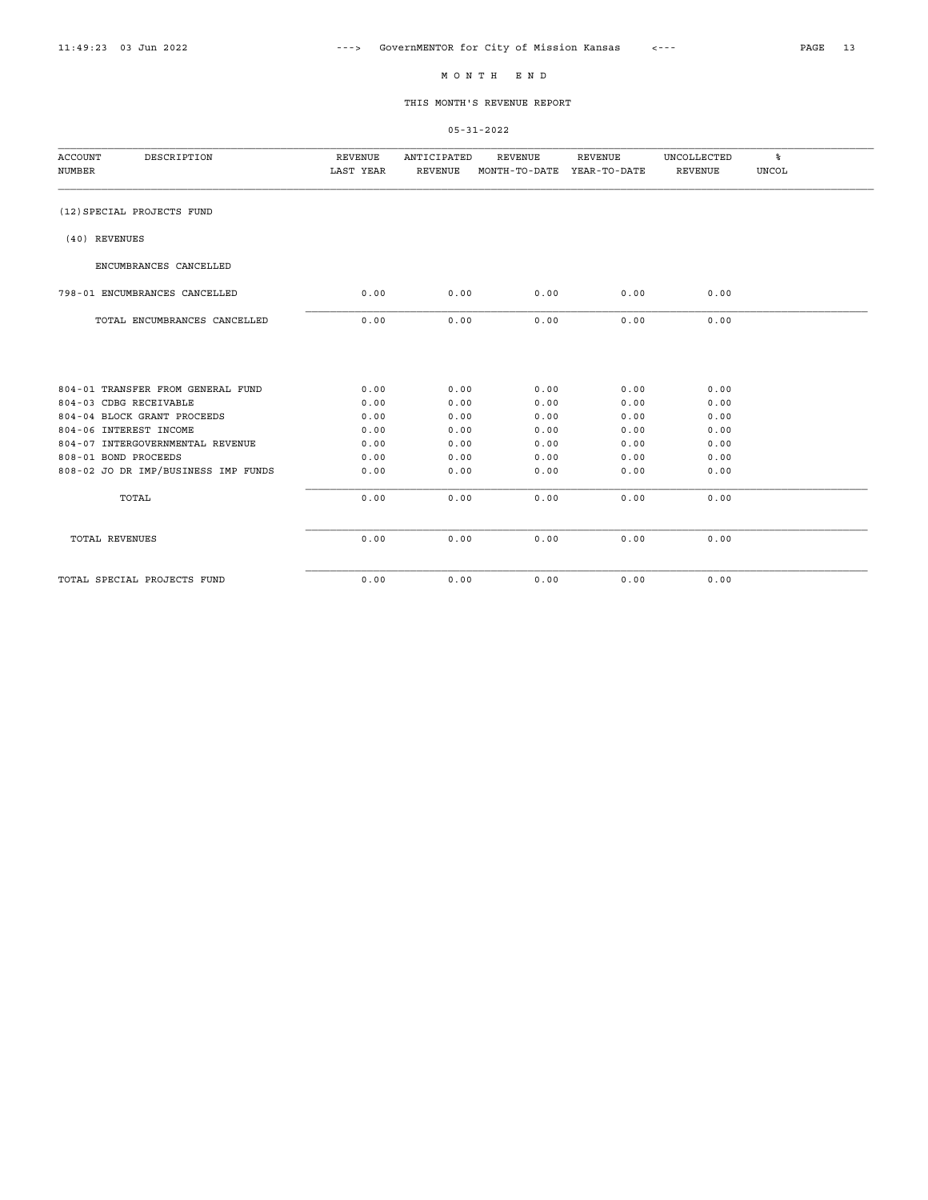# M O N T H   E N D

## THIS MONTH'S REVENUE REPORT

05-31-2022

| ACCOUNT NUMBER | DESCRIPTION | REVENUE LAST YEAR | ANTICIPATED REVENUE | REVENUE MONTH-TO-DATE | REVENUE YEAR-TO-DATE | UNCOLLECTED REVENUE | % UNCOL |
|---|---|---|---|---|---|---|---|
| (12)SPECIAL PROJECTS FUND | | | | | | | |
| (40) REVENUES | | | | | | | |
| | ENCUMBRANCES CANCELLED | | | | | | |
| 798-01 | ENCUMBRANCES CANCELLED | 0.00 | 0.00 | 0.00 | 0.00 | 0.00 | |
| | TOTAL ENCUMBRANCES CANCELLED | 0.00 | 0.00 | 0.00 | 0.00 | 0.00 | |
| 804-01 | TRANSFER FROM GENERAL FUND | 0.00 | 0.00 | 0.00 | 0.00 | 0.00 | |
| 804-03 | CDBG RECEIVABLE | 0.00 | 0.00 | 0.00 | 0.00 | 0.00 | |
| 804-04 | BLOCK GRANT PROCEEDS | 0.00 | 0.00 | 0.00 | 0.00 | 0.00 | |
| 804-06 | INTEREST INCOME | 0.00 | 0.00 | 0.00 | 0.00 | 0.00 | |
| 804-07 | INTERGOVERNMENTAL REVENUE | 0.00 | 0.00 | 0.00 | 0.00 | 0.00 | |
| 808-01 | BOND PROCEEDS | 0.00 | 0.00 | 0.00 | 0.00 | 0.00 | |
| 808-02 | JO DR IMP/BUSINESS IMP FUNDS | 0.00 | 0.00 | 0.00 | 0.00 | 0.00 | |
| | TOTAL | 0.00 | 0.00 | 0.00 | 0.00 | 0.00 | |
| | TOTAL REVENUES | 0.00 | 0.00 | 0.00 | 0.00 | 0.00 | |
| | TOTAL SPECIAL PROJECTS FUND | 0.00 | 0.00 | 0.00 | 0.00 | 0.00 | |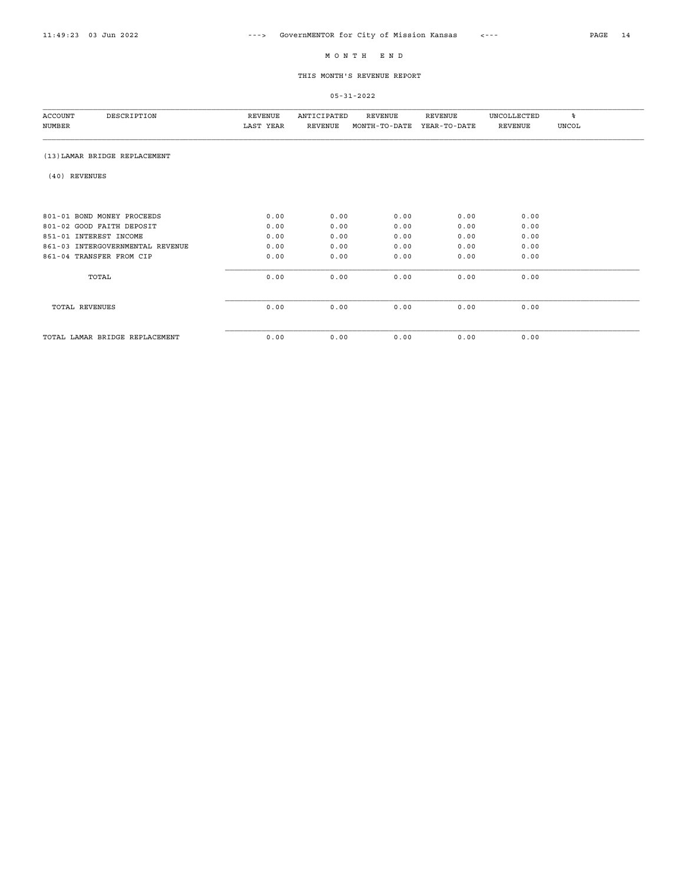# M O N T H   E N D

## THIS MONTH'S REVENUE REPORT

05-31-2022

| ACCOUNT NUMBER | DESCRIPTION | REVENUE LAST YEAR | ANTICIPATED REVENUE | REVENUE MONTH-TO-DATE | REVENUE YEAR-TO-DATE | UNCOLLECTED REVENUE | % UNCOL |
|---|---|---|---|---|---|---|---|
| (13) LAMAR BRIDGE REPLACEMENT | | | | | | | |
| (40) REVENUES | | | | | | | |
| 801-01 | BOND MONEY PROCEEDS | 0.00 | 0.00 | 0.00 | 0.00 | 0.00 | |
| 801-02 | GOOD FAITH DEPOSIT | 0.00 | 0.00 | 0.00 | 0.00 | 0.00 | |
| 851-01 | INTEREST INCOME | 0.00 | 0.00 | 0.00 | 0.00 | 0.00 | |
| 861-03 | INTERGOVERNMENTAL REVENUE | 0.00 | 0.00 | 0.00 | 0.00 | 0.00 | |
| 861-04 | TRANSFER FROM CIP | 0.00 | 0.00 | 0.00 | 0.00 | 0.00 | |
| | TOTAL | 0.00 | 0.00 | 0.00 | 0.00 | 0.00 | |
| | TOTAL REVENUES | 0.00 | 0.00 | 0.00 | 0.00 | 0.00 | |
| | TOTAL LAMAR BRIDGE REPLACEMENT | 0.00 | 0.00 | 0.00 | 0.00 | 0.00 | |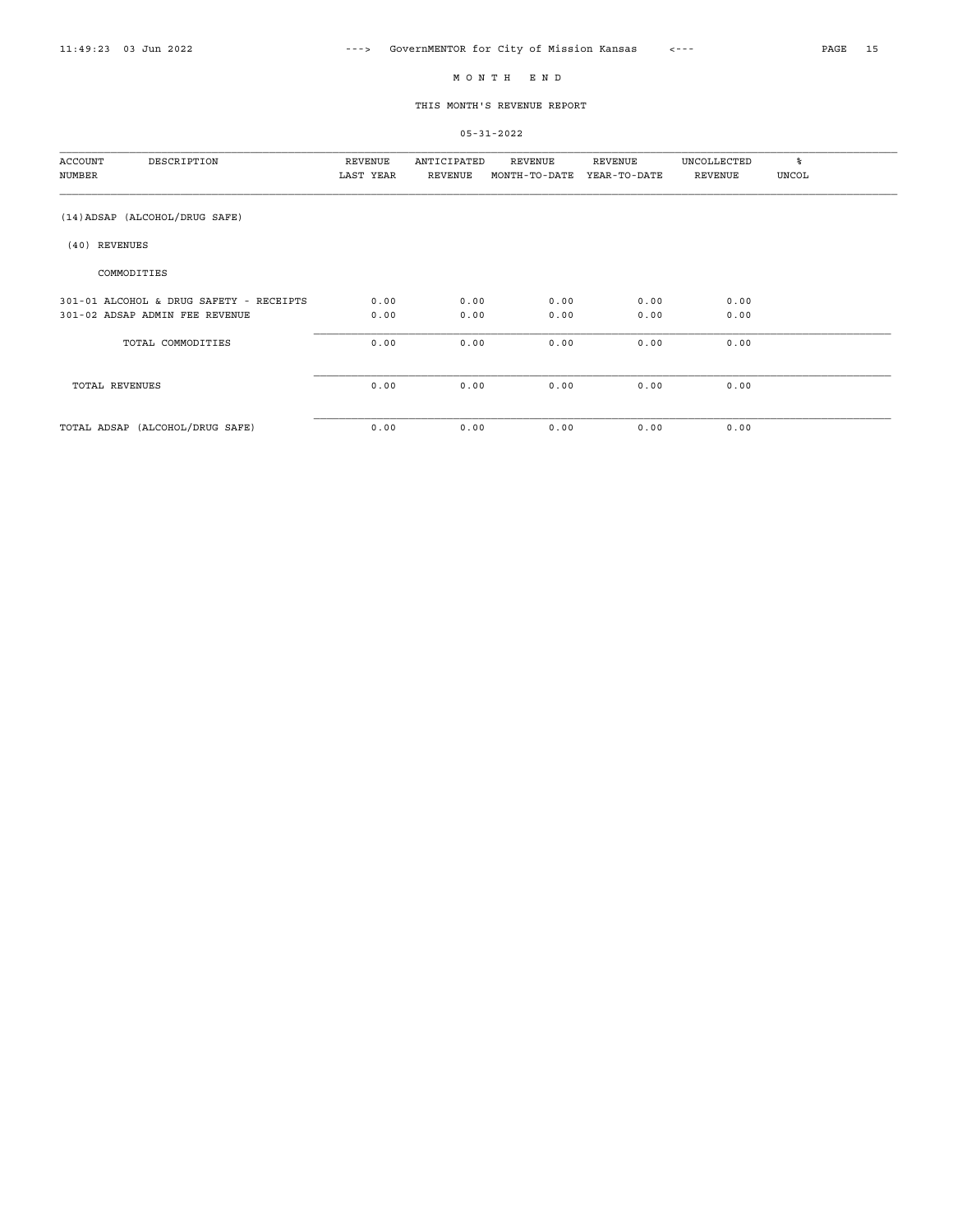# M O N T H   E N D

## THIS MONTH'S REVENUE REPORT

05-31-2022

| ACCOUNT NUMBER | DESCRIPTION | REVENUE LAST YEAR | ANTICIPATED REVENUE | REVENUE MONTH-TO-DATE | REVENUE YEAR-TO-DATE | UNCOLLECTED REVENUE | % UNCOL |
|---|---|---|---|---|---|---|---|
| (14)ADSAP (ALCOHOL/DRUG SAFE) | | | | | | | |
| (40) REVENUES | | | | | | | |
| | COMMODITIES | | | | | | |
| 301-01 | ALCOHOL & DRUG SAFETY - RECEIPTS | 0.00 | 0.00 | 0.00 | 0.00 | 0.00 | |
| 301-02 | ADSAP ADMIN FEE REVENUE | 0.00 | 0.00 | 0.00 | 0.00 | 0.00 | |
| | TOTAL COMMODITIES | 0.00 | 0.00 | 0.00 | 0.00 | 0.00 | |
| | TOTAL REVENUES | 0.00 | 0.00 | 0.00 | 0.00 | 0.00 | |
| | TOTAL ADSAP (ALCOHOL/DRUG SAFE) | 0.00 | 0.00 | 0.00 | 0.00 | 0.00 | |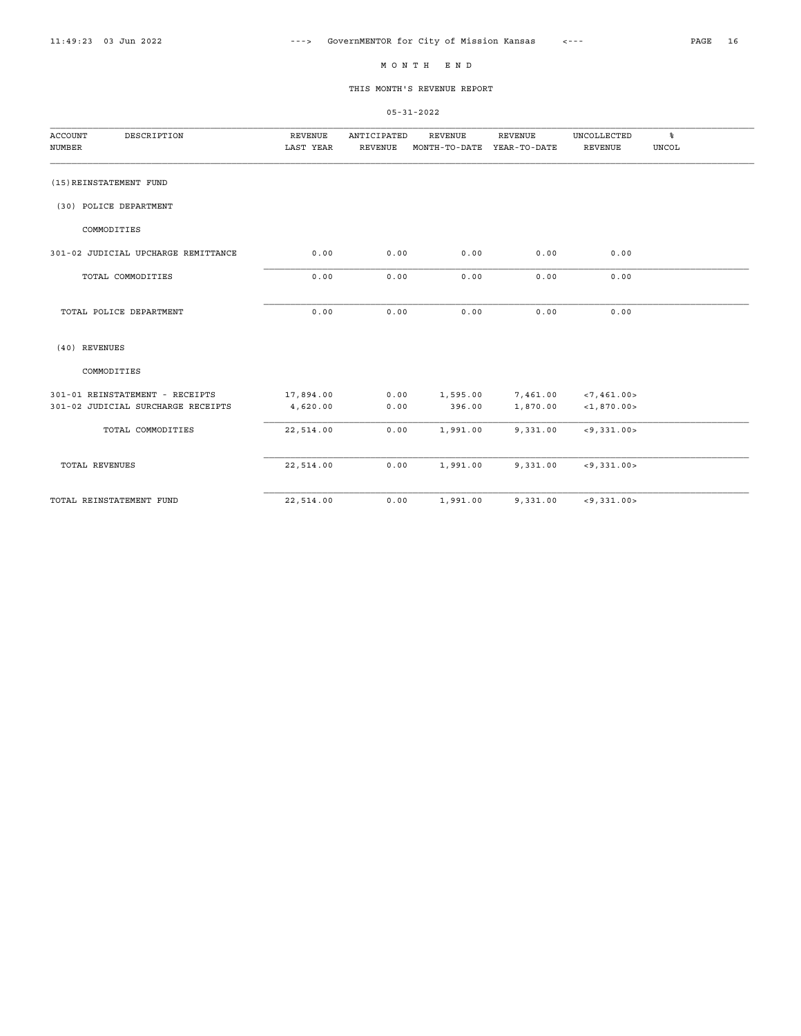# M O N T H   E N D

## THIS MONTH'S REVENUE REPORT

### 05-31-2022

| ACCOUNT NUMBER | DESCRIPTION | REVENUE LAST YEAR | ANTICIPATED REVENUE | REVENUE MONTH-TO-DATE | REVENUE YEAR-TO-DATE | UNCOLLECTED REVENUE | % UNCOL |
|---|---|---|---|---|---|---|---|
| (15) REINSTATEMENT FUND | | | | | | | |
| (30) POLICE DEPARTMENT | | | | | | | |
| COMMODITIES | | | | | | | |
| 301-02 | JUDICIAL UPCHARGE REMITTANCE | 0.00 | 0.00 | 0.00 | 0.00 | 0.00 | |
| | TOTAL COMMODITIES | 0.00 | 0.00 | 0.00 | 0.00 | 0.00 | |
| | TOTAL POLICE DEPARTMENT | 0.00 | 0.00 | 0.00 | 0.00 | 0.00 | |
| (40) REVENUES | | | | | | | |
| COMMODITIES | | | | | | | |
| 301-01 | REINSTATEMENT - RECEIPTS | 17,894.00 | 0.00 | 1,595.00 | 7,461.00 | <7,461.00> | |
| 301-02 | JUDICIAL SURCHARGE RECEIPTS | 4,620.00 | 0.00 | 396.00 | 1,870.00 | <1,870.00> | |
| | TOTAL COMMODITIES | 22,514.00 | 0.00 | 1,991.00 | 9,331.00 | <9,331.00> | |
| | TOTAL REVENUES | 22,514.00 | 0.00 | 1,991.00 | 9,331.00 | <9,331.00> | |
| | TOTAL REINSTATEMENT FUND | 22,514.00 | 0.00 | 1,991.00 | 9,331.00 | <9,331.00> | |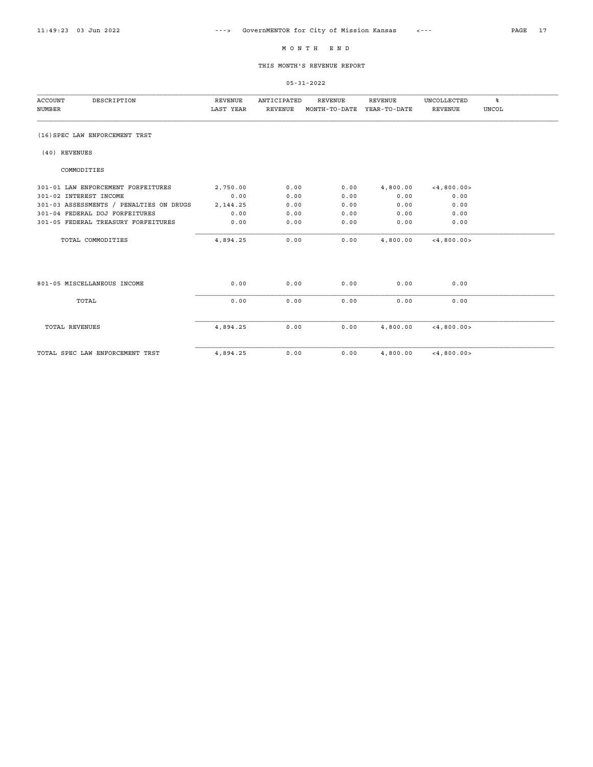# MONTH END

## THIS MONTH'S REVENUE REPORT

05-31-2022

| ACCOUNT NUMBER | DESCRIPTION | REVENUE LAST YEAR | ANTICIPATED REVENUE | REVENUE MONTH-TO-DATE | REVENUE YEAR-TO-DATE | UNCOLLECTED REVENUE | % UNCOL |
|---|---|---|---|---|---|---|---|
| (16) SPEC LAW ENFORCEMENT TRST | | | | | | | |
| (40) REVENUES | | | | | | | |
| | COMMODITIES | | | | | | |
| 301-01 | LAW ENFORCEMENT FORFEITURES | 2,750.00 | 0.00 | 0.00 | 4,800.00 | <4,800.00> | |
| 301-02 | INTEREST INCOME | 0.00 | 0.00 | 0.00 | 0.00 | 0.00 | |
| 301-03 | ASSESSMENTS / PENALTIES ON DRUGS | 2,144.25 | 0.00 | 0.00 | 0.00 | 0.00 | |
| 301-04 | FEDERAL DOJ FORFEITURES | 0.00 | 0.00 | 0.00 | 0.00 | 0.00 | |
| 301-05 | FEDERAL TREASURY FORFEITURES | 0.00 | 0.00 | 0.00 | 0.00 | 0.00 | |
| | TOTAL COMMODITIES | 4,894.25 | 0.00 | 0.00 | 4,800.00 | <4,800.00> | |
| 801-05 | MISCELLANEOUS INCOME | 0.00 | 0.00 | 0.00 | 0.00 | 0.00 | |
| | TOTAL | 0.00 | 0.00 | 0.00 | 0.00 | 0.00 | |
| | TOTAL REVENUES | 4,894.25 | 0.00 | 0.00 | 4,800.00 | <4,800.00> | |
| | TOTAL SPEC LAW ENFORCEMENT TRST | 4,894.25 | 0.00 | 0.00 | 4,800.00 | <4,800.00> | |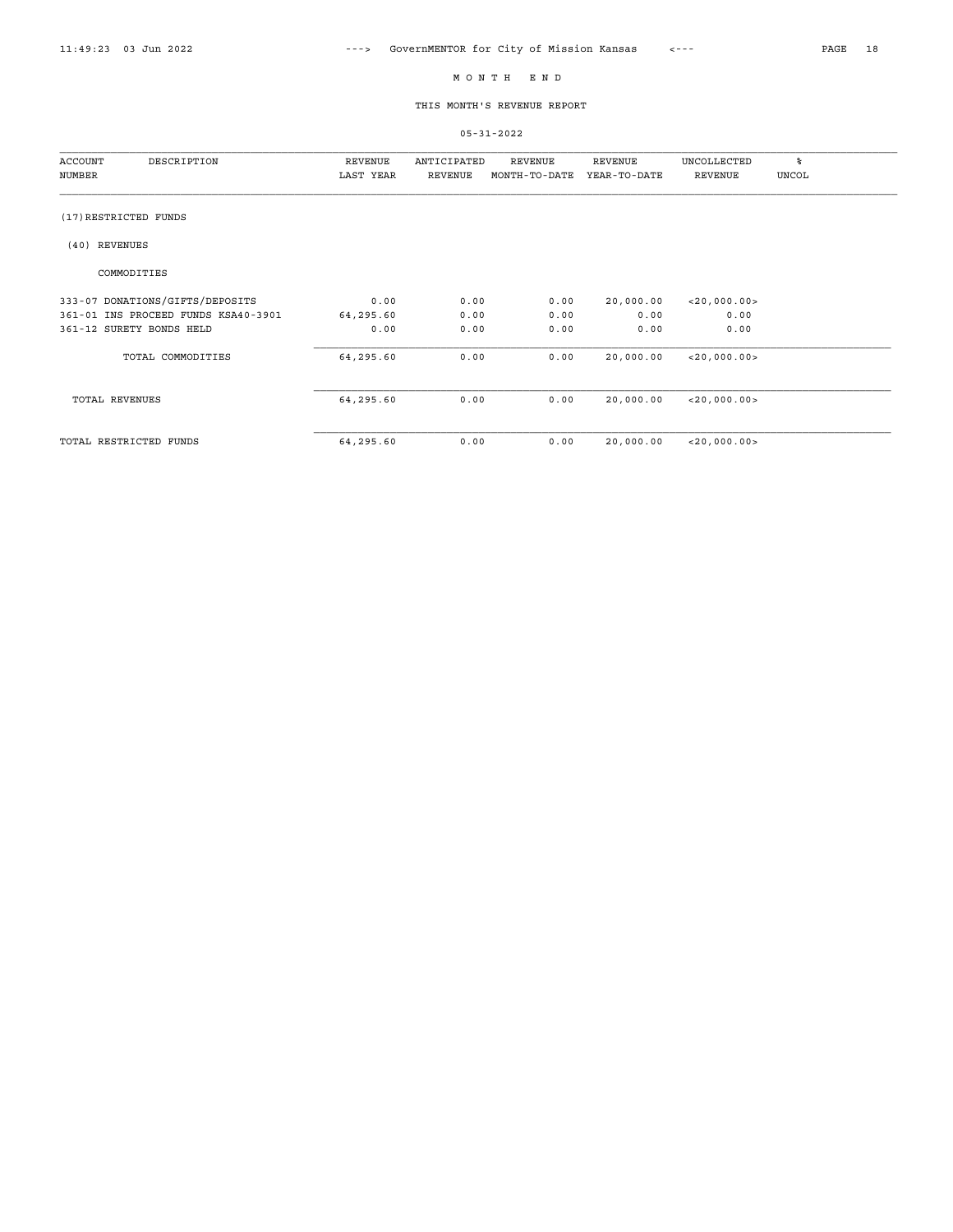# M O N T H E N D

## THIS MONTH'S REVENUE REPORT

05-31-2022

| ACCOUNT NUMBER | DESCRIPTION | REVENUE LAST YEAR | ANTICIPATED REVENUE | REVENUE MONTH-TO-DATE | REVENUE YEAR-TO-DATE | UNCOLLECTED REVENUE | % UNCOL |
|---|---|---|---|---|---|---|---|
| (17)RESTRICTED FUNDS | | | | | | | |
| (40) REVENUES | | | | | | | |
| | COMMODITIES | | | | | | |
| 333-07 | DONATIONS/GIFTS/DEPOSITS | 0.00 | 0.00 | 0.00 | 20,000.00 | <20,000.00> | |
| 361-01 | INS PROCEED FUNDS KSA40-3901 | 64,295.60 | 0.00 | 0.00 | 0.00 | 0.00 | |
| 361-12 | SURETY BONDS HELD | 0.00 | 0.00 | 0.00 | 0.00 | 0.00 | |
| | TOTAL COMMODITIES | 64,295.60 | 0.00 | 0.00 | 20,000.00 | <20,000.00> | |
| TOTAL REVENUES | | 64,295.60 | 0.00 | 0.00 | 20,000.00 | <20,000.00> | |
| TOTAL RESTRICTED FUNDS | | 64,295.60 | 0.00 | 0.00 | 20,000.00 | <20,000.00> | |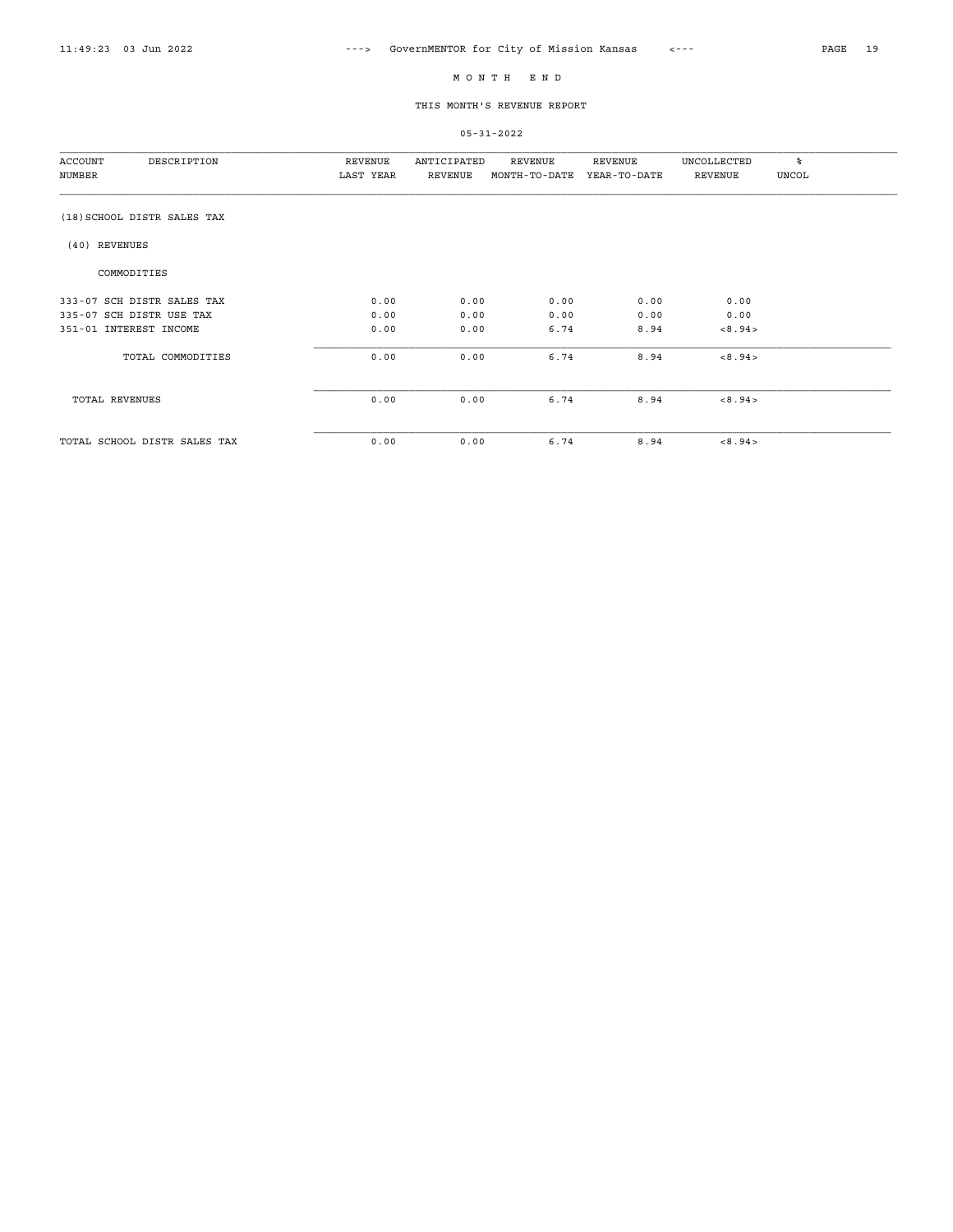# M O N T H   E N D

## THIS MONTH'S REVENUE REPORT

05-31-2022

| ACCOUNT NUMBER | DESCRIPTION | REVENUE LAST YEAR | ANTICIPATED REVENUE | REVENUE MONTH-TO-DATE | REVENUE YEAR-TO-DATE | UNCOLLECTED REVENUE | % UNCOL |
|---|---|---|---|---|---|---|---|
| (18) | SCHOOL DISTR SALES TAX | | | | | | |
| (40) | REVENUES | | | | | | |
| | COMMODITIES | | | | | | |
| 333-07 | SCH DISTR SALES TAX | 0.00 | 0.00 | 0.00 | 0.00 | 0.00 | |
| 335-07 | SCH DISTR USE TAX | 0.00 | 0.00 | 0.00 | 0.00 | 0.00 | |
| 351-01 | INTEREST INCOME | 0.00 | 0.00 | 6.74 | 8.94 | <8.94> | |
| | TOTAL COMMODITIES | 0.00 | 0.00 | 6.74 | 8.94 | <8.94> | |
| | TOTAL REVENUES | 0.00 | 0.00 | 6.74 | 8.94 | <8.94> | |
| | TOTAL SCHOOL DISTR SALES TAX | 0.00 | 0.00 | 6.74 | 8.94 | <8.94> | |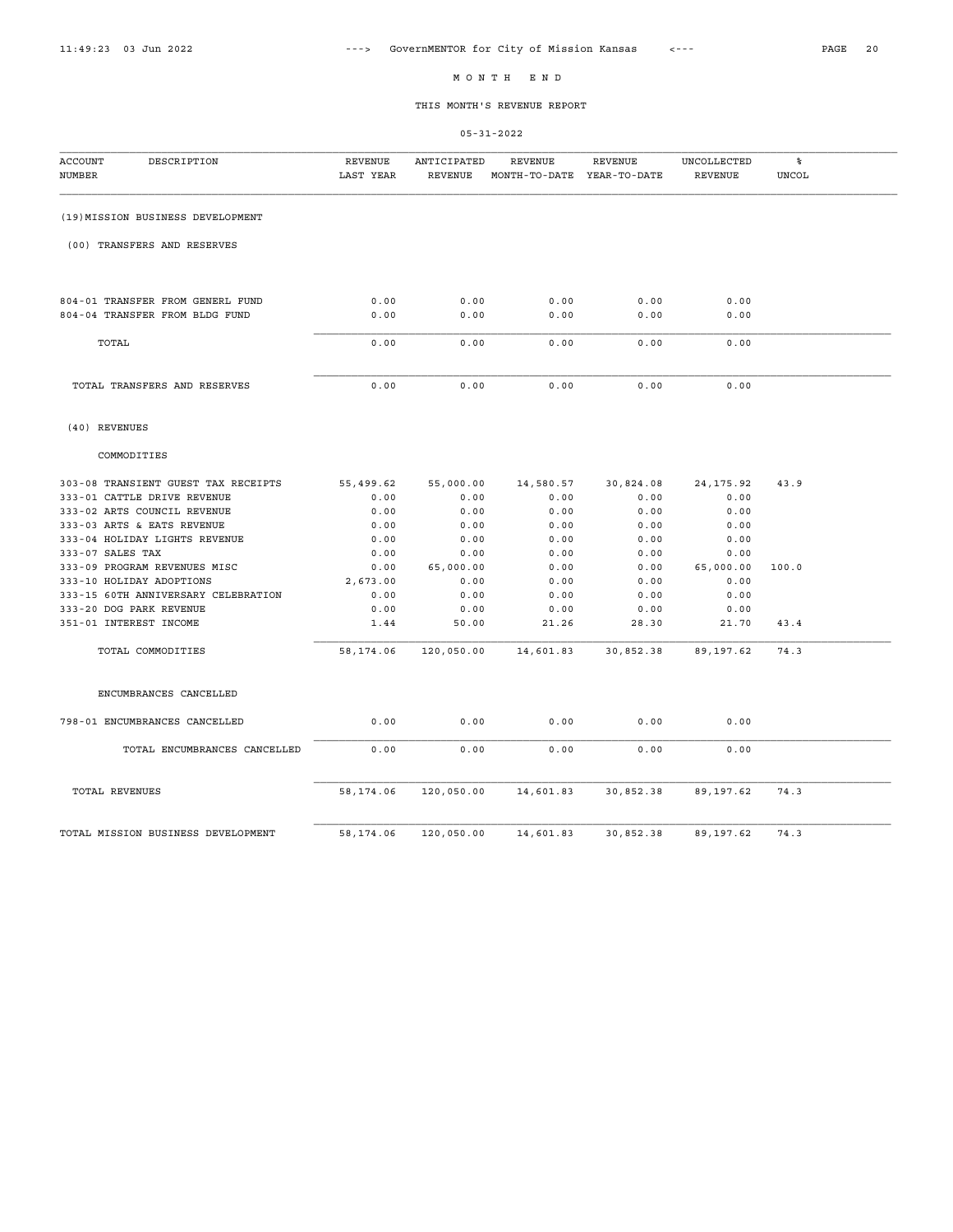# M O N T H  E N D

## THIS MONTH'S REVENUE REPORT

05-31-2022

| ACCOUNT NUMBER | DESCRIPTION | REVENUE LAST YEAR | ANTICIPATED REVENUE | REVENUE MONTH-TO-DATE | REVENUE YEAR-TO-DATE | UNCOLLECTED REVENUE | % UNCOL |
|---|---|---|---|---|---|---|---|
| | **(19)MISSION BUSINESS DEVELOPMENT** | | | | | | |
| | **(00) TRANSFERS AND RESERVES** | | | | | | |
| 804-01 | TRANSFER FROM GENERL FUND | 0.00 | 0.00 | 0.00 | 0.00 | 0.00 | |
| 804-04 | TRANSFER FROM BLDG FUND | 0.00 | 0.00 | 0.00 | 0.00 | 0.00 | |
| | TOTAL | 0.00 | 0.00 | 0.00 | 0.00 | 0.00 | |
| | TOTAL TRANSFERS AND RESERVES | 0.00 | 0.00 | 0.00 | 0.00 | 0.00 | |
| | **(40) REVENUES** | | | | | | |
| | **COMMODITIES** | | | | | | |
| 303-08 | TRANSIENT GUEST TAX RECEIPTS | 55,499.62 | 55,000.00 | 14,580.57 | 30,824.08 | 24,175.92 | 43.9 |
| 333-01 | CATTLE DRIVE REVENUE | 0.00 | 0.00 | 0.00 | 0.00 | 0.00 | |
| 333-02 | ARTS COUNCIL REVENUE | 0.00 | 0.00 | 0.00 | 0.00 | 0.00 | |
| 333-03 | ARTS & EATS REVENUE | 0.00 | 0.00 | 0.00 | 0.00 | 0.00 | |
| 333-04 | HOLIDAY LIGHTS REVENUE | 0.00 | 0.00 | 0.00 | 0.00 | 0.00 | |
| 333-07 | SALES TAX | 0.00 | 0.00 | 0.00 | 0.00 | 0.00 | |
| 333-09 | PROGRAM REVENUES MISC | 0.00 | 65,000.00 | 0.00 | 0.00 | 65,000.00 | 100.0 |
| 333-10 | HOLIDAY ADOPTIONS | 2,673.00 | 0.00 | 0.00 | 0.00 | 0.00 | |
| 333-15 | 60TH ANNIVERSARY CELEBRATION | 0.00 | 0.00 | 0.00 | 0.00 | 0.00 | |
| 333-20 | DOG PARK REVENUE | 0.00 | 0.00 | 0.00 | 0.00 | 0.00 | |
| 351-01 | INTEREST INCOME | 1.44 | 50.00 | 21.26 | 28.30 | 21.70 | 43.4 |
| | TOTAL COMMODITIES | 58,174.06 | 120,050.00 | 14,601.83 | 30,852.38 | 89,197.62 | 74.3 |
| | **ENCUMBRANCES CANCELLED** | | | | | | |
| 798-01 | ENCUMBRANCES CANCELLED | 0.00 | 0.00 | 0.00 | 0.00 | 0.00 | |
| | TOTAL ENCUMBRANCES CANCELLED | 0.00 | 0.00 | 0.00 | 0.00 | 0.00 | |
| | TOTAL REVENUES | 58,174.06 | 120,050.00 | 14,601.83 | 30,852.38 | 89,197.62 | 74.3 |
| | TOTAL MISSION BUSINESS DEVELOPMENT | 58,174.06 | 120,050.00 | 14,601.83 | 30,852.38 | 89,197.62 | 74.3 |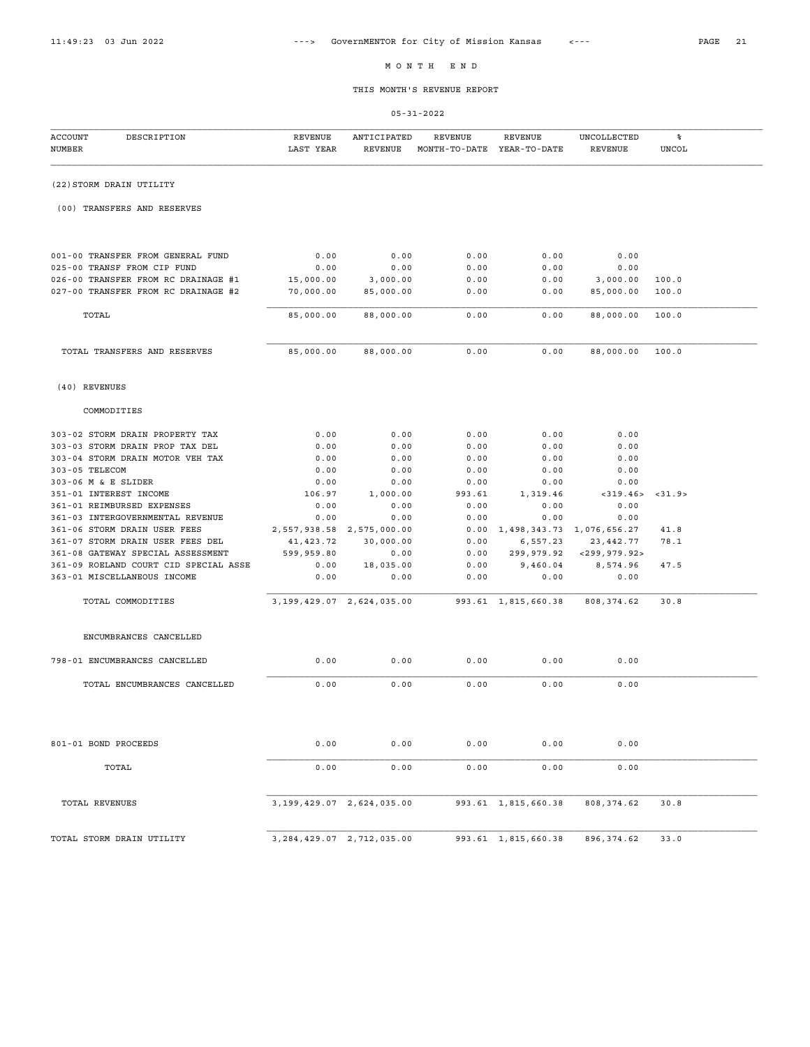# M O N T H   E N D

## THIS MONTH'S REVENUE REPORT

05-31-2022

| ACCOUNT NUMBER | DESCRIPTION | REVENUE LAST YEAR | ANTICIPATED REVENUE | REVENUE MONTH-TO-DATE | REVENUE YEAR-TO-DATE | UNCOLLECTED REVENUE | % UNCOL |
|---|---|---|---|---|---|---|---|
| | **(22) STORM DRAIN UTILITY** | | | | | | |
| | **(00) TRANSFERS AND RESERVES** | | | | | | |
| 001-00 | TRANSFER FROM GENERAL FUND | 0.00 | 0.00 | 0.00 | 0.00 | 0.00 | |
| 025-00 | TRANSF FROM CIP FUND | 0.00 | 0.00 | 0.00 | 0.00 | 0.00 | |
| 026-00 | TRANSFER FROM RC DRAINAGE #1 | 15,000.00 | 3,000.00 | 0.00 | 0.00 | 3,000.00 | 100.0 |
| 027-00 | TRANSFER FROM RC DRAINAGE #2 | 70,000.00 | 85,000.00 | 0.00 | 0.00 | 85,000.00 | 100.0 |
| | TOTAL | 85,000.00 | 88,000.00 | 0.00 | 0.00 | 88,000.00 | 100.0 |
| | TOTAL TRANSFERS AND RESERVES | 85,000.00 | 88,000.00 | 0.00 | 0.00 | 88,000.00 | 100.0 |
| | **(40) REVENUES** | | | | | | |
| | COMMODITIES | | | | | | |
| 303-02 | STORM DRAIN PROPERTY TAX | 0.00 | 0.00 | 0.00 | 0.00 | 0.00 | |
| 303-03 | STORM DRAIN PROP TAX DEL | 0.00 | 0.00 | 0.00 | 0.00 | 0.00 | |
| 303-04 | STORM DRAIN MOTOR VEH TAX | 0.00 | 0.00 | 0.00 | 0.00 | 0.00 | |
| 303-05 | TELECOM | 0.00 | 0.00 | 0.00 | 0.00 | 0.00 | |
| 303-06 | M & E SLIDER | 0.00 | 0.00 | 0.00 | 0.00 | 0.00 | |
| 351-01 | INTEREST INCOME | 106.97 | 1,000.00 | 993.61 | 1,319.46 | <319.46> | <31.9> |
| 361-01 | REIMBURSED EXPENSES | 0.00 | 0.00 | 0.00 | 0.00 | 0.00 | |
| 361-03 | INTERGOVERNMENTAL REVENUE | 0.00 | 0.00 | 0.00 | 0.00 | 0.00 | |
| 361-06 | STORM DRAIN USER FEES | 2,557,938.58 | 2,575,000.00 | 0.00 | 1,498,343.73 | 1,076,656.27 | 41.8 |
| 361-07 | STORM DRAIN USER FEES DEL | 41,423.72 | 30,000.00 | 0.00 | 6,557.23 | 23,442.77 | 78.1 |
| 361-08 | GATEWAY SPECIAL ASSESSMENT | 599,959.80 | 0.00 | 0.00 | 299,979.92 | <299,979.92> | |
| 361-09 | ROELAND COURT CID SPECIAL ASSE | 0.00 | 18,035.00 | 0.00 | 9,460.04 | 8,574.96 | 47.5 |
| 363-01 | MISCELLANEOUS INCOME | 0.00 | 0.00 | 0.00 | 0.00 | 0.00 | |
| | TOTAL COMMODITIES | 3,199,429.07 | 2,624,035.00 | 993.61 | 1,815,660.38 | 808,374.62 | 30.8 |
| | ENCUMBRANCES CANCELLED | | | | | | |
| 798-01 | ENCUMBRANCES CANCELLED | 0.00 | 0.00 | 0.00 | 0.00 | 0.00 | |
| | TOTAL ENCUMBRANCES CANCELLED | 0.00 | 0.00 | 0.00 | 0.00 | 0.00 | |
| 801-01 | BOND PROCEEDS | 0.00 | 0.00 | 0.00 | 0.00 | 0.00 | |
| | TOTAL | 0.00 | 0.00 | 0.00 | 0.00 | 0.00 | |
| | TOTAL REVENUES | 3,199,429.07 | 2,624,035.00 | 993.61 | 1,815,660.38 | 808,374.62 | 30.8 |
| | TOTAL STORM DRAIN UTILITY | 3,284,429.07 | 2,712,035.00 | 993.61 | 1,815,660.38 | 896,374.62 | 33.0 |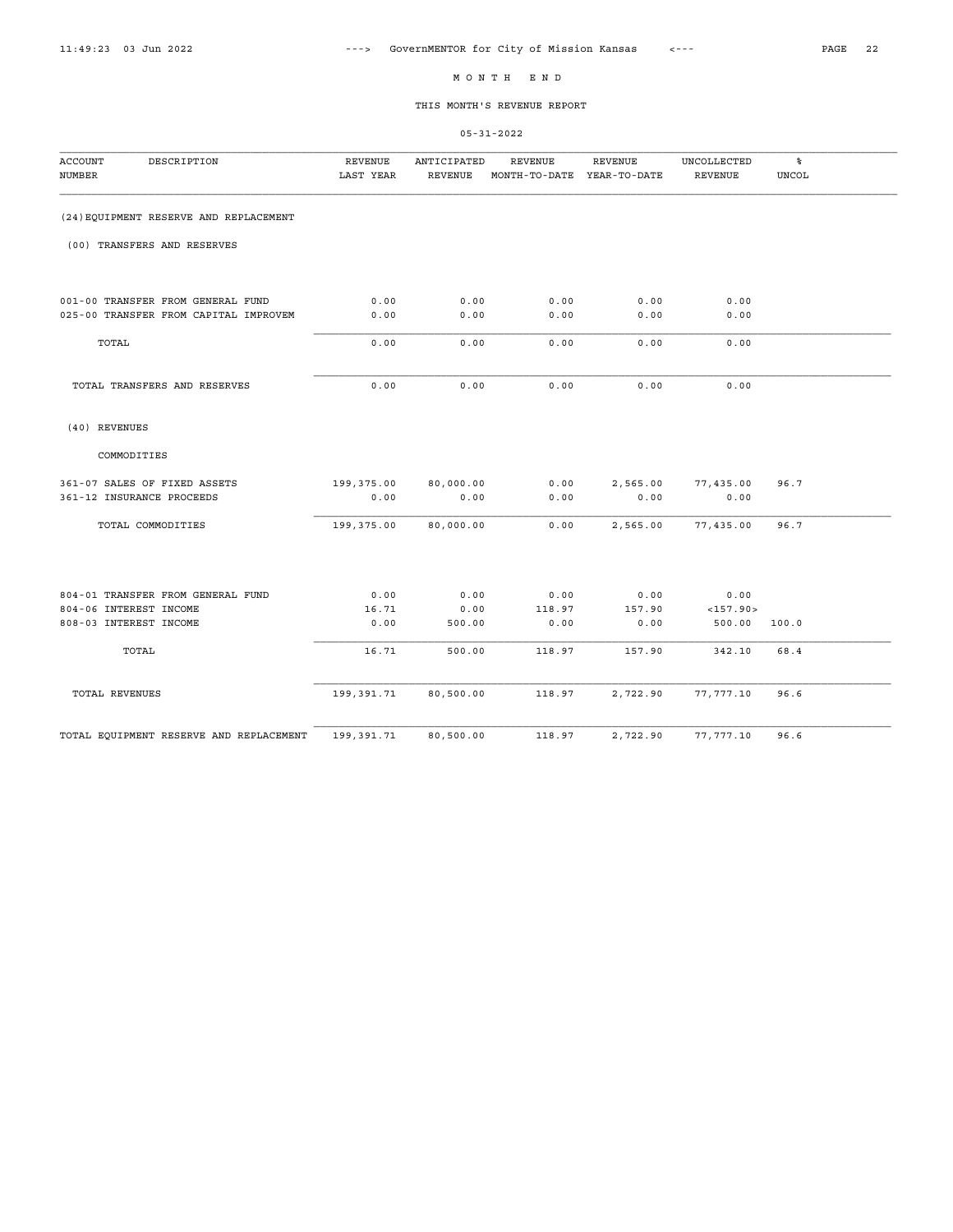# M O N T H   E N D

## THIS MONTH'S REVENUE REPORT

05-31-2022

| ACCOUNT NUMBER | DESCRIPTION | REVENUE LAST YEAR | ANTICIPATED REVENUE | REVENUE MONTH-TO-DATE | REVENUE YEAR-TO-DATE | UNCOLLECTED REVENUE | % UNCOL |
|---|---|---|---|---|---|---|---|
| (24) EQUIPMENT RESERVE AND REPLACEMENT | | | | | | | |
| (00) TRANSFERS AND RESERVES | | | | | | | |
| 001-00 | TRANSFER FROM GENERAL FUND | 0.00 | 0.00 | 0.00 | 0.00 | 0.00 | |
| 025-00 | TRANSFER FROM CAPITAL IMPROVEM | 0.00 | 0.00 | 0.00 | 0.00 | 0.00 | |
| TOTAL | | 0.00 | 0.00 | 0.00 | 0.00 | 0.00 | |
| TOTAL TRANSFERS AND RESERVES | | 0.00 | 0.00 | 0.00 | 0.00 | 0.00 | |
| (40) REVENUES | | | | | | | |
| COMMODITIES | | | | | | | |
| 361-07 | SALES OF FIXED ASSETS | 199,375.00 | 80,000.00 | 0.00 | 2,565.00 | 77,435.00 | 96.7 |
| 361-12 | INSURANCE PROCEEDS | 0.00 | 0.00 | 0.00 | 0.00 | 0.00 | |
| TOTAL COMMODITIES | | 199,375.00 | 80,000.00 | 0.00 | 2,565.00 | 77,435.00 | 96.7 |
| 804-01 | TRANSFER FROM GENERAL FUND | 0.00 | 0.00 | 0.00 | 0.00 | 0.00 | |
| 804-06 | INTEREST INCOME | 16.71 | 0.00 | 118.97 | 157.90 | <157.90> | |
| 808-03 | INTEREST INCOME | 0.00 | 500.00 | 0.00 | 0.00 | 500.00 | 100.0 |
| TOTAL | | 16.71 | 500.00 | 118.97 | 157.90 | 342.10 | 68.4 |
| TOTAL REVENUES | | 199,391.71 | 80,500.00 | 118.97 | 2,722.90 | 77,777.10 | 96.6 |
| TOTAL EQUIPMENT RESERVE AND REPLACEMENT | | 199,391.71 | 80,500.00 | 118.97 | 2,722.90 | 77,777.10 | 96.6 |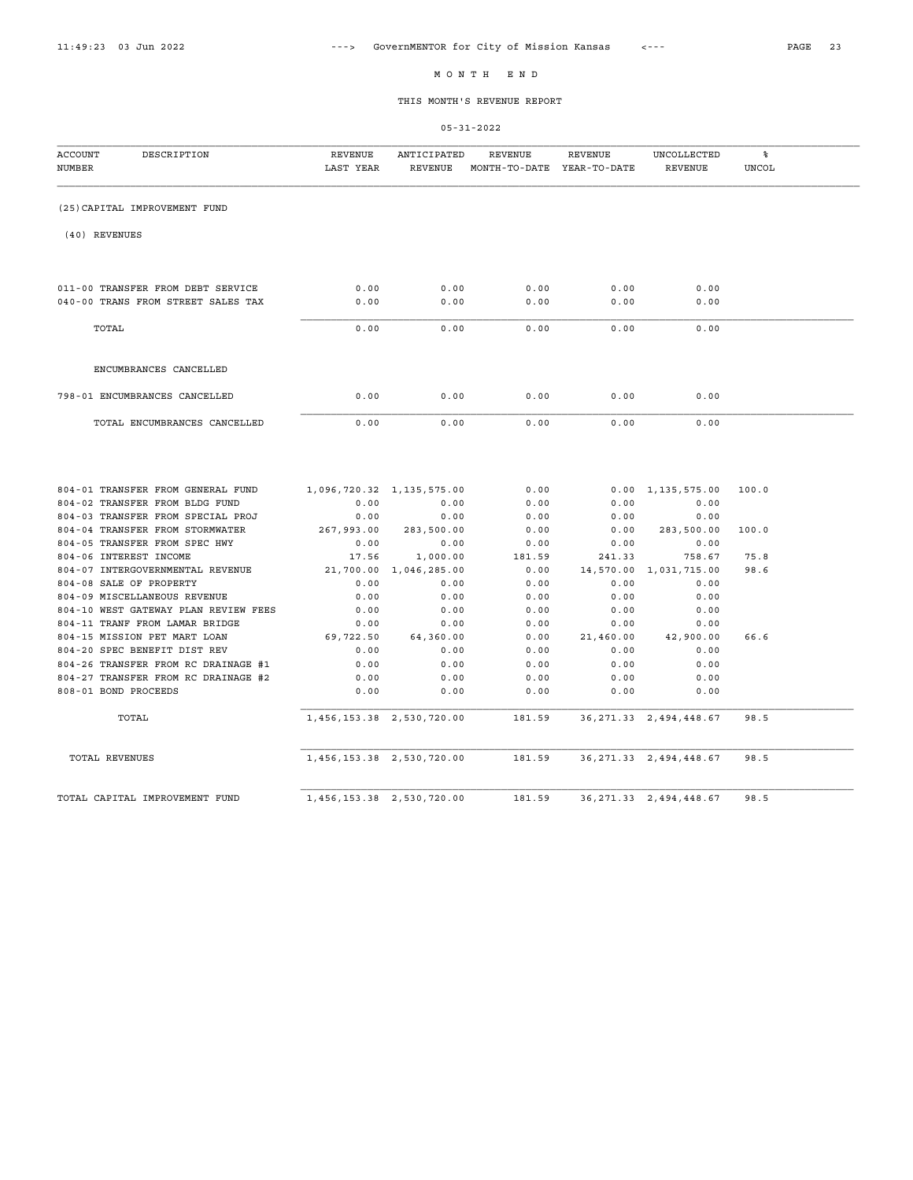# M O N T H E N D

## THIS MONTH'S REVENUE REPORT

05-31-2022

| ACCOUNT NUMBER | DESCRIPTION | REVENUE LAST YEAR | ANTICIPATED REVENUE | REVENUE MONTH-TO-DATE | REVENUE YEAR-TO-DATE | UNCOLLECTED REVENUE | % UNCOL |
|---|---|---|---|---|---|---|---|
| (25)CAPITAL IMPROVEMENT FUND | | | | | | | |
| (40) REVENUES | | | | | | | |
| 011-00 | TRANSFER FROM DEBT SERVICE | 0.00 | 0.00 | 0.00 | 0.00 | 0.00 | |
| 040-00 | TRANS FROM STREET SALES TAX | 0.00 | 0.00 | 0.00 | 0.00 | 0.00 | |
| | TOTAL | 0.00 | 0.00 | 0.00 | 0.00 | 0.00 | |
| | ENCUMBRANCES CANCELLED | | | | | | |
| 798-01 | ENCUMBRANCES CANCELLED | 0.00 | 0.00 | 0.00 | 0.00 | 0.00 | |
| | TOTAL ENCUMBRANCES CANCELLED | 0.00 | 0.00 | 0.00 | 0.00 | 0.00 | |
| 804-01 | TRANSFER FROM GENERAL FUND | 1,096,720.32 | 1,135,575.00 | 0.00 | 0.00 | 1,135,575.00 | 100.0 |
| 804-02 | TRANSFER FROM BLDG FUND | 0.00 | 0.00 | 0.00 | 0.00 | 0.00 | |
| 804-03 | TRANSFER FROM SPECIAL PROJ | 0.00 | 0.00 | 0.00 | 0.00 | 0.00 | |
| 804-04 | TRANSFER FROM STORMWATER | 267,993.00 | 283,500.00 | 0.00 | 0.00 | 283,500.00 | 100.0 |
| 804-05 | TRANSFER FROM SPEC HWY | 0.00 | 0.00 | 0.00 | 0.00 | 0.00 | |
| 804-06 | INTEREST INCOME | 17.56 | 1,000.00 | 181.59 | 241.33 | 758.67 | 75.8 |
| 804-07 | INTERGOVERNMENTAL REVENUE | 21,700.00 | 1,046,285.00 | 0.00 | 14,570.00 | 1,031,715.00 | 98.6 |
| 804-08 | SALE OF PROPERTY | 0.00 | 0.00 | 0.00 | 0.00 | 0.00 | |
| 804-09 | MISCELLANEOUS REVENUE | 0.00 | 0.00 | 0.00 | 0.00 | 0.00 | |
| 804-10 | WEST GATEWAY PLAN REVIEW FEES | 0.00 | 0.00 | 0.00 | 0.00 | 0.00 | |
| 804-11 | TRANF FROM LAMAR BRIDGE | 0.00 | 0.00 | 0.00 | 0.00 | 0.00 | |
| 804-15 | MISSION PET MART LOAN | 69,722.50 | 64,360.00 | 0.00 | 21,460.00 | 42,900.00 | 66.6 |
| 804-20 | SPEC BENEFIT DIST REV | 0.00 | 0.00 | 0.00 | 0.00 | 0.00 | |
| 804-26 | TRANSFER FROM RC DRAINAGE #1 | 0.00 | 0.00 | 0.00 | 0.00 | 0.00 | |
| 804-27 | TRANSFER FROM RC DRAINAGE #2 | 0.00 | 0.00 | 0.00 | 0.00 | 0.00 | |
| 808-01 | BOND PROCEEDS | 0.00 | 0.00 | 0.00 | 0.00 | 0.00 | |
| | TOTAL | 1,456,153.38 | 2,530,720.00 | 181.59 | 36,271.33 | 2,494,448.67 | 98.5 |
| | TOTAL REVENUES | 1,456,153.38 | 2,530,720.00 | 181.59 | 36,271.33 | 2,494,448.67 | 98.5 |
| | TOTAL CAPITAL IMPROVEMENT FUND | 1,456,153.38 | 2,530,720.00 | 181.59 | 36,271.33 | 2,494,448.67 | 98.5 |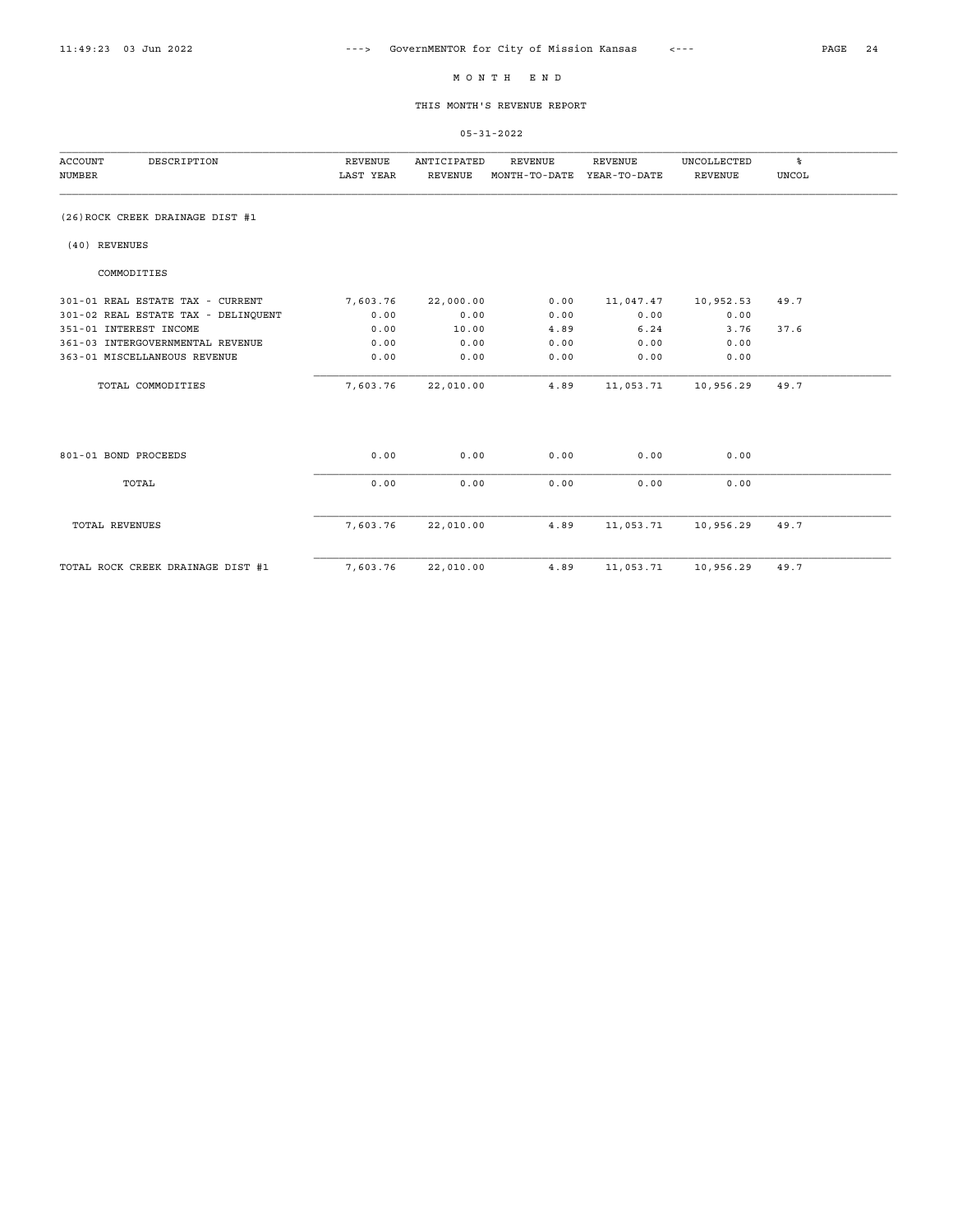# M O N T H E N D

## THIS MONTH'S REVENUE REPORT

05-31-2022

| ACCOUNT NUMBER | DESCRIPTION | REVENUE LAST YEAR | ANTICIPATED REVENUE | REVENUE MONTH-TO-DATE | REVENUE YEAR-TO-DATE | UNCOLLECTED REVENUE | % UNCOL |
|---|---|---|---|---|---|---|---|
| (26)ROCK CREEK DRAINAGE DIST #1 | | | | | | | |
| (40) REVENUES | | | | | | | |
| | COMMODITIES | | | | | | |
| 301-01 | REAL ESTATE TAX - CURRENT | 7,603.76 | 22,000.00 | 0.00 | 11,047.47 | 10,952.53 | 49.7 |
| 301-02 | REAL ESTATE TAX - DELINQUENT | 0.00 | 0.00 | 0.00 | 0.00 | 0.00 | |
| 351-01 | INTEREST INCOME | 0.00 | 10.00 | 4.89 | 6.24 | 3.76 | 37.6 |
| 361-03 | INTERGOVERNMENTAL REVENUE | 0.00 | 0.00 | 0.00 | 0.00 | 0.00 | |
| 363-01 | MISCELLANEOUS REVENUE | 0.00 | 0.00 | 0.00 | 0.00 | 0.00 | |
| | TOTAL COMMODITIES | 7,603.76 | 22,010.00 | 4.89 | 11,053.71 | 10,956.29 | 49.7 |
| 801-01 | BOND PROCEEDS | 0.00 | 0.00 | 0.00 | 0.00 | 0.00 | |
| | TOTAL | 0.00 | 0.00 | 0.00 | 0.00 | 0.00 | |
| | TOTAL REVENUES | 7,603.76 | 22,010.00 | 4.89 | 11,053.71 | 10,956.29 | 49.7 |
| | TOTAL ROCK CREEK DRAINAGE DIST #1 | 7,603.76 | 22,010.00 | 4.89 | 11,053.71 | 10,956.29 | 49.7 |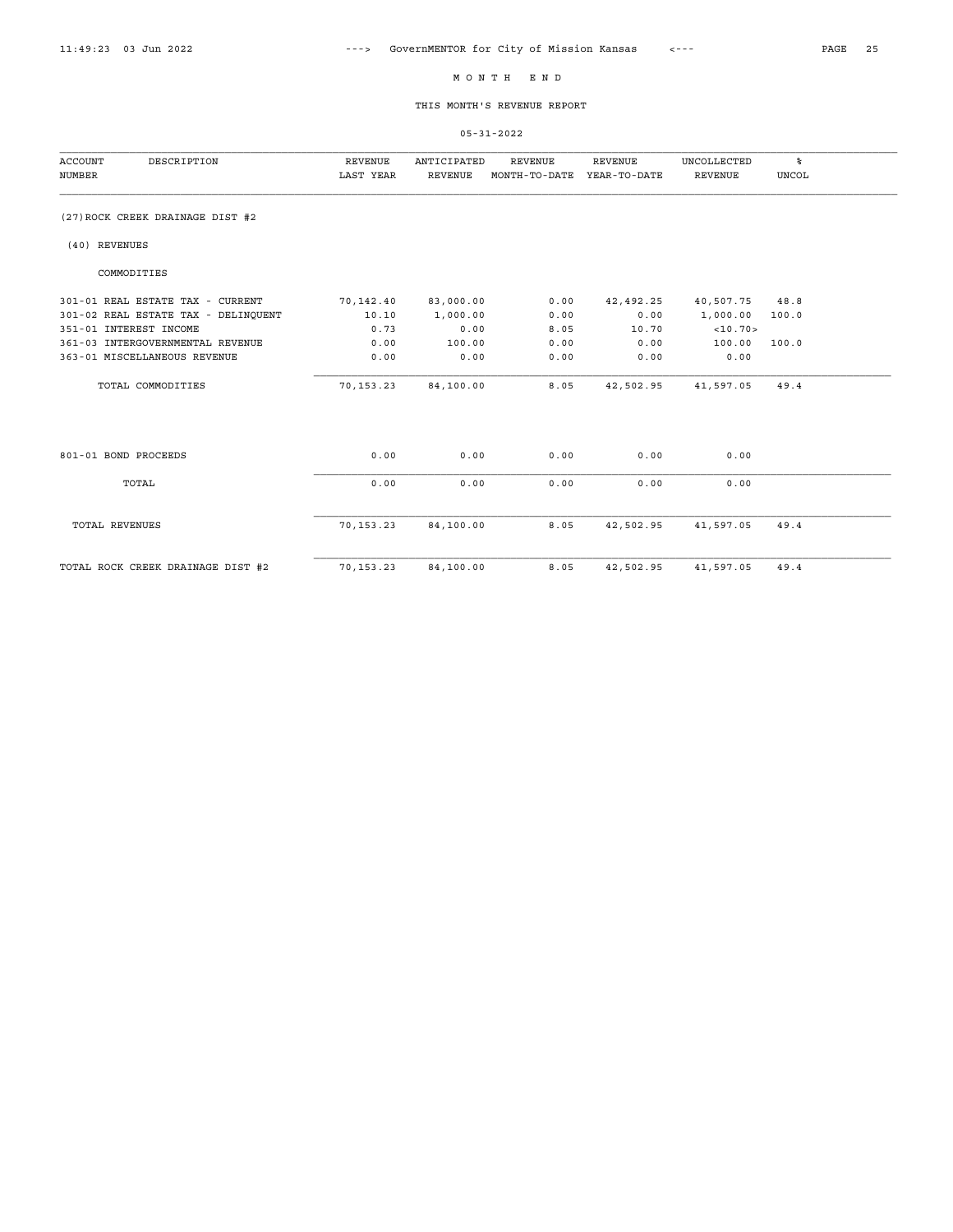# M O N T H   E N D

## THIS MONTH'S REVENUE REPORT

05-31-2022

| ACCOUNT NUMBER | DESCRIPTION | REVENUE LAST YEAR | ANTICIPATED REVENUE | REVENUE MONTH-TO-DATE | REVENUE YEAR-TO-DATE | UNCOLLECTED REVENUE | % UNCOL |
|---|---|---|---|---|---|---|---|
| (27) | ROCK CREEK DRAINAGE DIST #2 | | | | | | |
| (40) | REVENUES | | | | | | |
| | COMMODITIES | | | | | | |
| 301-01 | REAL ESTATE TAX - CURRENT | 70,142.40 | 83,000.00 | 0.00 | 42,492.25 | 40,507.75 | 48.8 |
| 301-02 | REAL ESTATE TAX - DELINQUENT | 10.10 | 1,000.00 | 0.00 | 0.00 | 1,000.00 | 100.0 |
| 351-01 | INTEREST INCOME | 0.73 | 0.00 | 8.05 | 10.70 | <10.70> | |
| 361-03 | INTERGOVERNMENTAL REVENUE | 0.00 | 100.00 | 0.00 | 0.00 | 100.00 | 100.0 |
| 363-01 | MISCELLANEOUS REVENUE | 0.00 | 0.00 | 0.00 | 0.00 | 0.00 | |
| | TOTAL COMMODITIES | 70,153.23 | 84,100.00 | 8.05 | 42,502.95 | 41,597.05 | 49.4 |
| 801-01 | BOND PROCEEDS | 0.00 | 0.00 | 0.00 | 0.00 | 0.00 | |
| | TOTAL | 0.00 | 0.00 | 0.00 | 0.00 | 0.00 | |
| | TOTAL REVENUES | 70,153.23 | 84,100.00 | 8.05 | 42,502.95 | 41,597.05 | 49.4 |
| | TOTAL ROCK CREEK DRAINAGE DIST #2 | 70,153.23 | 84,100.00 | 8.05 | 42,502.95 | 41,597.05 | 49.4 |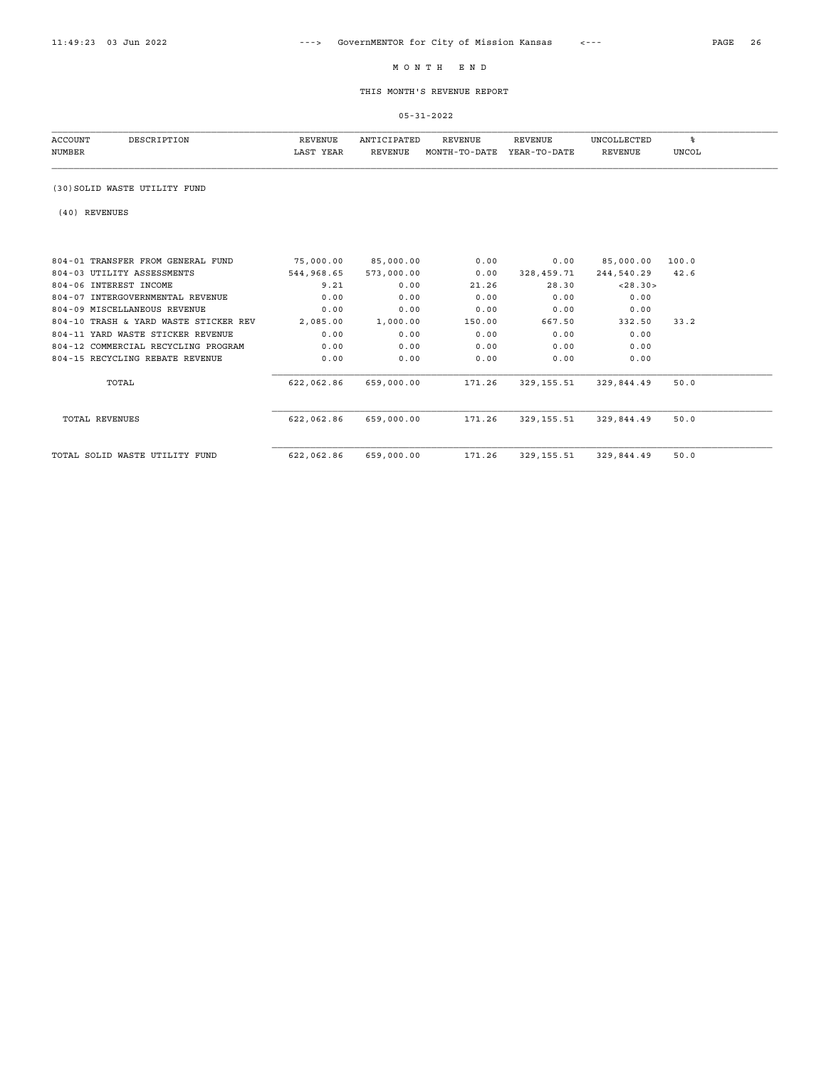# M O N T H   E N D

## THIS MONTH'S REVENUE REPORT

05-31-2022

| ACCOUNT NUMBER | DESCRIPTION | REVENUE LAST YEAR | ANTICIPATED REVENUE | REVENUE MONTH-TO-DATE | REVENUE YEAR-TO-DATE | UNCOLLECTED REVENUE | % UNCOL |
|---|---|---|---|---|---|---|---|
| (30) SOLID WASTE UTILITY FUND | | | | | | | |
| (40) REVENUES | | | | | | | |
| 804-01 | TRANSFER FROM GENERAL FUND | 75,000.00 | 85,000.00 | 0.00 | 0.00 | 85,000.00 | 100.0 |
| 804-03 | UTILITY ASSESSMENTS | 544,968.65 | 573,000.00 | 0.00 | 328,459.71 | 244,540.29 | 42.6 |
| 804-06 | INTEREST INCOME | 9.21 | 0.00 | 21.26 | 28.30 | <28.30> | |
| 804-07 | INTERGOVERNMENTAL REVENUE | 0.00 | 0.00 | 0.00 | 0.00 | 0.00 | |
| 804-09 | MISCELLANEOUS REVENUE | 0.00 | 0.00 | 0.00 | 0.00 | 0.00 | |
| 804-10 | TRASH & YARD WASTE STICKER REV | 2,085.00 | 1,000.00 | 150.00 | 667.50 | 332.50 | 33.2 |
| 804-11 | YARD WASTE STICKER REVENUE | 0.00 | 0.00 | 0.00 | 0.00 | 0.00 | |
| 804-12 | COMMERCIAL RECYCLING PROGRAM | 0.00 | 0.00 | 0.00 | 0.00 | 0.00 | |
| 804-15 | RECYCLING REBATE REVENUE | 0.00 | 0.00 | 0.00 | 0.00 | 0.00 | |
| | TOTAL | 622,062.86 | 659,000.00 | 171.26 | 329,155.51 | 329,844.49 | 50.0 |
| | TOTAL REVENUES | 622,062.86 | 659,000.00 | 171.26 | 329,155.51 | 329,844.49 | 50.0 |
| | TOTAL SOLID WASTE UTILITY FUND | 622,062.86 | 659,000.00 | 171.26 | 329,155.51 | 329,844.49 | 50.0 |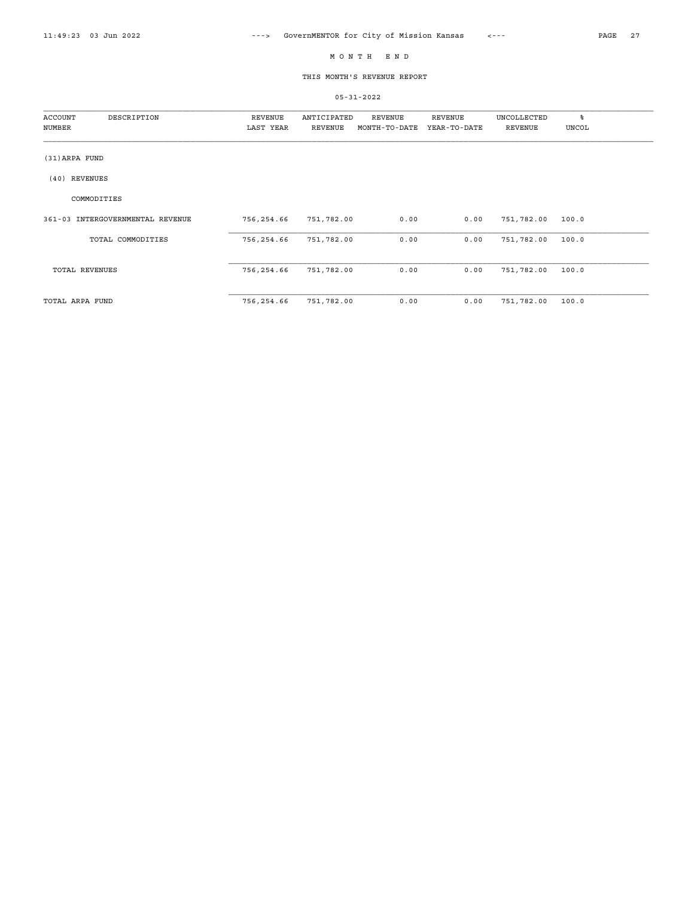# M O N T H   E N D

## THIS MONTH'S REVENUE REPORT

05-31-2022

| ACCOUNT NUMBER | DESCRIPTION | REVENUE LAST YEAR | ANTICIPATED REVENUE | REVENUE MONTH-TO-DATE | REVENUE YEAR-TO-DATE | UNCOLLECTED REVENUE | % UNCOL |
|---|---|---|---|---|---|---|---|
| (31)ARPA FUND | | | | | | | |
| (40) REVENUES | | | | | | | |
| | COMMODITIES | | | | | | |
| 361-03 | INTERGOVERNMENTAL REVENUE | 756,254.66 | 751,782.00 | 0.00 | 0.00 | 751,782.00 | 100.0 |
| | TOTAL COMMODITIES | 756,254.66 | 751,782.00 | 0.00 | 0.00 | 751,782.00 | 100.0 |
| TOTAL REVENUES | | 756,254.66 | 751,782.00 | 0.00 | 0.00 | 751,782.00 | 100.0 |
| TOTAL ARPA FUND | | 756,254.66 | 751,782.00 | 0.00 | 0.00 | 751,782.00 | 100.0 |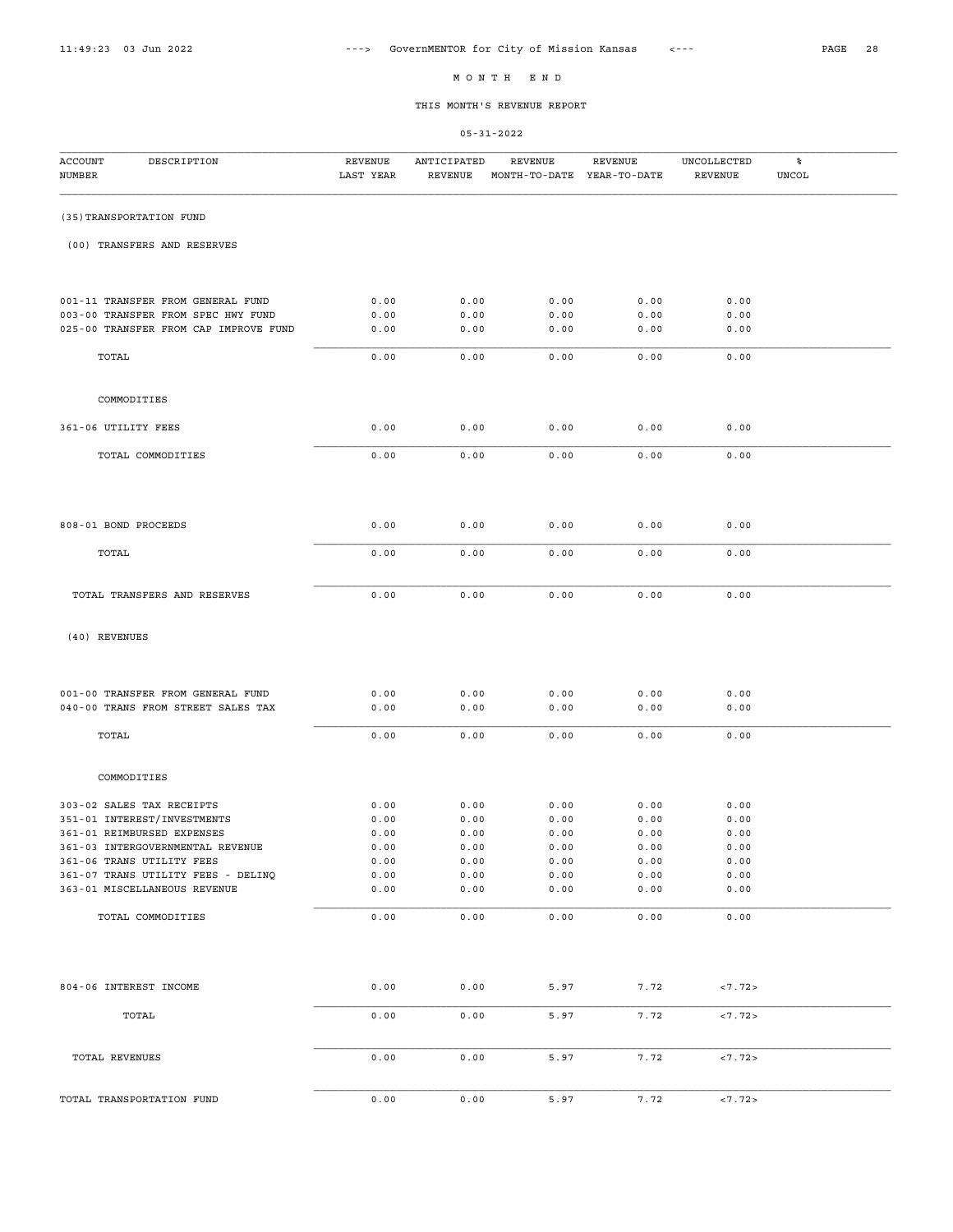# MONTH END

## THIS MONTH'S REVENUE REPORT

05-31-2022

| ACCOUNT NUMBER | DESCRIPTION | REVENUE LAST YEAR | ANTICIPATED REVENUE | REVENUE MONTH-TO-DATE | REVENUE YEAR-TO-DATE | UNCOLLECTED REVENUE | % UNCOL |
|---|---|---|---|---|---|---|---|
| (35) | TRANSPORTATION FUND | | | | | | |
| (00) | TRANSFERS AND RESERVES | | | | | | |
| 001-11 | TRANSFER FROM GENERAL FUND | 0.00 | 0.00 | 0.00 | 0.00 | 0.00 | |
| 003-00 | TRANSFER FROM SPEC HWY FUND | 0.00 | 0.00 | 0.00 | 0.00 | 0.00 | |
| 025-00 | TRANSFER FROM CAP IMPROVE FUND | 0.00 | 0.00 | 0.00 | 0.00 | 0.00 | |
| | TOTAL | 0.00 | 0.00 | 0.00 | 0.00 | 0.00 | |
| | COMMODITIES | | | | | | |
| 361-06 | UTILITY FEES | 0.00 | 0.00 | 0.00 | 0.00 | 0.00 | |
| | TOTAL COMMODITIES | 0.00 | 0.00 | 0.00 | 0.00 | 0.00 | |
| 808-01 | BOND PROCEEDS | 0.00 | 0.00 | 0.00 | 0.00 | 0.00 | |
| | TOTAL | 0.00 | 0.00 | 0.00 | 0.00 | 0.00 | |
| | TOTAL TRANSFERS AND RESERVES | 0.00 | 0.00 | 0.00 | 0.00 | 0.00 | |
| (40) | REVENUES | | | | | | |
| 001-00 | TRANSFER FROM GENERAL FUND | 0.00 | 0.00 | 0.00 | 0.00 | 0.00 | |
| 040-00 | TRANS FROM STREET SALES TAX | 0.00 | 0.00 | 0.00 | 0.00 | 0.00 | |
| | TOTAL | 0.00 | 0.00 | 0.00 | 0.00 | 0.00 | |
| | COMMODITIES | | | | | | |
| 303-02 | SALES TAX RECEIPTS | 0.00 | 0.00 | 0.00 | 0.00 | 0.00 | |
| 351-01 | INTEREST/INVESTMENTS | 0.00 | 0.00 | 0.00 | 0.00 | 0.00 | |
| 361-01 | REIMBURSED EXPENSES | 0.00 | 0.00 | 0.00 | 0.00 | 0.00 | |
| 361-03 | INTERGOVERNMENTAL REVENUE | 0.00 | 0.00 | 0.00 | 0.00 | 0.00 | |
| 361-06 | TRANS UTILITY FEES | 0.00 | 0.00 | 0.00 | 0.00 | 0.00 | |
| 361-07 | TRANS UTILITY FEES - DELINQ | 0.00 | 0.00 | 0.00 | 0.00 | 0.00 | |
| 363-01 | MISCELLANEOUS REVENUE | 0.00 | 0.00 | 0.00 | 0.00 | 0.00 | |
| | TOTAL COMMODITIES | 0.00 | 0.00 | 0.00 | 0.00 | 0.00 | |
| 804-06 | INTEREST INCOME | 0.00 | 0.00 | 5.97 | 7.72 | <7.72> | |
| | TOTAL | 0.00 | 0.00 | 5.97 | 7.72 | <7.72> | |
| | TOTAL REVENUES | 0.00 | 0.00 | 5.97 | 7.72 | <7.72> | |
| | TOTAL TRANSPORTATION FUND | 0.00 | 0.00 | 5.97 | 7.72 | <7.72> | |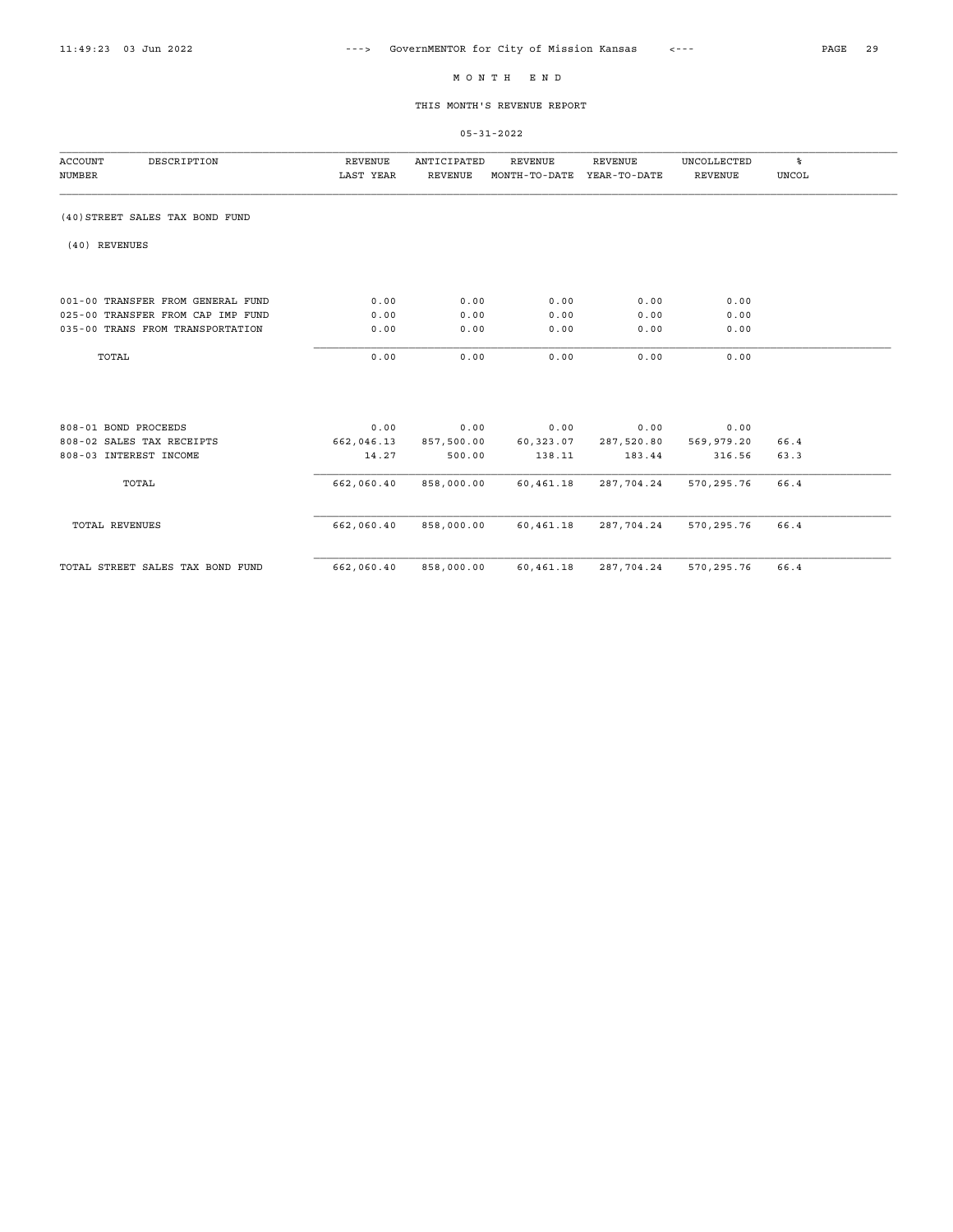# M O N T H   E N D

## THIS MONTH'S REVENUE REPORT

05-31-2022

| ACCOUNT NUMBER | DESCRIPTION | REVENUE LAST YEAR | ANTICIPATED REVENUE | REVENUE MONTH-TO-DATE | REVENUE YEAR-TO-DATE | UNCOLLECTED REVENUE | % UNCOL |
|---|---|---|---|---|---|---|---|
| (40) STREET SALES TAX BOND FUND | | | | | | | |
| (40) REVENUES | | | | | | | |
| 001-00 | TRANSFER FROM GENERAL FUND | 0.00 | 0.00 | 0.00 | 0.00 | 0.00 | |
| 025-00 | TRANSFER FROM CAP IMP FUND | 0.00 | 0.00 | 0.00 | 0.00 | 0.00 | |
| 035-00 | TRANS FROM TRANSPORTATION | 0.00 | 0.00 | 0.00 | 0.00 | 0.00 | |
| | TOTAL | 0.00 | 0.00 | 0.00 | 0.00 | 0.00 | |
| 808-01 | BOND PROCEEDS | 0.00 | 0.00 | 0.00 | 0.00 | 0.00 | |
| 808-02 | SALES TAX RECEIPTS | 662,046.13 | 857,500.00 | 60,323.07 | 287,520.80 | 569,979.20 | 66.4 |
| 808-03 | INTEREST INCOME | 14.27 | 500.00 | 138.11 | 183.44 | 316.56 | 63.3 |
| | TOTAL | 662,060.40 | 858,000.00 | 60,461.18 | 287,704.24 | 570,295.76 | 66.4 |
| | TOTAL REVENUES | 662,060.40 | 858,000.00 | 60,461.18 | 287,704.24 | 570,295.76 | 66.4 |
| | TOTAL STREET SALES TAX BOND FUND | 662,060.40 | 858,000.00 | 60,461.18 | 287,704.24 | 570,295.76 | 66.4 |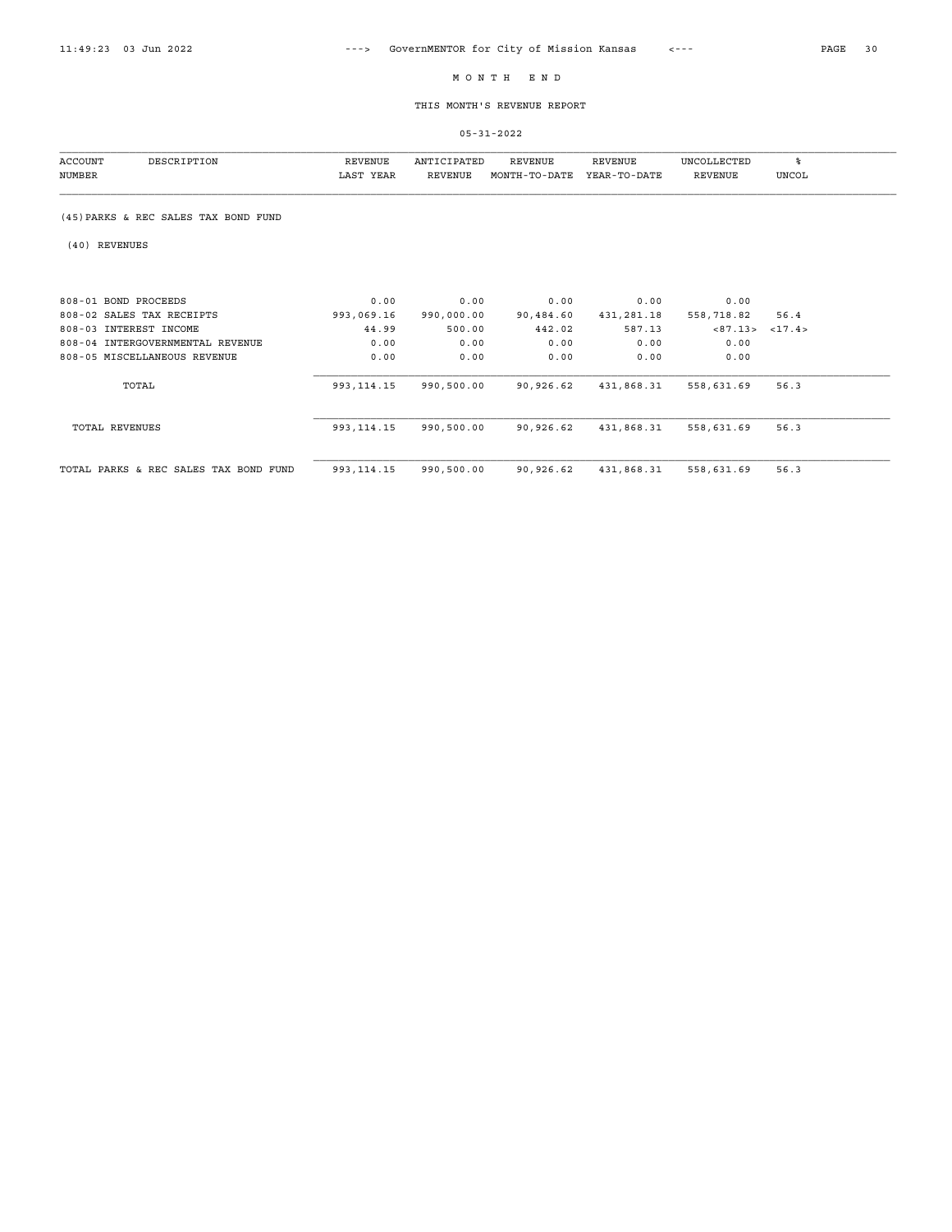# M O N T H   E N D

## THIS MONTH'S REVENUE REPORT

05-31-2022

| ACCOUNT NUMBER | DESCRIPTION | REVENUE LAST YEAR | ANTICIPATED REVENUE | REVENUE MONTH-TO-DATE | REVENUE YEAR-TO-DATE | UNCOLLECTED REVENUE | % UNCOL |
|---|---|---|---|---|---|---|---|
| (45) PARKS & REC SALES TAX BOND FUND | | | | | | | |
| (40) REVENUES | | | | | | | |
| 808-01 | BOND PROCEEDS | 0.00 | 0.00 | 0.00 | 0.00 | 0.00 | |
| 808-02 | SALES TAX RECEIPTS | 993,069.16 | 990,000.00 | 90,484.60 | 431,281.18 | 558,718.82 | 56.4 |
| 808-03 | INTEREST INCOME | 44.99 | 500.00 | 442.02 | 587.13 | <87.13> | <17.4> |
| 808-04 | INTERGOVERNMENTAL REVENUE | 0.00 | 0.00 | 0.00 | 0.00 | 0.00 | |
| 808-05 | MISCELLANEOUS REVENUE | 0.00 | 0.00 | 0.00 | 0.00 | 0.00 | |
| | TOTAL | 993,114.15 | 990,500.00 | 90,926.62 | 431,868.31 | 558,631.69 | 56.3 |
| | TOTAL REVENUES | 993,114.15 | 990,500.00 | 90,926.62 | 431,868.31 | 558,631.69 | 56.3 |
| | TOTAL PARKS & REC SALES TAX BOND FUND | 993,114.15 | 990,500.00 | 90,926.62 | 431,868.31 | 558,631.69 | 56.3 |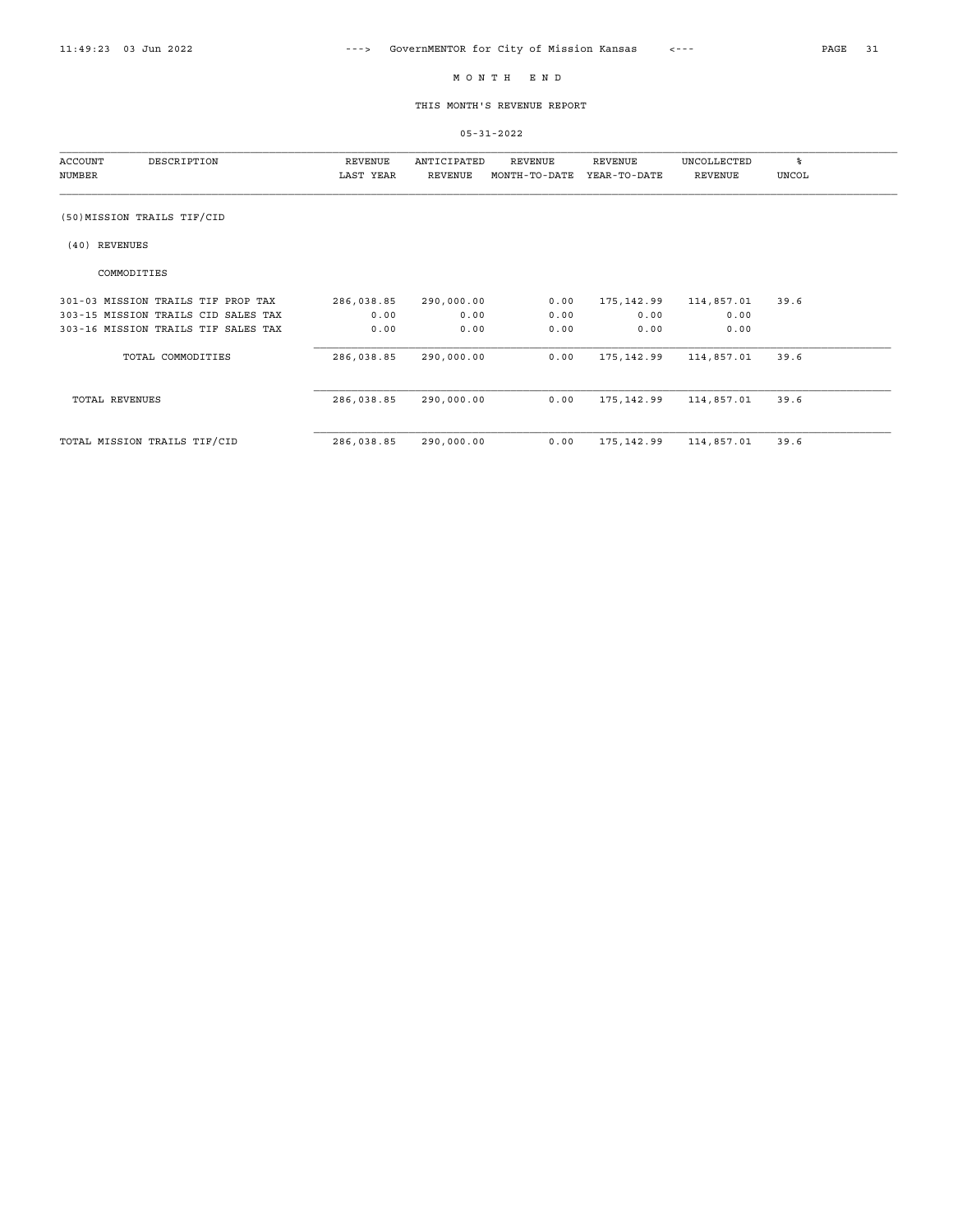# M O N T H   E N D

## THIS MONTH'S REVENUE REPORT

05-31-2022

| ACCOUNT NUMBER | DESCRIPTION | REVENUE LAST YEAR | ANTICIPATED REVENUE | REVENUE MONTH-TO-DATE | REVENUE YEAR-TO-DATE | UNCOLLECTED REVENUE | % UNCOL |
|---|---|---|---|---|---|---|---|
| (50)MISSION TRAILS TIF/CID | | | | | | | |
| (40) REVENUES | | | | | | | |
| COMMODITIES | | | | | | | |
| 301-03 | MISSION TRAILS TIF PROP TAX | 286,038.85 | 290,000.00 | 0.00 | 175,142.99 | 114,857.01 | 39.6 |
| 303-15 | MISSION TRAILS CID SALES TAX | 0.00 | 0.00 | 0.00 | 0.00 | 0.00 | |
| 303-16 | MISSION TRAILS TIF SALES TAX | 0.00 | 0.00 | 0.00 | 0.00 | 0.00 | |
| | TOTAL COMMODITIES | 286,038.85 | 290,000.00 | 0.00 | 175,142.99 | 114,857.01 | 39.6 |
| | TOTAL REVENUES | 286,038.85 | 290,000.00 | 0.00 | 175,142.99 | 114,857.01 | 39.6 |
| | TOTAL MISSION TRAILS TIF/CID | 286,038.85 | 290,000.00 | 0.00 | 175,142.99 | 114,857.01 | 39.6 |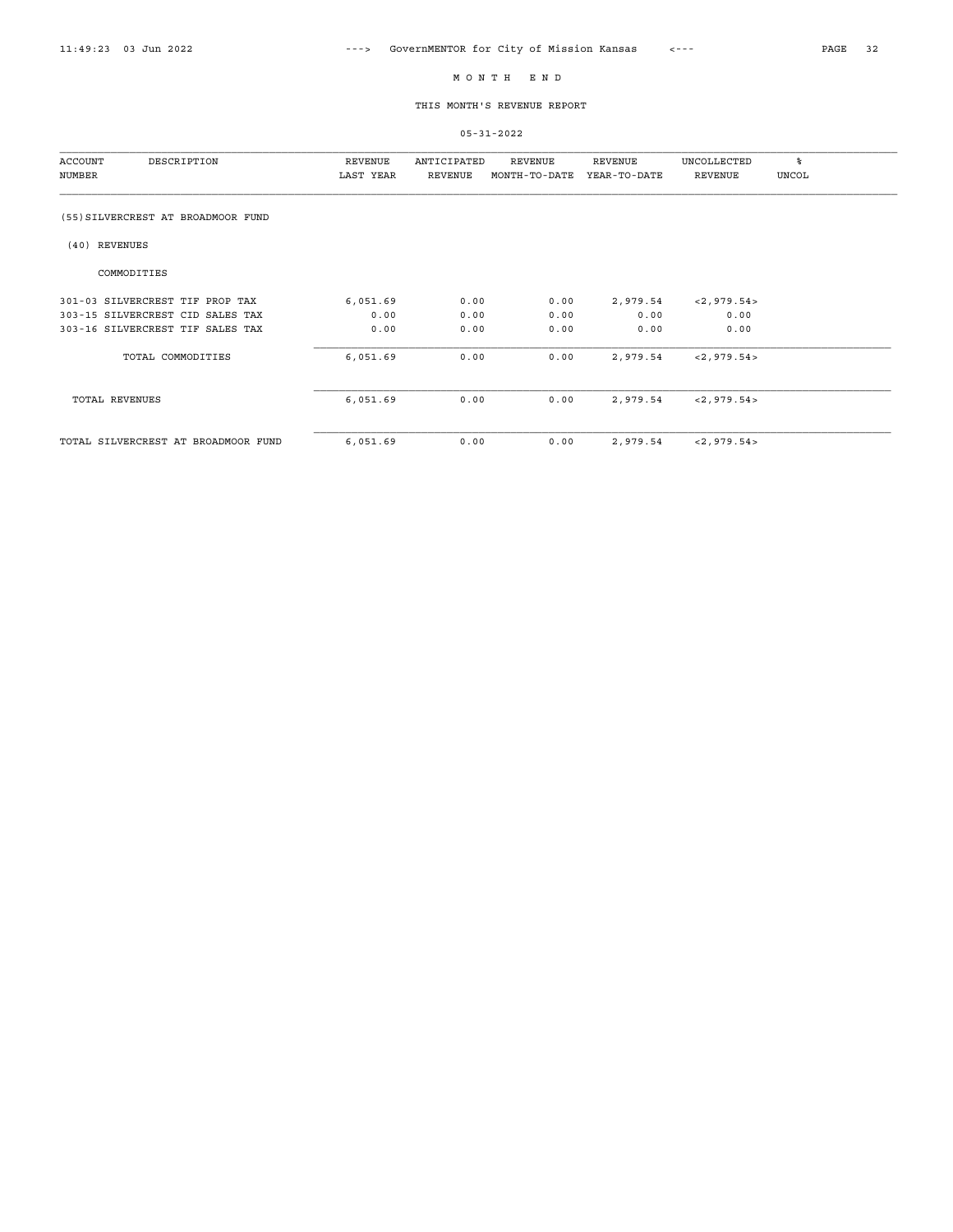# M O N T H  E N D

## THIS MONTH'S REVENUE REPORT

05-31-2022

| ACCOUNT NUMBER | DESCRIPTION | REVENUE LAST YEAR | ANTICIPATED REVENUE | REVENUE MONTH-TO-DATE | REVENUE YEAR-TO-DATE | UNCOLLECTED REVENUE | % UNCOL |
|---|---|---|---|---|---|---|---|
| (55) | SILVERCREST AT BROADMOOR FUND | | | | | | |
| (40) | REVENUES | | | | | | |
| | COMMODITIES | | | | | | |
| 301-03 | SILVERCREST TIF PROP TAX | 6,051.69 | 0.00 | 0.00 | 2,979.54 | <2,979.54> | |
| 303-15 | SILVERCREST CID SALES TAX | 0.00 | 0.00 | 0.00 | 0.00 | 0.00 | |
| 303-16 | SILVERCREST TIF SALES TAX | 0.00 | 0.00 | 0.00 | 0.00 | 0.00 | |
| | TOTAL COMMODITIES | 6,051.69 | 0.00 | 0.00 | 2,979.54 | <2,979.54> | |
| | TOTAL REVENUES | 6,051.69 | 0.00 | 0.00 | 2,979.54 | <2,979.54> | |
| | TOTAL SILVERCREST AT BROADMOOR FUND | 6,051.69 | 0.00 | 0.00 | 2,979.54 | <2,979.54> | |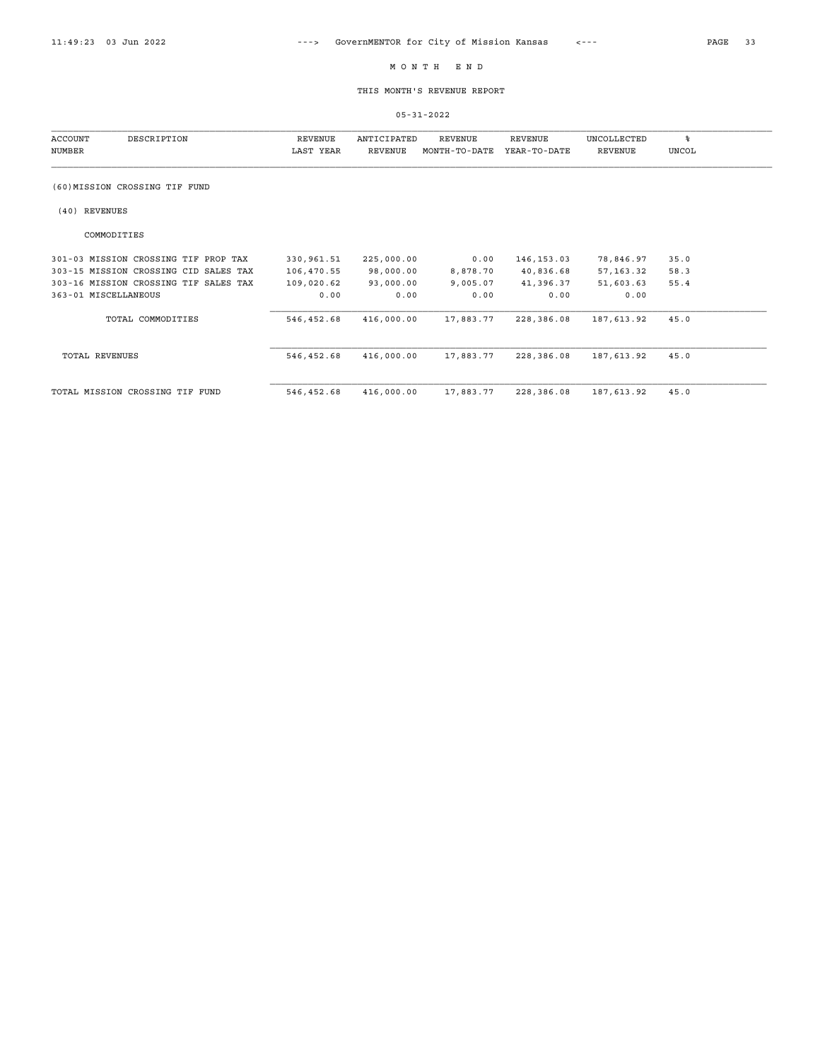# M O N T H   E N D

## THIS MONTH'S REVENUE REPORT

05-31-2022

| ACCOUNT NUMBER | DESCRIPTION | REVENUE LAST YEAR | ANTICIPATED REVENUE | REVENUE MONTH-TO-DATE | REVENUE YEAR-TO-DATE | UNCOLLECTED REVENUE | % UNCOL |
|---|---|---|---|---|---|---|---|
| (60)MISSION CROSSING TIF FUND | | | | | | | |
| (40) REVENUES | | | | | | | |
| COMMODITIES | | | | | | | |
| 301-03 | MISSION CROSSING TIF PROP TAX | 330,961.51 | 225,000.00 | 0.00 | 146,153.03 | 78,846.97 | 35.0 |
| 303-15 | MISSION CROSSING CID SALES TAX | 106,470.55 | 98,000.00 | 8,878.70 | 40,836.68 | 57,163.32 | 58.3 |
| 303-16 | MISSION CROSSING TIF SALES TAX | 109,020.62 | 93,000.00 | 9,005.07 | 41,396.37 | 51,603.63 | 55.4 |
| 363-01 | MISCELLANEOUS | 0.00 | 0.00 | 0.00 | 0.00 | 0.00 | |
| | TOTAL COMMODITIES | 546,452.68 | 416,000.00 | 17,883.77 | 228,386.08 | 187,613.92 | 45.0 |
| | TOTAL REVENUES | 546,452.68 | 416,000.00 | 17,883.77 | 228,386.08 | 187,613.92 | 45.0 |
| | TOTAL MISSION CROSSING TIF FUND | 546,452.68 | 416,000.00 | 17,883.77 | 228,386.08 | 187,613.92 | 45.0 |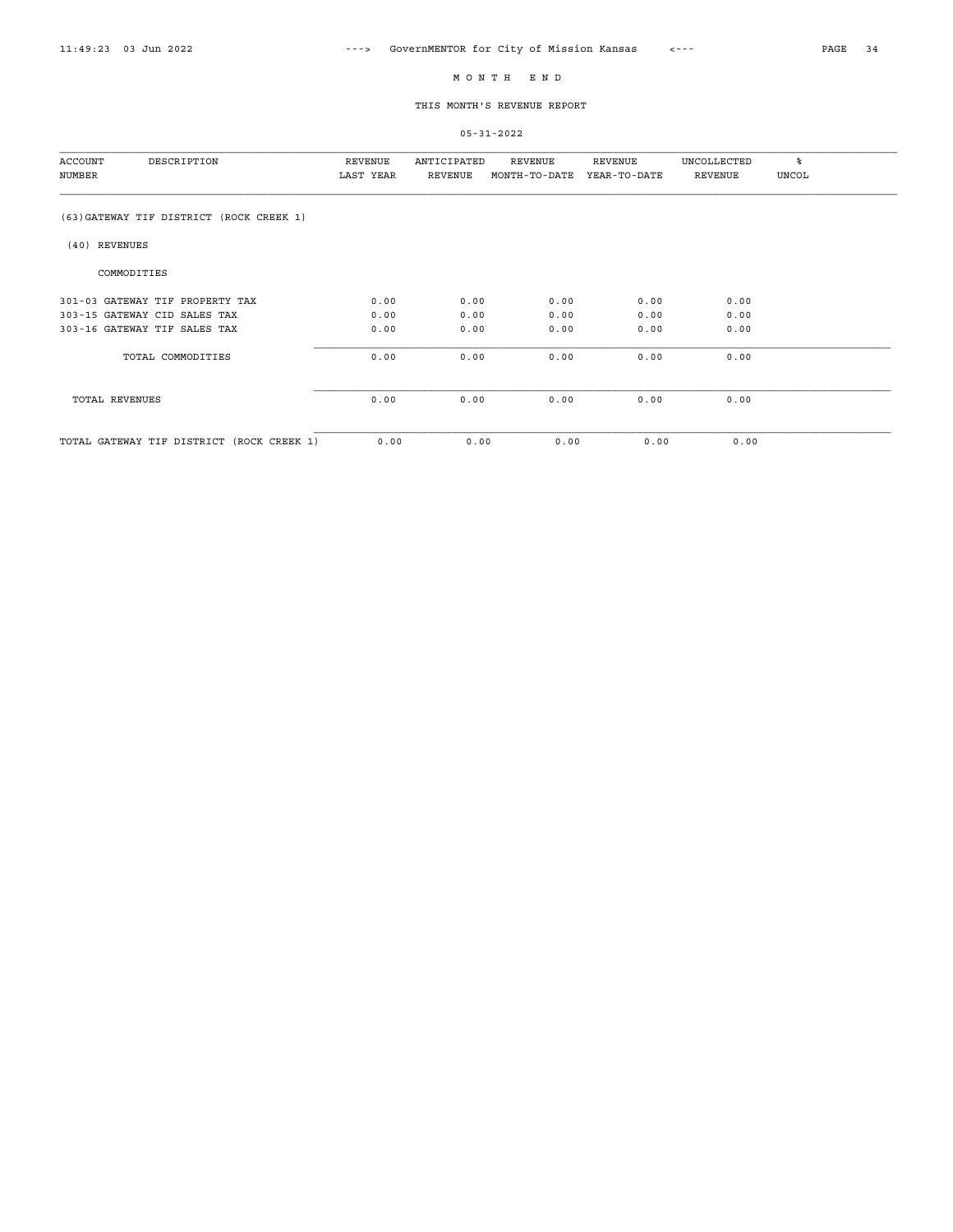# M O N T H   E N D

## THIS MONTH'S REVENUE REPORT

05-31-2022

| ACCOUNT NUMBER | DESCRIPTION | REVENUE LAST YEAR | ANTICIPATED REVENUE | REVENUE MONTH-TO-DATE | REVENUE YEAR-TO-DATE | UNCOLLECTED REVENUE | % UNCOL |
|---|---|---|---|---|---|---|---|
| (63)GATEWAY TIF DISTRICT (ROCK CREEK 1) | | | | | | | |
| (40) REVENUES | | | | | | | |
| | COMMODITIES | | | | | | |
| 301-03 | GATEWAY TIF PROPERTY TAX | 0.00 | 0.00 | 0.00 | 0.00 | 0.00 | |
| 303-15 | GATEWAY CID SALES TAX | 0.00 | 0.00 | 0.00 | 0.00 | 0.00 | |
| 303-16 | GATEWAY TIF SALES TAX | 0.00 | 0.00 | 0.00 | 0.00 | 0.00 | |
| | TOTAL COMMODITIES | 0.00 | 0.00 | 0.00 | 0.00 | 0.00 | |
| TOTAL REVENUES | | 0.00 | 0.00 | 0.00 | 0.00 | 0.00 | |
| TOTAL GATEWAY TIF DISTRICT (ROCK CREEK 1) | | 0.00 | 0.00 | 0.00 | 0.00 | 0.00 | |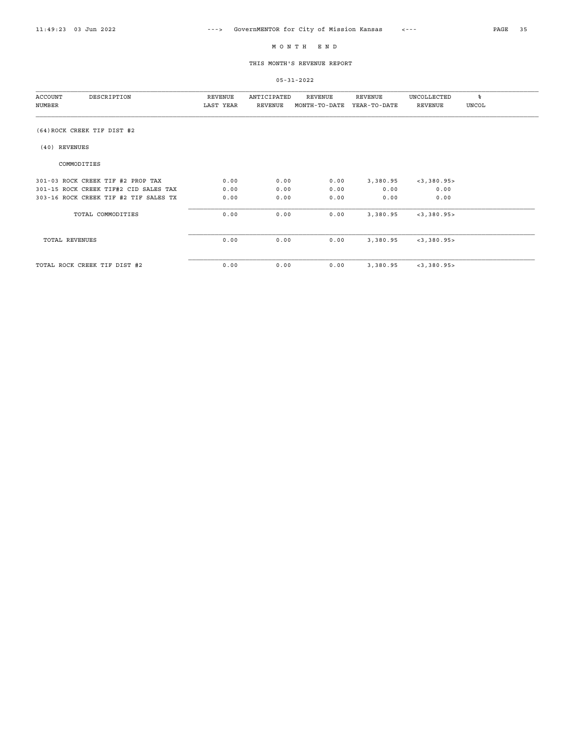# M O N T H   E N D

## THIS MONTH'S REVENUE REPORT

05-31-2022

| ACCOUNT NUMBER | DESCRIPTION | REVENUE LAST YEAR | ANTICIPATED REVENUE | REVENUE MONTH-TO-DATE | REVENUE YEAR-TO-DATE | UNCOLLECTED REVENUE | % UNCOL |
|---|---|---|---|---|---|---|---|
| (64)ROCK CREEK TIF DIST #2 | | | | | | | |
| (40) REVENUES | | | | | | | |
| | COMMODITIES | | | | | | |
| 301-03 | ROCK CREEK TIF #2 PROP TAX | 0.00 | 0.00 | 0.00 | 3,380.95 | <3,380.95> | |
| 301-15 | ROCK CREEK TIF#2 CID SALES TAX | 0.00 | 0.00 | 0.00 | 0.00 | 0.00 | |
| 303-16 | ROCK CREEK TIF #2 TIF SALES TX | 0.00 | 0.00 | 0.00 | 0.00 | 0.00 | |
| | TOTAL COMMODITIES | 0.00 | 0.00 | 0.00 | 3,380.95 | <3,380.95> | |
| | TOTAL REVENUES | 0.00 | 0.00 | 0.00 | 3,380.95 | <3,380.95> | |
| | TOTAL ROCK CREEK TIF DIST #2 | 0.00 | 0.00 | 0.00 | 3,380.95 | <3,380.95> | |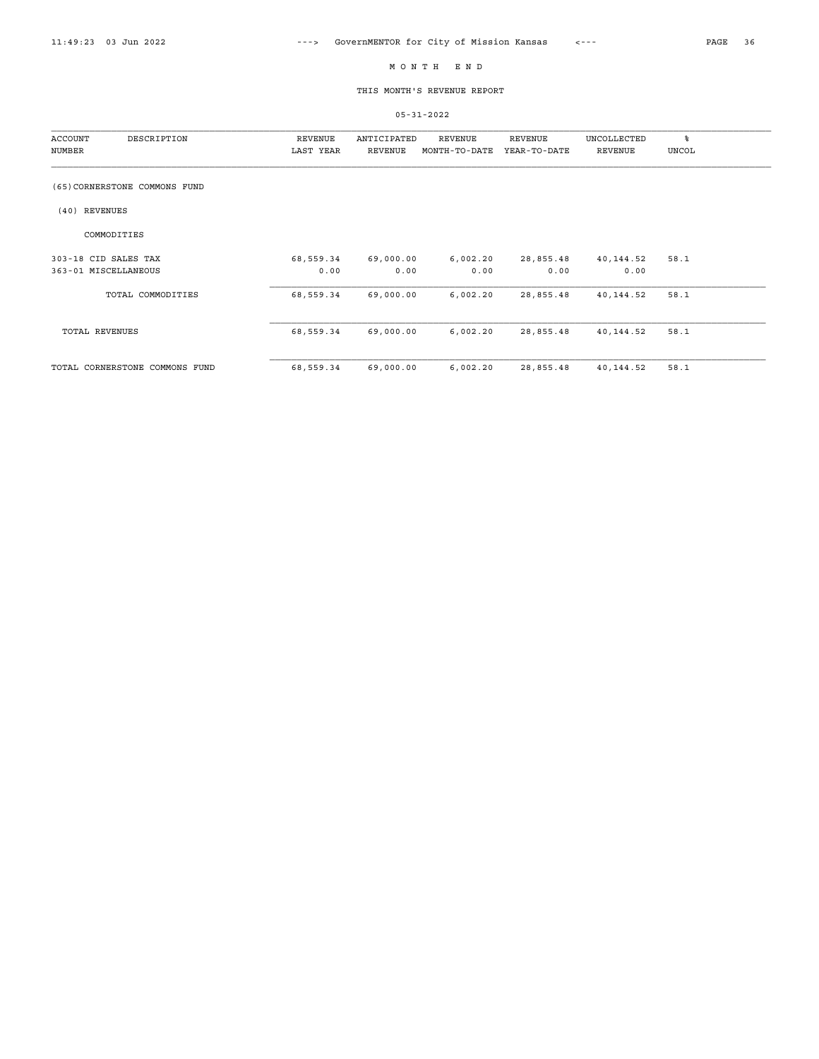# MONTH END

## THIS MONTH'S REVENUE REPORT

05-31-2022

| ACCOUNT NUMBER | DESCRIPTION | REVENUE LAST YEAR | ANTICIPATED REVENUE | REVENUE MONTH-TO-DATE | REVENUE YEAR-TO-DATE | UNCOLLECTED REVENUE | % UNCOL |
|---|---|---|---|---|---|---|---|
| (65)CORNERSTONE COMMONS FUND | | | | | | | |
| (40) REVENUES | | | | | | | |
| | COMMODITIES | | | | | | |
| 303-18 | CID SALES TAX | 68,559.34 | 69,000.00 | 6,002.20 | 28,855.48 | 40,144.52 | 58.1 |
| 363-01 | MISCELLANEOUS | 0.00 | 0.00 | 0.00 | 0.00 | 0.00 | |
| | TOTAL COMMODITIES | 68,559.34 | 69,000.00 | 6,002.20 | 28,855.48 | 40,144.52 | 58.1 |
| TOTAL REVENUES | | 68,559.34 | 69,000.00 | 6,002.20 | 28,855.48 | 40,144.52 | 58.1 |
| TOTAL CORNERSTONE COMMONS FUND | | 68,559.34 | 69,000.00 | 6,002.20 | 28,855.48 | 40,144.52 | 58.1 |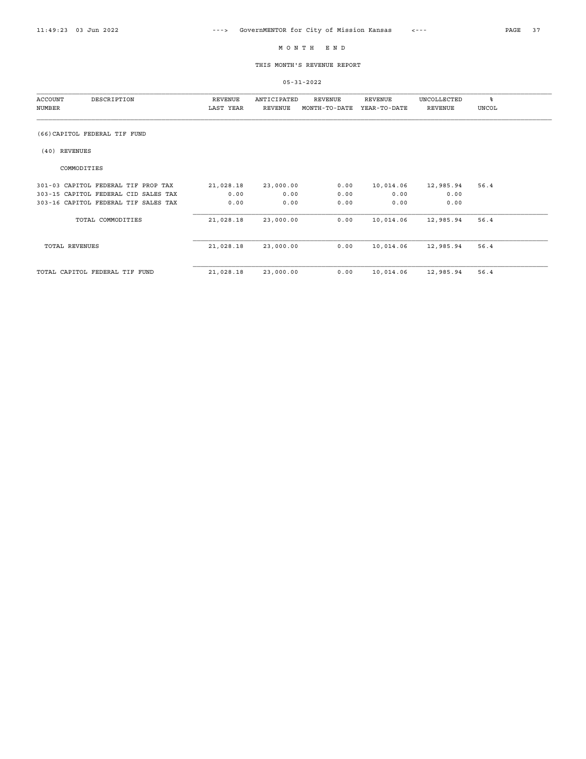# MONTH END

## THIS MONTH'S REVENUE REPORT

05-31-2022

| ACCOUNT NUMBER | DESCRIPTION | REVENUE LAST YEAR | ANTICIPATED REVENUE | REVENUE MONTH-TO-DATE | REVENUE YEAR-TO-DATE | UNCOLLECTED REVENUE | % UNCOL |
|---|---|---|---|---|---|---|---|
| (66) CAPITOL FEDERAL TIF FUND | | | | | | | |
| (40) REVENUES | | | | | | | |
| COMMODITIES | | | | | | | |
| 301-03 | CAPITOL FEDERAL TIF PROP TAX | 21,028.18 | 23,000.00 | 0.00 | 10,014.06 | 12,985.94 | 56.4 |
| 303-15 | CAPITOL FEDERAL CID SALES TAX | 0.00 | 0.00 | 0.00 | 0.00 | 0.00 | |
| 303-16 | CAPITOL FEDERAL TIF SALES TAX | 0.00 | 0.00 | 0.00 | 0.00 | 0.00 | |
| | TOTAL COMMODITIES | 21,028.18 | 23,000.00 | 0.00 | 10,014.06 | 12,985.94 | 56.4 |
| | TOTAL REVENUES | 21,028.18 | 23,000.00 | 0.00 | 10,014.06 | 12,985.94 | 56.4 |
| | TOTAL CAPITOL FEDERAL TIF FUND | 21,028.18 | 23,000.00 | 0.00 | 10,014.06 | 12,985.94 | 56.4 |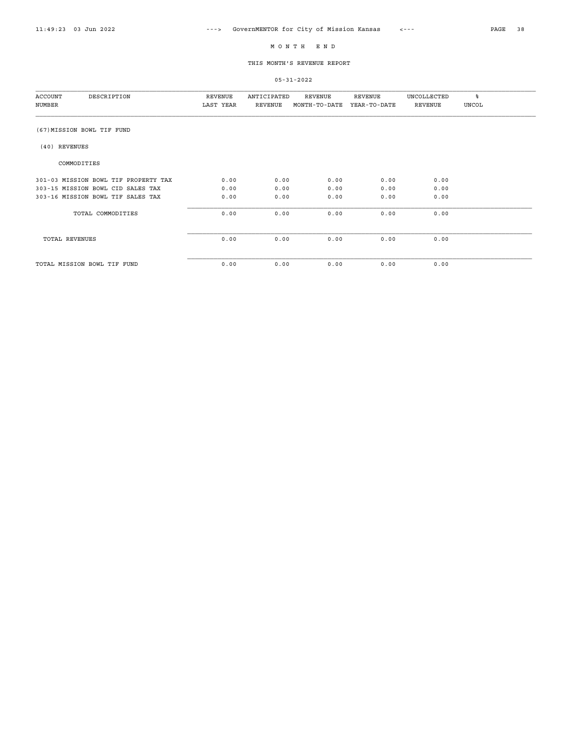# MONTH END

## THIS MONTH'S REVENUE REPORT

05-31-2022

| ACCOUNT NUMBER | DESCRIPTION | REVENUE LAST YEAR | ANTICIPATED REVENUE | REVENUE MONTH-TO-DATE | REVENUE YEAR-TO-DATE | UNCOLLECTED REVENUE | % UNCOL |
|---|---|---|---|---|---|---|---|
| (67)MISSION BOWL TIF FUND | | | | | | | |
| (40) REVENUES | | | | | | | |
| | COMMODITIES | | | | | | |
| 301-03 | MISSION BOWL TIF PROPERTY TAX | 0.00 | 0.00 | 0.00 | 0.00 | 0.00 | |
| 303-15 | MISSION BOWL CID SALES TAX | 0.00 | 0.00 | 0.00 | 0.00 | 0.00 | |
| 303-16 | MISSION BOWL TIF SALES TAX | 0.00 | 0.00 | 0.00 | 0.00 | 0.00 | |
| | TOTAL COMMODITIES | 0.00 | 0.00 | 0.00 | 0.00 | 0.00 | |
| TOTAL REVENUES | | 0.00 | 0.00 | 0.00 | 0.00 | 0.00 | |
| TOTAL MISSION BOWL TIF FUND | | 0.00 | 0.00 | 0.00 | 0.00 | 0.00 | |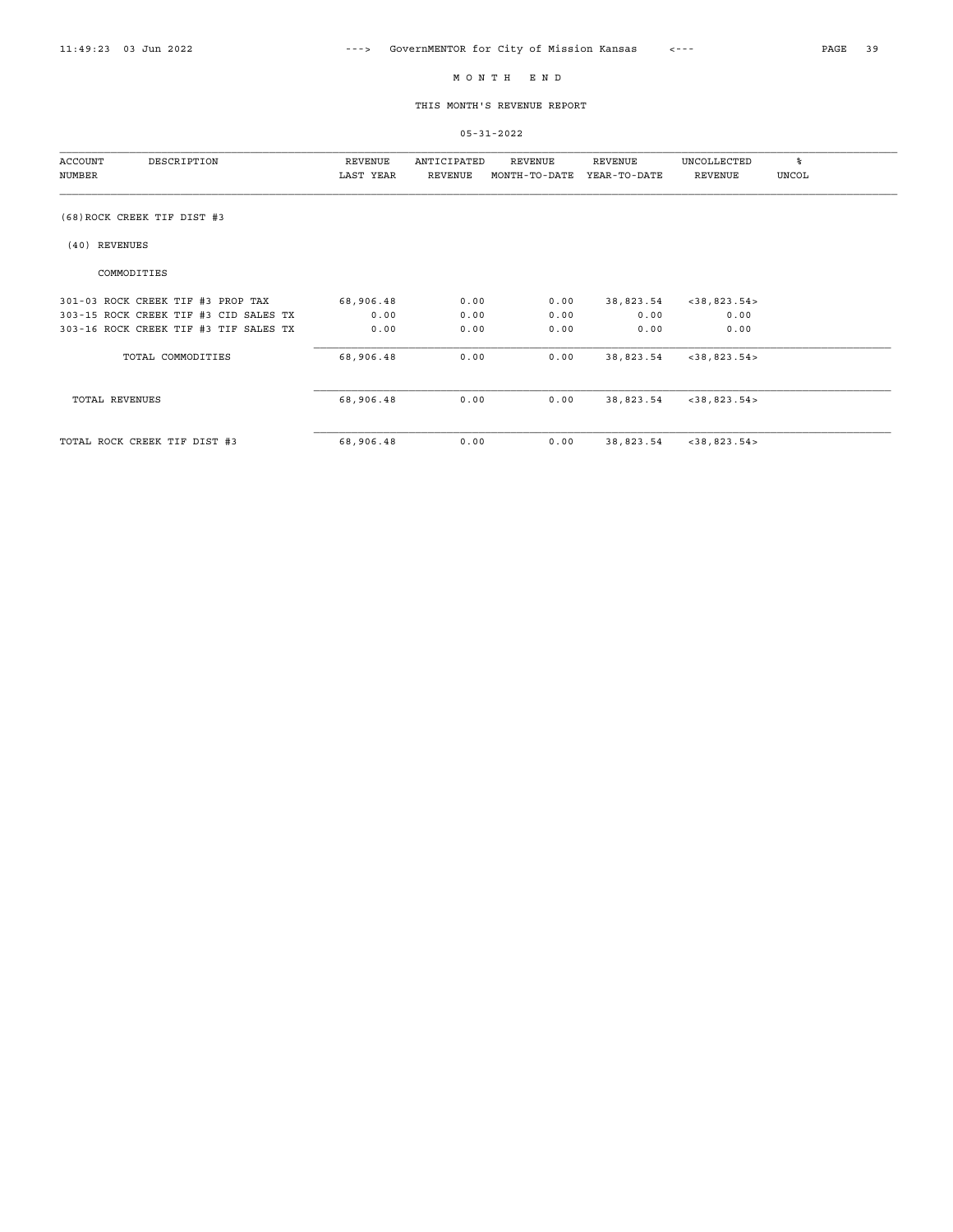# M O N T H   E N D

## THIS MONTH'S REVENUE REPORT

05-31-2022

| ACCOUNT NUMBER | DESCRIPTION | REVENUE LAST YEAR | ANTICIPATED REVENUE | REVENUE MONTH-TO-DATE | REVENUE YEAR-TO-DATE | UNCOLLECTED REVENUE | % UNCOL |
|---|---|---|---|---|---|---|---|
| (68)ROCK CREEK TIF DIST #3 | | | | | | | |
| (40) REVENUES | | | | | | | |
| COMMODITIES | | | | | | | |
| 301-03 | ROCK CREEK TIF #3 PROP TAX | 68,906.48 | 0.00 | 0.00 | 38,823.54 | <38,823.54> | |
| 303-15 | ROCK CREEK TIF #3 CID SALES TX | 0.00 | 0.00 | 0.00 | 0.00 | 0.00 | |
| 303-16 | ROCK CREEK TIF #3 TIF SALES TX | 0.00 | 0.00 | 0.00 | 0.00 | 0.00 | |
| | TOTAL COMMODITIES | 68,906.48 | 0.00 | 0.00 | 38,823.54 | <38,823.54> | |
| | TOTAL REVENUES | 68,906.48 | 0.00 | 0.00 | 38,823.54 | <38,823.54> | |
| | TOTAL ROCK CREEK TIF DIST #3 | 68,906.48 | 0.00 | 0.00 | 38,823.54 | <38,823.54> | |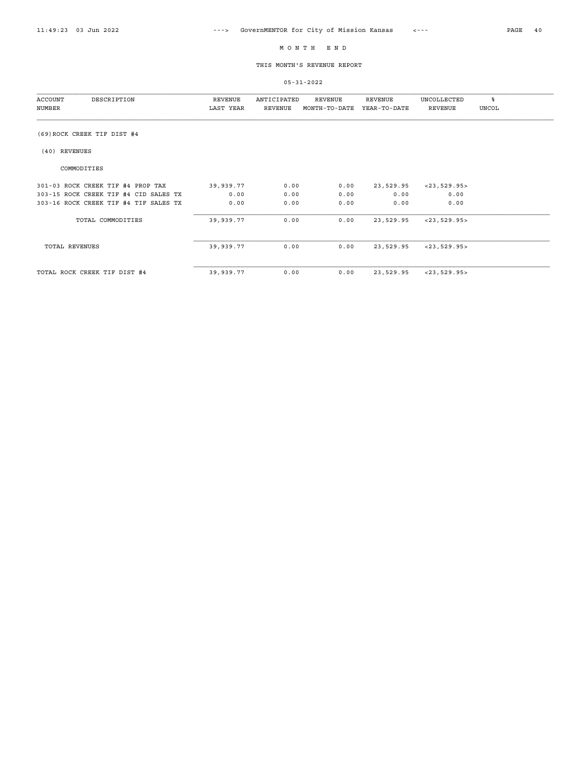# M O N T H   E N D

## THIS MONTH'S REVENUE REPORT

05-31-2022

| ACCOUNT NUMBER | DESCRIPTION | REVENUE LAST YEAR | ANTICIPATED REVENUE | REVENUE MONTH-TO-DATE | REVENUE YEAR-TO-DATE | UNCOLLECTED REVENUE | % UNCOL |
|---|---|---|---|---|---|---|---|
| (69)ROCK CREEK TIF DIST #4 | | | | | | | |
| (40) REVENUES | | | | | | | |
| | COMMODITIES | | | | | | |
| 301-03 | ROCK CREEK TIF #4 PROP TAX | 39,939.77 | 0.00 | 0.00 | 23,529.95 | <23,529.95> | |
| 303-15 | ROCK CREEK TIF #4 CID SALES TX | 0.00 | 0.00 | 0.00 | 0.00 | 0.00 | |
| 303-16 | ROCK CREEK TIF #4 TIF SALES TX | 0.00 | 0.00 | 0.00 | 0.00 | 0.00 | |
| | TOTAL COMMODITIES | 39,939.77 | 0.00 | 0.00 | 23,529.95 | <23,529.95> | |
| | TOTAL REVENUES | 39,939.77 | 0.00 | 0.00 | 23,529.95 | <23,529.95> | |
| | TOTAL ROCK CREEK TIF DIST #4 | 39,939.77 | 0.00 | 0.00 | 23,529.95 | <23,529.95> | |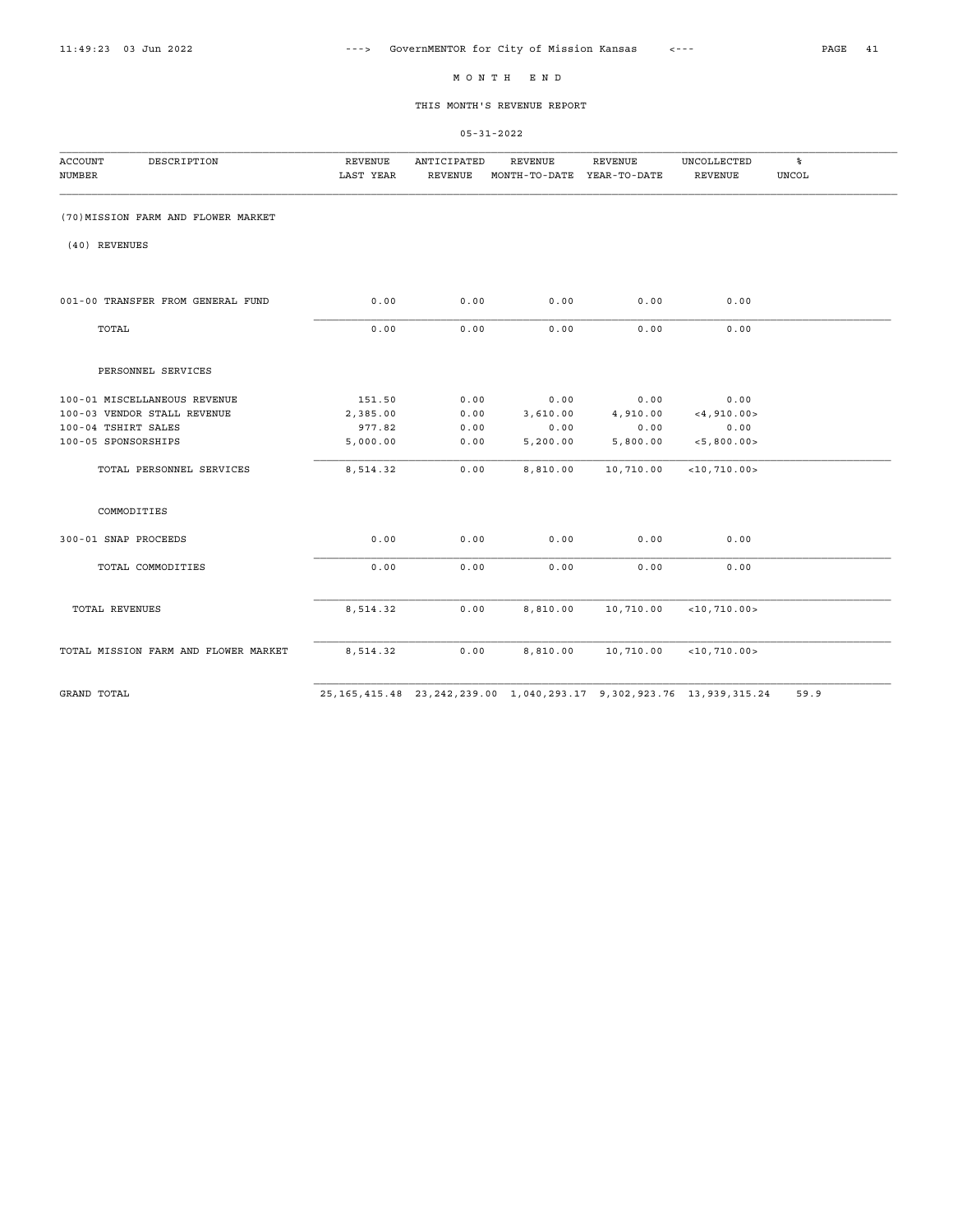# M O N T H   E N D

## THIS MONTH'S REVENUE REPORT

05-31-2022

| ACCOUNT NUMBER | DESCRIPTION | REVENUE LAST YEAR | ANTICIPATED REVENUE | REVENUE MONTH-TO-DATE | REVENUE YEAR-TO-DATE | UNCOLLECTED REVENUE | % UNCOL |
|---|---|---|---|---|---|---|---|
| (70)MISSION FARM AND FLOWER MARKET | | | | | | | |
| (40) REVENUES | | | | | | | |
| 001-00 | TRANSFER FROM GENERAL FUND | 0.00 | 0.00 | 0.00 | 0.00 | 0.00 | |
| | TOTAL | 0.00 | 0.00 | 0.00 | 0.00 | 0.00 | |
| | PERSONNEL SERVICES | | | | | | |
| 100-01 | MISCELLANEOUS REVENUE | 151.50 | 0.00 | 0.00 | 0.00 | 0.00 | |
| 100-03 | VENDOR STALL REVENUE | 2,385.00 | 0.00 | 3,610.00 | 4,910.00 | <4,910.00> | |
| 100-04 | TSHIRT SALES | 977.82 | 0.00 | 0.00 | 0.00 | 0.00 | |
| 100-05 | SPONSORSHIPS | 5,000.00 | 0.00 | 5,200.00 | 5,800.00 | <5,800.00> | |
| | TOTAL PERSONNEL SERVICES | 8,514.32 | 0.00 | 8,810.00 | 10,710.00 | <10,710.00> | |
| | COMMODITIES | | | | | | |
| 300-01 | SNAP PROCEEDS | 0.00 | 0.00 | 0.00 | 0.00 | 0.00 | |
| | TOTAL COMMODITIES | 0.00 | 0.00 | 0.00 | 0.00 | 0.00 | |
| | TOTAL REVENUES | 8,514.32 | 0.00 | 8,810.00 | 10,710.00 | <10,710.00> | |
| | TOTAL MISSION FARM AND FLOWER MARKET | 8,514.32 | 0.00 | 8,810.00 | 10,710.00 | <10,710.00> | |
| | GRAND TOTAL | 25,165,415.48 | 23,242,239.00 | 1,040,293.17 | 9,302,923.76 | 13,939,315.24 | 59.9 |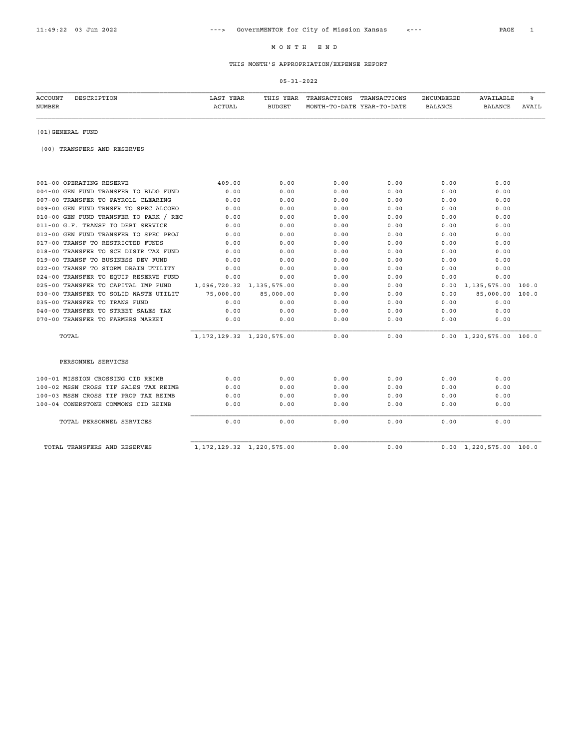# M O N T H E N D

## THIS MONTH'S APPROPRIATION/EXPENSE REPORT

05-31-2022

| ACCOUNT NUMBER | DESCRIPTION | LAST YEAR ACTUAL | THIS YEAR BUDGET | TRANSACTIONS MONTH-TO-DATE | TRANSACTIONS YEAR-TO-DATE | ENCUMBERED BALANCE | AVAILABLE BALANCE | % AVAIL |
|---|---|---|---|---|---|---|---|---|

### (01)GENERAL FUND

#### (00) TRANSFERS AND RESERVES

| ACCOUNT NUMBER | DESCRIPTION | LAST YEAR ACTUAL | THIS YEAR BUDGET | TRANSACTIONS MONTH-TO-DATE | TRANSACTIONS YEAR-TO-DATE | ENCUMBERED BALANCE | AVAILABLE BALANCE | % AVAIL |
|---|---|---|---|---|---|---|---|---|
| 001-00 | OPERATING RESERVE | 409.00 | 0.00 | 0.00 | 0.00 | 0.00 | 0.00 | |
| 004-00 | GEN FUND TRANSFER TO BLDG FUND | 0.00 | 0.00 | 0.00 | 0.00 | 0.00 | 0.00 | |
| 007-00 | TRANSFER TO PAYROLL CLEARING | 0.00 | 0.00 | 0.00 | 0.00 | 0.00 | 0.00 | |
| 009-00 | GEN FUND TRNSFR TO SPEC ALCOHO | 0.00 | 0.00 | 0.00 | 0.00 | 0.00 | 0.00 | |
| 010-00 | GEN FUND TRANSFER TO PARK / REC | 0.00 | 0.00 | 0.00 | 0.00 | 0.00 | 0.00 | |
| 011-00 | G.F. TRANSF TO DEBT SERVICE | 0.00 | 0.00 | 0.00 | 0.00 | 0.00 | 0.00 | |
| 012-00 | GEN FUND TRANSFER TO SPEC PROJ | 0.00 | 0.00 | 0.00 | 0.00 | 0.00 | 0.00 | |
| 017-00 | TRANSF TO RESTRICTED FUNDS | 0.00 | 0.00 | 0.00 | 0.00 | 0.00 | 0.00 | |
| 018-00 | TRANSFER TO SCH DISTR TAX FUND | 0.00 | 0.00 | 0.00 | 0.00 | 0.00 | 0.00 | |
| 019-00 | TRANSF TO BUSINESS DEV FUND | 0.00 | 0.00 | 0.00 | 0.00 | 0.00 | 0.00 | |
| 022-00 | TRANSF TO STORM DRAIN UTILITY | 0.00 | 0.00 | 0.00 | 0.00 | 0.00 | 0.00 | |
| 024-00 | TRANSFER TO EQUIP RESERVE FUND | 0.00 | 0.00 | 0.00 | 0.00 | 0.00 | 0.00 | |
| 025-00 | TRANSFER TO CAPITAL IMP FUND | 1,096,720.32 | 1,135,575.00 | 0.00 | 0.00 | 0.00 | 1,135,575.00 | 100.0 |
| 030-00 | TRANSFER TO SOLID WASTE UTILIT | 75,000.00 | 85,000.00 | 0.00 | 0.00 | 0.00 | 85,000.00 | 100.0 |
| 035-00 | TRANSFER TO TRANS FUND | 0.00 | 0.00 | 0.00 | 0.00 | 0.00 | 0.00 | |
| 040-00 | TRANSFER TO STREET SALES TAX | 0.00 | 0.00 | 0.00 | 0.00 | 0.00 | 0.00 | |
| 070-00 | TRANSFER TO FARMERS MARKET | 0.00 | 0.00 | 0.00 | 0.00 | 0.00 | 0.00 | |
| | TOTAL | 1,172,129.32 | 1,220,575.00 | 0.00 | 0.00 | 0.00 | 1,220,575.00 | 100.0 |

#### PERSONNEL SERVICES

| ACCOUNT NUMBER | DESCRIPTION | LAST YEAR ACTUAL | THIS YEAR BUDGET | TRANSACTIONS MONTH-TO-DATE | TRANSACTIONS YEAR-TO-DATE | ENCUMBERED BALANCE | AVAILABLE BALANCE | % AVAIL |
|---|---|---|---|---|---|---|---|---|
| 100-01 | MISSION CROSSING CID REIMB | 0.00 | 0.00 | 0.00 | 0.00 | 0.00 | 0.00 | |
| 100-02 | MSSN CROSS TIF SALES TAX REIMB | 0.00 | 0.00 | 0.00 | 0.00 | 0.00 | 0.00 | |
| 100-03 | MSSN CROSS TIF PROP TAX REIMB | 0.00 | 0.00 | 0.00 | 0.00 | 0.00 | 0.00 | |
| 100-04 | CONERSTONE COMMONS CID REIMB | 0.00 | 0.00 | 0.00 | 0.00 | 0.00 | 0.00 | |
| | TOTAL PERSONNEL SERVICES | 0.00 | 0.00 | 0.00 | 0.00 | 0.00 | 0.00 | |
| | TOTAL TRANSFERS AND RESERVES | 1,172,129.32 | 1,220,575.00 | 0.00 | 0.00 | 0.00 | 1,220,575.00 | 100.0 |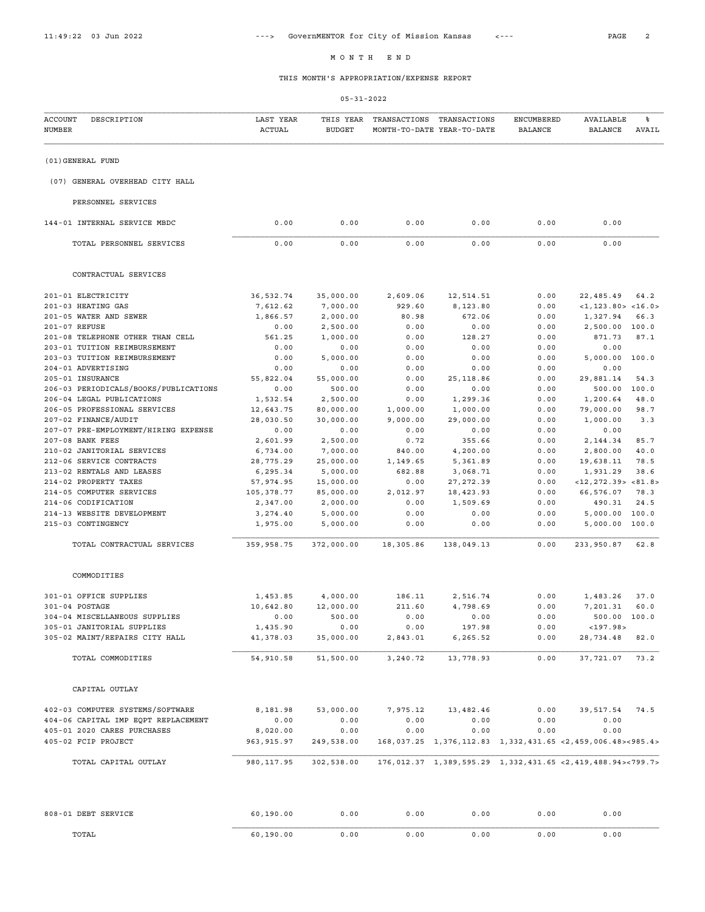# M O N T H E N D

## THIS MONTH'S APPROPRIATION/EXPENSE REPORT

05-31-2022

| ACCOUNT NUMBER | DESCRIPTION | LAST YEAR ACTUAL | THIS YEAR BUDGET | TRANSACTIONS MONTH-TO-DATE | TRANSACTIONS YEAR-TO-DATE | ENCUMBERED BALANCE | AVAILABLE BALANCE | % AVAIL |
|---|---|---|---|---|---|---|---|---|
| (01)GENERAL FUND | | | | | | | | |
| (07) GENERAL OVERHEAD CITY HALL | | | | | | | | |
| PERSONNEL SERVICES | | | | | | | | |
| 144-01 | INTERNAL SERVICE MBDC | 0.00 | 0.00 | 0.00 | 0.00 | 0.00 | 0.00 | |
| | TOTAL PERSONNEL SERVICES | 0.00 | 0.00 | 0.00 | 0.00 | 0.00 | 0.00 | |
| CONTRACTUAL SERVICES | | | | | | | | |
| 201-01 | ELECTRICITY | 36,532.74 | 35,000.00 | 2,609.06 | 12,514.51 | 0.00 | 22,485.49 | 64.2 |
| 201-03 | HEATING GAS | 7,612.62 | 7,000.00 | 929.60 | 8,123.80 | 0.00 | <1,123.80> | <16.0> |
| 201-05 | WATER AND SEWER | 1,866.57 | 2,000.00 | 80.98 | 672.06 | 0.00 | 1,327.94 | 66.3 |
| 201-07 | REFUSE | 0.00 | 2,500.00 | 0.00 | 0.00 | 0.00 | 2,500.00 | 100.0 |
| 201-08 | TELEPHONE OTHER THAN CELL | 561.25 | 1,000.00 | 0.00 | 128.27 | 0.00 | 871.73 | 87.1 |
| 203-01 | TUITION REIMBURSEMENT | 0.00 | 0.00 | 0.00 | 0.00 | 0.00 | 0.00 | |
| 203-03 | TUITION REIMBURSEMENT | 0.00 | 5,000.00 | 0.00 | 0.00 | 0.00 | 5,000.00 | 100.0 |
| 204-01 | ADVERTISING | 0.00 | 0.00 | 0.00 | 0.00 | 0.00 | 0.00 | |
| 205-01 | INSURANCE | 55,822.04 | 55,000.00 | 0.00 | 25,118.86 | 0.00 | 29,881.14 | 54.3 |
| 206-03 | PERIODICALS/BOOKS/PUBLICATIONS | 0.00 | 500.00 | 0.00 | 0.00 | 0.00 | 500.00 | 100.0 |
| 206-04 | LEGAL PUBLICATIONS | 1,532.54 | 2,500.00 | 0.00 | 1,299.36 | 0.00 | 1,200.64 | 48.0 |
| 206-05 | PROFESSIONAL SERVICES | 12,643.75 | 80,000.00 | 1,000.00 | 1,000.00 | 0.00 | 79,000.00 | 98.7 |
| 207-02 | FINANCE/AUDIT | 28,030.50 | 30,000.00 | 9,000.00 | 29,000.00 | 0.00 | 1,000.00 | 3.3 |
| 207-07 | PRE-EMPLOYMENT/HIRING EXPENSE | 0.00 | 0.00 | 0.00 | 0.00 | 0.00 | 0.00 | |
| 207-08 | BANK FEES | 2,601.99 | 2,500.00 | 0.72 | 355.66 | 0.00 | 2,144.34 | 85.7 |
| 210-02 | JANITORIAL SERVICES | 6,734.00 | 7,000.00 | 840.00 | 4,200.00 | 0.00 | 2,800.00 | 40.0 |
| 212-06 | SERVICE CONTRACTS | 28,775.29 | 25,000.00 | 1,149.65 | 5,361.89 | 0.00 | 19,638.11 | 78.5 |
| 213-02 | RENTALS AND LEASES | 6,295.34 | 5,000.00 | 682.88 | 3,068.71 | 0.00 | 1,931.29 | 38.6 |
| 214-02 | PROPERTY TAXES | 57,974.95 | 15,000.00 | 0.00 | 27,272.39 | 0.00 | <12,272.39> | <81.8> |
| 214-05 | COMPUTER SERVICES | 105,378.77 | 85,000.00 | 2,012.97 | 18,423.93 | 0.00 | 66,576.07 | 78.3 |
| 214-06 | CODIFICATION | 2,347.00 | 2,000.00 | 0.00 | 1,509.69 | 0.00 | 490.31 | 24.5 |
| 214-13 | WEBSITE DEVELOPMENT | 3,274.40 | 5,000.00 | 0.00 | 0.00 | 0.00 | 5,000.00 | 100.0 |
| 215-03 | CONTINGENCY | 1,975.00 | 5,000.00 | 0.00 | 0.00 | 0.00 | 5,000.00 | 100.0 |
| | TOTAL CONTRACTUAL SERVICES | 359,958.75 | 372,000.00 | 18,305.86 | 138,049.13 | 0.00 | 233,950.87 | 62.8 |
| COMMODITIES | | | | | | | | |
| 301-01 | OFFICE SUPPLIES | 1,453.85 | 4,000.00 | 186.11 | 2,516.74 | 0.00 | 1,483.26 | 37.0 |
| 301-04 | POSTAGE | 10,642.80 | 12,000.00 | 211.60 | 4,798.69 | 0.00 | 7,201.31 | 60.0 |
| 304-04 | MISCELLANEOUS SUPPLIES | 0.00 | 500.00 | 0.00 | 0.00 | 0.00 | 500.00 | 100.0 |
| 305-01 | JANITORIAL SUPPLIES | 1,435.90 | 0.00 | 0.00 | 197.98 | 0.00 | <197.98> | |
| 305-02 | MAINT/REPAIRS CITY HALL | 41,378.03 | 35,000.00 | 2,843.01 | 6,265.52 | 0.00 | 28,734.48 | 82.0 |
| | TOTAL COMMODITIES | 54,910.58 | 51,500.00 | 3,240.72 | 13,778.93 | 0.00 | 37,721.07 | 73.2 |
| CAPITAL OUTLAY | | | | | | | | |
| 402-03 | COMPUTER SYSTEMS/SOFTWARE | 8,181.98 | 53,000.00 | 7,975.12 | 13,482.46 | 0.00 | 39,517.54 | 74.5 |
| 404-06 | CAPITAL IMP EQPT REPLACEMENT | 0.00 | 0.00 | 0.00 | 0.00 | 0.00 | 0.00 | |
| 405-01 | 2020 CARES PURCHASES | 8,020.00 | 0.00 | 0.00 | 0.00 | 0.00 | 0.00 | |
| 405-02 | FCIP PROJECT | 963,915.97 | 249,538.00 | 168,037.25 | 1,376,112.83 | 1,332,431.65 | <2,459,006.48> | <985.4> |
| | TOTAL CAPITAL OUTLAY | 980,117.95 | 302,538.00 | 176,012.37 | 1,389,595.29 | 1,332,431.65 | <2,419,488.94> | <799.7> |
| 808-01 | DEBT SERVICE | 60,190.00 | 0.00 | 0.00 | 0.00 | 0.00 | 0.00 | |
| | TOTAL | 60,190.00 | 0.00 | 0.00 | 0.00 | 0.00 | 0.00 | |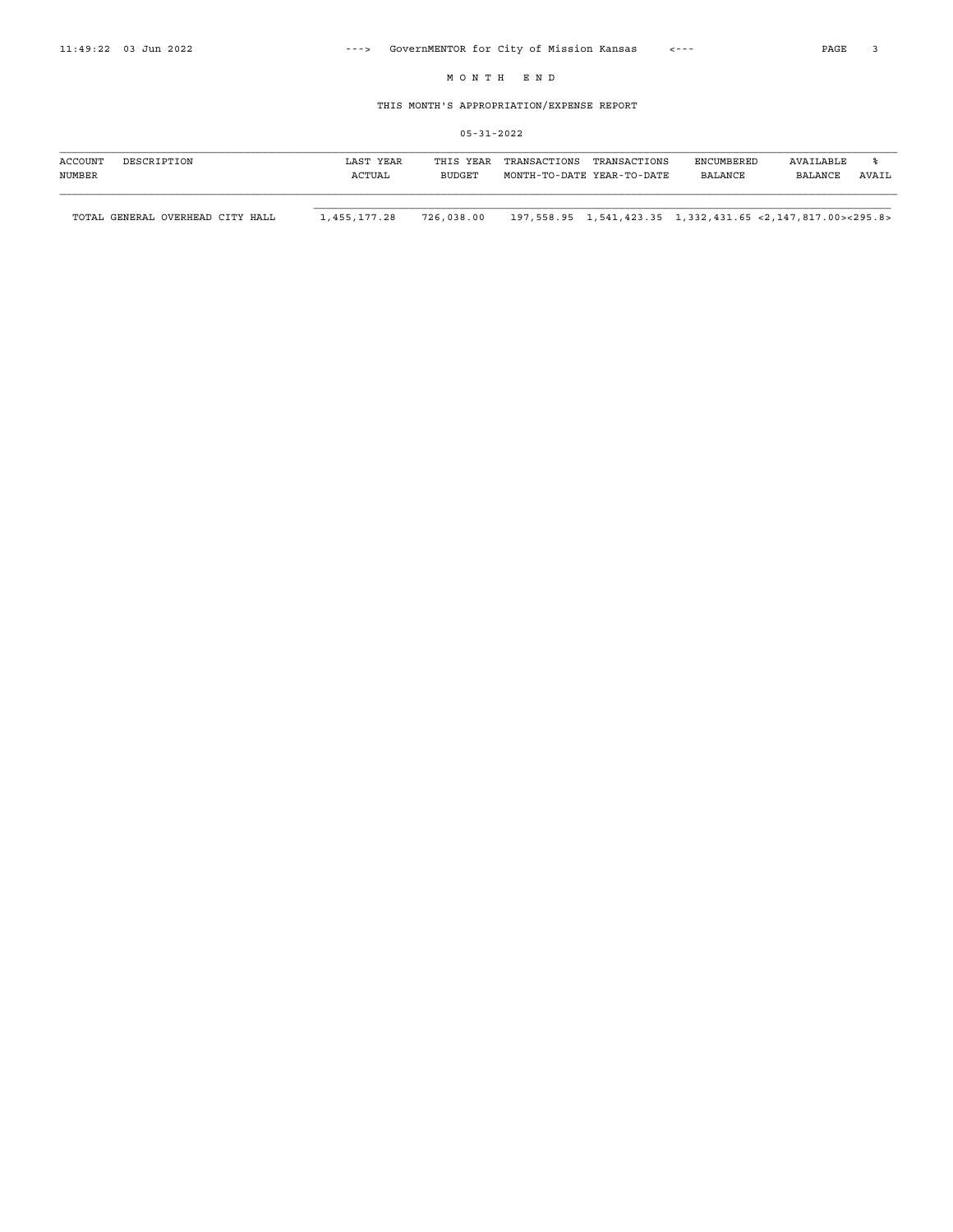MONTH END

THIS MONTH'S APPROPRIATION/EXPENSE REPORT

05-31-2022

| ACCOUNT NUMBER | DESCRIPTION | LAST YEAR ACTUAL | THIS YEAR BUDGET | TRANSACTIONS MONTH-TO-DATE | TRANSACTIONS YEAR-TO-DATE | ENCUMBERED BALANCE | AVAILABLE BALANCE | % AVAIL |
|---|---|---|---|---|---|---|---|---|
| | TOTAL GENERAL OVERHEAD CITY HALL | 1,455,177.28 | 726,038.00 | 197,558.95 | 1,541,423.35 | 1,332,431.65 | <2,147,817.00> | <295.8> |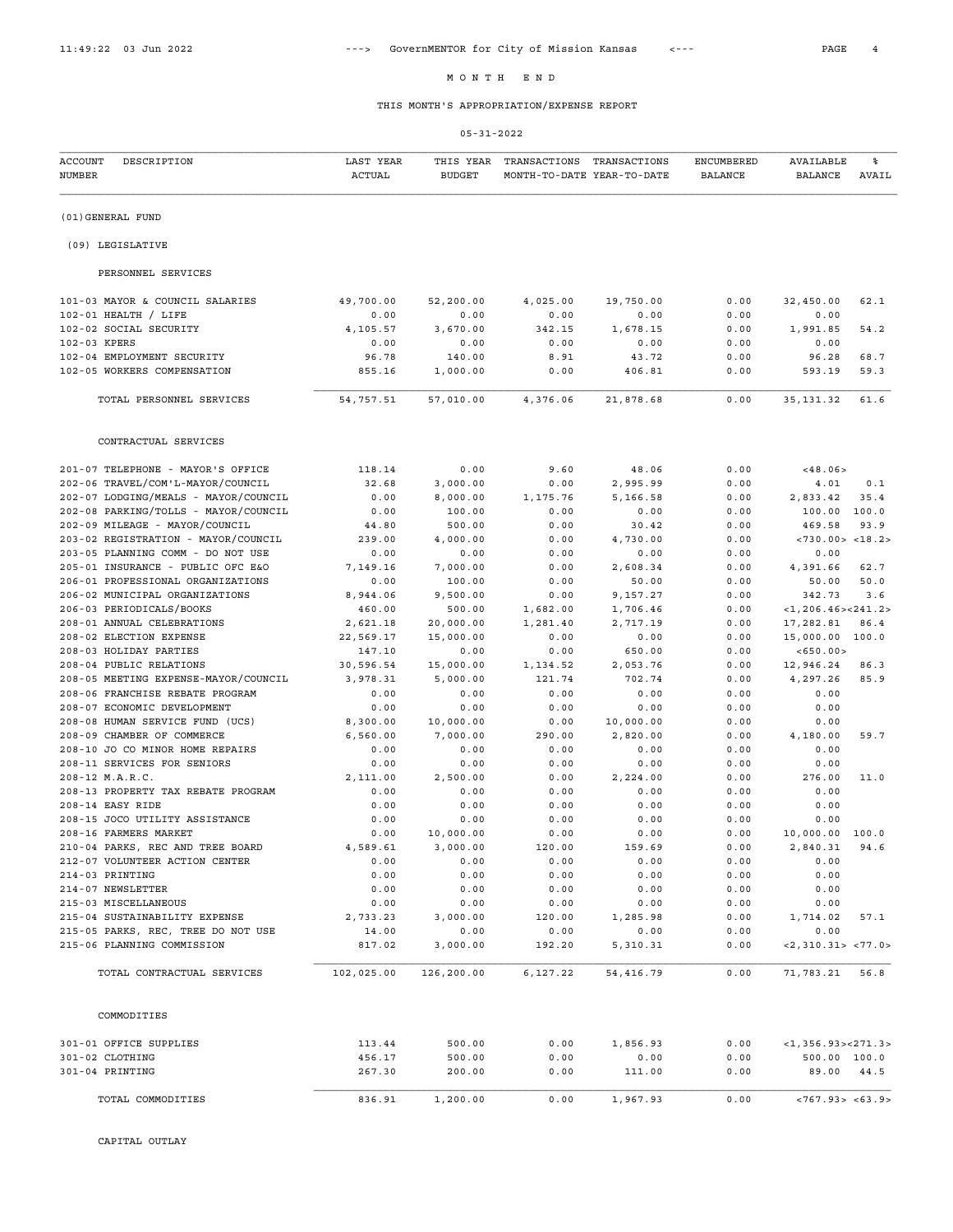# MONTH END

## THIS MONTH'S APPROPRIATION/EXPENSE REPORT

05-31-2022

| ACCOUNT NUMBER | DESCRIPTION | LAST YEAR ACTUAL | THIS YEAR BUDGET | TRANSACTIONS MONTH-TO-DATE | TRANSACTIONS YEAR-TO-DATE | ENCUMBERED BALANCE | AVAILABLE BALANCE | % AVAIL |
|---|---|---|---|---|---|---|---|---|
| (01)GENERAL FUND | | | | | | | | |
| (09) LEGISLATIVE | | | | | | | | |
| PERSONNEL SERVICES | | | | | | | | |
| 101-03 | MAYOR & COUNCIL SALARIES | 49,700.00 | 52,200.00 | 4,025.00 | 19,750.00 | 0.00 | 32,450.00 | 62.1 |
| 102-01 | HEALTH / LIFE | 0.00 | 0.00 | 0.00 | 0.00 | 0.00 | 0.00 | |
| 102-02 | SOCIAL SECURITY | 4,105.57 | 3,670.00 | 342.15 | 1,678.15 | 0.00 | 1,991.85 | 54.2 |
| 102-03 | KPERS | 0.00 | 0.00 | 0.00 | 0.00 | 0.00 | 0.00 | |
| 102-04 | EMPLOYMENT SECURITY | 96.78 | 140.00 | 8.91 | 43.72 | 0.00 | 96.28 | 68.7 |
| 102-05 | WORKERS COMPENSATION | 855.16 | 1,000.00 | 0.00 | 406.81 | 0.00 | 593.19 | 59.3 |
| | TOTAL PERSONNEL SERVICES | 54,757.51 | 57,010.00 | 4,376.06 | 21,878.68 | 0.00 | 35,131.32 | 61.6 |
| CONTRACTUAL SERVICES | | | | | | | | |
| 201-07 | TELEPHONE - MAYOR'S OFFICE | 118.14 | 0.00 | 9.60 | 48.06 | 0.00 | <48.06> | |
| 202-06 | TRAVEL/COM'L-MAYOR/COUNCIL | 32.68 | 3,000.00 | 0.00 | 2,995.99 | 0.00 | 4.01 | 0.1 |
| 202-07 | LODGING/MEALS - MAYOR/COUNCIL | 0.00 | 8,000.00 | 1,175.76 | 5,166.58 | 0.00 | 2,833.42 | 35.4 |
| 202-08 | PARKING/TOLLS - MAYOR/COUNCIL | 0.00 | 100.00 | 0.00 | 0.00 | 0.00 | 100.00 | 100.0 |
| 202-09 | MILEAGE - MAYOR/COUNCIL | 44.80 | 500.00 | 0.00 | 30.42 | 0.00 | 469.58 | 93.9 |
| 203-02 | REGISTRATION - MAYOR/COUNCIL | 239.00 | 4,000.00 | 0.00 | 4,730.00 | 0.00 | <730.00> | <18.2> |
| 203-05 | PLANNING COMM - DO NOT USE | 0.00 | 0.00 | 0.00 | 0.00 | 0.00 | 0.00 | |
| 205-01 | INSURANCE - PUBLIC OFC E&O | 7,149.16 | 7,000.00 | 0.00 | 2,608.34 | 0.00 | 4,391.66 | 62.7 |
| 206-01 | PROFESSIONAL ORGANIZATIONS | 0.00 | 100.00 | 0.00 | 50.00 | 0.00 | 50.00 | 50.0 |
| 206-02 | MUNICIPAL ORGANIZATIONS | 8,944.06 | 9,500.00 | 0.00 | 9,157.27 | 0.00 | 342.73 | 3.6 |
| 206-03 | PERIODICALS/BOOKS | 460.00 | 500.00 | 1,682.00 | 1,706.46 | 0.00 | <1,206.46> | <241.2> |
| 208-01 | ANNUAL CELEBRATIONS | 2,621.18 | 20,000.00 | 1,281.40 | 2,717.19 | 0.00 | 17,282.81 | 86.4 |
| 208-02 | ELECTION EXPENSE | 22,569.17 | 15,000.00 | 0.00 | 0.00 | 0.00 | 15,000.00 | 100.0 |
| 208-03 | HOLIDAY PARTIES | 147.10 | 0.00 | 0.00 | 650.00 | 0.00 | <650.00> | |
| 208-04 | PUBLIC RELATIONS | 30,596.54 | 15,000.00 | 1,134.52 | 2,053.76 | 0.00 | 12,946.24 | 86.3 |
| 208-05 | MEETING EXPENSE-MAYOR/COUNCIL | 3,978.31 | 5,000.00 | 121.74 | 702.74 | 0.00 | 4,297.26 | 85.9 |
| 208-06 | FRANCHISE REBATE PROGRAM | 0.00 | 0.00 | 0.00 | 0.00 | 0.00 | 0.00 | |
| 208-07 | ECONOMIC DEVELOPMENT | 0.00 | 0.00 | 0.00 | 0.00 | 0.00 | 0.00 | |
| 208-08 | HUMAN SERVICE FUND (UCS) | 8,300.00 | 10,000.00 | 0.00 | 10,000.00 | 0.00 | 0.00 | |
| 208-09 | CHAMBER OF COMMERCE | 6,560.00 | 7,000.00 | 290.00 | 2,820.00 | 0.00 | 4,180.00 | 59.7 |
| 208-10 | JO CO MINOR HOME REPAIRS | 0.00 | 0.00 | 0.00 | 0.00 | 0.00 | 0.00 | |
| 208-11 | SERVICES FOR SENIORS | 0.00 | 0.00 | 0.00 | 0.00 | 0.00 | 0.00 | |
| 208-12 | M.A.R.C. | 2,111.00 | 2,500.00 | 0.00 | 2,224.00 | 0.00 | 276.00 | 11.0 |
| 208-13 | PROPERTY TAX REBATE PROGRAM | 0.00 | 0.00 | 0.00 | 0.00 | 0.00 | 0.00 | |
| 208-14 | EASY RIDE | 0.00 | 0.00 | 0.00 | 0.00 | 0.00 | 0.00 | |
| 208-15 | JOCO UTILITY ASSISTANCE | 0.00 | 0.00 | 0.00 | 0.00 | 0.00 | 0.00 | |
| 208-16 | FARMERS MARKET | 0.00 | 10,000.00 | 0.00 | 0.00 | 0.00 | 10,000.00 | 100.0 |
| 210-04 | PARKS, REC AND TREE BOARD | 4,589.61 | 3,000.00 | 120.00 | 159.69 | 0.00 | 2,840.31 | 94.6 |
| 212-07 | VOLUNTEER ACTION CENTER | 0.00 | 0.00 | 0.00 | 0.00 | 0.00 | 0.00 | |
| 214-03 | PRINTING | 0.00 | 0.00 | 0.00 | 0.00 | 0.00 | 0.00 | |
| 214-07 | NEWSLETTER | 0.00 | 0.00 | 0.00 | 0.00 | 0.00 | 0.00 | |
| 215-03 | MISCELLANEOUS | 0.00 | 0.00 | 0.00 | 0.00 | 0.00 | 0.00 | |
| 215-04 | SUSTAINABILITY EXPENSE | 2,733.23 | 3,000.00 | 120.00 | 1,285.98 | 0.00 | 1,714.02 | 57.1 |
| 215-05 | PARKS, REC, TREE DO NOT USE | 14.00 | 0.00 | 0.00 | 0.00 | 0.00 | 0.00 | |
| 215-06 | PLANNING COMMISSION | 817.02 | 3,000.00 | 192.20 | 5,310.31 | 0.00 | <2,310.31> | <77.0> |
| | TOTAL CONTRACTUAL SERVICES | 102,025.00 | 126,200.00 | 6,127.22 | 54,416.79 | 0.00 | 71,783.21 | 56.8 |
| COMMODITIES | | | | | | | | |
| 301-01 | OFFICE SUPPLIES | 113.44 | 500.00 | 0.00 | 1,856.93 | 0.00 | <1,356.93> | <271.3> |
| 301-02 | CLOTHING | 456.17 | 500.00 | 0.00 | 0.00 | 0.00 | 500.00 | 100.0 |
| 301-04 | PRINTING | 267.30 | 200.00 | 0.00 | 111.00 | 0.00 | 89.00 | 44.5 |
| | TOTAL COMMODITIES | 836.91 | 1,200.00 | 0.00 | 1,967.93 | 0.00 | <767.93> | <63.9> |
| CAPITAL OUTLAY | | | | | | | | |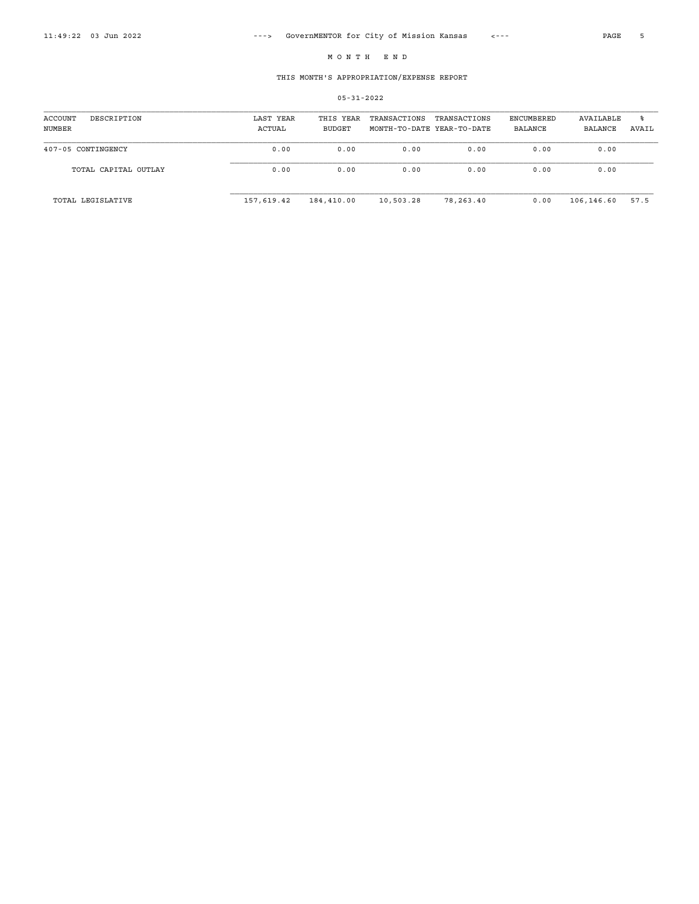M O N T H   E N D

THIS MONTH'S APPROPRIATION/EXPENSE REPORT

05-31-2022

| ACCOUNT NUMBER | DESCRIPTION | LAST YEAR ACTUAL | THIS YEAR BUDGET | TRANSACTIONS MONTH-TO-DATE | TRANSACTIONS YEAR-TO-DATE | ENCUMBERED BALANCE | AVAILABLE BALANCE | % AVAIL |
|---|---|---|---|---|---|---|---|---|
| 407-05 | CONTINGENCY | 0.00 | 0.00 | 0.00 | 0.00 | 0.00 | 0.00 | |
| | TOTAL CAPITAL OUTLAY | 0.00 | 0.00 | 0.00 | 0.00 | 0.00 | 0.00 | |
| | TOTAL LEGISLATIVE | 157,619.42 | 184,410.00 | 10,503.28 | 78,263.40 | 0.00 | 106,146.60 | 57.5 |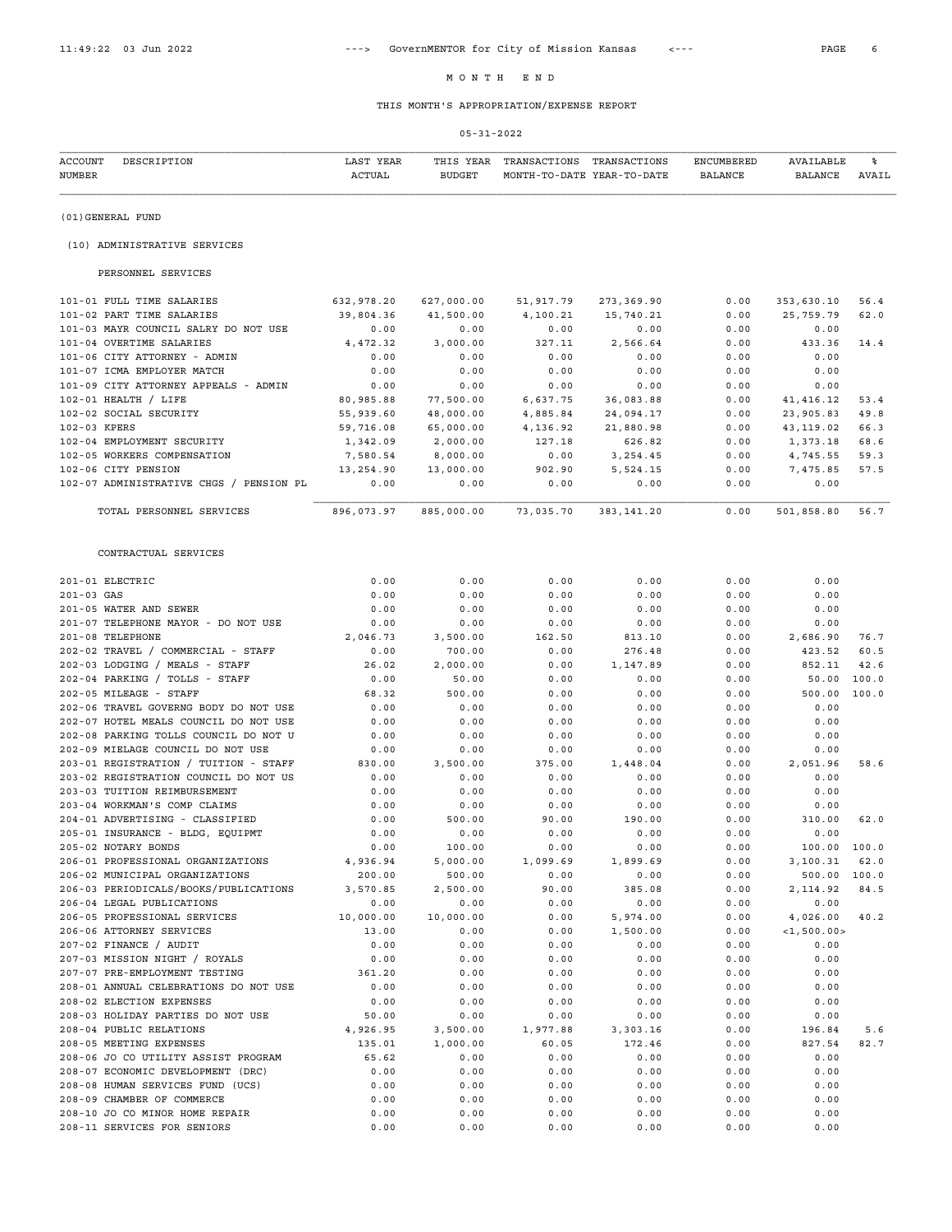# MONTH END

## THIS MONTH'S APPROPRIATION/EXPENSE REPORT

05-31-2022

| ACCOUNT NUMBER | DESCRIPTION | LAST YEAR ACTUAL | THIS YEAR BUDGET | TRANSACTIONS MONTH-TO-DATE | TRANSACTIONS YEAR-TO-DATE | ENCUMBERED BALANCE | AVAILABLE BALANCE | % AVAIL |
|---|---|---|---|---|---|---|---|---|
| (01)GENERAL FUND | | | | | | | | |
| (10) ADMINISTRATIVE SERVICES | | | | | | | | |
| PERSONNEL SERVICES | | | | | | | | |
| 101-01 | FULL TIME SALARIES | 632,978.20 | 627,000.00 | 51,917.79 | 273,369.90 | 0.00 | 353,630.10 | 56.4 |
| 101-02 | PART TIME SALARIES | 39,804.36 | 41,500.00 | 4,100.21 | 15,740.21 | 0.00 | 25,759.79 | 62.0 |
| 101-03 | MAYR COUNCIL SALRY DO NOT USE | 0.00 | 0.00 | 0.00 | 0.00 | 0.00 | 0.00 | |
| 101-04 | OVERTIME SALARIES | 4,472.32 | 3,000.00 | 327.11 | 2,566.64 | 0.00 | 433.36 | 14.4 |
| 101-06 | CITY ATTORNEY - ADMIN | 0.00 | 0.00 | 0.00 | 0.00 | 0.00 | 0.00 | |
| 101-07 | ICMA EMPLOYER MATCH | 0.00 | 0.00 | 0.00 | 0.00 | 0.00 | 0.00 | |
| 101-09 | CITY ATTORNEY APPEALS - ADMIN | 0.00 | 0.00 | 0.00 | 0.00 | 0.00 | 0.00 | |
| 102-01 | HEALTH / LIFE | 80,985.88 | 77,500.00 | 6,637.75 | 36,083.88 | 0.00 | 41,416.12 | 53.4 |
| 102-02 | SOCIAL SECURITY | 55,939.60 | 48,000.00 | 4,885.84 | 24,094.17 | 0.00 | 23,905.83 | 49.8 |
| 102-03 | KPERS | 59,716.08 | 65,000.00 | 4,136.92 | 21,880.98 | 0.00 | 43,119.02 | 66.3 |
| 102-04 | EMPLOYMENT SECURITY | 1,342.09 | 2,000.00 | 127.18 | 626.82 | 0.00 | 1,373.18 | 68.6 |
| 102-05 | WORKERS COMPENSATION | 7,580.54 | 8,000.00 | 0.00 | 3,254.45 | 0.00 | 4,745.55 | 59.3 |
| 102-06 | CITY PENSION | 13,254.90 | 13,000.00 | 902.90 | 5,524.15 | 0.00 | 7,475.85 | 57.5 |
| 102-07 | ADMINISTRATIVE CHGS / PENSION PL | 0.00 | 0.00 | 0.00 | 0.00 | 0.00 | 0.00 | |
| | TOTAL PERSONNEL SERVICES | 896,073.97 | 885,000.00 | 73,035.70 | 383,141.20 | 0.00 | 501,858.80 | 56.7 |
| CONTRACTUAL SERVICES | | | | | | | | |
| 201-01 | ELECTRIC | 0.00 | 0.00 | 0.00 | 0.00 | 0.00 | 0.00 | |
| 201-03 | GAS | 0.00 | 0.00 | 0.00 | 0.00 | 0.00 | 0.00 | |
| 201-05 | WATER AND SEWER | 0.00 | 0.00 | 0.00 | 0.00 | 0.00 | 0.00 | |
| 201-07 | TELEPHONE MAYOR - DO NOT USE | 0.00 | 0.00 | 0.00 | 0.00 | 0.00 | 0.00 | |
| 201-08 | TELEPHONE | 2,046.73 | 3,500.00 | 162.50 | 813.10 | 0.00 | 2,686.90 | 76.7 |
| 202-02 | TRAVEL / COMMERCIAL - STAFF | 0.00 | 700.00 | 0.00 | 276.48 | 0.00 | 423.52 | 60.5 |
| 202-03 | LODGING / MEALS - STAFF | 26.02 | 2,000.00 | 0.00 | 1,147.89 | 0.00 | 852.11 | 42.6 |
| 202-04 | PARKING / TOLLS - STAFF | 0.00 | 50.00 | 0.00 | 0.00 | 0.00 | 50.00 | 100.0 |
| 202-05 | MILEAGE - STAFF | 68.32 | 500.00 | 0.00 | 0.00 | 0.00 | 500.00 | 100.0 |
| 202-06 | TRAVEL GOVERNG BODY DO NOT USE | 0.00 | 0.00 | 0.00 | 0.00 | 0.00 | 0.00 | |
| 202-07 | HOTEL MEALS COUNCIL DO NOT USE | 0.00 | 0.00 | 0.00 | 0.00 | 0.00 | 0.00 | |
| 202-08 | PARKING TOLLS COUNCIL DO NOT U | 0.00 | 0.00 | 0.00 | 0.00 | 0.00 | 0.00 | |
| 202-09 | MIELAGE COUNCIL DO NOT USE | 0.00 | 0.00 | 0.00 | 0.00 | 0.00 | 0.00 | |
| 203-01 | REGISTRATION / TUITION - STAFF | 830.00 | 3,500.00 | 375.00 | 1,448.04 | 0.00 | 2,051.96 | 58.6 |
| 203-02 | REGISTRATION COUNCIL DO NOT US | 0.00 | 0.00 | 0.00 | 0.00 | 0.00 | 0.00 | |
| 203-03 | TUITION REIMBURSEMENT | 0.00 | 0.00 | 0.00 | 0.00 | 0.00 | 0.00 | |
| 203-04 | WORKMAN'S COMP CLAIMS | 0.00 | 0.00 | 0.00 | 0.00 | 0.00 | 0.00 | |
| 204-01 | ADVERTISING - CLASSIFIED | 0.00 | 500.00 | 90.00 | 190.00 | 0.00 | 310.00 | 62.0 |
| 205-01 | INSURANCE - BLDG, EQUIPMT | 0.00 | 0.00 | 0.00 | 0.00 | 0.00 | 0.00 | |
| 205-02 | NOTARY BONDS | 0.00 | 100.00 | 0.00 | 0.00 | 0.00 | 100.00 | 100.0 |
| 206-01 | PROFESSIONAL ORGANIZATIONS | 4,936.94 | 5,000.00 | 1,099.69 | 1,899.69 | 0.00 | 3,100.31 | 62.0 |
| 206-02 | MUNICIPAL ORGANIZATIONS | 200.00 | 500.00 | 0.00 | 0.00 | 0.00 | 500.00 | 100.0 |
| 206-03 | PERIODICALS/BOOKS/PUBLICATIONS | 3,570.85 | 2,500.00 | 90.00 | 385.08 | 0.00 | 2,114.92 | 84.5 |
| 206-04 | LEGAL PUBLICATIONS | 0.00 | 0.00 | 0.00 | 0.00 | 0.00 | 0.00 | |
| 206-05 | PROFESSIONAL SERVICES | 10,000.00 | 10,000.00 | 0.00 | 5,974.00 | 0.00 | 4,026.00 | 40.2 |
| 206-06 | ATTORNEY SERVICES | 13.00 | 0.00 | 0.00 | 1,500.00 | 0.00 | <1,500.00> | |
| 207-02 | FINANCE / AUDIT | 0.00 | 0.00 | 0.00 | 0.00 | 0.00 | 0.00 | |
| 207-03 | MISSION NIGHT / ROYALS | 0.00 | 0.00 | 0.00 | 0.00 | 0.00 | 0.00 | |
| 207-07 | PRE-EMPLOYMENT TESTING | 361.20 | 0.00 | 0.00 | 0.00 | 0.00 | 0.00 | |
| 208-01 | ANNUAL CELEBRATIONS DO NOT USE | 0.00 | 0.00 | 0.00 | 0.00 | 0.00 | 0.00 | |
| 208-02 | ELECTION EXPENSES | 0.00 | 0.00 | 0.00 | 0.00 | 0.00 | 0.00 | |
| 208-03 | HOLIDAY PARTIES DO NOT USE | 50.00 | 0.00 | 0.00 | 0.00 | 0.00 | 0.00 | |
| 208-04 | PUBLIC RELATIONS | 4,926.95 | 3,500.00 | 1,977.88 | 3,303.16 | 0.00 | 196.84 | 5.6 |
| 208-05 | MEETING EXPENSES | 135.01 | 1,000.00 | 60.05 | 172.46 | 0.00 | 827.54 | 82.7 |
| 208-06 | JO CO UTILITY ASSIST PROGRAM | 65.62 | 0.00 | 0.00 | 0.00 | 0.00 | 0.00 | |
| 208-07 | ECONOMIC DEVELOPMENT (DRC) | 0.00 | 0.00 | 0.00 | 0.00 | 0.00 | 0.00 | |
| 208-08 | HUMAN SERVICES FUND (UCS) | 0.00 | 0.00 | 0.00 | 0.00 | 0.00 | 0.00 | |
| 208-09 | CHAMBER OF COMMERCE | 0.00 | 0.00 | 0.00 | 0.00 | 0.00 | 0.00 | |
| 208-10 | JO CO MINOR HOME REPAIR | 0.00 | 0.00 | 0.00 | 0.00 | 0.00 | 0.00 | |
| 208-11 | SERVICES FOR SENIORS | 0.00 | 0.00 | 0.00 | 0.00 | 0.00 | 0.00 | |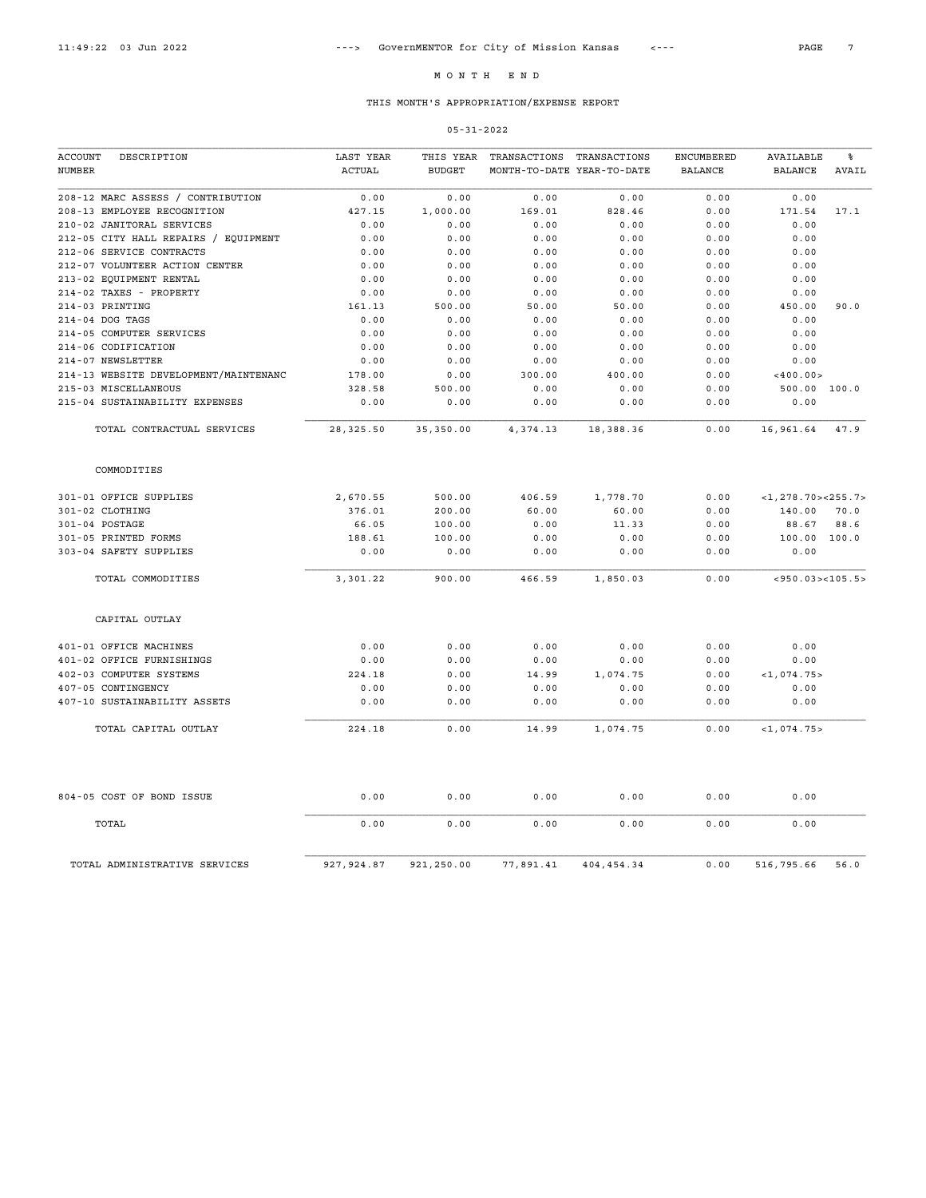# M O N T H E N D

## THIS MONTH'S APPROPRIATION/EXPENSE REPORT

05-31-2022

| ACCOUNT NUMBER | DESCRIPTION | LAST YEAR ACTUAL | THIS YEAR BUDGET | TRANSACTIONS MONTH-TO-DATE | TRANSACTIONS YEAR-TO-DATE | ENCUMBERED BALANCE | AVAILABLE BALANCE | % AVAIL |
|---|---|---|---|---|---|---|---|---|
| 208-12 | MARC ASSESS / CONTRIBUTION | 0.00 | 0.00 | 0.00 | 0.00 | 0.00 | 0.00 | |
| 208-13 | EMPLOYEE RECOGNITION | 427.15 | 1,000.00 | 169.01 | 828.46 | 0.00 | 171.54 | 17.1 |
| 210-02 | JANITORAL SERVICES | 0.00 | 0.00 | 0.00 | 0.00 | 0.00 | 0.00 | |
| 212-05 | CITY HALL REPAIRS / EQUIPMENT | 0.00 | 0.00 | 0.00 | 0.00 | 0.00 | 0.00 | |
| 212-06 | SERVICE CONTRACTS | 0.00 | 0.00 | 0.00 | 0.00 | 0.00 | 0.00 | |
| 212-07 | VOLUNTEER ACTION CENTER | 0.00 | 0.00 | 0.00 | 0.00 | 0.00 | 0.00 | |
| 213-02 | EQUIPMENT RENTAL | 0.00 | 0.00 | 0.00 | 0.00 | 0.00 | 0.00 | |
| 214-02 | TAXES - PROPERTY | 0.00 | 0.00 | 0.00 | 0.00 | 0.00 | 0.00 | |
| 214-03 | PRINTING | 161.13 | 500.00 | 50.00 | 50.00 | 0.00 | 450.00 | 90.0 |
| 214-04 | DOG TAGS | 0.00 | 0.00 | 0.00 | 0.00 | 0.00 | 0.00 | |
| 214-05 | COMPUTER SERVICES | 0.00 | 0.00 | 0.00 | 0.00 | 0.00 | 0.00 | |
| 214-06 | CODIFICATION | 0.00 | 0.00 | 0.00 | 0.00 | 0.00 | 0.00 | |
| 214-07 | NEWSLETTER | 0.00 | 0.00 | 0.00 | 0.00 | 0.00 | 0.00 | |
| 214-13 | WEBSITE DEVELOPMENT/MAINTENANC | 178.00 | 0.00 | 300.00 | 400.00 | 0.00 | <400.00> | |
| 215-03 | MISCELLANEOUS | 328.58 | 500.00 | 0.00 | 0.00 | 0.00 | 500.00 | 100.0 |
| 215-04 | SUSTAINABILITY EXPENSES | 0.00 | 0.00 | 0.00 | 0.00 | 0.00 | 0.00 | |
| | TOTAL CONTRACTUAL SERVICES | 28,325.50 | 35,350.00 | 4,374.13 | 18,388.36 | 0.00 | 16,961.64 | 47.9 |
| | **COMMODITIES** | | | | | | | |
| 301-01 | OFFICE SUPPLIES | 2,670.55 | 500.00 | 406.59 | 1,778.70 | 0.00 | <1,278.70> | <255.7> |
| 301-02 | CLOTHING | 376.01 | 200.00 | 60.00 | 60.00 | 0.00 | 140.00 | 70.0 |
| 301-04 | POSTAGE | 66.05 | 100.00 | 0.00 | 11.33 | 0.00 | 88.67 | 88.6 |
| 301-05 | PRINTED FORMS | 188.61 | 100.00 | 0.00 | 0.00 | 0.00 | 100.00 | 100.0 |
| 303-04 | SAFETY SUPPLIES | 0.00 | 0.00 | 0.00 | 0.00 | 0.00 | 0.00 | |
| | TOTAL COMMODITIES | 3,301.22 | 900.00 | 466.59 | 1,850.03 | 0.00 | <950.03> | <105.5> |
| | **CAPITAL OUTLAY** | | | | | | | |
| 401-01 | OFFICE MACHINES | 0.00 | 0.00 | 0.00 | 0.00 | 0.00 | 0.00 | |
| 401-02 | OFFICE FURNISHINGS | 0.00 | 0.00 | 0.00 | 0.00 | 0.00 | 0.00 | |
| 402-03 | COMPUTER SYSTEMS | 224.18 | 0.00 | 14.99 | 1,074.75 | 0.00 | <1,074.75> | |
| 407-05 | CONTINGENCY | 0.00 | 0.00 | 0.00 | 0.00 | 0.00 | 0.00 | |
| 407-10 | SUSTAINABILITY ASSETS | 0.00 | 0.00 | 0.00 | 0.00 | 0.00 | 0.00 | |
| | TOTAL CAPITAL OUTLAY | 224.18 | 0.00 | 14.99 | 1,074.75 | 0.00 | <1,074.75> | |
| 804-05 | COST OF BOND ISSUE | 0.00 | 0.00 | 0.00 | 0.00 | 0.00 | 0.00 | |
| | TOTAL | 0.00 | 0.00 | 0.00 | 0.00 | 0.00 | 0.00 | |
| | TOTAL ADMINISTRATIVE SERVICES | 927,924.87 | 921,250.00 | 77,891.41 | 404,454.34 | 0.00 | 516,795.66 | 56.0 |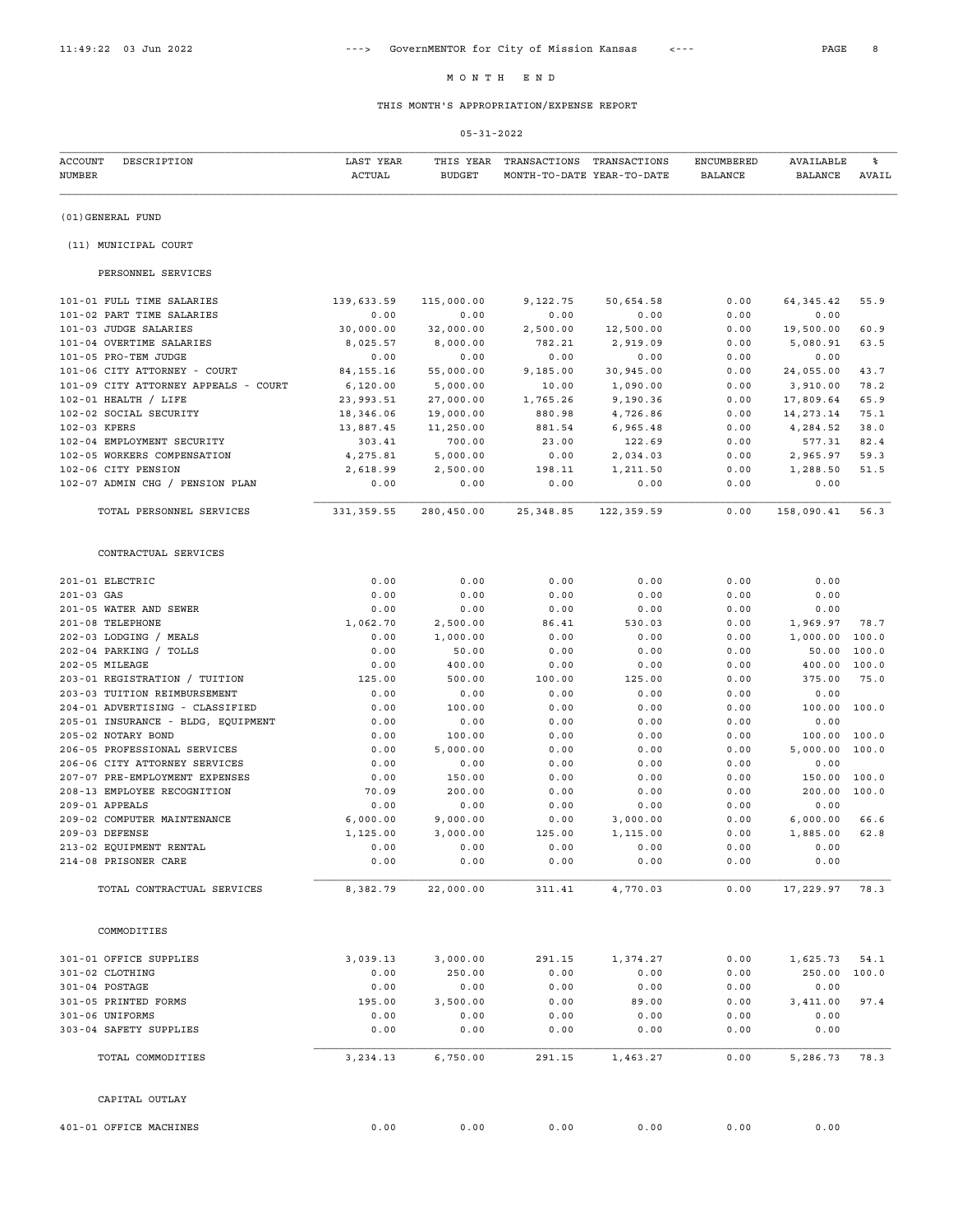# MONTH END

## THIS MONTH'S APPROPRIATION/EXPENSE REPORT

05-31-2022

| ACCOUNT NUMBER | DESCRIPTION | LAST YEAR ACTUAL | THIS YEAR BUDGET | TRANSACTIONS MONTH-TO-DATE | TRANSACTIONS YEAR-TO-DATE | ENCUMBERED BALANCE | AVAILABLE BALANCE | % AVAIL |
|---|---|---|---|---|---|---|---|---|
| (01)GENERAL FUND | | | | | | | | |
| (11) MUNICIPAL COURT | | | | | | | | |
| | PERSONNEL SERVICES | | | | | | | |
| 101-01 | FULL TIME SALARIES | 139,633.59 | 115,000.00 | 9,122.75 | 50,654.58 | 0.00 | 64,345.42 | 55.9 |
| 101-02 | PART TIME SALARIES | 0.00 | 0.00 | 0.00 | 0.00 | 0.00 | 0.00 | |
| 101-03 | JUDGE SALARIES | 30,000.00 | 32,000.00 | 2,500.00 | 12,500.00 | 0.00 | 19,500.00 | 60.9 |
| 101-04 | OVERTIME SALARIES | 8,025.57 | 8,000.00 | 782.21 | 2,919.09 | 0.00 | 5,080.91 | 63.5 |
| 101-05 | PRO-TEM JUDGE | 0.00 | 0.00 | 0.00 | 0.00 | 0.00 | 0.00 | |
| 101-06 | CITY ATTORNEY - COURT | 84,155.16 | 55,000.00 | 9,185.00 | 30,945.00 | 0.00 | 24,055.00 | 43.7 |
| 101-09 | CITY ATTORNEY APPEALS - COURT | 6,120.00 | 5,000.00 | 10.00 | 1,090.00 | 0.00 | 3,910.00 | 78.2 |
| 102-01 | HEALTH / LIFE | 23,993.51 | 27,000.00 | 1,765.26 | 9,190.36 | 0.00 | 17,809.64 | 65.9 |
| 102-02 | SOCIAL SECURITY | 18,346.06 | 19,000.00 | 880.98 | 4,726.86 | 0.00 | 14,273.14 | 75.1 |
| 102-03 | KPERS | 13,887.45 | 11,250.00 | 881.54 | 6,965.48 | 0.00 | 4,284.52 | 38.0 |
| 102-04 | EMPLOYMENT SECURITY | 303.41 | 700.00 | 23.00 | 122.69 | 0.00 | 577.31 | 82.4 |
| 102-05 | WORKERS COMPENSATION | 4,275.81 | 5,000.00 | 0.00 | 2,034.03 | 0.00 | 2,965.97 | 59.3 |
| 102-06 | CITY PENSION | 2,618.99 | 2,500.00 | 198.11 | 1,211.50 | 0.00 | 1,288.50 | 51.5 |
| 102-07 | ADMIN CHG / PENSION PLAN | 0.00 | 0.00 | 0.00 | 0.00 | 0.00 | 0.00 | |
| | TOTAL PERSONNEL SERVICES | 331,359.55 | 280,450.00 | 25,348.85 | 122,359.59 | 0.00 | 158,090.41 | 56.3 |
| | CONTRACTUAL SERVICES | | | | | | | |
| 201-01 | ELECTRIC | 0.00 | 0.00 | 0.00 | 0.00 | 0.00 | 0.00 | |
| 201-03 | GAS | 0.00 | 0.00 | 0.00 | 0.00 | 0.00 | 0.00 | |
| 201-05 | WATER AND SEWER | 0.00 | 0.00 | 0.00 | 0.00 | 0.00 | 0.00 | |
| 201-08 | TELEPHONE | 1,062.70 | 2,500.00 | 86.41 | 530.03 | 0.00 | 1,969.97 | 78.7 |
| 202-03 | LODGING / MEALS | 0.00 | 1,000.00 | 0.00 | 0.00 | 0.00 | 1,000.00 | 100.0 |
| 202-04 | PARKING / TOLLS | 0.00 | 50.00 | 0.00 | 0.00 | 0.00 | 50.00 | 100.0 |
| 202-05 | MILEAGE | 0.00 | 400.00 | 0.00 | 0.00 | 0.00 | 400.00 | 100.0 |
| 203-01 | REGISTRATION / TUITION | 125.00 | 500.00 | 100.00 | 125.00 | 0.00 | 375.00 | 75.0 |
| 203-03 | TUITION REIMBURSEMENT | 0.00 | 0.00 | 0.00 | 0.00 | 0.00 | 0.00 | |
| 204-01 | ADVERTISING - CLASSIFIED | 0.00 | 100.00 | 0.00 | 0.00 | 0.00 | 100.00 | 100.0 |
| 205-01 | INSURANCE - BLDG, EQUIPMENT | 0.00 | 0.00 | 0.00 | 0.00 | 0.00 | 0.00 | |
| 205-02 | NOTARY BOND | 0.00 | 100.00 | 0.00 | 0.00 | 0.00 | 100.00 | 100.0 |
| 206-05 | PROFESSIONAL SERVICES | 0.00 | 5,000.00 | 0.00 | 0.00 | 0.00 | 5,000.00 | 100.0 |
| 206-06 | CITY ATTORNEY SERVICES | 0.00 | 0.00 | 0.00 | 0.00 | 0.00 | 0.00 | |
| 207-07 | PRE-EMPLOYMENT EXPENSES | 0.00 | 150.00 | 0.00 | 0.00 | 0.00 | 150.00 | 100.0 |
| 208-13 | EMPLOYEE RECOGNITION | 70.09 | 200.00 | 0.00 | 0.00 | 0.00 | 200.00 | 100.0 |
| 209-01 | APPEALS | 0.00 | 0.00 | 0.00 | 0.00 | 0.00 | 0.00 | |
| 209-02 | COMPUTER MAINTENANCE | 6,000.00 | 9,000.00 | 0.00 | 3,000.00 | 0.00 | 6,000.00 | 66.6 |
| 209-03 | DEFENSE | 1,125.00 | 3,000.00 | 125.00 | 1,115.00 | 0.00 | 1,885.00 | 62.8 |
| 213-02 | EQUIPMENT RENTAL | 0.00 | 0.00 | 0.00 | 0.00 | 0.00 | 0.00 | |
| 214-08 | PRISONER CARE | 0.00 | 0.00 | 0.00 | 0.00 | 0.00 | 0.00 | |
| | TOTAL CONTRACTUAL SERVICES | 8,382.79 | 22,000.00 | 311.41 | 4,770.03 | 0.00 | 17,229.97 | 78.3 |
| | COMMODITIES | | | | | | | |
| 301-01 | OFFICE SUPPLIES | 3,039.13 | 3,000.00 | 291.15 | 1,374.27 | 0.00 | 1,625.73 | 54.1 |
| 301-02 | CLOTHING | 0.00 | 250.00 | 0.00 | 0.00 | 0.00 | 250.00 | 100.0 |
| 301-04 | POSTAGE | 0.00 | 0.00 | 0.00 | 0.00 | 0.00 | 0.00 | |
| 301-05 | PRINTED FORMS | 195.00 | 3,500.00 | 0.00 | 89.00 | 0.00 | 3,411.00 | 97.4 |
| 301-06 | UNIFORMS | 0.00 | 0.00 | 0.00 | 0.00 | 0.00 | 0.00 | |
| 303-04 | SAFETY SUPPLIES | 0.00 | 0.00 | 0.00 | 0.00 | 0.00 | 0.00 | |
| | TOTAL COMMODITIES | 3,234.13 | 6,750.00 | 291.15 | 1,463.27 | 0.00 | 5,286.73 | 78.3 |
| | CAPITAL OUTLAY | | | | | | | |
| 401-01 | OFFICE MACHINES | 0.00 | 0.00 | 0.00 | 0.00 | 0.00 | 0.00 | |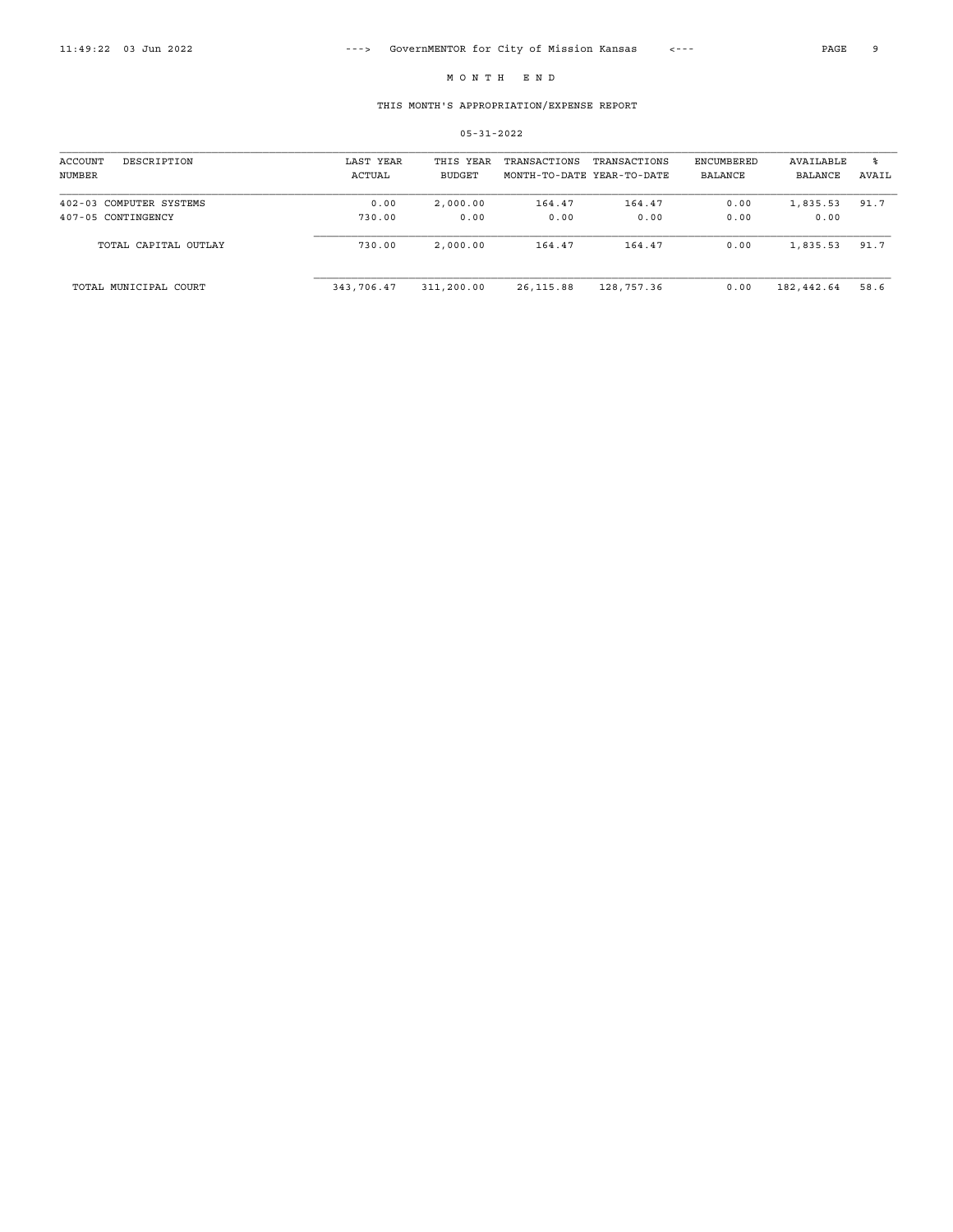M O N T H   E N D

THIS MONTH'S APPROPRIATION/EXPENSE REPORT

05-31-2022

| ACCOUNT NUMBER | DESCRIPTION | LAST YEAR ACTUAL | THIS YEAR BUDGET | TRANSACTIONS MONTH-TO-DATE | TRANSACTIONS YEAR-TO-DATE | ENCUMBERED BALANCE | AVAILABLE BALANCE | % AVAIL |
|---|---|---|---|---|---|---|---|---|
| 402-03 | COMPUTER SYSTEMS | 0.00 | 2,000.00 | 164.47 | 164.47 | 0.00 | 1,835.53 | 91.7 |
| 407-05 | CONTINGENCY | 730.00 | 0.00 | 0.00 | 0.00 | 0.00 | 0.00 | |
| | TOTAL CAPITAL OUTLAY | 730.00 | 2,000.00 | 164.47 | 164.47 | 0.00 | 1,835.53 | 91.7 |
| | TOTAL MUNICIPAL COURT | 343,706.47 | 311,200.00 | 26,115.88 | 128,757.36 | 0.00 | 182,442.64 | 58.6 |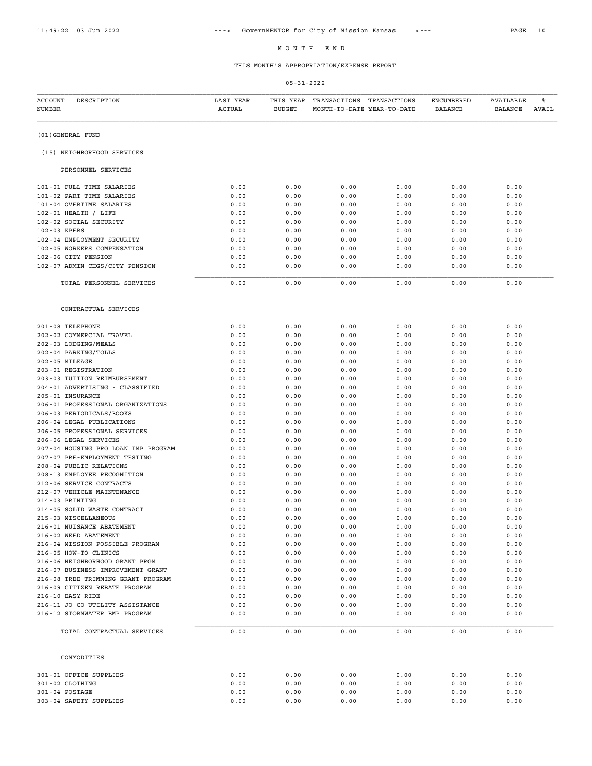# M O N T H E N D

## THIS MONTH'S APPROPRIATION/EXPENSE REPORT

05-31-2022

| ACCOUNT NUMBER | DESCRIPTION | LAST YEAR ACTUAL | THIS YEAR BUDGET | TRANSACTIONS MONTH-TO-DATE | TRANSACTIONS YEAR-TO-DATE | ENCUMBERED BALANCE | AVAILABLE BALANCE | % AVAIL |
|---|---|---|---|---|---|---|---|---|
| (01)GENERAL FUND | | | | | | | | |
| (15) NEIGHBORHOOD SERVICES | | | | | | | | |
| PERSONNEL SERVICES | | | | | | | | |
| 101-01 | FULL TIME SALARIES | 0.00 | 0.00 | 0.00 | 0.00 | 0.00 | 0.00 | |
| 101-02 | PART TIME SALARIES | 0.00 | 0.00 | 0.00 | 0.00 | 0.00 | 0.00 | |
| 101-04 | OVERTIME SALARIES | 0.00 | 0.00 | 0.00 | 0.00 | 0.00 | 0.00 | |
| 102-01 | HEALTH / LIFE | 0.00 | 0.00 | 0.00 | 0.00 | 0.00 | 0.00 | |
| 102-02 | SOCIAL SECURITY | 0.00 | 0.00 | 0.00 | 0.00 | 0.00 | 0.00 | |
| 102-03 | KPERS | 0.00 | 0.00 | 0.00 | 0.00 | 0.00 | 0.00 | |
| 102-04 | EMPLOYMENT SECURITY | 0.00 | 0.00 | 0.00 | 0.00 | 0.00 | 0.00 | |
| 102-05 | WORKERS COMPENSATION | 0.00 | 0.00 | 0.00 | 0.00 | 0.00 | 0.00 | |
| 102-06 | CITY PENSION | 0.00 | 0.00 | 0.00 | 0.00 | 0.00 | 0.00 | |
| 102-07 | ADMIN CHGS/CITY PENSION | 0.00 | 0.00 | 0.00 | 0.00 | 0.00 | 0.00 | |
| | TOTAL PERSONNEL SERVICES | 0.00 | 0.00 | 0.00 | 0.00 | 0.00 | 0.00 | |
| CONTRACTUAL SERVICES | | | | | | | | |
| 201-08 | TELEPHONE | 0.00 | 0.00 | 0.00 | 0.00 | 0.00 | 0.00 | |
| 202-02 | COMMERCIAL TRAVEL | 0.00 | 0.00 | 0.00 | 0.00 | 0.00 | 0.00 | |
| 202-03 | LODGING/MEALS | 0.00 | 0.00 | 0.00 | 0.00 | 0.00 | 0.00 | |
| 202-04 | PARKING/TOLLS | 0.00 | 0.00 | 0.00 | 0.00 | 0.00 | 0.00 | |
| 202-05 | MILEAGE | 0.00 | 0.00 | 0.00 | 0.00 | 0.00 | 0.00 | |
| 203-01 | REGISTRATION | 0.00 | 0.00 | 0.00 | 0.00 | 0.00 | 0.00 | |
| 203-03 | TUITION REIMBURSEMENT | 0.00 | 0.00 | 0.00 | 0.00 | 0.00 | 0.00 | |
| 204-01 | ADVERTISING - CLASSIFIED | 0.00 | 0.00 | 0.00 | 0.00 | 0.00 | 0.00 | |
| 205-01 | INSURANCE | 0.00 | 0.00 | 0.00 | 0.00 | 0.00 | 0.00 | |
| 206-01 | PROFESSIONAL ORGANIZATIONS | 0.00 | 0.00 | 0.00 | 0.00 | 0.00 | 0.00 | |
| 206-03 | PERIODICALS/BOOKS | 0.00 | 0.00 | 0.00 | 0.00 | 0.00 | 0.00 | |
| 206-04 | LEGAL PUBLICATIONS | 0.00 | 0.00 | 0.00 | 0.00 | 0.00 | 0.00 | |
| 206-05 | PROFESSIONAL SERVICES | 0.00 | 0.00 | 0.00 | 0.00 | 0.00 | 0.00 | |
| 206-06 | LEGAL SERVICES | 0.00 | 0.00 | 0.00 | 0.00 | 0.00 | 0.00 | |
| 207-04 | HOUSING PRO LOAN IMP PROGRAM | 0.00 | 0.00 | 0.00 | 0.00 | 0.00 | 0.00 | |
| 207-07 | PRE-EMPLOYMENT TESTING | 0.00 | 0.00 | 0.00 | 0.00 | 0.00 | 0.00 | |
| 208-04 | PUBLIC RELATIONS | 0.00 | 0.00 | 0.00 | 0.00 | 0.00 | 0.00 | |
| 208-13 | EMPLOYEE RECOGNITION | 0.00 | 0.00 | 0.00 | 0.00 | 0.00 | 0.00 | |
| 212-06 | SERVICE CONTRACTS | 0.00 | 0.00 | 0.00 | 0.00 | 0.00 | 0.00 | |
| 212-07 | VEHICLE MAINTENANCE | 0.00 | 0.00 | 0.00 | 0.00 | 0.00 | 0.00 | |
| 214-03 | PRINTING | 0.00 | 0.00 | 0.00 | 0.00 | 0.00 | 0.00 | |
| 214-05 | SOLID WASTE CONTRACT | 0.00 | 0.00 | 0.00 | 0.00 | 0.00 | 0.00 | |
| 215-03 | MISCELLANEOUS | 0.00 | 0.00 | 0.00 | 0.00 | 0.00 | 0.00 | |
| 216-01 | NUISANCE ABATEMENT | 0.00 | 0.00 | 0.00 | 0.00 | 0.00 | 0.00 | |
| 216-02 | WEED ABATEMENT | 0.00 | 0.00 | 0.00 | 0.00 | 0.00 | 0.00 | |
| 216-04 | MISSION POSSIBLE PROGRAM | 0.00 | 0.00 | 0.00 | 0.00 | 0.00 | 0.00 | |
| 216-05 | HOW-TO CLINICS | 0.00 | 0.00 | 0.00 | 0.00 | 0.00 | 0.00 | |
| 216-06 | NEIGHBORHOOD GRANT PRGM | 0.00 | 0.00 | 0.00 | 0.00 | 0.00 | 0.00 | |
| 216-07 | BUSINESS IMPROVEMENT GRANT | 0.00 | 0.00 | 0.00 | 0.00 | 0.00 | 0.00 | |
| 216-08 | TREE TRIMMING GRANT PROGRAM | 0.00 | 0.00 | 0.00 | 0.00 | 0.00 | 0.00 | |
| 216-09 | CITIZEN REBATE PROGRAM | 0.00 | 0.00 | 0.00 | 0.00 | 0.00 | 0.00 | |
| 216-10 | EASY RIDE | 0.00 | 0.00 | 0.00 | 0.00 | 0.00 | 0.00 | |
| 216-11 | JO CO UTILITY ASSISTANCE | 0.00 | 0.00 | 0.00 | 0.00 | 0.00 | 0.00 | |
| 216-12 | STORMWATER BMP PROGRAM | 0.00 | 0.00 | 0.00 | 0.00 | 0.00 | 0.00 | |
| | TOTAL CONTRACTUAL SERVICES | 0.00 | 0.00 | 0.00 | 0.00 | 0.00 | 0.00 | |
| COMMODITIES | | | | | | | | |
| 301-01 | OFFICE SUPPLIES | 0.00 | 0.00 | 0.00 | 0.00 | 0.00 | 0.00 | |
| 301-02 | CLOTHING | 0.00 | 0.00 | 0.00 | 0.00 | 0.00 | 0.00 | |
| 301-04 | POSTAGE | 0.00 | 0.00 | 0.00 | 0.00 | 0.00 | 0.00 | |
| 303-04 | SAFETY SUPPLIES | 0.00 | 0.00 | 0.00 | 0.00 | 0.00 | 0.00 | |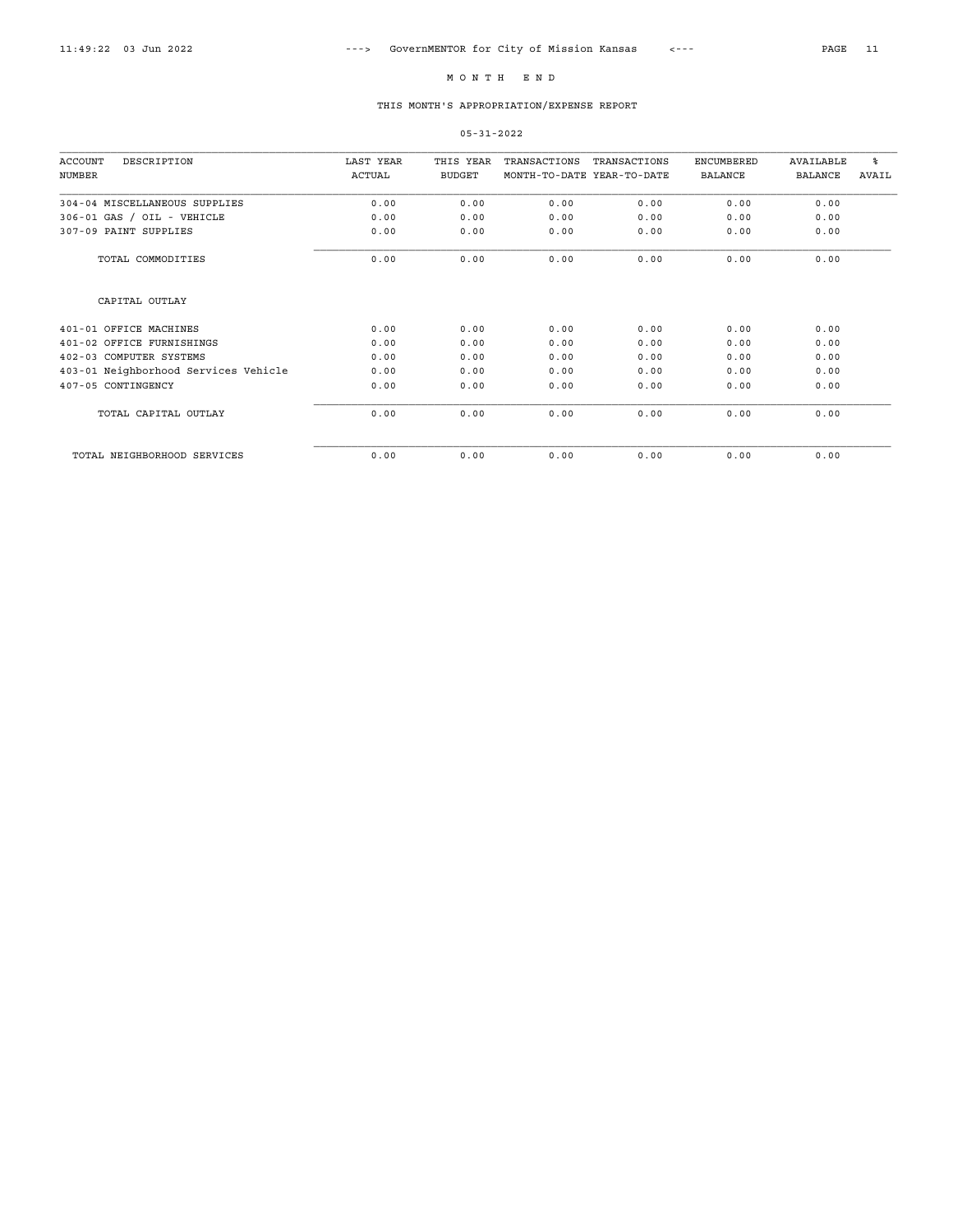# M O N T H   E N D

## THIS MONTH'S APPROPRIATION/EXPENSE REPORT

05-31-2022

| ACCOUNT NUMBER | DESCRIPTION | LAST YEAR ACTUAL | THIS YEAR BUDGET | TRANSACTIONS MONTH-TO-DATE | TRANSACTIONS YEAR-TO-DATE | ENCUMBERED BALANCE | AVAILABLE BALANCE | % AVAIL |
|---|---|---|---|---|---|---|---|---|
| 304-04 | MISCELLANEOUS SUPPLIES | 0.00 | 0.00 | 0.00 | 0.00 | 0.00 | 0.00 | |
| 306-01 | GAS / OIL - VEHICLE | 0.00 | 0.00 | 0.00 | 0.00 | 0.00 | 0.00 | |
| 307-09 | PAINT SUPPLIES | 0.00 | 0.00 | 0.00 | 0.00 | 0.00 | 0.00 | |
| | TOTAL COMMODITIES | 0.00 | 0.00 | 0.00 | 0.00 | 0.00 | 0.00 | |
| | CAPITAL OUTLAY | | | | | | | |
| 401-01 | OFFICE MACHINES | 0.00 | 0.00 | 0.00 | 0.00 | 0.00 | 0.00 | |
| 401-02 | OFFICE FURNISHINGS | 0.00 | 0.00 | 0.00 | 0.00 | 0.00 | 0.00 | |
| 402-03 | COMPUTER SYSTEMS | 0.00 | 0.00 | 0.00 | 0.00 | 0.00 | 0.00 | |
| 403-01 | Neighborhood Services Vehicle | 0.00 | 0.00 | 0.00 | 0.00 | 0.00 | 0.00 | |
| 407-05 | CONTINGENCY | 0.00 | 0.00 | 0.00 | 0.00 | 0.00 | 0.00 | |
| | TOTAL CAPITAL OUTLAY | 0.00 | 0.00 | 0.00 | 0.00 | 0.00 | 0.00 | |
| | TOTAL NEIGHBORHOOD SERVICES | 0.00 | 0.00 | 0.00 | 0.00 | 0.00 | 0.00 | |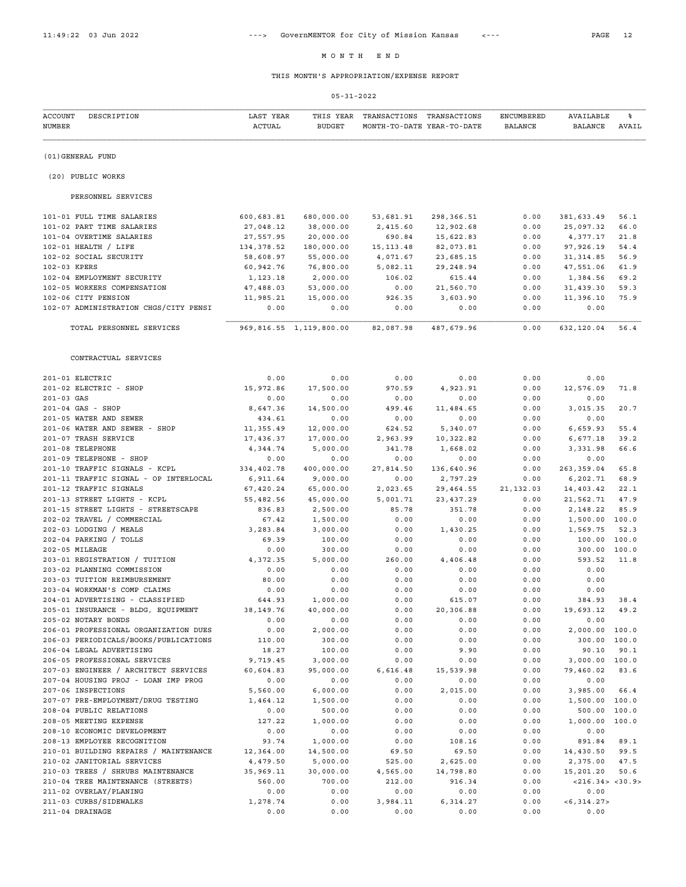# MONTH END

## THIS MONTH'S APPROPRIATION/EXPENSE REPORT

05-31-2022

| ACCOUNT NUMBER | DESCRIPTION | LAST YEAR ACTUAL | THIS YEAR BUDGET | TRANSACTIONS MONTH-TO-DATE | TRANSACTIONS YEAR-TO-DATE | ENCUMBERED BALANCE | AVAILABLE BALANCE | % AVAIL |
|---|---|---|---|---|---|---|---|---|
| (01)GENERAL FUND | | | | | | | | |
| (20) PUBLIC WORKS | | | | | | | | |
| | PERSONNEL SERVICES | | | | | | | |
| 101-01 | FULL TIME SALARIES | 600,683.81 | 680,000.00 | 53,681.91 | 298,366.51 | 0.00 | 381,633.49 | 56.1 |
| 101-02 | PART TIME SALARIES | 27,048.12 | 38,000.00 | 2,415.60 | 12,902.68 | 0.00 | 25,097.32 | 66.0 |
| 101-04 | OVERTIME SALARIES | 27,557.95 | 20,000.00 | 690.84 | 15,622.83 | 0.00 | 4,377.17 | 21.8 |
| 102-01 | HEALTH / LIFE | 134,378.52 | 180,000.00 | 15,113.48 | 82,073.81 | 0.00 | 97,926.19 | 54.4 |
| 102-02 | SOCIAL SECURITY | 58,608.97 | 55,000.00 | 4,071.67 | 23,685.15 | 0.00 | 31,314.85 | 56.9 |
| 102-03 | KPERS | 60,942.76 | 76,800.00 | 5,082.11 | 29,248.94 | 0.00 | 47,551.06 | 61.9 |
| 102-04 | EMPLOYMENT SECURITY | 1,123.18 | 2,000.00 | 106.02 | 615.44 | 0.00 | 1,384.56 | 69.2 |
| 102-05 | WORKERS COMPENSATION | 47,488.03 | 53,000.00 | 0.00 | 21,560.70 | 0.00 | 31,439.30 | 59.3 |
| 102-06 | CITY PENSION | 11,985.21 | 15,000.00 | 926.35 | 3,603.90 | 0.00 | 11,396.10 | 75.9 |
| 102-07 | ADMINISTRATION CHGS/CITY PENSI | 0.00 | 0.00 | 0.00 | 0.00 | 0.00 | 0.00 | |
| | TOTAL PERSONNEL SERVICES | 969,816.55 | 1,119,800.00 | 82,087.98 | 487,679.96 | 0.00 | 632,120.04 | 56.4 |
| | CONTRACTUAL SERVICES | | | | | | | |
| 201-01 | ELECTRIC | 0.00 | 0.00 | 0.00 | 0.00 | 0.00 | 0.00 | |
| 201-02 | ELECTRIC - SHOP | 15,972.86 | 17,500.00 | 970.59 | 4,923.91 | 0.00 | 12,576.09 | 71.8 |
| 201-03 | GAS | 0.00 | 0.00 | 0.00 | 0.00 | 0.00 | 0.00 | |
| 201-04 | GAS - SHOP | 8,647.36 | 14,500.00 | 499.46 | 11,484.65 | 0.00 | 3,015.35 | 20.7 |
| 201-05 | WATER AND SEWER | 434.61 | 0.00 | 0.00 | 0.00 | 0.00 | 0.00 | |
| 201-06 | WATER AND SEWER - SHOP | 11,355.49 | 12,000.00 | 624.52 | 5,340.07 | 0.00 | 6,659.93 | 55.4 |
| 201-07 | TRASH SERVICE | 17,436.37 | 17,000.00 | 2,963.99 | 10,322.82 | 0.00 | 6,677.18 | 39.2 |
| 201-08 | TELEPHONE | 4,344.74 | 5,000.00 | 341.78 | 1,668.02 | 0.00 | 3,331.98 | 66.6 |
| 201-09 | TELEPHONE - SHOP | 0.00 | 0.00 | 0.00 | 0.00 | 0.00 | 0.00 | |
| 201-10 | TRAFFIC SIGNALS - KCPL | 334,402.78 | 400,000.00 | 27,814.50 | 136,640.96 | 0.00 | 263,359.04 | 65.8 |
| 201-11 | TRAFFIC SIGNAL - OP INTERLOCAL | 6,911.64 | 9,000.00 | 0.00 | 2,797.29 | 0.00 | 6,202.71 | 68.9 |
| 201-12 | TRAFFIC SIGNALS | 67,420.24 | 65,000.00 | 2,023.65 | 29,464.55 | 21,132.03 | 14,403.42 | 22.1 |
| 201-13 | STREET LIGHTS - KCPL | 55,482.56 | 45,000.00 | 5,001.71 | 23,437.29 | 0.00 | 21,562.71 | 47.9 |
| 201-15 | STREET LIGHTS - STREETSCAPE | 836.83 | 2,500.00 | 85.78 | 351.78 | 0.00 | 2,148.22 | 85.9 |
| 202-02 | TRAVEL / COMMERCIAL | 67.42 | 1,500.00 | 0.00 | 0.00 | 0.00 | 1,500.00 | 100.0 |
| 202-03 | LODGING / MEALS | 3,283.84 | 3,000.00 | 0.00 | 1,430.25 | 0.00 | 1,569.75 | 52.3 |
| 202-04 | PARKING / TOLLS | 69.39 | 100.00 | 0.00 | 0.00 | 0.00 | 100.00 | 100.0 |
| 202-05 | MILEAGE | 0.00 | 300.00 | 0.00 | 0.00 | 0.00 | 300.00 | 100.0 |
| 203-01 | REGISTRATION / TUITION | 4,372.35 | 5,000.00 | 260.00 | 4,406.48 | 0.00 | 593.52 | 11.8 |
| 203-02 | PLANNING COMMISSION | 0.00 | 0.00 | 0.00 | 0.00 | 0.00 | 0.00 | |
| 203-03 | TUITION REIMBURSEMENT | 80.00 | 0.00 | 0.00 | 0.00 | 0.00 | 0.00 | |
| 203-04 | WORKMAN'S COMP CLAIMS | 0.00 | 0.00 | 0.00 | 0.00 | 0.00 | 0.00 | |
| 204-01 | ADVERTISING - CLASSIFIED | 644.93 | 1,000.00 | 0.00 | 615.07 | 0.00 | 384.93 | 38.4 |
| 205-01 | INSURANCE - BLDG, EQUIPMENT | 38,149.76 | 40,000.00 | 0.00 | 20,306.88 | 0.00 | 19,693.12 | 49.2 |
| 205-02 | NOTARY BONDS | 0.00 | 0.00 | 0.00 | 0.00 | 0.00 | 0.00 | |
| 206-01 | PROFESSIONAL ORGANIZATION DUES | 0.00 | 2,000.00 | 0.00 | 0.00 | 0.00 | 2,000.00 | 100.0 |
| 206-03 | PERIODICALS/BOOKS/PUBLICATIONS | 110.00 | 300.00 | 0.00 | 0.00 | 0.00 | 300.00 | 100.0 |
| 206-04 | LEGAL ADVERTISING | 18.27 | 100.00 | 0.00 | 9.90 | 0.00 | 90.10 | 90.1 |
| 206-05 | PROFESSIONAL SERVICES | 9,719.45 | 3,000.00 | 0.00 | 0.00 | 0.00 | 3,000.00 | 100.0 |
| 207-03 | ENGINEER / ARCHITECT SERVICES | 60,604.83 | 95,000.00 | 6,616.48 | 15,539.98 | 0.00 | 79,460.02 | 83.6 |
| 207-04 | HOUSING PROJ - LOAN IMP PROG | 0.00 | 0.00 | 0.00 | 0.00 | 0.00 | 0.00 | |
| 207-06 | INSPECTIONS | 5,560.00 | 6,000.00 | 0.00 | 2,015.00 | 0.00 | 3,985.00 | 66.4 |
| 207-07 | PRE-EMPLOYMENT/DRUG TESTING | 1,464.12 | 1,500.00 | 0.00 | 0.00 | 0.00 | 1,500.00 | 100.0 |
| 208-04 | PUBLIC RELATIONS | 0.00 | 500.00 | 0.00 | 0.00 | 0.00 | 500.00 | 100.0 |
| 208-05 | MEETING EXPENSE | 127.22 | 1,000.00 | 0.00 | 0.00 | 0.00 | 1,000.00 | 100.0 |
| 208-10 | ECONOMIC DEVELOPMENT | 0.00 | 0.00 | 0.00 | 0.00 | 0.00 | 0.00 | |
| 208-13 | EMPLOYEE RECOGNITION | 93.74 | 1,000.00 | 0.00 | 108.16 | 0.00 | 891.84 | 89.1 |
| 210-01 | BUILDING REPAIRS / MAINTENANCE | 12,364.00 | 14,500.00 | 69.50 | 69.50 | 0.00 | 14,430.50 | 99.5 |
| 210-02 | JANITORIAL SERVICES | 4,479.50 | 5,000.00 | 525.00 | 2,625.00 | 0.00 | 2,375.00 | 47.5 |
| 210-03 | TREES / SHRUBS MAINTENANCE | 35,969.11 | 30,000.00 | 4,565.00 | 14,798.80 | 0.00 | 15,201.20 | 50.6 |
| 210-04 | TREE MAINTENANCE (STREETS) | 560.00 | 700.00 | 212.00 | 916.34 | 0.00 | <216.34> | <30.9> |
| 211-02 | OVERLAY/PLANING | 0.00 | 0.00 | 0.00 | 0.00 | 0.00 | 0.00 | |
| 211-03 | CURBS/SIDEWALKS | 1,278.74 | 0.00 | 3,984.11 | 6,314.27 | 0.00 | <6,314.27> | |
| 211-04 | DRAINAGE | 0.00 | 0.00 | 0.00 | 0.00 | 0.00 | 0.00 | |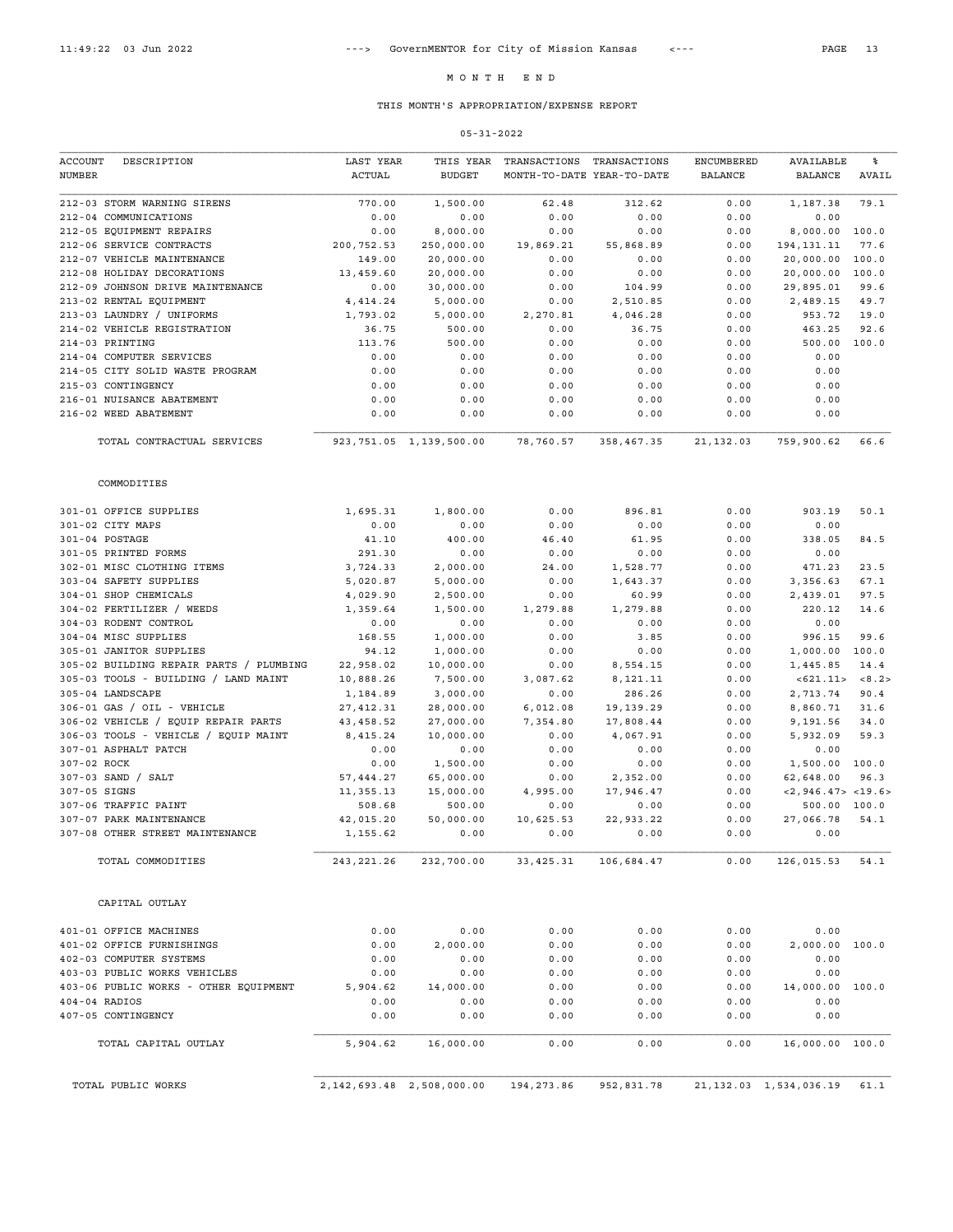# MONTH END

## THIS MONTH'S APPROPRIATION/EXPENSE REPORT

05-31-2022

| ACCOUNT NUMBER | DESCRIPTION | LAST YEAR ACTUAL | THIS YEAR BUDGET | TRANSACTIONS MONTH-TO-DATE | TRANSACTIONS YEAR-TO-DATE | ENCUMBERED BALANCE | AVAILABLE BALANCE | % AVAIL |
|---|---|---|---|---|---|---|---|---|
| 212-03 | STORM WARNING SIRENS | 770.00 | 1,500.00 | 62.48 | 312.62 | 0.00 | 1,187.38 | 79.1 |
| 212-04 | COMMUNICATIONS | 0.00 | 0.00 | 0.00 | 0.00 | 0.00 | 0.00 | |
| 212-05 | EQUIPMENT REPAIRS | 0.00 | 8,000.00 | 0.00 | 0.00 | 0.00 | 8,000.00 | 100.0 |
| 212-06 | SERVICE CONTRACTS | 200,752.53 | 250,000.00 | 19,869.21 | 55,868.89 | 0.00 | 194,131.11 | 77.6 |
| 212-07 | VEHICLE MAINTENANCE | 149.00 | 20,000.00 | 0.00 | 0.00 | 0.00 | 20,000.00 | 100.0 |
| 212-08 | HOLIDAY DECORATIONS | 13,459.60 | 20,000.00 | 0.00 | 0.00 | 0.00 | 20,000.00 | 100.0 |
| 212-09 | JOHNSON DRIVE MAINTENANCE | 0.00 | 30,000.00 | 0.00 | 104.99 | 0.00 | 29,895.01 | 99.6 |
| 213-02 | RENTAL EQUIPMENT | 4,414.24 | 5,000.00 | 0.00 | 2,510.85 | 0.00 | 2,489.15 | 49.7 |
| 213-03 | LAUNDRY / UNIFORMS | 1,793.02 | 5,000.00 | 2,270.81 | 4,046.28 | 0.00 | 953.72 | 19.0 |
| 214-02 | VEHICLE REGISTRATION | 36.75 | 500.00 | 0.00 | 36.75 | 0.00 | 463.25 | 92.6 |
| 214-03 | PRINTING | 113.76 | 500.00 | 0.00 | 0.00 | 0.00 | 500.00 | 100.0 |
| 214-04 | COMPUTER SERVICES | 0.00 | 0.00 | 0.00 | 0.00 | 0.00 | 0.00 | |
| 214-05 | CITY SOLID WASTE PROGRAM | 0.00 | 0.00 | 0.00 | 0.00 | 0.00 | 0.00 | |
| 215-03 | CONTINGENCY | 0.00 | 0.00 | 0.00 | 0.00 | 0.00 | 0.00 | |
| 216-01 | NUISANCE ABATEMENT | 0.00 | 0.00 | 0.00 | 0.00 | 0.00 | 0.00 | |
| 216-02 | WEED ABATEMENT | 0.00 | 0.00 | 0.00 | 0.00 | 0.00 | 0.00 | |
| | TOTAL CONTRACTUAL SERVICES | 923,751.05 | 1,139,500.00 | 78,760.57 | 358,467.35 | 21,132.03 | 759,900.62 | 66.6 |
| | COMMODITIES | | | | | | | |
| 301-01 | OFFICE SUPPLIES | 1,695.31 | 1,800.00 | 0.00 | 896.81 | 0.00 | 903.19 | 50.1 |
| 301-02 | CITY MAPS | 0.00 | 0.00 | 0.00 | 0.00 | 0.00 | 0.00 | |
| 301-04 | POSTAGE | 41.10 | 400.00 | 46.40 | 61.95 | 0.00 | 338.05 | 84.5 |
| 301-05 | PRINTED FORMS | 291.30 | 0.00 | 0.00 | 0.00 | 0.00 | 0.00 | |
| 302-01 | MISC CLOTHING ITEMS | 3,724.33 | 2,000.00 | 24.00 | 1,528.77 | 0.00 | 471.23 | 23.5 |
| 303-04 | SAFETY SUPPLIES | 5,020.87 | 5,000.00 | 0.00 | 1,643.37 | 0.00 | 3,356.63 | 67.1 |
| 304-01 | SHOP CHEMICALS | 4,029.90 | 2,500.00 | 0.00 | 60.99 | 0.00 | 2,439.01 | 97.5 |
| 304-02 | FERTILIZER / WEEDS | 1,359.64 | 1,500.00 | 1,279.88 | 1,279.88 | 0.00 | 220.12 | 14.6 |
| 304-03 | RODENT CONTROL | 0.00 | 0.00 | 0.00 | 0.00 | 0.00 | 0.00 | |
| 304-04 | MISC SUPPLIES | 168.55 | 1,000.00 | 0.00 | 3.85 | 0.00 | 996.15 | 99.6 |
| 305-01 | JANITOR SUPPLIES | 94.12 | 1,000.00 | 0.00 | 0.00 | 0.00 | 1,000.00 | 100.0 |
| 305-02 | BUILDING REPAIR PARTS / PLUMBING | 22,958.02 | 10,000.00 | 0.00 | 8,554.15 | 0.00 | 1,445.85 | 14.4 |
| 305-03 | TOOLS - BUILDING / LAND MAINT | 10,888.26 | 7,500.00 | 3,087.62 | 8,121.11 | 0.00 | <621.11> | <8.2> |
| 305-04 | LANDSCAPE | 1,184.89 | 3,000.00 | 0.00 | 286.26 | 0.00 | 2,713.74 | 90.4 |
| 306-01 | GAS / OIL - VEHICLE | 27,412.31 | 28,000.00 | 6,012.08 | 19,139.29 | 0.00 | 8,860.71 | 31.6 |
| 306-02 | VEHICLE / EQUIP REPAIR PARTS | 43,458.52 | 27,000.00 | 7,354.80 | 17,808.44 | 0.00 | 9,191.56 | 34.0 |
| 306-03 | TOOLS - VEHICLE / EQUIP MAINT | 8,415.24 | 10,000.00 | 0.00 | 4,067.91 | 0.00 | 5,932.09 | 59.3 |
| 307-01 | ASPHALT PATCH | 0.00 | 0.00 | 0.00 | 0.00 | 0.00 | 0.00 | |
| 307-02 | ROCK | 0.00 | 1,500.00 | 0.00 | 0.00 | 0.00 | 1,500.00 | 100.0 |
| 307-03 | SAND / SALT | 57,444.27 | 65,000.00 | 0.00 | 2,352.00 | 0.00 | 62,648.00 | 96.3 |
| 307-05 | SIGNS | 11,355.13 | 15,000.00 | 4,995.00 | 17,946.47 | 0.00 | <2,946.47> | <19.6> |
| 307-06 | TRAFFIC PAINT | 508.68 | 500.00 | 0.00 | 0.00 | 0.00 | 500.00 | 100.0 |
| 307-07 | PARK MAINTENANCE | 42,015.20 | 50,000.00 | 10,625.53 | 22,933.22 | 0.00 | 27,066.78 | 54.1 |
| 307-08 | OTHER STREET MAINTENANCE | 1,155.62 | 0.00 | 0.00 | 0.00 | 0.00 | 0.00 | |
| | TOTAL COMMODITIES | 243,221.26 | 232,700.00 | 33,425.31 | 106,684.47 | 0.00 | 126,015.53 | 54.1 |
| | CAPITAL OUTLAY | | | | | | | |
| 401-01 | OFFICE MACHINES | 0.00 | 0.00 | 0.00 | 0.00 | 0.00 | 0.00 | |
| 401-02 | OFFICE FURNISHINGS | 0.00 | 2,000.00 | 0.00 | 0.00 | 0.00 | 2,000.00 | 100.0 |
| 402-03 | COMPUTER SYSTEMS | 0.00 | 0.00 | 0.00 | 0.00 | 0.00 | 0.00 | |
| 403-03 | PUBLIC WORKS VEHICLES | 0.00 | 0.00 | 0.00 | 0.00 | 0.00 | 0.00 | |
| 403-06 | PUBLIC WORKS - OTHER EQUIPMENT | 5,904.62 | 14,000.00 | 0.00 | 0.00 | 0.00 | 14,000.00 | 100.0 |
| 404-04 | RADIOS | 0.00 | 0.00 | 0.00 | 0.00 | 0.00 | 0.00 | |
| 407-05 | CONTINGENCY | 0.00 | 0.00 | 0.00 | 0.00 | 0.00 | 0.00 | |
| | TOTAL CAPITAL OUTLAY | 5,904.62 | 16,000.00 | 0.00 | 0.00 | 0.00 | 16,000.00 | 100.0 |
| | TOTAL PUBLIC WORKS | 2,142,693.48 | 2,508,000.00 | 194,273.86 | 952,831.78 | 21,132.03 | 1,534,036.19 | 61.1 |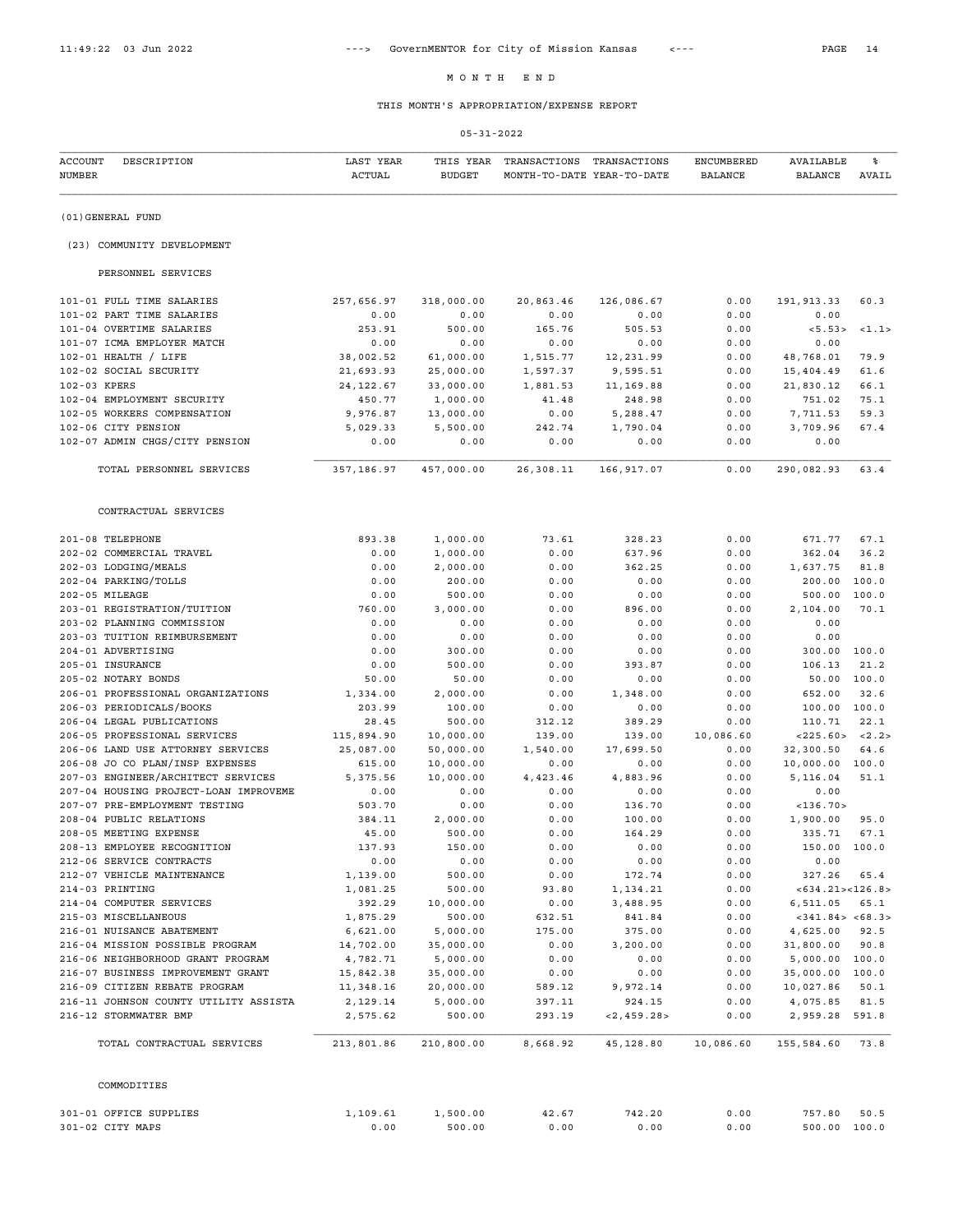# M O N T H   E N D

## THIS MONTH'S APPROPRIATION/EXPENSE REPORT

05-31-2022

| ACCOUNT NUMBER | DESCRIPTION | LAST YEAR ACTUAL | THIS YEAR BUDGET | TRANSACTIONS MONTH-TO-DATE | TRANSACTIONS YEAR-TO-DATE | ENCUMBERED BALANCE | AVAILABLE BALANCE | % AVAIL |
|---|---|---|---|---|---|---|---|---|
| (01)GENERAL FUND | | | | | | | | |
| (23) COMMUNITY DEVELOPMENT | | | | | | | | |
| PERSONNEL SERVICES | | | | | | | | |
| 101-01 | FULL TIME SALARIES | 257,656.97 | 318,000.00 | 20,863.46 | 126,086.67 | 0.00 | 191,913.33 | 60.3 |
| 101-02 | PART TIME SALARIES | 0.00 | 0.00 | 0.00 | 0.00 | 0.00 | 0.00 | |
| 101-04 | OVERTIME SALARIES | 253.91 | 500.00 | 165.76 | 505.53 | 0.00 | <5.53> | <1.1> |
| 101-07 | ICMA EMPLOYER MATCH | 0.00 | 0.00 | 0.00 | 0.00 | 0.00 | 0.00 | |
| 102-01 | HEALTH / LIFE | 38,002.52 | 61,000.00 | 1,515.77 | 12,231.99 | 0.00 | 48,768.01 | 79.9 |
| 102-02 | SOCIAL SECURITY | 21,693.93 | 25,000.00 | 1,597.37 | 9,595.51 | 0.00 | 15,404.49 | 61.6 |
| 102-03 | KPERS | 24,122.67 | 33,000.00 | 1,881.53 | 11,169.88 | 0.00 | 21,830.12 | 66.1 |
| 102-04 | EMPLOYMENT SECURITY | 450.77 | 1,000.00 | 41.48 | 248.98 | 0.00 | 751.02 | 75.1 |
| 102-05 | WORKERS COMPENSATION | 9,976.87 | 13,000.00 | 0.00 | 5,288.47 | 0.00 | 7,711.53 | 59.3 |
| 102-06 | CITY PENSION | 5,029.33 | 5,500.00 | 242.74 | 1,790.04 | 0.00 | 3,709.96 | 67.4 |
| 102-07 | ADMIN CHGS/CITY PENSION | 0.00 | 0.00 | 0.00 | 0.00 | 0.00 | 0.00 | |
| | TOTAL PERSONNEL SERVICES | 357,186.97 | 457,000.00 | 26,308.11 | 166,917.07 | 0.00 | 290,082.93 | 63.4 |
| CONTRACTUAL SERVICES | | | | | | | | |
| 201-08 | TELEPHONE | 893.38 | 1,000.00 | 73.61 | 328.23 | 0.00 | 671.77 | 67.1 |
| 202-02 | COMMERCIAL TRAVEL | 0.00 | 1,000.00 | 0.00 | 637.96 | 0.00 | 362.04 | 36.2 |
| 202-03 | LODGING/MEALS | 0.00 | 2,000.00 | 0.00 | 362.25 | 0.00 | 1,637.75 | 81.8 |
| 202-04 | PARKING/TOLLS | 0.00 | 200.00 | 0.00 | 0.00 | 0.00 | 200.00 | 100.0 |
| 202-05 | MILEAGE | 0.00 | 500.00 | 0.00 | 0.00 | 0.00 | 500.00 | 100.0 |
| 203-01 | REGISTRATION/TUITION | 760.00 | 3,000.00 | 0.00 | 896.00 | 0.00 | 2,104.00 | 70.1 |
| 203-02 | PLANNING COMMISSION | 0.00 | 0.00 | 0.00 | 0.00 | 0.00 | 0.00 | |
| 203-03 | TUITION REIMBURSEMENT | 0.00 | 0.00 | 0.00 | 0.00 | 0.00 | 0.00 | |
| 204-01 | ADVERTISING | 0.00 | 300.00 | 0.00 | 0.00 | 0.00 | 300.00 | 100.0 |
| 205-01 | INSURANCE | 0.00 | 500.00 | 0.00 | 393.87 | 0.00 | 106.13 | 21.2 |
| 205-02 | NOTARY BONDS | 50.00 | 50.00 | 0.00 | 0.00 | 0.00 | 50.00 | 100.0 |
| 206-01 | PROFESSIONAL ORGANIZATIONS | 1,334.00 | 2,000.00 | 0.00 | 1,348.00 | 0.00 | 652.00 | 32.6 |
| 206-03 | PERIODICALS/BOOKS | 203.99 | 100.00 | 0.00 | 0.00 | 0.00 | 100.00 | 100.0 |
| 206-04 | LEGAL PUBLICATIONS | 28.45 | 500.00 | 312.12 | 389.29 | 0.00 | 110.71 | 22.1 |
| 206-05 | PROFESSIONAL SERVICES | 115,894.90 | 10,000.00 | 139.00 | 139.00 | 10,086.60 | <225.60> | <2.2> |
| 206-06 | LAND USE ATTORNEY SERVICES | 25,087.00 | 50,000.00 | 1,540.00 | 17,699.50 | 0.00 | 32,300.50 | 64.6 |
| 206-08 | JO CO PLAN/INSP EXPENSES | 615.00 | 10,000.00 | 0.00 | 0.00 | 0.00 | 10,000.00 | 100.0 |
| 207-03 | ENGINEER/ARCHITECT SERVICES | 5,375.56 | 10,000.00 | 4,423.46 | 4,883.96 | 0.00 | 5,116.04 | 51.1 |
| 207-04 | HOUSING PROJECT-LOAN IMPROVEME | 0.00 | 0.00 | 0.00 | 0.00 | 0.00 | 0.00 | |
| 207-07 | PRE-EMPLOYMENT TESTING | 503.70 | 0.00 | 0.00 | 136.70 | 0.00 | <136.70> | |
| 208-04 | PUBLIC RELATIONS | 384.11 | 2,000.00 | 0.00 | 100.00 | 0.00 | 1,900.00 | 95.0 |
| 208-05 | MEETING EXPENSE | 45.00 | 500.00 | 0.00 | 164.29 | 0.00 | 335.71 | 67.1 |
| 208-13 | EMPLOYEE RECOGNITION | 137.93 | 150.00 | 0.00 | 0.00 | 0.00 | 150.00 | 100.0 |
| 212-06 | SERVICE CONTRACTS | 0.00 | 0.00 | 0.00 | 0.00 | 0.00 | 0.00 | |
| 212-07 | VEHICLE MAINTENANCE | 1,139.00 | 500.00 | 0.00 | 172.74 | 0.00 | 327.26 | 65.4 |
| 214-03 | PRINTING | 1,081.25 | 500.00 | 93.80 | 1,134.21 | 0.00 | <634.21> | <126.8> |
| 214-04 | COMPUTER SERVICES | 392.29 | 10,000.00 | 0.00 | 3,488.95 | 0.00 | 6,511.05 | 65.1 |
| 215-03 | MISCELLANEOUS | 1,875.29 | 500.00 | 632.51 | 841.84 | 0.00 | <341.84> | <68.3> |
| 216-01 | NUISANCE ABATEMENT | 6,621.00 | 5,000.00 | 175.00 | 375.00 | 0.00 | 4,625.00 | 92.5 |
| 216-04 | MISSION POSSIBLE PROGRAM | 14,702.00 | 35,000.00 | 0.00 | 3,200.00 | 0.00 | 31,800.00 | 90.8 |
| 216-06 | NEIGHBORHOOD GRANT PROGRAM | 4,782.71 | 5,000.00 | 0.00 | 0.00 | 0.00 | 5,000.00 | 100.0 |
| 216-07 | BUSINESS IMPROVEMENT GRANT | 15,842.38 | 35,000.00 | 0.00 | 0.00 | 0.00 | 35,000.00 | 100.0 |
| 216-09 | CITIZEN REBATE PROGRAM | 11,348.16 | 20,000.00 | 589.12 | 9,972.14 | 0.00 | 10,027.86 | 50.1 |
| 216-11 | JOHNSON COUNTY UTILITY ASSISTA | 2,129.14 | 5,000.00 | 397.11 | 924.15 | 0.00 | 4,075.85 | 81.5 |
| 216-12 | STORMWATER BMP | 2,575.62 | 500.00 | 293.19 | <2,459.28> | 0.00 | 2,959.28 | 591.8 |
| | TOTAL CONTRACTUAL SERVICES | 213,801.86 | 210,800.00 | 8,668.92 | 45,128.80 | 10,086.60 | 155,584.60 | 73.8 |
| COMMODITIES | | | | | | | | |
| 301-01 | OFFICE SUPPLIES | 1,109.61 | 1,500.00 | 42.67 | 742.20 | 0.00 | 757.80 | 50.5 |
| 301-02 | CITY MAPS | 0.00 | 500.00 | 0.00 | 0.00 | 0.00 | 500.00 | 100.0 |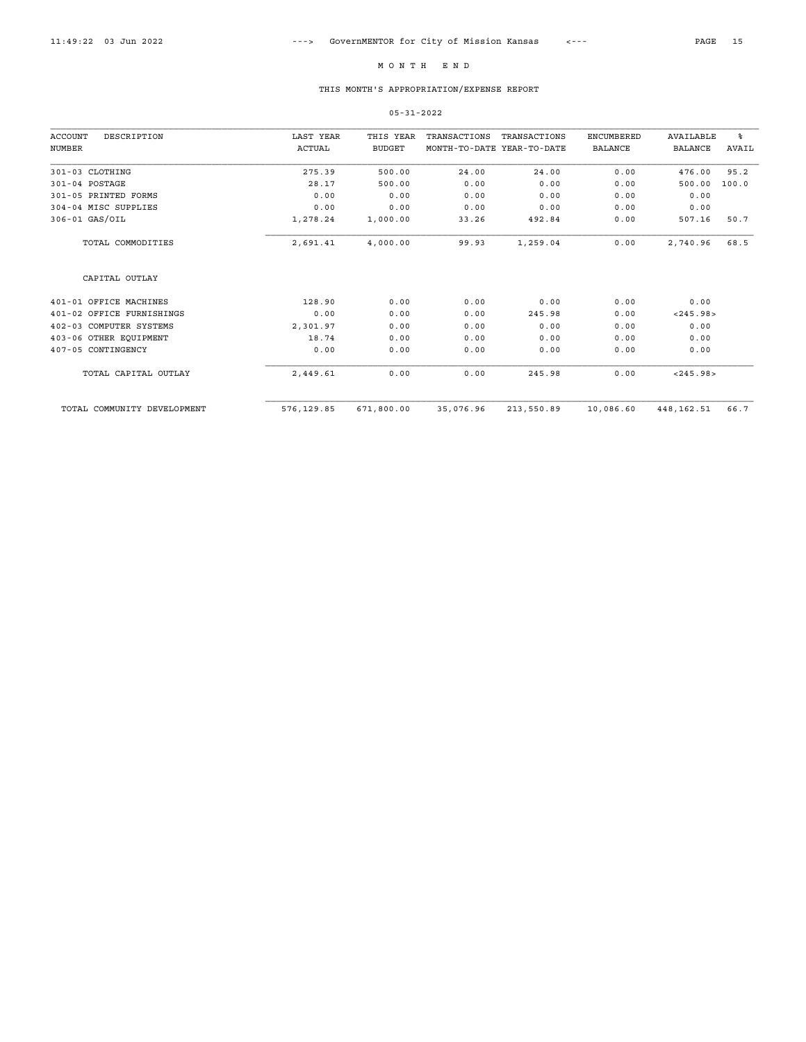# M O N T H E N D

## THIS MONTH'S APPROPRIATION/EXPENSE REPORT

05-31-2022

| ACCOUNT NUMBER | DESCRIPTION | LAST YEAR ACTUAL | THIS YEAR BUDGET | TRANSACTIONS MONTH-TO-DATE | TRANSACTIONS YEAR-TO-DATE | ENCUMBERED BALANCE | AVAILABLE BALANCE | % AVAIL |
|---|---|---|---|---|---|---|---|---|
| 301-03 | CLOTHING | 275.39 | 500.00 | 24.00 | 24.00 | 0.00 | 476.00 | 95.2 |
| 301-04 | POSTAGE | 28.17 | 500.00 | 0.00 | 0.00 | 0.00 | 500.00 | 100.0 |
| 301-05 | PRINTED FORMS | 0.00 | 0.00 | 0.00 | 0.00 | 0.00 | 0.00 | |
| 304-04 | MISC SUPPLIES | 0.00 | 0.00 | 0.00 | 0.00 | 0.00 | 0.00 | |
| 306-01 | GAS/OIL | 1,278.24 | 1,000.00 | 33.26 | 492.84 | 0.00 | 507.16 | 50.7 |
| | TOTAL COMMODITIES | 2,691.41 | 4,000.00 | 99.93 | 1,259.04 | 0.00 | 2,740.96 | 68.5 |
| | CAPITAL OUTLAY | | | | | | | |
| 401-01 | OFFICE MACHINES | 128.90 | 0.00 | 0.00 | 0.00 | 0.00 | 0.00 | |
| 401-02 | OFFICE FURNISHINGS | 0.00 | 0.00 | 0.00 | 245.98 | 0.00 | <245.98> | |
| 402-03 | COMPUTER SYSTEMS | 2,301.97 | 0.00 | 0.00 | 0.00 | 0.00 | 0.00 | |
| 403-06 | OTHER EQUIPMENT | 18.74 | 0.00 | 0.00 | 0.00 | 0.00 | 0.00 | |
| 407-05 | CONTINGENCY | 0.00 | 0.00 | 0.00 | 0.00 | 0.00 | 0.00 | |
| | TOTAL CAPITAL OUTLAY | 2,449.61 | 0.00 | 0.00 | 245.98 | 0.00 | <245.98> | |
| | TOTAL COMMUNITY DEVELOPMENT | 576,129.85 | 671,800.00 | 35,076.96 | 213,550.89 | 10,086.60 | 448,162.51 | 66.7 |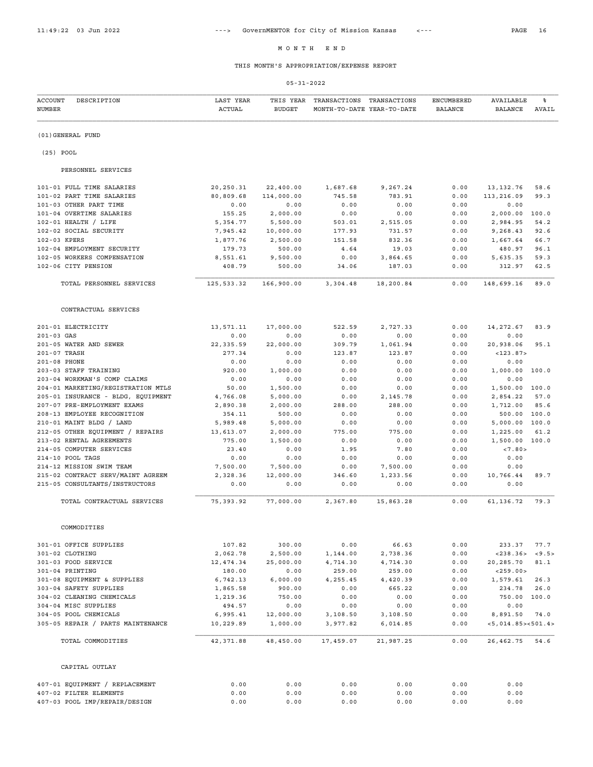# M O N T H  E N D

## THIS MONTH'S APPROPRIATION/EXPENSE REPORT

05-31-2022

| ACCOUNT NUMBER | DESCRIPTION | LAST YEAR ACTUAL | THIS YEAR BUDGET | TRANSACTIONS MONTH-TO-DATE | TRANSACTIONS YEAR-TO-DATE | ENCUMBERED BALANCE | AVAILABLE BALANCE | % AVAIL |
|---|---|---|---|---|---|---|---|---|
| (01)GENERAL FUND | | | | | | | | |
| (25) POOL | | | | | | | | |
| | PERSONNEL SERVICES | | | | | | | |
| 101-01 | FULL TIME SALARIES | 20,250.31 | 22,400.00 | 1,687.68 | 9,267.24 | 0.00 | 13,132.76 | 58.6 |
| 101-02 | PART TIME SALARIES | 80,809.68 | 114,000.00 | 745.58 | 783.91 | 0.00 | 113,216.09 | 99.3 |
| 101-03 | OTHER PART TIME | 0.00 | 0.00 | 0.00 | 0.00 | 0.00 | 0.00 | |
| 101-04 | OVERTIME SALARIES | 155.25 | 2,000.00 | 0.00 | 0.00 | 0.00 | 2,000.00 | 100.0 |
| 102-01 | HEALTH / LIFE | 5,354.77 | 5,500.00 | 503.01 | 2,515.05 | 0.00 | 2,984.95 | 54.2 |
| 102-02 | SOCIAL SECURITY | 7,945.42 | 10,000.00 | 177.93 | 731.57 | 0.00 | 9,268.43 | 92.6 |
| 102-03 | KPERS | 1,877.76 | 2,500.00 | 151.58 | 832.36 | 0.00 | 1,667.64 | 66.7 |
| 102-04 | EMPLOYMENT SECURITY | 179.73 | 500.00 | 4.64 | 19.03 | 0.00 | 480.97 | 96.1 |
| 102-05 | WORKERS COMPENSATION | 8,551.61 | 9,500.00 | 0.00 | 3,864.65 | 0.00 | 5,635.35 | 59.3 |
| 102-06 | CITY PENSION | 408.79 | 500.00 | 34.06 | 187.03 | 0.00 | 312.97 | 62.5 |
| | TOTAL PERSONNEL SERVICES | 125,533.32 | 166,900.00 | 3,304.48 | 18,200.84 | 0.00 | 148,699.16 | 89.0 |
| | CONTRACTUAL SERVICES | | | | | | | |
| 201-01 | ELECTRICITY | 13,571.11 | 17,000.00 | 522.59 | 2,727.33 | 0.00 | 14,272.67 | 83.9 |
| 201-03 | GAS | 0.00 | 0.00 | 0.00 | 0.00 | 0.00 | 0.00 | |
| 201-05 | WATER AND SEWER | 22,335.59 | 22,000.00 | 309.79 | 1,061.94 | 0.00 | 20,938.06 | 95.1 |
| 201-07 | TRASH | 277.34 | 0.00 | 123.87 | 123.87 | 0.00 | <123.87> | |
| 201-08 | PHONE | 0.00 | 0.00 | 0.00 | 0.00 | 0.00 | 0.00 | |
| 203-03 | STAFF TRAINING | 920.00 | 1,000.00 | 0.00 | 0.00 | 0.00 | 1,000.00 | 100.0 |
| 203-04 | WORKMAN'S COMP CLAIMS | 0.00 | 0.00 | 0.00 | 0.00 | 0.00 | 0.00 | |
| 204-01 | MARKETING/REGISTRATION MTLS | 50.00 | 1,500.00 | 0.00 | 0.00 | 0.00 | 1,500.00 | 100.0 |
| 205-01 | INSURANCE - BLDG, EQUIPMENT | 4,766.08 | 5,000.00 | 0.00 | 2,145.78 | 0.00 | 2,854.22 | 57.0 |
| 207-07 | PRE-EMPLOYMENT EXAMS | 2,890.38 | 2,000.00 | 288.00 | 288.00 | 0.00 | 1,712.00 | 85.6 |
| 208-13 | EMPLOYEE RECOGNITION | 354.11 | 500.00 | 0.00 | 0.00 | 0.00 | 500.00 | 100.0 |
| 210-01 | MAINT BLDG / LAND | 5,989.48 | 5,000.00 | 0.00 | 0.00 | 0.00 | 5,000.00 | 100.0 |
| 212-05 | OTHER EQUIPMENT / REPAIRS | 13,613.07 | 2,000.00 | 775.00 | 775.00 | 0.00 | 1,225.00 | 61.2 |
| 213-02 | RENTAL AGREEMENTS | 775.00 | 1,500.00 | 0.00 | 0.00 | 0.00 | 1,500.00 | 100.0 |
| 214-05 | COMPUTER SERVICES | 23.40 | 0.00 | 1.95 | 7.80 | 0.00 | <7.80> | |
| 214-10 | POOL TAGS | 0.00 | 0.00 | 0.00 | 0.00 | 0.00 | 0.00 | |
| 214-12 | MISSION SWIM TEAM | 7,500.00 | 7,500.00 | 0.00 | 7,500.00 | 0.00 | 0.00 | |
| 215-02 | CONTRACT SERV/MAINT AGREEM | 2,328.36 | 12,000.00 | 346.60 | 1,233.56 | 0.00 | 10,766.44 | 89.7 |
| 215-05 | CONSULTANTS/INSTRUCTORS | 0.00 | 0.00 | 0.00 | 0.00 | 0.00 | 0.00 | |
| | TOTAL CONTRACTUAL SERVICES | 75,393.92 | 77,000.00 | 2,367.80 | 15,863.28 | 0.00 | 61,136.72 | 79.3 |
| | COMMODITIES | | | | | | | |
| 301-01 | OFFICE SUPPLIES | 107.82 | 300.00 | 0.00 | 66.63 | 0.00 | 233.37 | 77.7 |
| 301-02 | CLOTHING | 2,062.78 | 2,500.00 | 1,144.00 | 2,738.36 | 0.00 | <238.36> | <9.5> |
| 301-03 | FOOD SERVICE | 12,474.34 | 25,000.00 | 4,714.30 | 4,714.30 | 0.00 | 20,285.70 | 81.1 |
| 301-04 | PRINTING | 180.00 | 0.00 | 259.00 | 259.00 | 0.00 | <259.00> | |
| 301-08 | EQUIPMENT & SUPPLIES | 6,742.13 | 6,000.00 | 4,255.45 | 4,420.39 | 0.00 | 1,579.61 | 26.3 |
| 303-04 | SAFETY SUPPLIES | 1,865.58 | 900.00 | 0.00 | 665.22 | 0.00 | 234.78 | 26.0 |
| 304-02 | CLEANING CHEMICALS | 1,219.36 | 750.00 | 0.00 | 0.00 | 0.00 | 750.00 | 100.0 |
| 304-04 | MISC SUPPLIES | 494.57 | 0.00 | 0.00 | 0.00 | 0.00 | 0.00 | |
| 304-05 | POOL CHEMICALS | 6,995.41 | 12,000.00 | 3,108.50 | 3,108.50 | 0.00 | 8,891.50 | 74.0 |
| 305-05 | REPAIR / PARTS MAINTENANCE | 10,229.89 | 1,000.00 | 3,977.82 | 6,014.85 | 0.00 | <5,014.85> | <501.4> |
| | TOTAL COMMODITIES | 42,371.88 | 48,450.00 | 17,459.07 | 21,987.25 | 0.00 | 26,462.75 | 54.6 |
| | CAPITAL OUTLAY | | | | | | | |
| 407-01 | EQUIPMENT / REPLACEMENT | 0.00 | 0.00 | 0.00 | 0.00 | 0.00 | 0.00 | |
| 407-02 | FILTER ELEMENTS | 0.00 | 0.00 | 0.00 | 0.00 | 0.00 | 0.00 | |
| 407-03 | POOL IMP/REPAIR/DESIGN | 0.00 | 0.00 | 0.00 | 0.00 | 0.00 | 0.00 | |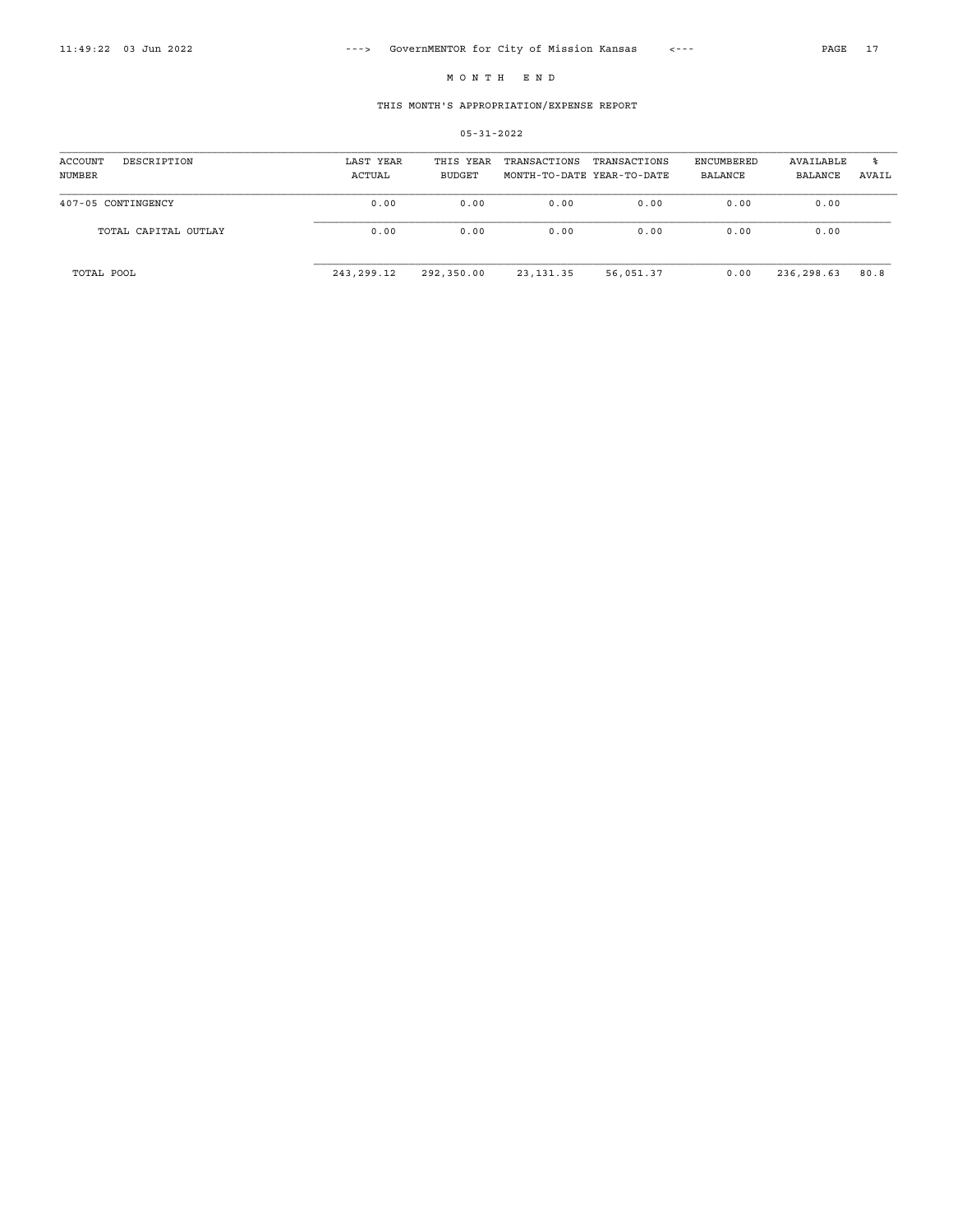# M O N T H   E N D

## THIS MONTH'S APPROPRIATION/EXPENSE REPORT

05-31-2022

| ACCOUNT NUMBER | DESCRIPTION | LAST YEAR ACTUAL | THIS YEAR BUDGET | TRANSACTIONS MONTH-TO-DATE | TRANSACTIONS YEAR-TO-DATE | ENCUMBERED BALANCE | AVAILABLE BALANCE | % AVAIL |
|---|---|---|---|---|---|---|---|---|
| 407-05 | CONTINGENCY | 0.00 | 0.00 | 0.00 | 0.00 | 0.00 | 0.00 | |
| | TOTAL CAPITAL OUTLAY | 0.00 | 0.00 | 0.00 | 0.00 | 0.00 | 0.00 | |
| | TOTAL POOL | 243,299.12 | 292,350.00 | 23,131.35 | 56,051.37 | 0.00 | 236,298.63 | 80.8 |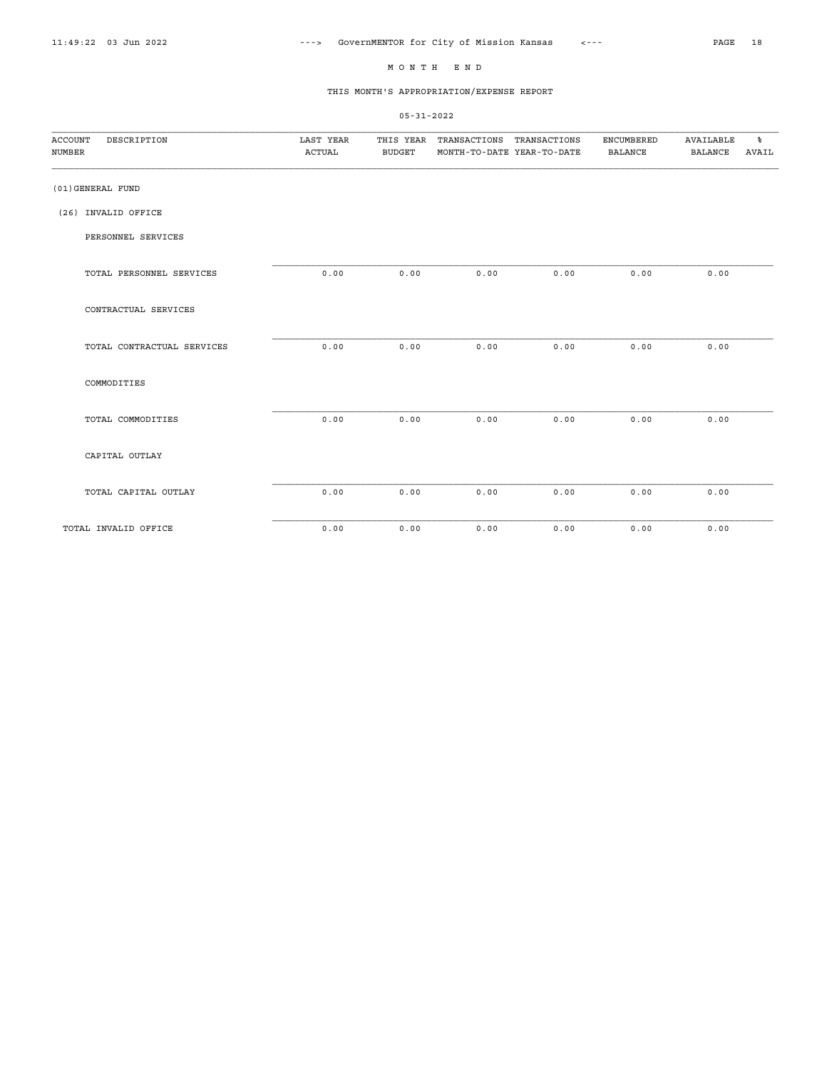# M O N T H   E N D

## THIS MONTH'S APPROPRIATION/EXPENSE REPORT

05-31-2022

| ACCOUNT NUMBER | DESCRIPTION | LAST YEAR ACTUAL | THIS YEAR BUDGET | TRANSACTIONS MONTH-TO-DATE | TRANSACTIONS YEAR-TO-DATE | ENCUMBERED BALANCE | AVAILABLE BALANCE | % AVAIL |
|---|---|---|---|---|---|---|---|---|
| (01)GENERAL FUND | | | | | | | | |
| (26) INVALID OFFICE | | | | | | | | |
| | PERSONNEL SERVICES | | | | | | | |
| | TOTAL PERSONNEL SERVICES | 0.00 | 0.00 | 0.00 | 0.00 | 0.00 | 0.00 | |
| | CONTRACTUAL SERVICES | | | | | | | |
| | TOTAL CONTRACTUAL SERVICES | 0.00 | 0.00 | 0.00 | 0.00 | 0.00 | 0.00 | |
| | COMMODITIES | | | | | | | |
| | TOTAL COMMODITIES | 0.00 | 0.00 | 0.00 | 0.00 | 0.00 | 0.00 | |
| | CAPITAL OUTLAY | | | | | | | |
| | TOTAL CAPITAL OUTLAY | 0.00 | 0.00 | 0.00 | 0.00 | 0.00 | 0.00 | |
| | TOTAL INVALID OFFICE | 0.00 | 0.00 | 0.00 | 0.00 | 0.00 | 0.00 | |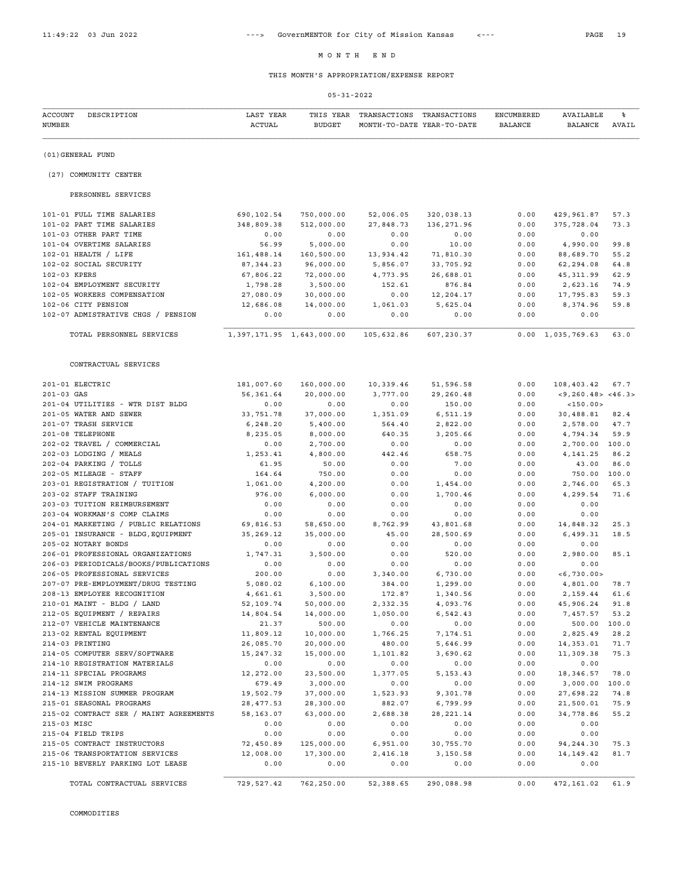# MONTH END

## THIS MONTH'S APPROPRIATION/EXPENSE REPORT

05-31-2022

| ACCOUNT NUMBER | DESCRIPTION | LAST YEAR ACTUAL | THIS YEAR BUDGET | TRANSACTIONS MONTH-TO-DATE | TRANSACTIONS YEAR-TO-DATE | ENCUMBERED BALANCE | AVAILABLE BALANCE | % AVAIL |
|---|---|---|---|---|---|---|---|---|
| (01) GENERAL FUND | | | | | | | | |
| (27) COMMUNITY CENTER | | | | | | | | |
| | PERSONNEL SERVICES | | | | | | | |
| 101-01 | FULL TIME SALARIES | 690,102.54 | 750,000.00 | 52,006.05 | 320,038.13 | 0.00 | 429,961.87 | 57.3 |
| 101-02 | PART TIME SALARIES | 348,809.38 | 512,000.00 | 27,848.73 | 136,271.96 | 0.00 | 375,728.04 | 73.3 |
| 101-03 | OTHER PART TIME | 0.00 | 0.00 | 0.00 | 0.00 | 0.00 | 0.00 | |
| 101-04 | OVERTIME SALARIES | 56.99 | 5,000.00 | 0.00 | 10.00 | 0.00 | 4,990.00 | 99.8 |
| 102-01 | HEALTH / LIFE | 161,488.14 | 160,500.00 | 13,934.42 | 71,810.30 | 0.00 | 88,689.70 | 55.2 |
| 102-02 | SOCIAL SECURITY | 87,344.23 | 96,000.00 | 5,856.07 | 33,705.92 | 0.00 | 62,294.08 | 64.8 |
| 102-03 | KPERS | 67,806.22 | 72,000.00 | 4,773.95 | 26,688.01 | 0.00 | 45,311.99 | 62.9 |
| 102-04 | EMPLOYMENT SECURITY | 1,798.28 | 3,500.00 | 152.61 | 876.84 | 0.00 | 2,623.16 | 74.9 |
| 102-05 | WORKERS COMPENSATION | 27,080.09 | 30,000.00 | 0.00 | 12,204.17 | 0.00 | 17,795.83 | 59.3 |
| 102-06 | CITY PENSION | 12,686.08 | 14,000.00 | 1,061.03 | 5,625.04 | 0.00 | 8,374.96 | 59.8 |
| 102-07 | ADMINISTRATIVE CHGS / PENSION | 0.00 | 0.00 | 0.00 | 0.00 | 0.00 | 0.00 | |
| | TOTAL PERSONNEL SERVICES | 1,397,171.95 | 1,643,000.00 | 105,632.86 | 607,230.37 | 0.00 | 1,035,769.63 | 63.0 |
| | CONTRACTUAL SERVICES | | | | | | | |
| 201-01 | ELECTRIC | 181,007.60 | 160,000.00 | 10,339.46 | 51,596.58 | 0.00 | 108,403.42 | 67.7 |
| 201-03 | GAS | 56,361.64 | 20,000.00 | 3,777.00 | 29,260.48 | 0.00 | <9,260.48> | <46.3> |
| 201-04 | UTILITIES - WTR DIST BLDG | 0.00 | 0.00 | 0.00 | 150.00 | 0.00 | <150.00> | |
| 201-05 | WATER AND SEWER | 33,751.78 | 37,000.00 | 1,351.09 | 6,511.19 | 0.00 | 30,488.81 | 82.4 |
| 201-07 | TRASH SERVICE | 6,248.20 | 5,400.00 | 564.40 | 2,822.00 | 0.00 | 2,578.00 | 47.7 |
| 201-08 | TELEPHONE | 8,235.05 | 8,000.00 | 640.35 | 3,205.66 | 0.00 | 4,794.34 | 59.9 |
| 202-02 | TRAVEL / COMMERCIAL | 0.00 | 2,700.00 | 0.00 | 0.00 | 0.00 | 2,700.00 | 100.0 |
| 202-03 | LODGING / MEALS | 1,253.41 | 4,800.00 | 442.46 | 658.75 | 0.00 | 4,141.25 | 86.2 |
| 202-04 | PARKING / TOLLS | 61.95 | 50.00 | 0.00 | 7.00 | 0.00 | 43.00 | 86.0 |
| 202-05 | MILEAGE - STAFF | 164.64 | 750.00 | 0.00 | 0.00 | 0.00 | 750.00 | 100.0 |
| 203-01 | REGISTRATION / TUITION | 1,061.00 | 4,200.00 | 0.00 | 1,454.00 | 0.00 | 2,746.00 | 65.3 |
| 203-02 | STAFF TRAINING | 976.00 | 6,000.00 | 0.00 | 1,700.46 | 0.00 | 4,299.54 | 71.6 |
| 203-03 | TUITION REIMBURSEMENT | 0.00 | 0.00 | 0.00 | 0.00 | 0.00 | 0.00 | |
| 203-04 | WORKMAN'S COMP CLAIMS | 0.00 | 0.00 | 0.00 | 0.00 | 0.00 | 0.00 | |
| 204-01 | MARKETING / PUBLIC RELATIONS | 69,816.53 | 58,650.00 | 8,762.99 | 43,801.68 | 0.00 | 14,848.32 | 25.3 |
| 205-01 | INSURANCE - BLDG,EQUIPMENT | 35,269.12 | 35,000.00 | 45.00 | 28,500.69 | 0.00 | 6,499.31 | 18.5 |
| 205-02 | NOTARY BONDS | 0.00 | 0.00 | 0.00 | 0.00 | 0.00 | 0.00 | |
| 206-01 | PROFESSIONAL ORGANIZATIONS | 1,747.31 | 3,500.00 | 0.00 | 520.00 | 0.00 | 2,980.00 | 85.1 |
| 206-03 | PERIODICALS/BOOKS/PUBLICATIONS | 0.00 | 0.00 | 0.00 | 0.00 | 0.00 | 0.00 | |
| 206-05 | PROFESSIONAL SERVICES | 200.00 | 0.00 | 3,340.00 | 6,730.00 | 0.00 | <6,730.00> | |
| 207-07 | PRE-EMPLOYMENT/DRUG TESTING | 5,080.02 | 6,100.00 | 384.00 | 1,299.00 | 0.00 | 4,801.00 | 78.7 |
| 208-13 | EMPLOYEE RECOGNITION | 4,661.61 | 3,500.00 | 172.87 | 1,340.56 | 0.00 | 2,159.44 | 61.6 |
| 210-01 | MAINT - BLDG / LAND | 52,109.74 | 50,000.00 | 2,332.35 | 4,093.76 | 0.00 | 45,906.24 | 91.8 |
| 212-05 | EQUIPMENT / REPAIRS | 14,804.54 | 14,000.00 | 1,050.00 | 6,542.43 | 0.00 | 7,457.57 | 53.2 |
| 212-07 | VEHICLE MAINTENANCE | 21.37 | 500.00 | 0.00 | 0.00 | 0.00 | 500.00 | 100.0 |
| 213-02 | RENTAL EQUIPMENT | 11,809.12 | 10,000.00 | 1,766.25 | 7,174.51 | 0.00 | 2,825.49 | 28.2 |
| 214-03 | PRINTING | 26,085.70 | 20,000.00 | 480.00 | 5,646.99 | 0.00 | 14,353.01 | 71.7 |
| 214-05 | COMPUTER SERV/SOFTWARE | 15,247.32 | 15,000.00 | 1,101.82 | 3,690.62 | 0.00 | 11,309.38 | 75.3 |
| 214-10 | REGISTRATION MATERIALS | 0.00 | 0.00 | 0.00 | 0.00 | 0.00 | 0.00 | |
| 214-11 | SPECIAL PROGRAMS | 12,272.00 | 23,500.00 | 1,377.05 | 5,153.43 | 0.00 | 18,346.57 | 78.0 |
| 214-12 | SWIM PROGRAMS | 679.49 | 3,000.00 | 0.00 | 0.00 | 0.00 | 3,000.00 | 100.0 |
| 214-13 | MISSION SUMMER PROGRAM | 19,502.79 | 37,000.00 | 1,523.93 | 9,301.78 | 0.00 | 27,698.22 | 74.8 |
| 215-01 | SEASONAL PROGRAMS | 28,477.53 | 28,300.00 | 882.07 | 6,799.99 | 0.00 | 21,500.01 | 75.9 |
| 215-02 | CONTRACT SER / MAINT AGREEMENTS | 58,163.07 | 63,000.00 | 2,688.38 | 28,221.14 | 0.00 | 34,778.86 | 55.2 |
| 215-03 | MISC | 0.00 | 0.00 | 0.00 | 0.00 | 0.00 | 0.00 | |
| 215-04 | FIELD TRIPS | 0.00 | 0.00 | 0.00 | 0.00 | 0.00 | 0.00 | |
| 215-05 | CONTRACT INSTRUCTORS | 72,450.89 | 125,000.00 | 6,951.00 | 30,755.70 | 0.00 | 94,244.30 | 75.3 |
| 215-06 | TRANSPORTATION SERVICES | 12,008.00 | 17,300.00 | 2,416.18 | 3,150.58 | 0.00 | 14,149.42 | 81.7 |
| 215-10 | BEVERLY PARKING LOT LEASE | 0.00 | 0.00 | 0.00 | 0.00 | 0.00 | 0.00 | |
| | TOTAL CONTRACTUAL SERVICES | 729,527.42 | 762,250.00 | 52,388.65 | 290,088.98 | 0.00 | 472,161.02 | 61.9 |
| | COMMODITIES | | | | | | | |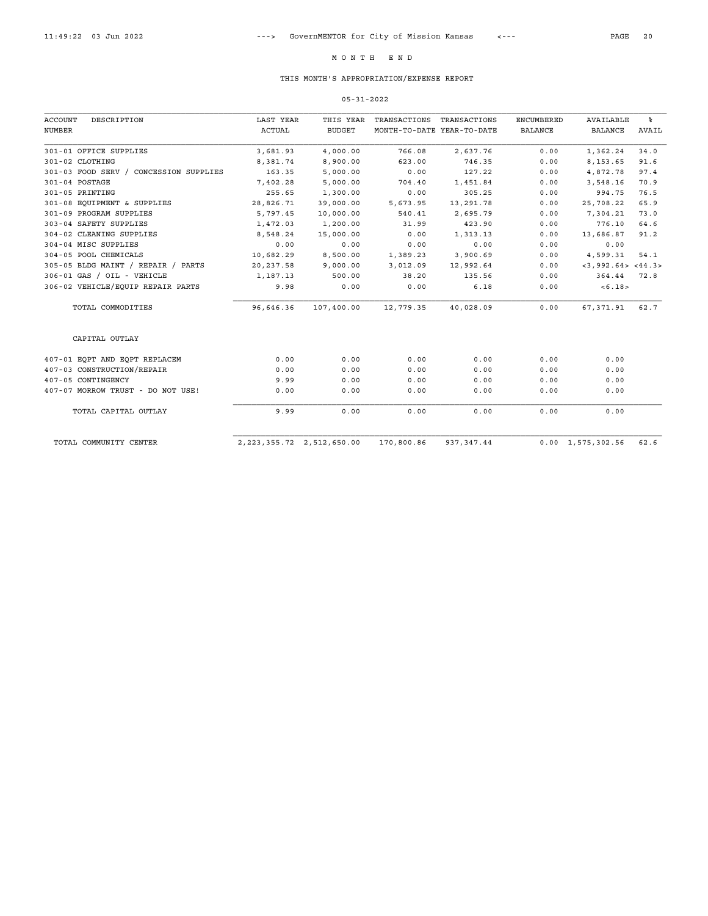# M O N T H   E N D

## THIS MONTH'S APPROPRIATION/EXPENSE REPORT

05-31-2022

| ACCOUNT NUMBER | DESCRIPTION | LAST YEAR ACTUAL | THIS YEAR BUDGET | TRANSACTIONS MONTH-TO-DATE | TRANSACTIONS YEAR-TO-DATE | ENCUMBERED BALANCE | AVAILABLE BALANCE | % AVAIL |
|---|---|---|---|---|---|---|---|---|
| 301-01 | OFFICE SUPPLIES | 3,681.93 | 4,000.00 | 766.08 | 2,637.76 | 0.00 | 1,362.24 | 34.0 |
| 301-02 | CLOTHING | 8,381.74 | 8,900.00 | 623.00 | 746.35 | 0.00 | 8,153.65 | 91.6 |
| 301-03 | FOOD SERV / CONCESSION SUPPLIES | 163.35 | 5,000.00 | 0.00 | 127.22 | 0.00 | 4,872.78 | 97.4 |
| 301-04 | POSTAGE | 7,402.28 | 5,000.00 | 704.40 | 1,451.84 | 0.00 | 3,548.16 | 70.9 |
| 301-05 | PRINTING | 255.65 | 1,300.00 | 0.00 | 305.25 | 0.00 | 994.75 | 76.5 |
| 301-08 | EQUIPMENT & SUPPLIES | 28,826.71 | 39,000.00 | 5,673.95 | 13,291.78 | 0.00 | 25,708.22 | 65.9 |
| 301-09 | PROGRAM SUPPLIES | 5,797.45 | 10,000.00 | 540.41 | 2,695.79 | 0.00 | 7,304.21 | 73.0 |
| 303-04 | SAFETY SUPPLIES | 1,472.03 | 1,200.00 | 31.99 | 423.90 | 0.00 | 776.10 | 64.6 |
| 304-02 | CLEANING SUPPLIES | 8,548.24 | 15,000.00 | 0.00 | 1,313.13 | 0.00 | 13,686.87 | 91.2 |
| 304-04 | MISC SUPPLIES | 0.00 | 0.00 | 0.00 | 0.00 | 0.00 | 0.00 | |
| 304-05 | POOL CHEMICALS | 10,682.29 | 8,500.00 | 1,389.23 | 3,900.69 | 0.00 | 4,599.31 | 54.1 |
| 305-05 | BLDG MAINT / REPAIR / PARTS | 20,237.58 | 9,000.00 | 3,012.09 | 12,992.64 | 0.00 | <3,992.64> | <44.3> |
| 306-01 | GAS / OIL - VEHICLE | 1,187.13 | 500.00 | 38.20 | 135.56 | 0.00 | 364.44 | 72.8 |
| 306-02 | VEHICLE/EQUIP REPAIR PARTS | 9.98 | 0.00 | 0.00 | 6.18 | 0.00 | <6.18> | |
| | TOTAL COMMODITIES | 96,646.36 | 107,400.00 | 12,779.35 | 40,028.09 | 0.00 | 67,371.91 | 62.7 |
| | CAPITAL OUTLAY | | | | | | | |
| 407-01 | EQPT AND EQPT REPLACEM | 0.00 | 0.00 | 0.00 | 0.00 | 0.00 | 0.00 | |
| 407-03 | CONSTRUCTION/REPAIR | 0.00 | 0.00 | 0.00 | 0.00 | 0.00 | 0.00 | |
| 407-05 | CONTINGENCY | 9.99 | 0.00 | 0.00 | 0.00 | 0.00 | 0.00 | |
| 407-07 | MORROW TRUST - DO NOT USE! | 0.00 | 0.00 | 0.00 | 0.00 | 0.00 | 0.00 | |
| | TOTAL CAPITAL OUTLAY | 9.99 | 0.00 | 0.00 | 0.00 | 0.00 | 0.00 | |
| | TOTAL COMMUNITY CENTER | 2,223,355.72 | 2,512,650.00 | 170,800.86 | 937,347.44 | 0.00 | 1,575,302.56 | 62.6 |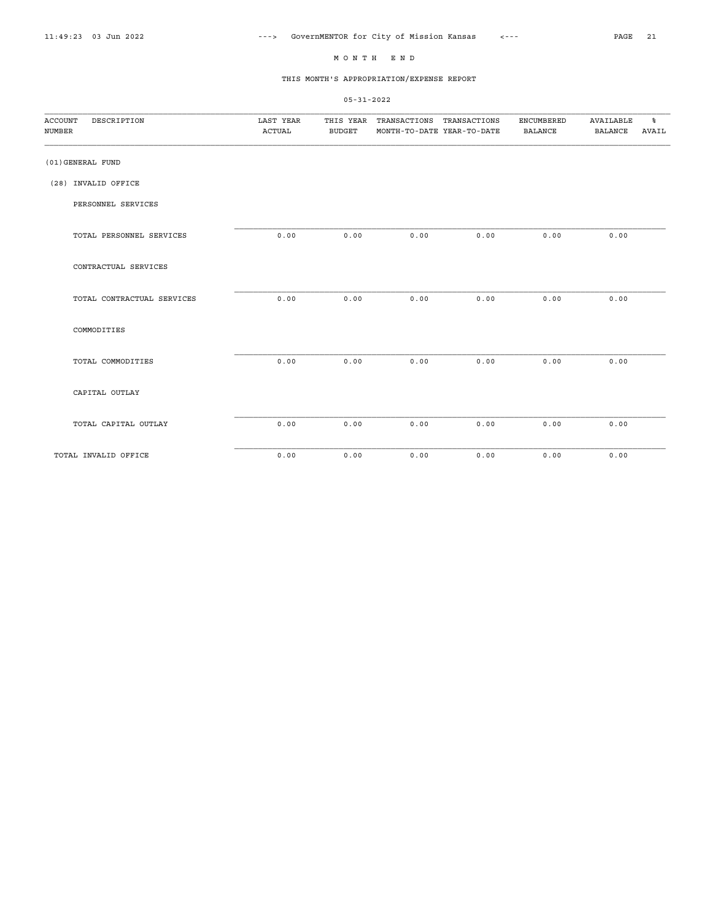# M O N T H   E N D

## THIS MONTH'S APPROPRIATION/EXPENSE REPORT

05-31-2022

| ACCOUNT NUMBER | DESCRIPTION | LAST YEAR ACTUAL | THIS YEAR BUDGET | TRANSACTIONS MONTH-TO-DATE | TRANSACTIONS YEAR-TO-DATE | ENCUMBERED BALANCE | AVAILABLE BALANCE | % AVAIL |
|---|---|---|---|---|---|---|---|---|
| (01)GENERAL FUND | | | | | | | | |
| (28) INVALID OFFICE | | | | | | | | |
| | PERSONNEL SERVICES | | | | | | | |
| | TOTAL PERSONNEL SERVICES | 0.00 | 0.00 | 0.00 | 0.00 | 0.00 | 0.00 | |
| | CONTRACTUAL SERVICES | | | | | | | |
| | TOTAL CONTRACTUAL SERVICES | 0.00 | 0.00 | 0.00 | 0.00 | 0.00 | 0.00 | |
| | COMMODITIES | | | | | | | |
| | TOTAL COMMODITIES | 0.00 | 0.00 | 0.00 | 0.00 | 0.00 | 0.00 | |
| | CAPITAL OUTLAY | | | | | | | |
| | TOTAL CAPITAL OUTLAY | 0.00 | 0.00 | 0.00 | 0.00 | 0.00 | 0.00 | |
| TOTAL INVALID OFFICE | | 0.00 | 0.00 | 0.00 | 0.00 | 0.00 | 0.00 | |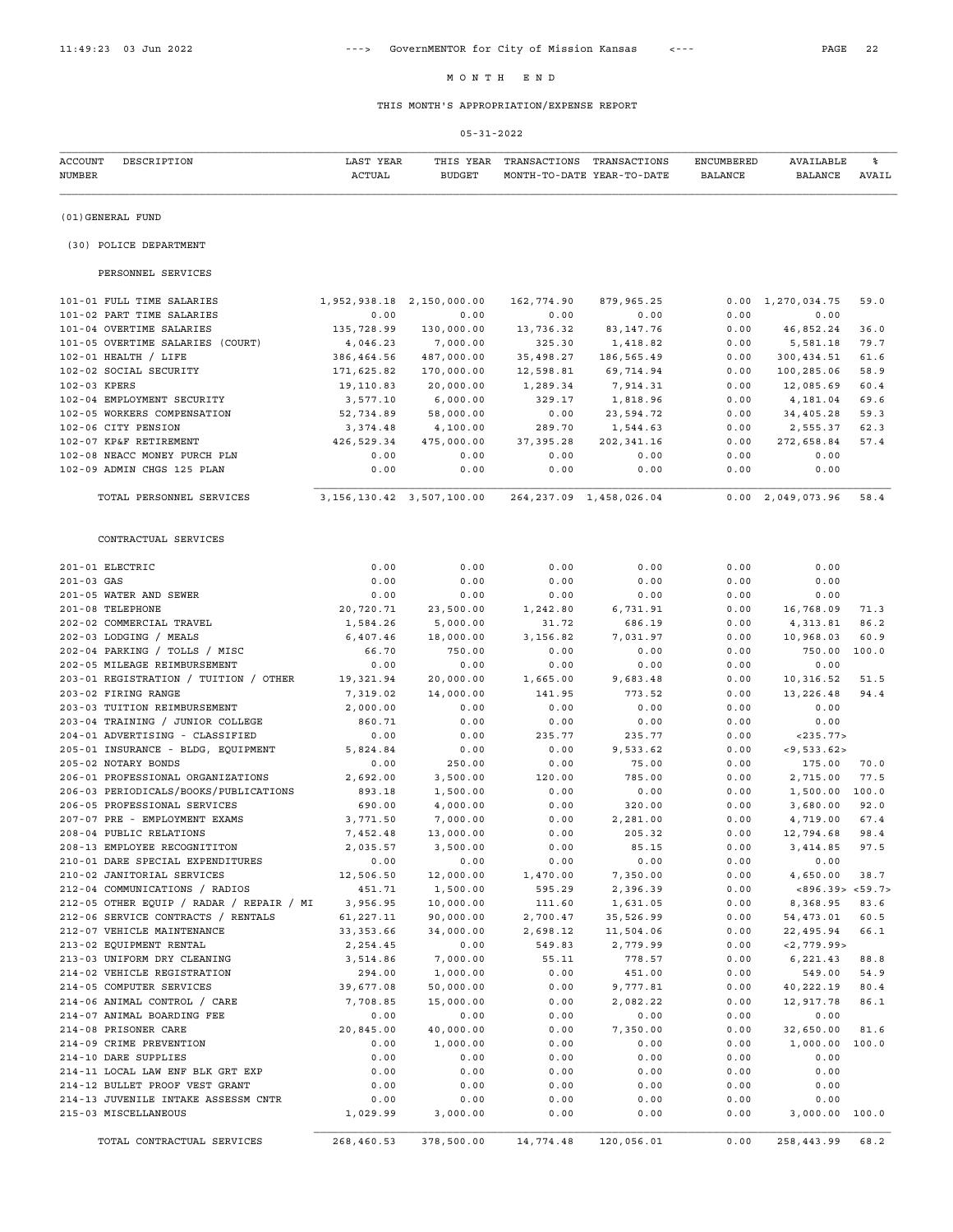# MONTH END

## THIS MONTH'S APPROPRIATION/EXPENSE REPORT

05-31-2022

| ACCOUNT NUMBER | DESCRIPTION | LAST YEAR ACTUAL | THIS YEAR BUDGET | TRANSACTIONS MONTH-TO-DATE | TRANSACTIONS YEAR-TO-DATE | ENCUMBERED BALANCE | AVAILABLE BALANCE | % AVAIL |
|---|---|---|---|---|---|---|---|---|
| (01)GENERAL FUND | | | | | | | | |
| (30) POLICE DEPARTMENT | | | | | | | | |
| PERSONNEL SERVICES | | | | | | | | |
| 101-01 | FULL TIME SALARIES | 1,952,938.18 | 2,150,000.00 | 162,774.90 | 879,965.25 | 0.00 | 1,270,034.75 | 59.0 |
| 101-02 | PART TIME SALARIES | 0.00 | 0.00 | 0.00 | 0.00 | 0.00 | 0.00 | |
| 101-04 | OVERTIME SALARIES | 135,728.99 | 130,000.00 | 13,736.32 | 83,147.76 | 0.00 | 46,852.24 | 36.0 |
| 101-05 | OVERTIME SALARIES (COURT) | 4,046.23 | 7,000.00 | 325.30 | 1,418.82 | 0.00 | 5,581.18 | 79.7 |
| 102-01 | HEALTH / LIFE | 386,464.56 | 487,000.00 | 35,498.27 | 186,565.49 | 0.00 | 300,434.51 | 61.6 |
| 102-02 | SOCIAL SECURITY | 171,625.82 | 170,000.00 | 12,598.81 | 69,714.94 | 0.00 | 100,285.06 | 58.9 |
| 102-03 | KPERS | 19,110.83 | 20,000.00 | 1,289.34 | 7,914.31 | 0.00 | 12,085.69 | 60.4 |
| 102-04 | EMPLOYMENT SECURITY | 3,577.10 | 6,000.00 | 329.17 | 1,818.96 | 0.00 | 4,181.04 | 69.6 |
| 102-05 | WORKERS COMPENSATION | 52,734.89 | 58,000.00 | 0.00 | 23,594.72 | 0.00 | 34,405.28 | 59.3 |
| 102-06 | CITY PENSION | 3,374.48 | 4,100.00 | 289.70 | 1,544.63 | 0.00 | 2,555.37 | 62.3 |
| 102-07 | KP&F RETIREMENT | 426,529.34 | 475,000.00 | 37,395.28 | 202,341.16 | 0.00 | 272,658.84 | 57.4 |
| 102-08 | NEACC MONEY PURCH PLN | 0.00 | 0.00 | 0.00 | 0.00 | 0.00 | 0.00 | |
| 102-09 | ADMIN CHGS 125 PLAN | 0.00 | 0.00 | 0.00 | 0.00 | 0.00 | 0.00 | |
| | TOTAL PERSONNEL SERVICES | 3,156,130.42 | 3,507,100.00 | 264,237.09 | 1,458,026.04 | 0.00 | 2,049,073.96 | 58.4 |
| CONTRACTUAL SERVICES | | | | | | | | |
| 201-01 | ELECTRIC | 0.00 | 0.00 | 0.00 | 0.00 | 0.00 | 0.00 | |
| 201-03 | GAS | 0.00 | 0.00 | 0.00 | 0.00 | 0.00 | 0.00 | |
| 201-05 | WATER AND SEWER | 0.00 | 0.00 | 0.00 | 0.00 | 0.00 | 0.00 | |
| 201-08 | TELEPHONE | 20,720.71 | 23,500.00 | 1,242.80 | 6,731.91 | 0.00 | 16,768.09 | 71.3 |
| 202-02 | COMMERCIAL TRAVEL | 1,584.26 | 5,000.00 | 31.72 | 686.19 | 0.00 | 4,313.81 | 86.2 |
| 202-03 | LODGING / MEALS | 6,407.46 | 18,000.00 | 3,156.82 | 7,031.97 | 0.00 | 10,968.03 | 60.9 |
| 202-04 | PARKING / TOLLS / MISC | 66.70 | 750.00 | 0.00 | 0.00 | 0.00 | 750.00 | 100.0 |
| 202-05 | MILEAGE REIMBURSEMENT | 0.00 | 0.00 | 0.00 | 0.00 | 0.00 | 0.00 | |
| 203-01 | REGISTRATION / TUITION / OTHER | 19,321.94 | 20,000.00 | 1,665.00 | 9,683.48 | 0.00 | 10,316.52 | 51.5 |
| 203-02 | FIRING RANGE | 7,319.02 | 14,000.00 | 141.95 | 773.52 | 0.00 | 13,226.48 | 94.4 |
| 203-03 | TUITION REIMBURSEMENT | 2,000.00 | 0.00 | 0.00 | 0.00 | 0.00 | 0.00 | |
| 203-04 | TRAINING / JUNIOR COLLEGE | 860.71 | 0.00 | 0.00 | 0.00 | 0.00 | 0.00 | |
| 204-01 | ADVERTISING - CLASSIFIED | 0.00 | 0.00 | 235.77 | 235.77 | 0.00 | <235.77> | |
| 205-01 | INSURANCE - BLDG, EQUIPMENT | 5,824.84 | 0.00 | 0.00 | 9,533.62 | 0.00 | <9,533.62> | |
| 205-02 | NOTARY BONDS | 0.00 | 250.00 | 0.00 | 75.00 | 0.00 | 175.00 | 70.0 |
| 206-01 | PROFESSIONAL ORGANIZATIONS | 2,692.00 | 3,500.00 | 120.00 | 785.00 | 0.00 | 2,715.00 | 77.5 |
| 206-03 | PERIODICALS/BOOKS/PUBLICATIONS | 893.18 | 1,500.00 | 0.00 | 0.00 | 0.00 | 1,500.00 | 100.0 |
| 206-05 | PROFESSIONAL SERVICES | 690.00 | 4,000.00 | 0.00 | 320.00 | 0.00 | 3,680.00 | 92.0 |
| 207-07 | PRE - EMPLOYMENT EXAMS | 3,771.50 | 7,000.00 | 0.00 | 2,281.00 | 0.00 | 4,719.00 | 67.4 |
| 208-04 | PUBLIC RELATIONS | 7,452.48 | 13,000.00 | 0.00 | 205.32 | 0.00 | 12,794.68 | 98.4 |
| 208-13 | EMPLOYEE RECOGNITITON | 2,035.57 | 3,500.00 | 0.00 | 85.15 | 0.00 | 3,414.85 | 97.5 |
| 210-01 | DARE SPECIAL EXPENDITURES | 0.00 | 0.00 | 0.00 | 0.00 | 0.00 | 0.00 | |
| 210-02 | JANITORIAL SERVICES | 12,506.50 | 12,000.00 | 1,470.00 | 7,350.00 | 0.00 | 4,650.00 | 38.7 |
| 212-04 | COMMUNICATIONS / RADIOS | 451.71 | 1,500.00 | 595.29 | 2,396.39 | 0.00 | <896.39> | <59.7> |
| 212-05 | OTHER EQUIP / RADAR / REPAIR / MI | 3,956.95 | 10,000.00 | 111.60 | 1,631.05 | 0.00 | 8,368.95 | 83.6 |
| 212-06 | SERVICE CONTRACTS / RENTALS | 61,227.11 | 90,000.00 | 2,700.47 | 35,526.99 | 0.00 | 54,473.01 | 60.5 |
| 212-07 | VEHICLE MAINTENANCE | 33,353.66 | 34,000.00 | 2,698.12 | 11,504.06 | 0.00 | 22,495.94 | 66.1 |
| 213-02 | EQUIPMENT RENTAL | 2,254.45 | 0.00 | 549.83 | 2,779.99 | 0.00 | <2,779.99> | |
| 213-03 | UNIFORM DRY CLEANING | 3,514.86 | 7,000.00 | 55.11 | 778.57 | 0.00 | 6,221.43 | 88.8 |
| 214-02 | VEHICLE REGISTRATION | 294.00 | 1,000.00 | 0.00 | 451.00 | 0.00 | 549.00 | 54.9 |
| 214-05 | COMPUTER SERVICES | 39,677.08 | 50,000.00 | 0.00 | 9,777.81 | 0.00 | 40,222.19 | 80.4 |
| 214-06 | ANIMAL CONTROL / CARE | 7,708.85 | 15,000.00 | 0.00 | 2,082.22 | 0.00 | 12,917.78 | 86.1 |
| 214-07 | ANIMAL BOARDING FEE | 0.00 | 0.00 | 0.00 | 0.00 | 0.00 | 0.00 | |
| 214-08 | PRISONER CARE | 20,845.00 | 40,000.00 | 0.00 | 7,350.00 | 0.00 | 32,650.00 | 81.6 |
| 214-09 | CRIME PREVENTION | 0.00 | 1,000.00 | 0.00 | 0.00 | 0.00 | 1,000.00 | 100.0 |
| 214-10 | DARE SUPPLIES | 0.00 | 0.00 | 0.00 | 0.00 | 0.00 | 0.00 | |
| 214-11 | LOCAL LAW ENF BLK GRT EXP | 0.00 | 0.00 | 0.00 | 0.00 | 0.00 | 0.00 | |
| 214-12 | BULLET PROOF VEST GRANT | 0.00 | 0.00 | 0.00 | 0.00 | 0.00 | 0.00 | |
| 214-13 | JUVENILE INTAKE ASSESSM CNTR | 0.00 | 0.00 | 0.00 | 0.00 | 0.00 | 0.00 | |
| 215-03 | MISCELLANEOUS | 1,029.99 | 3,000.00 | 0.00 | 0.00 | 0.00 | 3,000.00 | 100.0 |
| | TOTAL CONTRACTUAL SERVICES | 268,460.53 | 378,500.00 | 14,774.48 | 120,056.01 | 0.00 | 258,443.99 | 68.2 |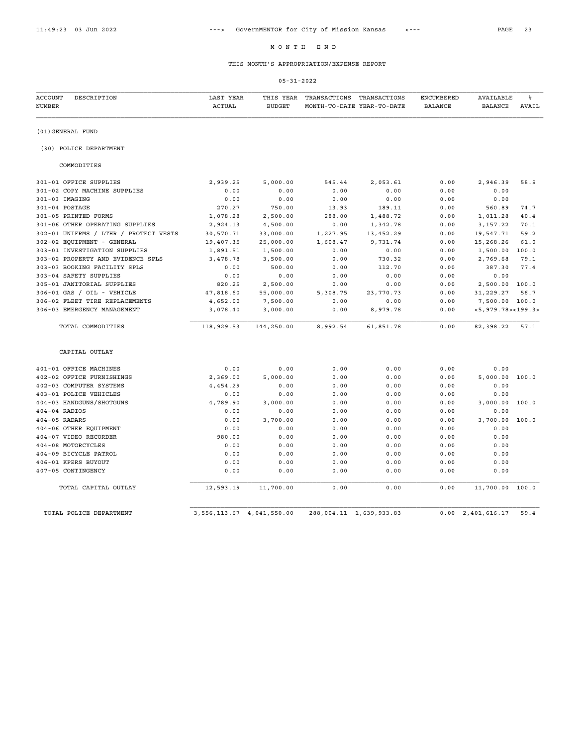# M O N T H   E N D

## THIS MONTH'S APPROPRIATION/EXPENSE REPORT

05-31-2022

| ACCOUNT NUMBER | DESCRIPTION | LAST YEAR ACTUAL | THIS YEAR BUDGET | TRANSACTIONS MONTH-TO-DATE | TRANSACTIONS YEAR-TO-DATE | ENCUMBERED BALANCE | AVAILABLE BALANCE | % AVAIL |
|---|---|---|---|---|---|---|---|---|
| (01)GENERAL FUND | | | | | | | | |
| (30) POLICE DEPARTMENT | | | | | | | | |
| COMMODITIES | | | | | | | | |
| 301-01 | OFFICE SUPPLIES | 2,939.25 | 5,000.00 | 545.44 | 2,053.61 | 0.00 | 2,946.39 | 58.9 |
| 301-02 | COPY MACHINE SUPPLIES | 0.00 | 0.00 | 0.00 | 0.00 | 0.00 | 0.00 | |
| 301-03 | IMAGING | 0.00 | 0.00 | 0.00 | 0.00 | 0.00 | 0.00 | |
| 301-04 | POSTAGE | 270.27 | 750.00 | 13.93 | 189.11 | 0.00 | 560.89 | 74.7 |
| 301-05 | PRINTED FORMS | 1,078.28 | 2,500.00 | 288.00 | 1,488.72 | 0.00 | 1,011.28 | 40.4 |
| 301-06 | OTHER OPERATING SUPPLIES | 2,924.13 | 4,500.00 | 0.00 | 1,342.78 | 0.00 | 3,157.22 | 70.1 |
| 302-01 | UNIFRMS / LTHR / PROTECT VESTS | 30,570.71 | 33,000.00 | 1,227.95 | 13,452.29 | 0.00 | 19,547.71 | 59.2 |
| 302-02 | EQUIPMENT - GENERAL | 19,407.35 | 25,000.00 | 1,608.47 | 9,731.74 | 0.00 | 15,268.26 | 61.0 |
| 303-01 | INVESTIGATION SUPPLIES | 1,891.51 | 1,500.00 | 0.00 | 0.00 | 0.00 | 1,500.00 | 100.0 |
| 303-02 | PROPERTY AND EVIDENCE SPLS | 3,478.78 | 3,500.00 | 0.00 | 730.32 | 0.00 | 2,769.68 | 79.1 |
| 303-03 | BOOKING FACILITY SPLS | 0.00 | 500.00 | 0.00 | 112.70 | 0.00 | 387.30 | 77.4 |
| 303-04 | SAFETY SUPPLIES | 0.00 | 0.00 | 0.00 | 0.00 | 0.00 | 0.00 | |
| 305-01 | JANITORIAL SUPPLIES | 820.25 | 2,500.00 | 0.00 | 0.00 | 0.00 | 2,500.00 | 100.0 |
| 306-01 | GAS / OIL - VEHICLE | 47,818.60 | 55,000.00 | 5,308.75 | 23,770.73 | 0.00 | 31,229.27 | 56.7 |
| 306-02 | FLEET TIRE REPLACEMENTS | 4,652.00 | 7,500.00 | 0.00 | 0.00 | 0.00 | 7,500.00 | 100.0 |
| 306-03 | EMERGENCY MANAGEMENT | 3,078.40 | 3,000.00 | 0.00 | 8,979.78 | 0.00 | <5,979.78> | <199.3> |
| | TOTAL COMMODITIES | 118,929.53 | 144,250.00 | 8,992.54 | 61,851.78 | 0.00 | 82,398.22 | 57.1 |
| CAPITAL OUTLAY | | | | | | | | |
| 401-01 | OFFICE MACHINES | 0.00 | 0.00 | 0.00 | 0.00 | 0.00 | 0.00 | |
| 402-02 | OFFICE FURNISHINGS | 2,369.00 | 5,000.00 | 0.00 | 0.00 | 0.00 | 5,000.00 | 100.0 |
| 402-03 | COMPUTER SYSTEMS | 4,454.29 | 0.00 | 0.00 | 0.00 | 0.00 | 0.00 | |
| 403-01 | POLICE VEHICLES | 0.00 | 0.00 | 0.00 | 0.00 | 0.00 | 0.00 | |
| 404-03 | HANDGUNS/SHOTGUNS | 4,789.90 | 3,000.00 | 0.00 | 0.00 | 0.00 | 3,000.00 | 100.0 |
| 404-04 | RADIOS | 0.00 | 0.00 | 0.00 | 0.00 | 0.00 | 0.00 | |
| 404-05 | RADARS | 0.00 | 3,700.00 | 0.00 | 0.00 | 0.00 | 3,700.00 | 100.0 |
| 404-06 | OTHER EQUIPMENT | 0.00 | 0.00 | 0.00 | 0.00 | 0.00 | 0.00 | |
| 404-07 | VIDEO RECORDER | 980.00 | 0.00 | 0.00 | 0.00 | 0.00 | 0.00 | |
| 404-08 | MOTORCYCLES | 0.00 | 0.00 | 0.00 | 0.00 | 0.00 | 0.00 | |
| 404-09 | BICYCLE PATROL | 0.00 | 0.00 | 0.00 | 0.00 | 0.00 | 0.00 | |
| 406-01 | KPERS BUYOUT | 0.00 | 0.00 | 0.00 | 0.00 | 0.00 | 0.00 | |
| 407-05 | CONTINGENCY | 0.00 | 0.00 | 0.00 | 0.00 | 0.00 | 0.00 | |
| | TOTAL CAPITAL OUTLAY | 12,593.19 | 11,700.00 | 0.00 | 0.00 | 0.00 | 11,700.00 | 100.0 |
| | TOTAL POLICE DEPARTMENT | 3,556,113.67 | 4,041,550.00 | 288,004.11 | 1,639,933.83 | 0.00 | 2,401,616.17 | 59.4 |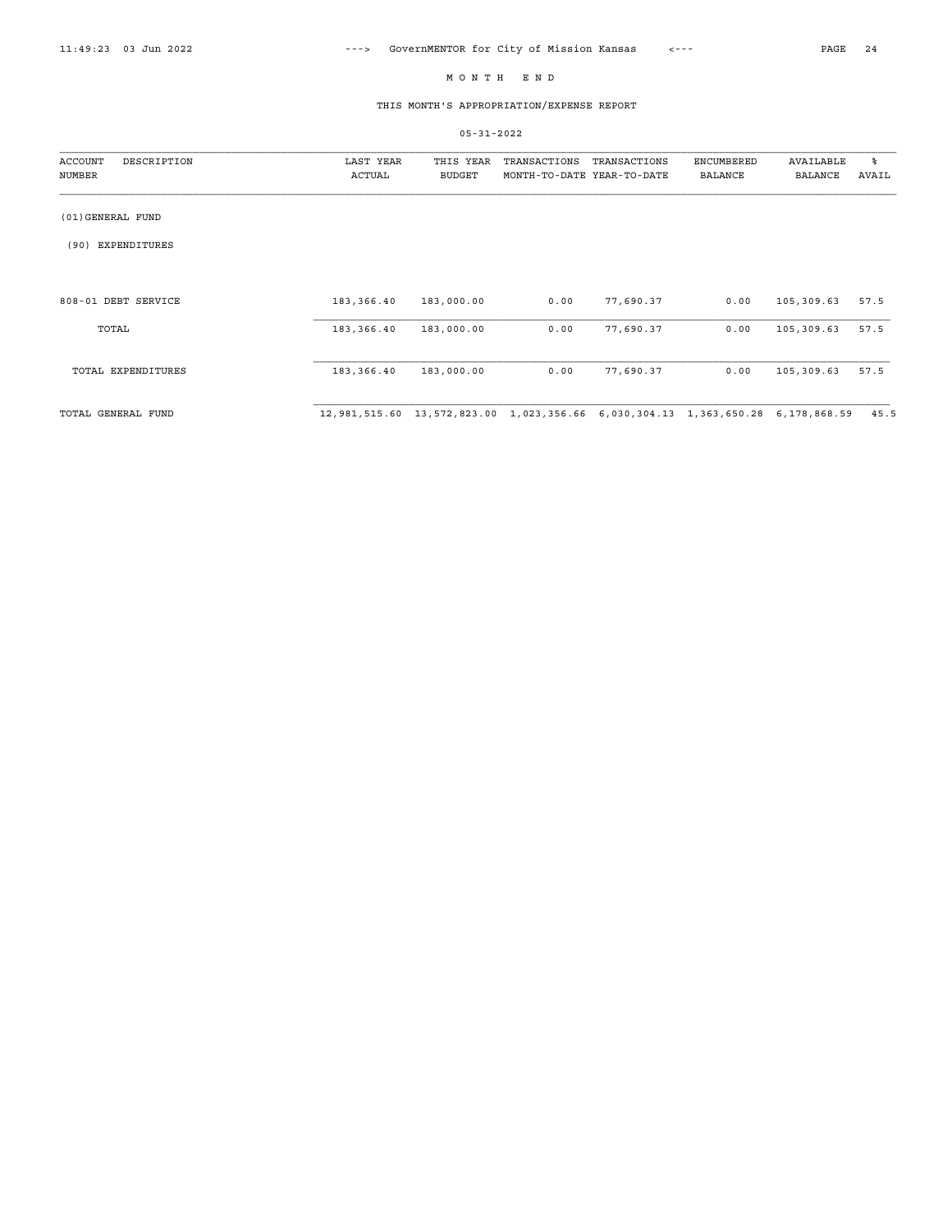MONTH END

THIS MONTH'S APPROPRIATION/EXPENSE REPORT

05-31-2022

| ACCOUNT NUMBER | DESCRIPTION | LAST YEAR ACTUAL | THIS YEAR BUDGET | TRANSACTIONS MONTH-TO-DATE | TRANSACTIONS YEAR-TO-DATE | ENCUMBERED BALANCE | AVAILABLE BALANCE | % AVAIL |
|---|---|---|---|---|---|---|---|---|
| (01) GENERAL FUND | | | | | | | | |
| (90) EXPENDITURES | | | | | | | | |
| 808-01 | DEBT SERVICE | 183,366.40 | 183,000.00 | 0.00 | 77,690.37 | 0.00 | 105,309.63 | 57.5 |
| | TOTAL | 183,366.40 | 183,000.00 | 0.00 | 77,690.37 | 0.00 | 105,309.63 | 57.5 |
| | TOTAL EXPENDITURES | 183,366.40 | 183,000.00 | 0.00 | 77,690.37 | 0.00 | 105,309.63 | 57.5 |
| | TOTAL GENERAL FUND | 12,981,515.60 | 13,572,823.00 | 1,023,356.66 | 6,030,304.13 | 1,363,650.28 | 6,178,868.59 | 45.5 |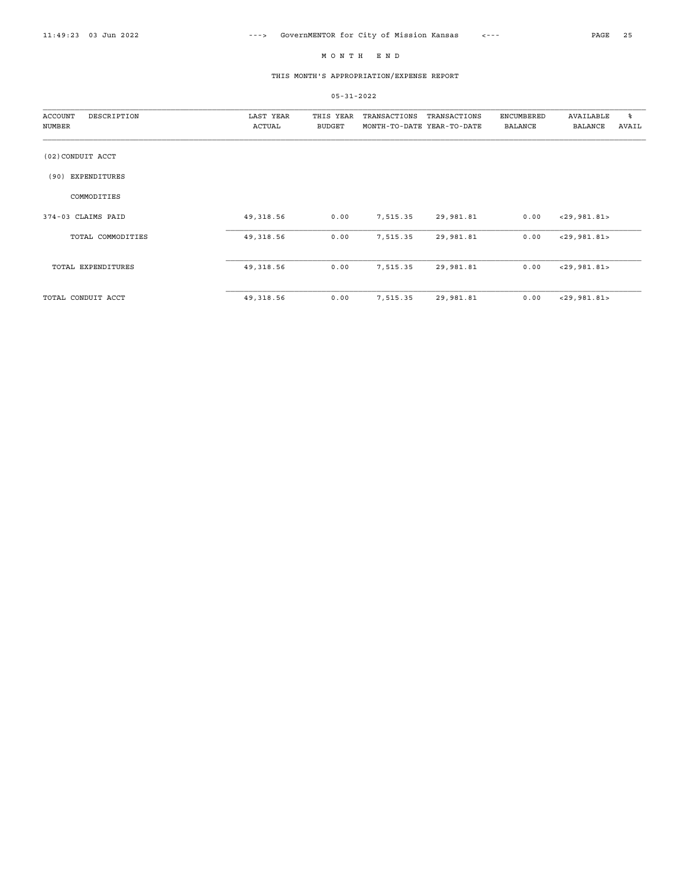# MONTH END

## THIS MONTH'S APPROPRIATION/EXPENSE REPORT

05-31-2022

| ACCOUNT NUMBER | DESCRIPTION | LAST YEAR ACTUAL | THIS YEAR BUDGET | TRANSACTIONS MONTH-TO-DATE | TRANSACTIONS YEAR-TO-DATE | ENCUMBERED BALANCE | AVAILABLE BALANCE | % AVAIL |
|---|---|---|---|---|---|---|---|---|
| (02) CONDUIT ACCT | | | | | | | | |
| (90) EXPENDITURES | | | | | | | | |
| | COMMODITIES | | | | | | | |
| 374-03 | CLAIMS PAID | 49,318.56 | 0.00 | 7,515.35 | 29,981.81 | 0.00 | <29,981.81> | |
| | TOTAL COMMODITIES | 49,318.56 | 0.00 | 7,515.35 | 29,981.81 | 0.00 | <29,981.81> | |
| | TOTAL EXPENDITURES | 49,318.56 | 0.00 | 7,515.35 | 29,981.81 | 0.00 | <29,981.81> | |
| | TOTAL CONDUIT ACCT | 49,318.56 | 0.00 | 7,515.35 | 29,981.81 | 0.00 | <29,981.81> | |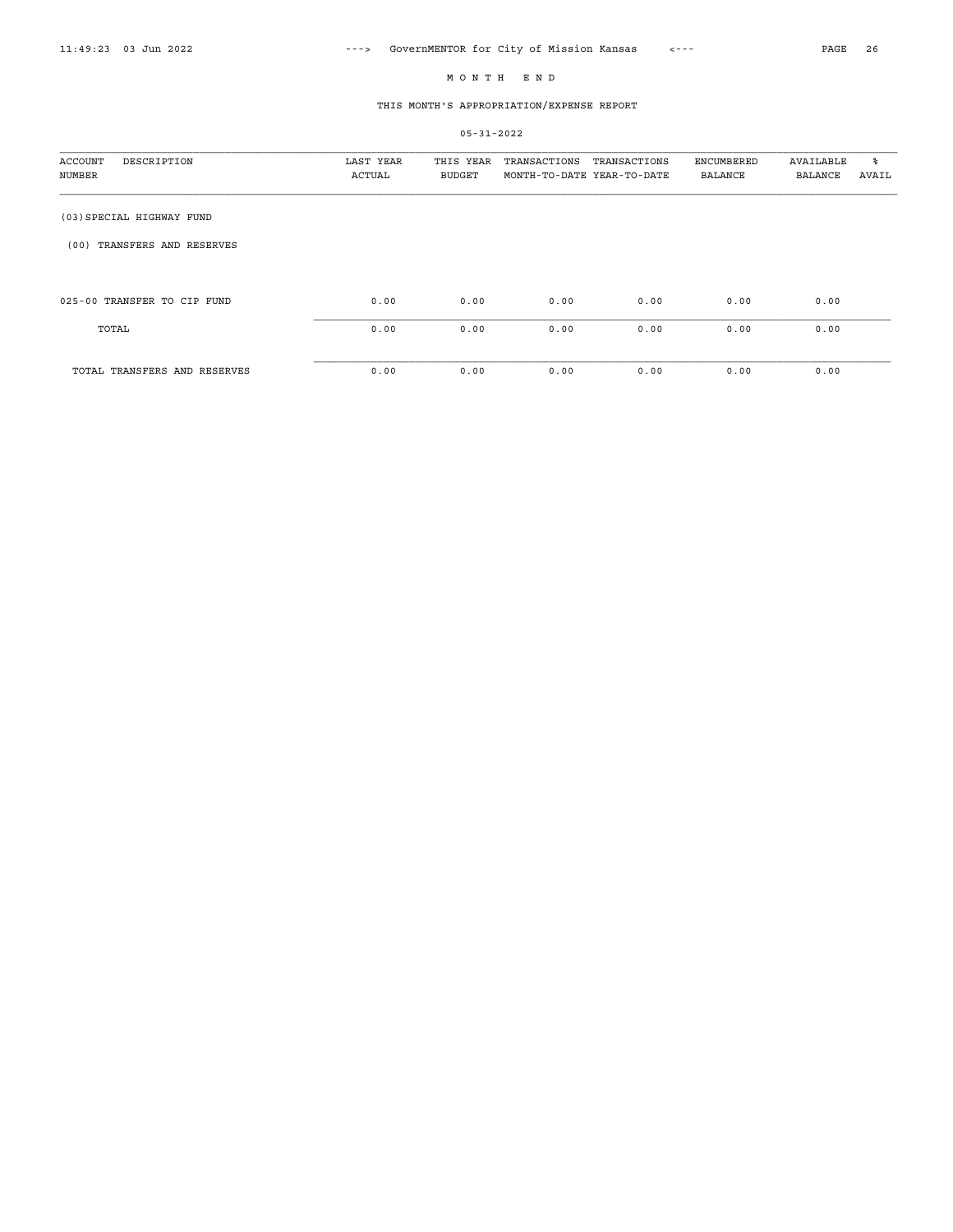# M O N T H   E N D

## THIS MONTH'S APPROPRIATION/EXPENSE REPORT

05-31-2022

| ACCOUNT NUMBER | DESCRIPTION | LAST YEAR ACTUAL | THIS YEAR BUDGET | TRANSACTIONS MONTH-TO-DATE | TRANSACTIONS YEAR-TO-DATE | ENCUMBERED BALANCE | AVAILABLE BALANCE | % AVAIL |
|---|---|---|---|---|---|---|---|---|
| (03) SPECIAL HIGHWAY FUND | | | | | | | | |
| (00) TRANSFERS AND RESERVES | | | | | | | | |
| 025-00 | TRANSFER TO CIP FUND | 0.00 | 0.00 | 0.00 | 0.00 | 0.00 | 0.00 | |
| | TOTAL | 0.00 | 0.00 | 0.00 | 0.00 | 0.00 | 0.00 | |
| | TOTAL TRANSFERS AND RESERVES | 0.00 | 0.00 | 0.00 | 0.00 | 0.00 | 0.00 | |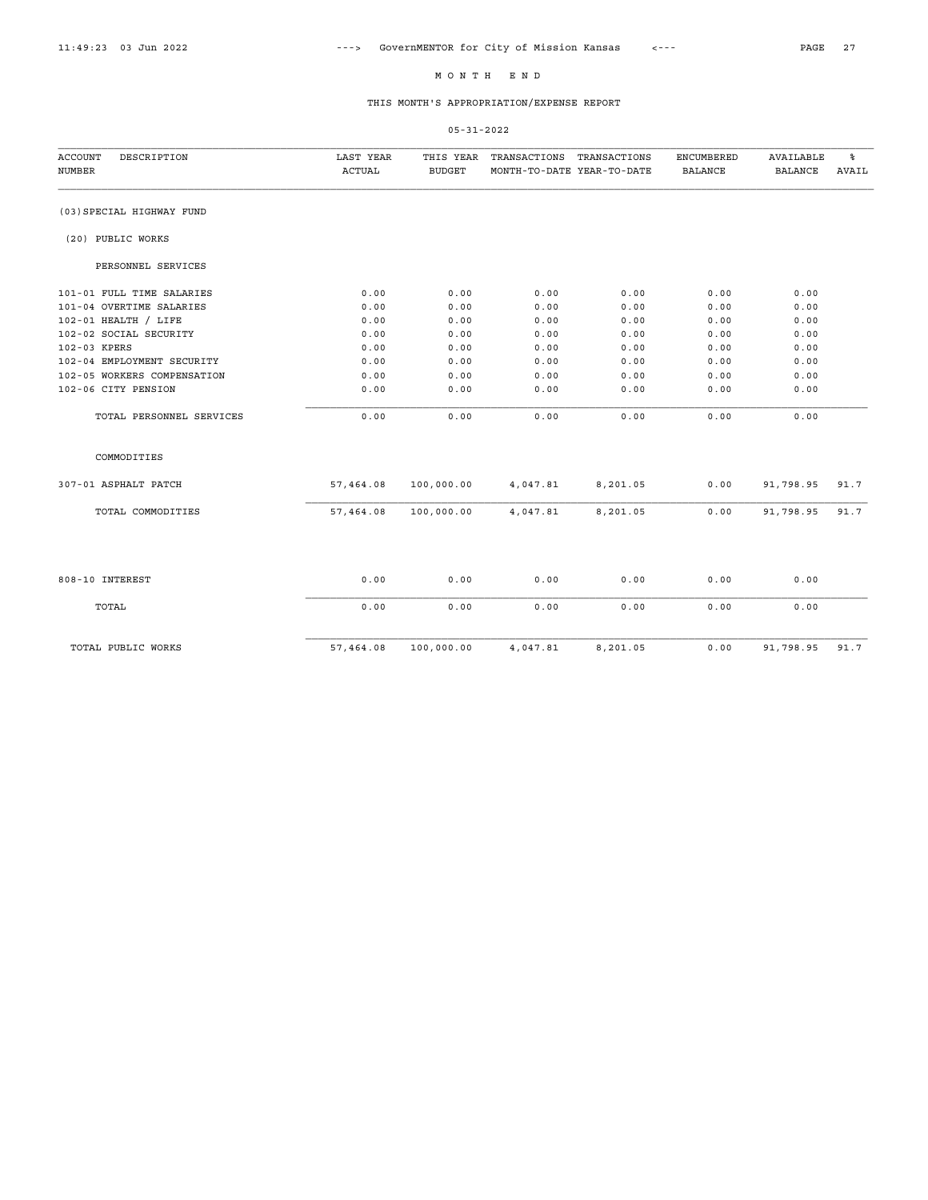# M O N T H   E N D

## THIS MONTH'S APPROPRIATION/EXPENSE REPORT

05-31-2022

| ACCOUNT NUMBER | DESCRIPTION | LAST YEAR ACTUAL | THIS YEAR BUDGET | TRANSACTIONS MONTH-TO-DATE | TRANSACTIONS YEAR-TO-DATE | ENCUMBERED BALANCE | AVAILABLE BALANCE | % AVAIL |
|---|---|---|---|---|---|---|---|---|
| (03) SPECIAL HIGHWAY FUND | | | | | | | | |
| (20) PUBLIC WORKS | | | | | | | | |
| | PERSONNEL SERVICES | | | | | | | |
| 101-01 | FULL TIME SALARIES | 0.00 | 0.00 | 0.00 | 0.00 | 0.00 | 0.00 | |
| 101-04 | OVERTIME SALARIES | 0.00 | 0.00 | 0.00 | 0.00 | 0.00 | 0.00 | |
| 102-01 | HEALTH / LIFE | 0.00 | 0.00 | 0.00 | 0.00 | 0.00 | 0.00 | |
| 102-02 | SOCIAL SECURITY | 0.00 | 0.00 | 0.00 | 0.00 | 0.00 | 0.00 | |
| 102-03 | KPERS | 0.00 | 0.00 | 0.00 | 0.00 | 0.00 | 0.00 | |
| 102-04 | EMPLOYMENT SECURITY | 0.00 | 0.00 | 0.00 | 0.00 | 0.00 | 0.00 | |
| 102-05 | WORKERS COMPENSATION | 0.00 | 0.00 | 0.00 | 0.00 | 0.00 | 0.00 | |
| 102-06 | CITY PENSION | 0.00 | 0.00 | 0.00 | 0.00 | 0.00 | 0.00 | |
| | TOTAL PERSONNEL SERVICES | 0.00 | 0.00 | 0.00 | 0.00 | 0.00 | 0.00 | |
| | COMMODITIES | | | | | | | |
| 307-01 | ASPHALT PATCH | 57,464.08 | 100,000.00 | 4,047.81 | 8,201.05 | 0.00 | 91,798.95 | 91.7 |
| | TOTAL COMMODITIES | 57,464.08 | 100,000.00 | 4,047.81 | 8,201.05 | 0.00 | 91,798.95 | 91.7 |
| 808-10 | INTEREST | 0.00 | 0.00 | 0.00 | 0.00 | 0.00 | 0.00 | |
| | TOTAL | 0.00 | 0.00 | 0.00 | 0.00 | 0.00 | 0.00 | |
| | TOTAL PUBLIC WORKS | 57,464.08 | 100,000.00 | 4,047.81 | 8,201.05 | 0.00 | 91,798.95 | 91.7 |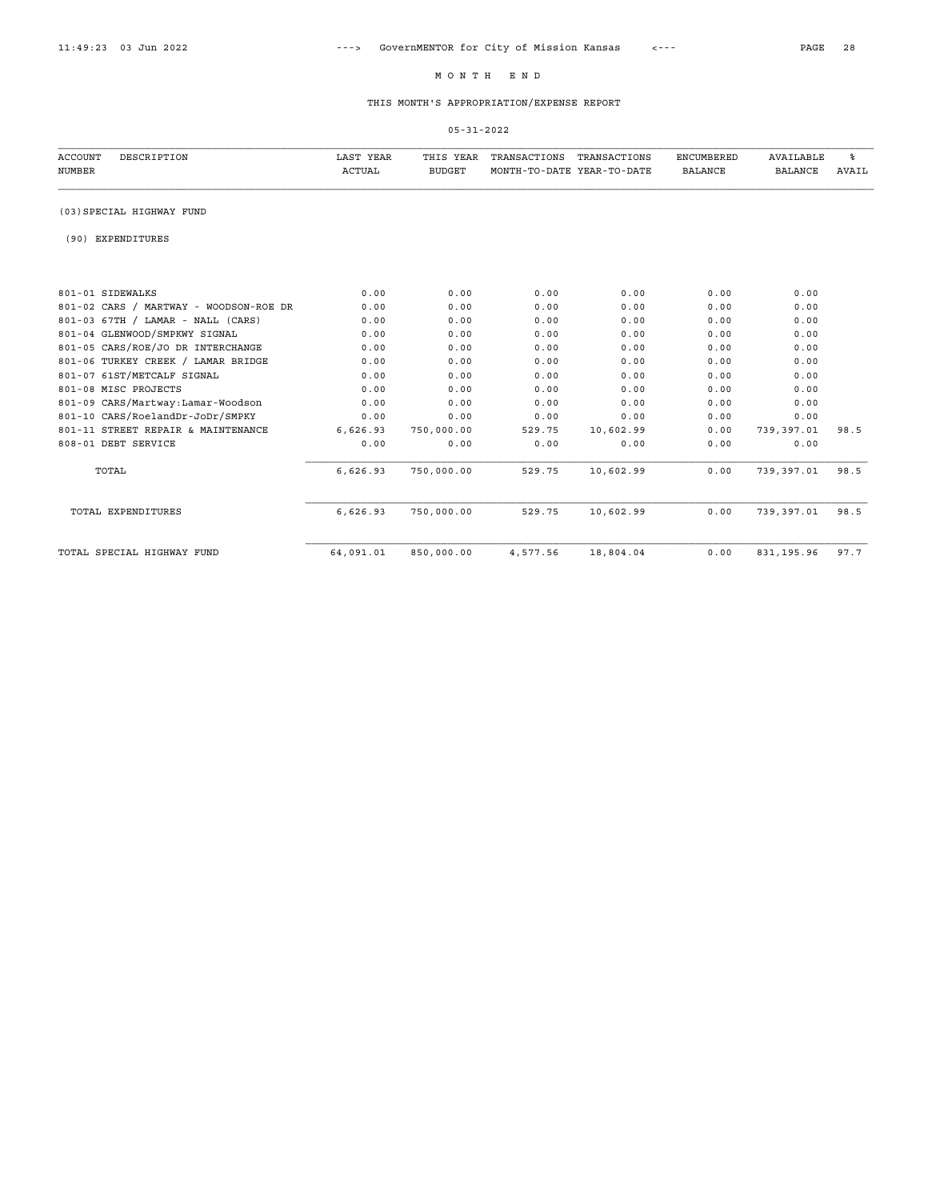# M O N T H E N D

## THIS MONTH'S APPROPRIATION/EXPENSE REPORT

05-31-2022

| ACCOUNT NUMBER | DESCRIPTION | LAST YEAR ACTUAL | THIS YEAR BUDGET | TRANSACTIONS MONTH-TO-DATE | TRANSACTIONS YEAR-TO-DATE | ENCUMBERED BALANCE | AVAILABLE BALANCE | % AVAIL |
|---|---|---|---|---|---|---|---|---|
| (03)SPECIAL HIGHWAY FUND | | | | | | | | |
| (90) EXPENDITURES | | | | | | | | |
| 801-01 | SIDEWALKS | 0.00 | 0.00 | 0.00 | 0.00 | 0.00 | 0.00 | |
| 801-02 | CARS / MARTWAY - WOODSON-ROE DR | 0.00 | 0.00 | 0.00 | 0.00 | 0.00 | 0.00 | |
| 801-03 | 67TH / LAMAR - NALL (CARS) | 0.00 | 0.00 | 0.00 | 0.00 | 0.00 | 0.00 | |
| 801-04 | GLENWOOD/SMPKWY SIGNAL | 0.00 | 0.00 | 0.00 | 0.00 | 0.00 | 0.00 | |
| 801-05 | CARS/ROE/JO DR INTERCHANGE | 0.00 | 0.00 | 0.00 | 0.00 | 0.00 | 0.00 | |
| 801-06 | TURKEY CREEK / LAMAR BRIDGE | 0.00 | 0.00 | 0.00 | 0.00 | 0.00 | 0.00 | |
| 801-07 | 61ST/METCALF SIGNAL | 0.00 | 0.00 | 0.00 | 0.00 | 0.00 | 0.00 | |
| 801-08 | MISC PROJECTS | 0.00 | 0.00 | 0.00 | 0.00 | 0.00 | 0.00 | |
| 801-09 | CARS/Martway:Lamar-Woodson | 0.00 | 0.00 | 0.00 | 0.00 | 0.00 | 0.00 | |
| 801-10 | CARS/RoelandDr-JoDr/SMPKY | 0.00 | 0.00 | 0.00 | 0.00 | 0.00 | 0.00 | |
| 801-11 | STREET REPAIR & MAINTENANCE | 6,626.93 | 750,000.00 | 529.75 | 10,602.99 | 0.00 | 739,397.01 | 98.5 |
| 808-01 | DEBT SERVICE | 0.00 | 0.00 | 0.00 | 0.00 | 0.00 | 0.00 | |
| | TOTAL | 6,626.93 | 750,000.00 | 529.75 | 10,602.99 | 0.00 | 739,397.01 | 98.5 |
| | TOTAL EXPENDITURES | 6,626.93 | 750,000.00 | 529.75 | 10,602.99 | 0.00 | 739,397.01 | 98.5 |
| | TOTAL SPECIAL HIGHWAY FUND | 64,091.01 | 850,000.00 | 4,577.56 | 18,804.04 | 0.00 | 831,195.96 | 97.7 |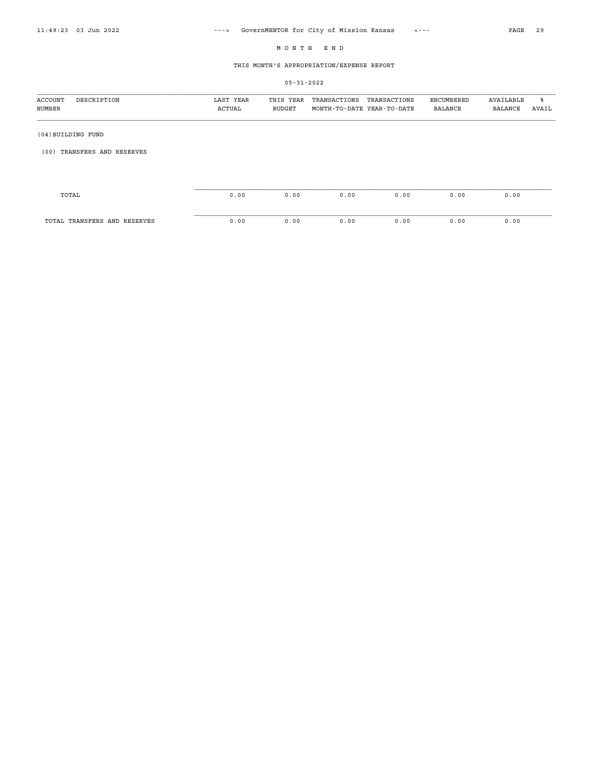# M O N T H   E N D

## THIS MONTH'S APPROPRIATION/EXPENSE REPORT

05-31-2022

| ACCOUNT NUMBER | DESCRIPTION | LAST YEAR ACTUAL | THIS YEAR BUDGET | TRANSACTIONS MONTH-TO-DATE | TRANSACTIONS YEAR-TO-DATE | ENCUMBERED BALANCE | AVAILABLE BALANCE | % AVAIL |
|---|---|---|---|---|---|---|---|---|
| (04)BUILDING FUND | | | | | | | | |
| (00) TRANSFERS AND RESERVES | | | | | | | | |
| | TOTAL | 0.00 | 0.00 | 0.00 | 0.00 | 0.00 | 0.00 | |
| | TOTAL TRANSFERS AND RESERVES | 0.00 | 0.00 | 0.00 | 0.00 | 0.00 | 0.00 | |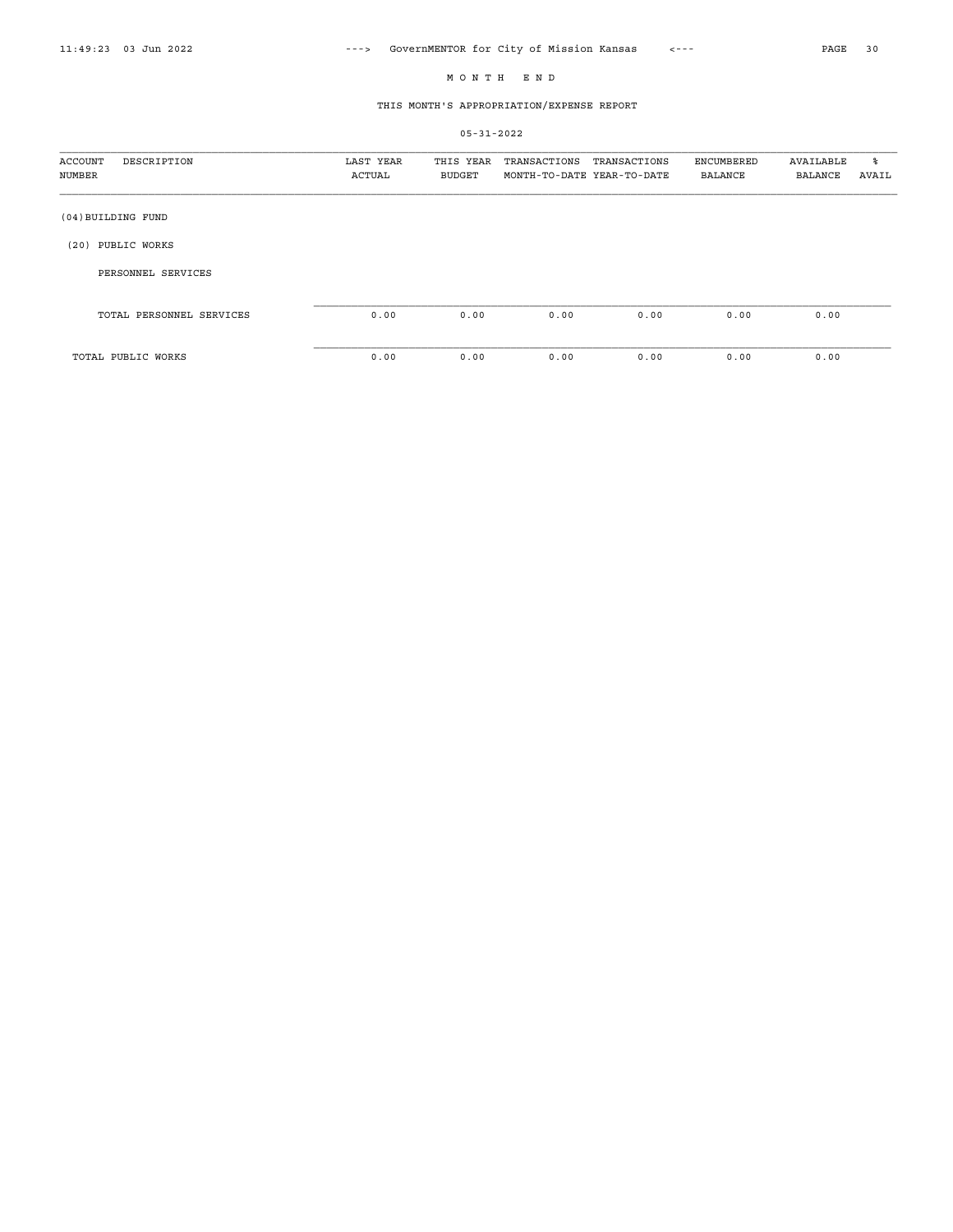# M O N T H   E N D

## THIS MONTH'S APPROPRIATION/EXPENSE REPORT

05-31-2022

| ACCOUNT NUMBER | DESCRIPTION | LAST YEAR ACTUAL | THIS YEAR BUDGET | TRANSACTIONS MONTH-TO-DATE | TRANSACTIONS YEAR-TO-DATE | ENCUMBERED BALANCE | AVAILABLE BALANCE | % AVAIL |
|---|---|---|---|---|---|---|---|---|
| (04)BUILDING FUND | | | | | | | | |
| (20) PUBLIC WORKS | | | | | | | | |
| | PERSONNEL SERVICES | | | | | | | |
| | TOTAL PERSONNEL SERVICES | 0.00 | 0.00 | 0.00 | 0.00 | 0.00 | 0.00 | |
| | TOTAL PUBLIC WORKS | 0.00 | 0.00 | 0.00 | 0.00 | 0.00 | 0.00 | |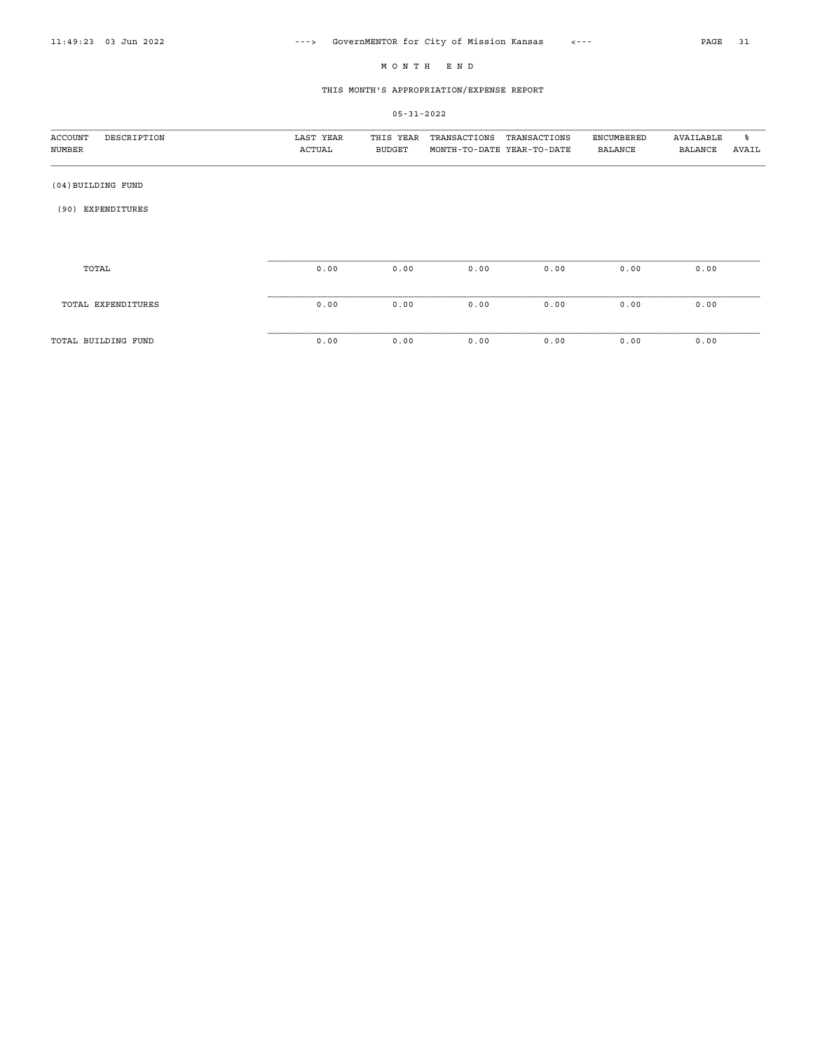# M O N T H   E N D

## THIS MONTH'S APPROPRIATION/EXPENSE REPORT

05-31-2022

| ACCOUNT NUMBER | DESCRIPTION | LAST YEAR ACTUAL | THIS YEAR BUDGET | TRANSACTIONS MONTH-TO-DATE | TRANSACTIONS YEAR-TO-DATE | ENCUMBERED BALANCE | AVAILABLE BALANCE | % AVAIL |
|---|---|---|---|---|---|---|---|---|
| (04)BUILDING FUND | | | | | | | | |
| (90) EXPENDITURES | | | | | | | | |
| TOTAL | | 0.00 | 0.00 | 0.00 | 0.00 | 0.00 | 0.00 | |
| TOTAL EXPENDITURES | | 0.00 | 0.00 | 0.00 | 0.00 | 0.00 | 0.00 | |
| TOTAL BUILDING FUND | | 0.00 | 0.00 | 0.00 | 0.00 | 0.00 | 0.00 | |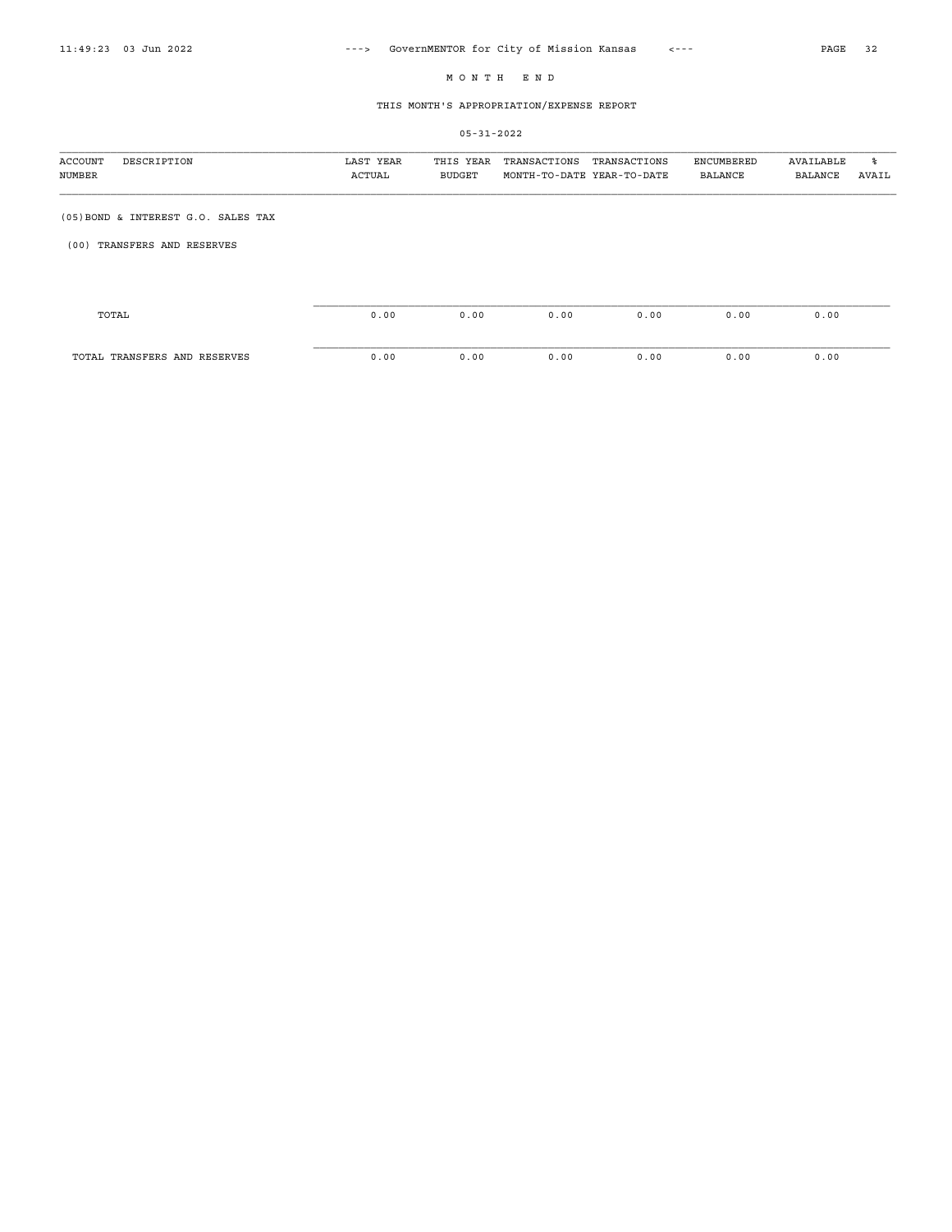# M O N T H   E N D

## THIS MONTH'S APPROPRIATION/EXPENSE REPORT

05-31-2022

| ACCOUNT NUMBER | DESCRIPTION | LAST YEAR ACTUAL | THIS YEAR BUDGET | TRANSACTIONS MONTH-TO-DATE | TRANSACTIONS YEAR-TO-DATE | ENCUMBERED BALANCE | AVAILABLE BALANCE | % AVAIL |
|---|---|---|---|---|---|---|---|---|
| (05)BOND & INTEREST G.O. SALES TAX | | | | | | | | |
| (00) TRANSFERS AND RESERVES | | | | | | | | |
| | TOTAL | 0.00 | 0.00 | 0.00 | 0.00 | 0.00 | 0.00 | |
| | TOTAL TRANSFERS AND RESERVES | 0.00 | 0.00 | 0.00 | 0.00 | 0.00 | 0.00 | |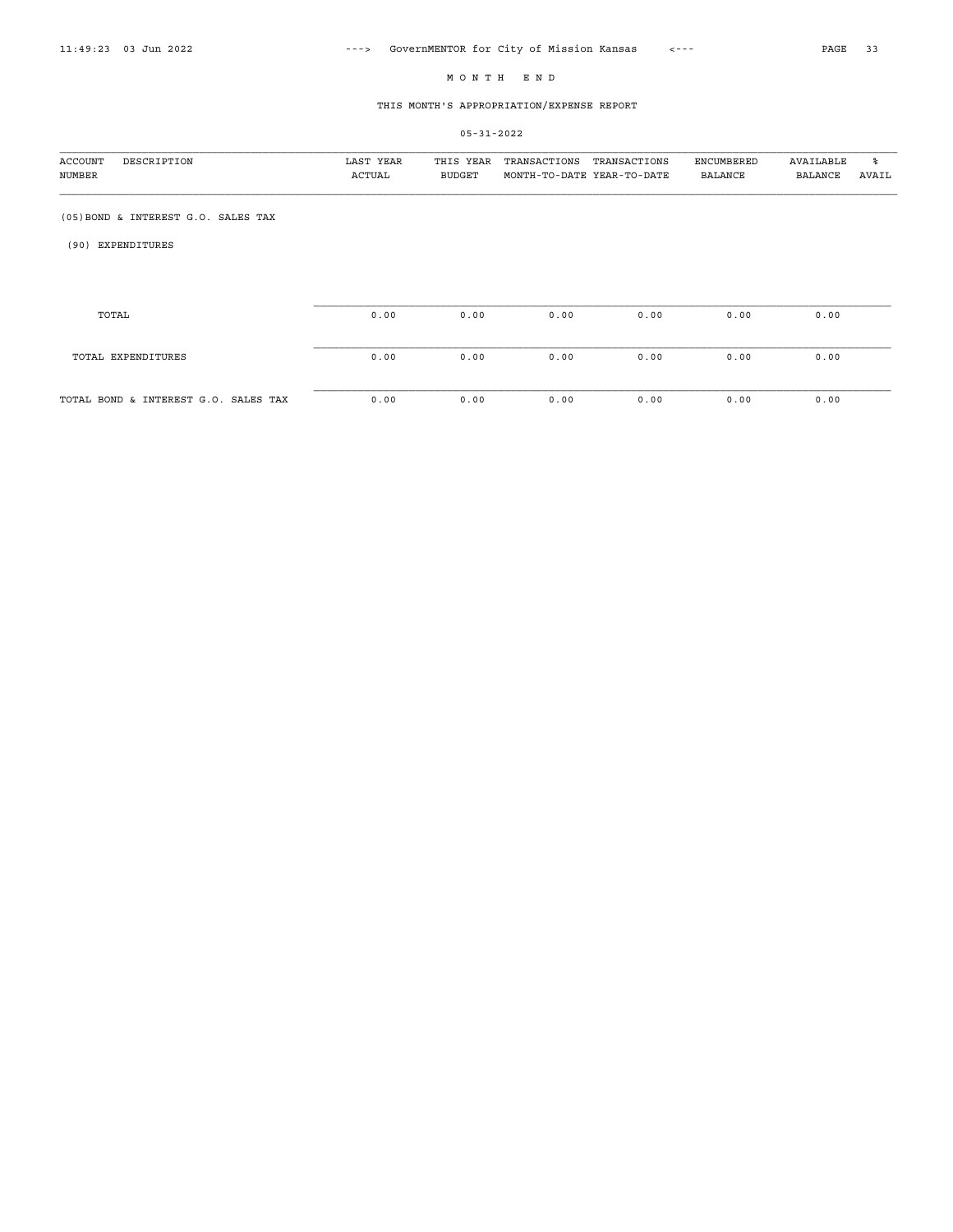# M O N T H   E N D

## THIS MONTH'S APPROPRIATION/EXPENSE REPORT

05-31-2022

| ACCOUNT NUMBER | DESCRIPTION | LAST YEAR ACTUAL | THIS YEAR BUDGET | TRANSACTIONS MONTH-TO-DATE | TRANSACTIONS YEAR-TO-DATE | ENCUMBERED BALANCE | AVAILABLE BALANCE | % AVAIL |
|---|---|---|---|---|---|---|---|---|
| (05)BOND & INTEREST G.O. SALES TAX | | | | | | | | |
| (90) EXPENDITURES | | | | | | | | |
| TOTAL | | 0.00 | 0.00 | 0.00 | 0.00 | 0.00 | 0.00 | |
| TOTAL EXPENDITURES | | 0.00 | 0.00 | 0.00 | 0.00 | 0.00 | 0.00 | |
| TOTAL BOND & INTEREST G.O. SALES TAX | | 0.00 | 0.00 | 0.00 | 0.00 | 0.00 | 0.00 | |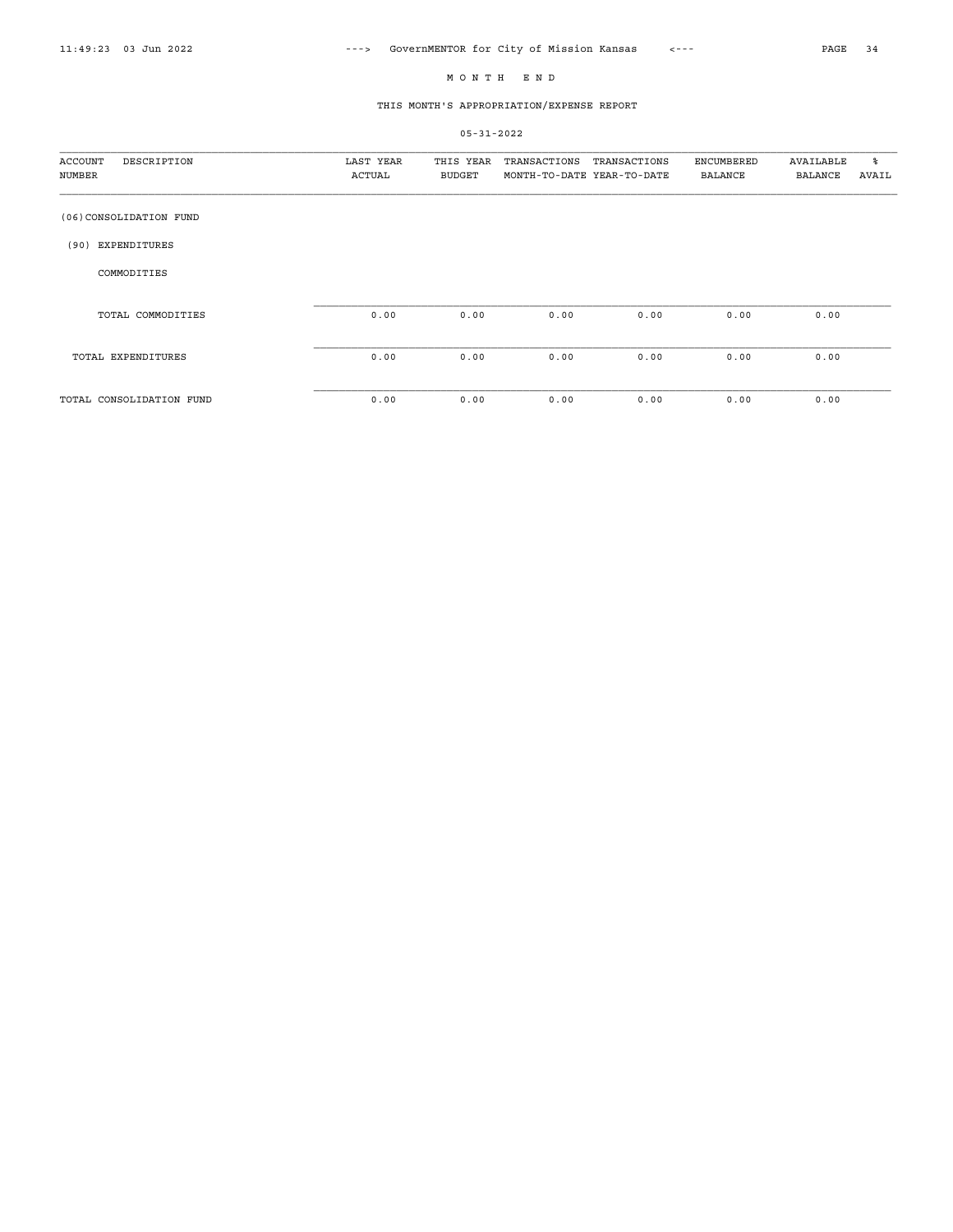# M O N T H   E N D

## THIS MONTH'S APPROPRIATION/EXPENSE REPORT

05-31-2022

| ACCOUNT NUMBER | DESCRIPTION | LAST YEAR ACTUAL | THIS YEAR BUDGET | TRANSACTIONS MONTH-TO-DATE | TRANSACTIONS YEAR-TO-DATE | ENCUMBERED BALANCE | AVAILABLE BALANCE | % AVAIL |
|---|---|---|---|---|---|---|---|---|
| (06)CONSOLIDATION FUND | | | | | | | | |
| (90) EXPENDITURES | | | | | | | | |
| | COMMODITIES | | | | | | | |
| | TOTAL COMMODITIES | 0.00 | 0.00 | 0.00 | 0.00 | 0.00 | 0.00 | |
| | TOTAL EXPENDITURES | 0.00 | 0.00 | 0.00 | 0.00 | 0.00 | 0.00 | |
| TOTAL CONSOLIDATION FUND | | 0.00 | 0.00 | 0.00 | 0.00 | 0.00 | 0.00 | |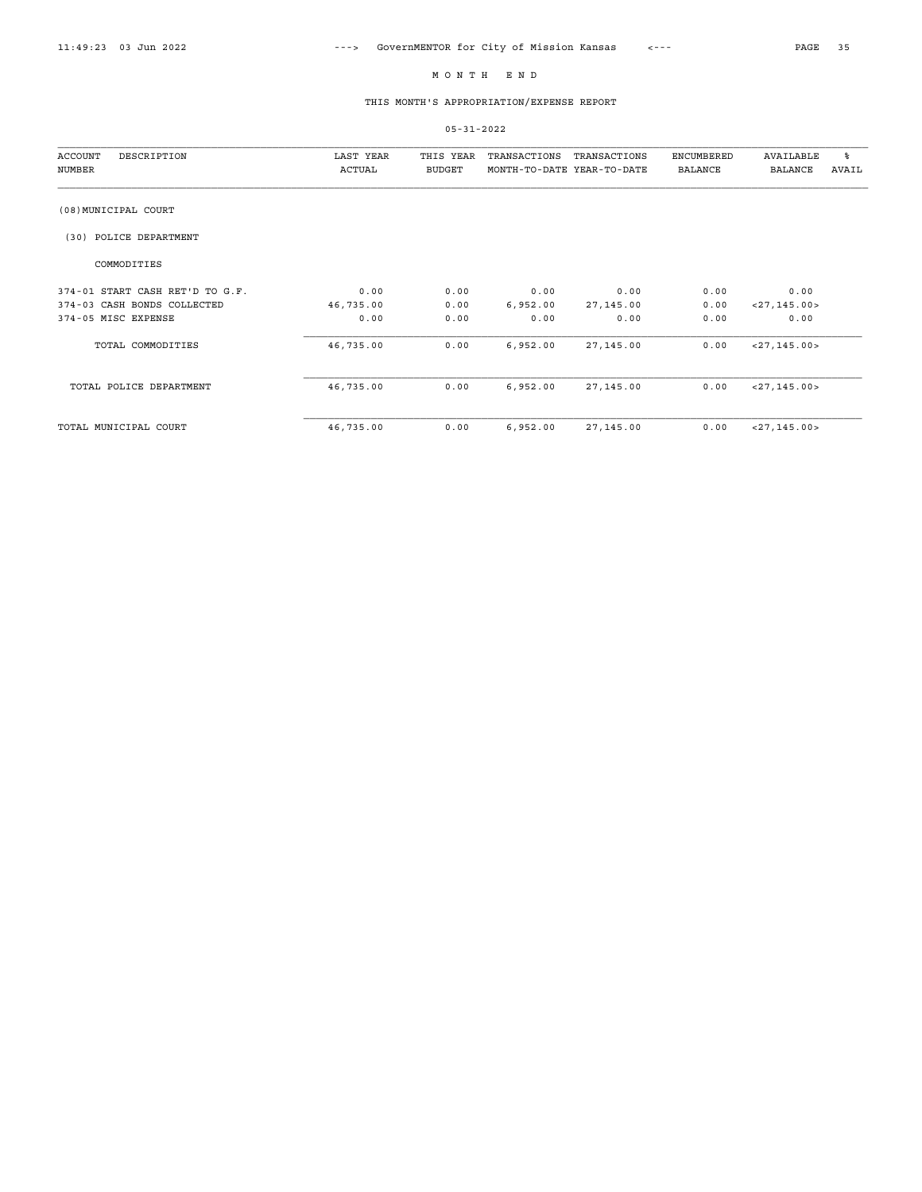# M O N T H E N D

## THIS MONTH'S APPROPRIATION/EXPENSE REPORT

05-31-2022

| ACCOUNT NUMBER | DESCRIPTION | LAST YEAR ACTUAL | THIS YEAR BUDGET | TRANSACTIONS MONTH-TO-DATE | TRANSACTIONS YEAR-TO-DATE | ENCUMBERED BALANCE | AVAILABLE BALANCE | % AVAIL |
|---|---|---|---|---|---|---|---|---|
| (08)MUNICIPAL COURT | | | | | | | | |
| (30) POLICE DEPARTMENT | | | | | | | | |
| COMMODITIES | | | | | | | | |
| 374-01 | START CASH RET'D TO G.F. | 0.00 | 0.00 | 0.00 | 0.00 | 0.00 | 0.00 | |
| 374-03 | CASH BONDS COLLECTED | 46,735.00 | 0.00 | 6,952.00 | 27,145.00 | 0.00 | <27,145.00> | |
| 374-05 | MISC EXPENSE | 0.00 | 0.00 | 0.00 | 0.00 | 0.00 | 0.00 | |
| | TOTAL COMMODITIES | 46,735.00 | 0.00 | 6,952.00 | 27,145.00 | 0.00 | <27,145.00> | |
| | TOTAL POLICE DEPARTMENT | 46,735.00 | 0.00 | 6,952.00 | 27,145.00 | 0.00 | <27,145.00> | |
| | TOTAL MUNICIPAL COURT | 46,735.00 | 0.00 | 6,952.00 | 27,145.00 | 0.00 | <27,145.00> | |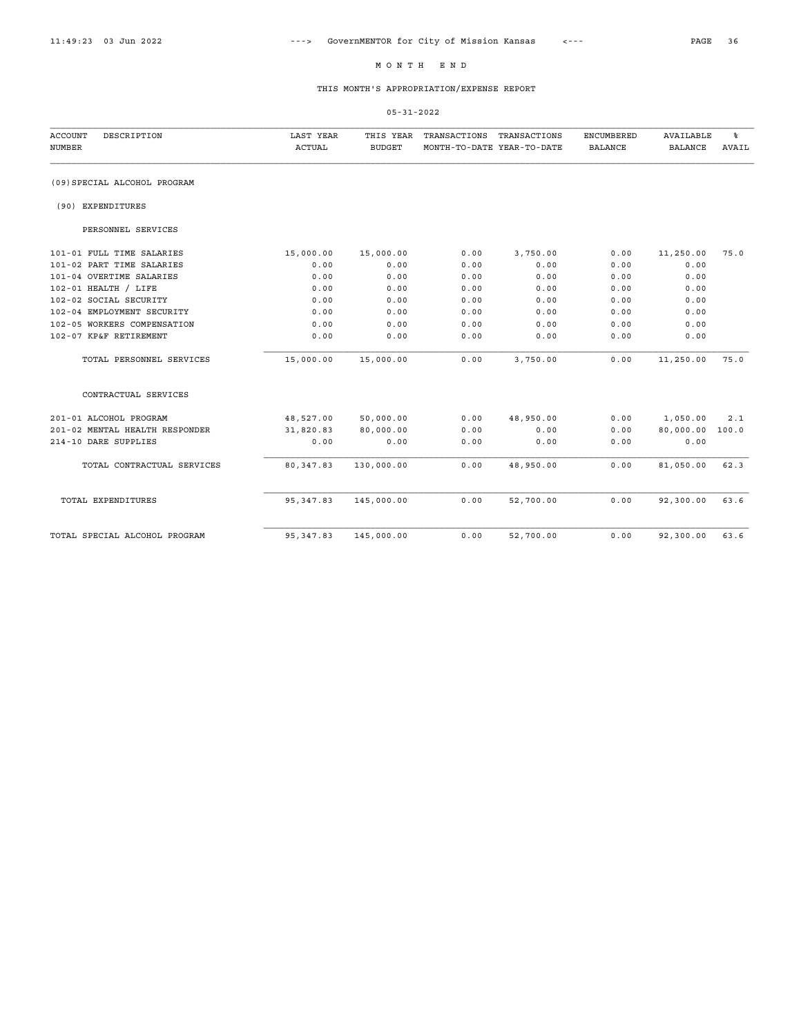# M O N T H   E N D

## THIS MONTH'S APPROPRIATION/EXPENSE REPORT

05-31-2022

| ACCOUNT NUMBER | DESCRIPTION | LAST YEAR ACTUAL | THIS YEAR BUDGET | TRANSACTIONS MONTH-TO-DATE | TRANSACTIONS YEAR-TO-DATE | ENCUMBERED BALANCE | AVAILABLE BALANCE | % AVAIL |
|---|---|---|---|---|---|---|---|---|
| | (09)SPECIAL ALCOHOL PROGRAM | | | | | | | |
| | (90) EXPENDITURES | | | | | | | |
| | PERSONNEL SERVICES | | | | | | | |
| 101-01 | FULL TIME SALARIES | 15,000.00 | 15,000.00 | 0.00 | 3,750.00 | 0.00 | 11,250.00 | 75.0 |
| 101-02 | PART TIME SALARIES | 0.00 | 0.00 | 0.00 | 0.00 | 0.00 | 0.00 | |
| 101-04 | OVERTIME SALARIES | 0.00 | 0.00 | 0.00 | 0.00 | 0.00 | 0.00 | |
| 102-01 | HEALTH / LIFE | 0.00 | 0.00 | 0.00 | 0.00 | 0.00 | 0.00 | |
| 102-02 | SOCIAL SECURITY | 0.00 | 0.00 | 0.00 | 0.00 | 0.00 | 0.00 | |
| 102-04 | EMPLOYMENT SECURITY | 0.00 | 0.00 | 0.00 | 0.00 | 0.00 | 0.00 | |
| 102-05 | WORKERS COMPENSATION | 0.00 | 0.00 | 0.00 | 0.00 | 0.00 | 0.00 | |
| 102-07 | KP&F RETIREMENT | 0.00 | 0.00 | 0.00 | 0.00 | 0.00 | 0.00 | |
| | TOTAL PERSONNEL SERVICES | 15,000.00 | 15,000.00 | 0.00 | 3,750.00 | 0.00 | 11,250.00 | 75.0 |
| | CONTRACTUAL SERVICES | | | | | | | |
| 201-01 | ALCOHOL PROGRAM | 48,527.00 | 50,000.00 | 0.00 | 48,950.00 | 0.00 | 1,050.00 | 2.1 |
| 201-02 | MENTAL HEALTH RESPONDER | 31,820.83 | 80,000.00 | 0.00 | 0.00 | 0.00 | 80,000.00 | 100.0 |
| 214-10 | DARE SUPPLIES | 0.00 | 0.00 | 0.00 | 0.00 | 0.00 | 0.00 | |
| | TOTAL CONTRACTUAL SERVICES | 80,347.83 | 130,000.00 | 0.00 | 48,950.00 | 0.00 | 81,050.00 | 62.3 |
| | TOTAL EXPENDITURES | 95,347.83 | 145,000.00 | 0.00 | 52,700.00 | 0.00 | 92,300.00 | 63.6 |
| | TOTAL SPECIAL ALCOHOL PROGRAM | 95,347.83 | 145,000.00 | 0.00 | 52,700.00 | 0.00 | 92,300.00 | 63.6 |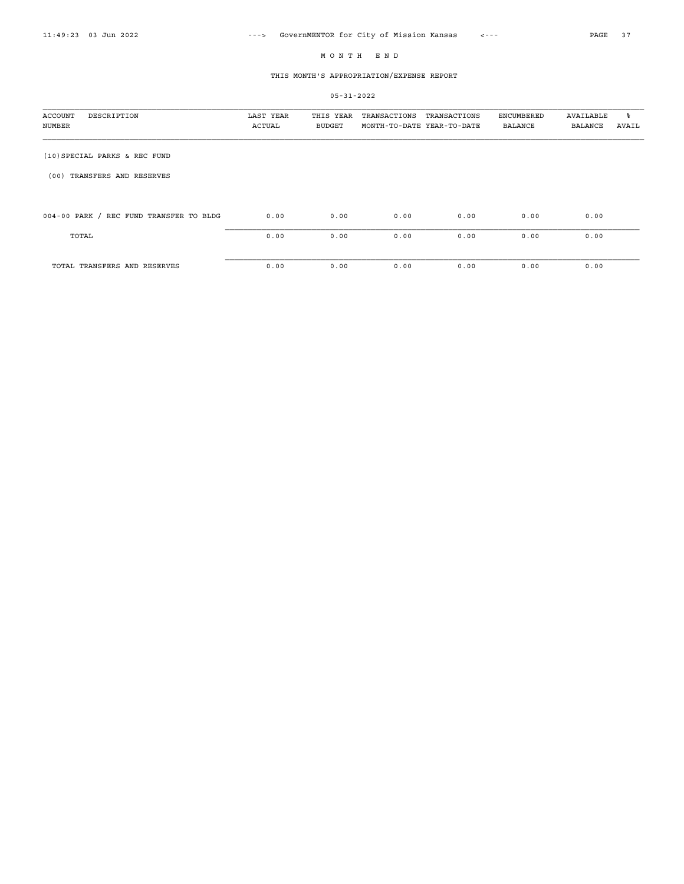# M O N T H   E N D

## THIS MONTH'S APPROPRIATION/EXPENSE REPORT

05-31-2022

| ACCOUNT NUMBER | DESCRIPTION | LAST YEAR ACTUAL | THIS YEAR BUDGET | TRANSACTIONS MONTH-TO-DATE | TRANSACTIONS YEAR-TO-DATE | ENCUMBERED BALANCE | AVAILABLE BALANCE | % AVAIL |
|---|---|---|---|---|---|---|---|---|
| (10)SPECIAL PARKS & REC FUND | | | | | | | | |
| (00) TRANSFERS AND RESERVES | | | | | | | | |
| 004-00 | PARK / REC FUND TRANSFER TO BLDG | 0.00 | 0.00 | 0.00 | 0.00 | 0.00 | 0.00 | |
| | TOTAL | 0.00 | 0.00 | 0.00 | 0.00 | 0.00 | 0.00 | |
| | TOTAL TRANSFERS AND RESERVES | 0.00 | 0.00 | 0.00 | 0.00 | 0.00 | 0.00 | |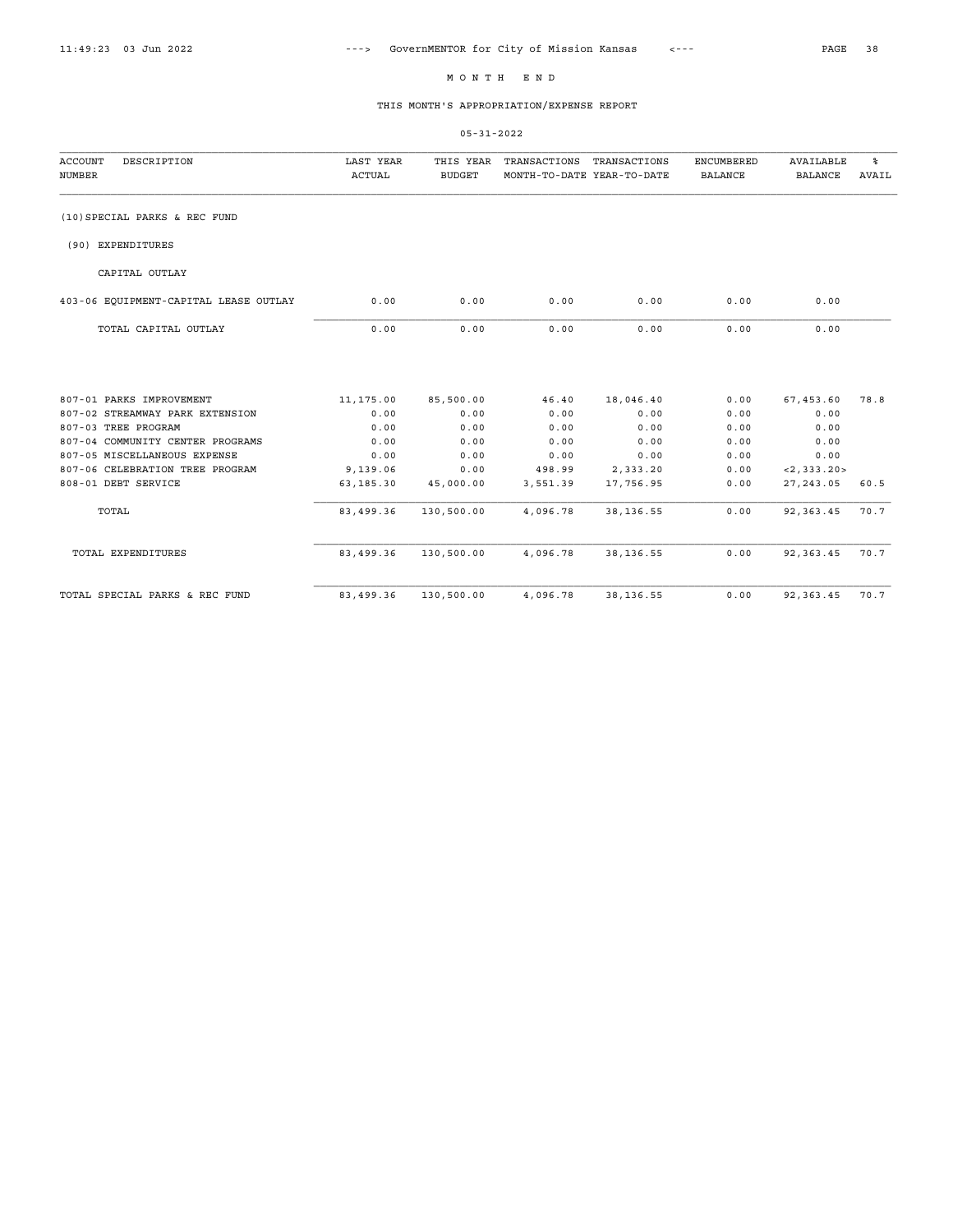# M O N T H   E N D

## THIS MONTH'S APPROPRIATION/EXPENSE REPORT

05-31-2022

| ACCOUNT NUMBER | DESCRIPTION | LAST YEAR ACTUAL | THIS YEAR BUDGET | TRANSACTIONS MONTH-TO-DATE | TRANSACTIONS YEAR-TO-DATE | ENCUMBERED BALANCE | AVAILABLE BALANCE | % AVAIL |
|---|---|---|---|---|---|---|---|---|
| | (10) SPECIAL PARKS & REC FUND | | | | | | | |
| | (90) EXPENDITURES | | | | | | | |
| | CAPITAL OUTLAY | | | | | | | |
| 403-06 | EQUIPMENT-CAPITAL LEASE OUTLAY | 0.00 | 0.00 | 0.00 | 0.00 | 0.00 | 0.00 | |
| | TOTAL CAPITAL OUTLAY | 0.00 | 0.00 | 0.00 | 0.00 | 0.00 | 0.00 | |
| 807-01 | PARKS IMPROVEMENT | 11,175.00 | 85,500.00 | 46.40 | 18,046.40 | 0.00 | 67,453.60 | 78.8 |
| 807-02 | STREAMWAY PARK EXTENSION | 0.00 | 0.00 | 0.00 | 0.00 | 0.00 | 0.00 | |
| 807-03 | TREE PROGRAM | 0.00 | 0.00 | 0.00 | 0.00 | 0.00 | 0.00 | |
| 807-04 | COMMUNITY CENTER PROGRAMS | 0.00 | 0.00 | 0.00 | 0.00 | 0.00 | 0.00 | |
| 807-05 | MISCELLANEOUS EXPENSE | 0.00 | 0.00 | 0.00 | 0.00 | 0.00 | 0.00 | |
| 807-06 | CELEBRATION TREE PROGRAM | 9,139.06 | 0.00 | 498.99 | 2,333.20 | 0.00 | <2,333.20> | |
| 808-01 | DEBT SERVICE | 63,185.30 | 45,000.00 | 3,551.39 | 17,756.95 | 0.00 | 27,243.05 | 60.5 |
| | TOTAL | 83,499.36 | 130,500.00 | 4,096.78 | 38,136.55 | 0.00 | 92,363.45 | 70.7 |
| | TOTAL EXPENDITURES | 83,499.36 | 130,500.00 | 4,096.78 | 38,136.55 | 0.00 | 92,363.45 | 70.7 |
| | TOTAL SPECIAL PARKS & REC FUND | 83,499.36 | 130,500.00 | 4,096.78 | 38,136.55 | 0.00 | 92,363.45 | 70.7 |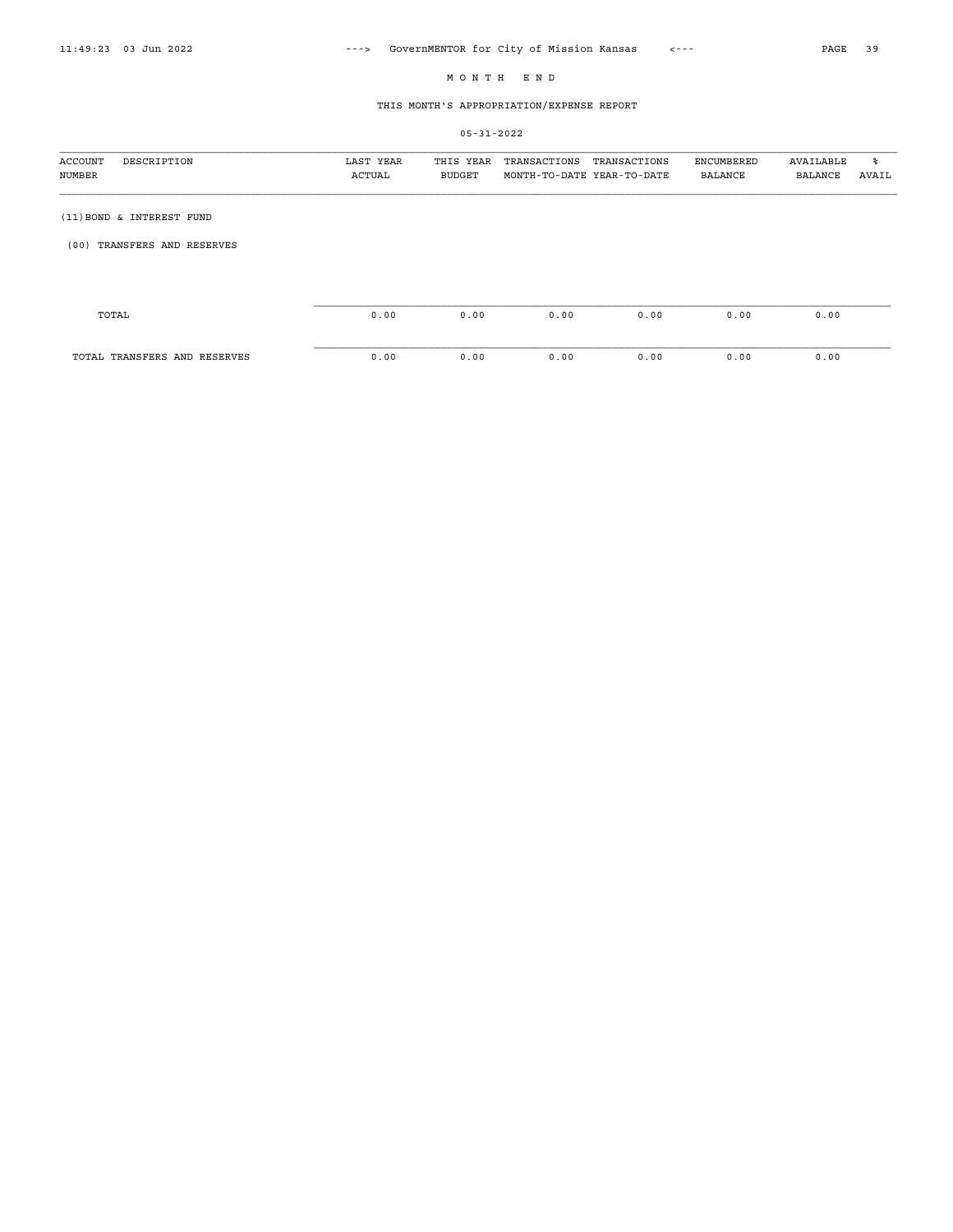# M O N T H   E N D

## THIS MONTH'S APPROPRIATION/EXPENSE REPORT

05-31-2022

| ACCOUNT NUMBER | DESCRIPTION | LAST YEAR ACTUAL | THIS YEAR BUDGET | TRANSACTIONS MONTH-TO-DATE | TRANSACTIONS YEAR-TO-DATE | ENCUMBERED BALANCE | AVAILABLE BALANCE | % AVAIL |
|---|---|---|---|---|---|---|---|---|
| (11)BOND & INTEREST FUND | | | | | | | | |
| (00) TRANSFERS AND RESERVES | | | | | | | | |
| TOTAL | | 0.00 | 0.00 | 0.00 | 0.00 | 0.00 | 0.00 | |
| TOTAL TRANSFERS AND RESERVES | | 0.00 | 0.00 | 0.00 | 0.00 | 0.00 | 0.00 | |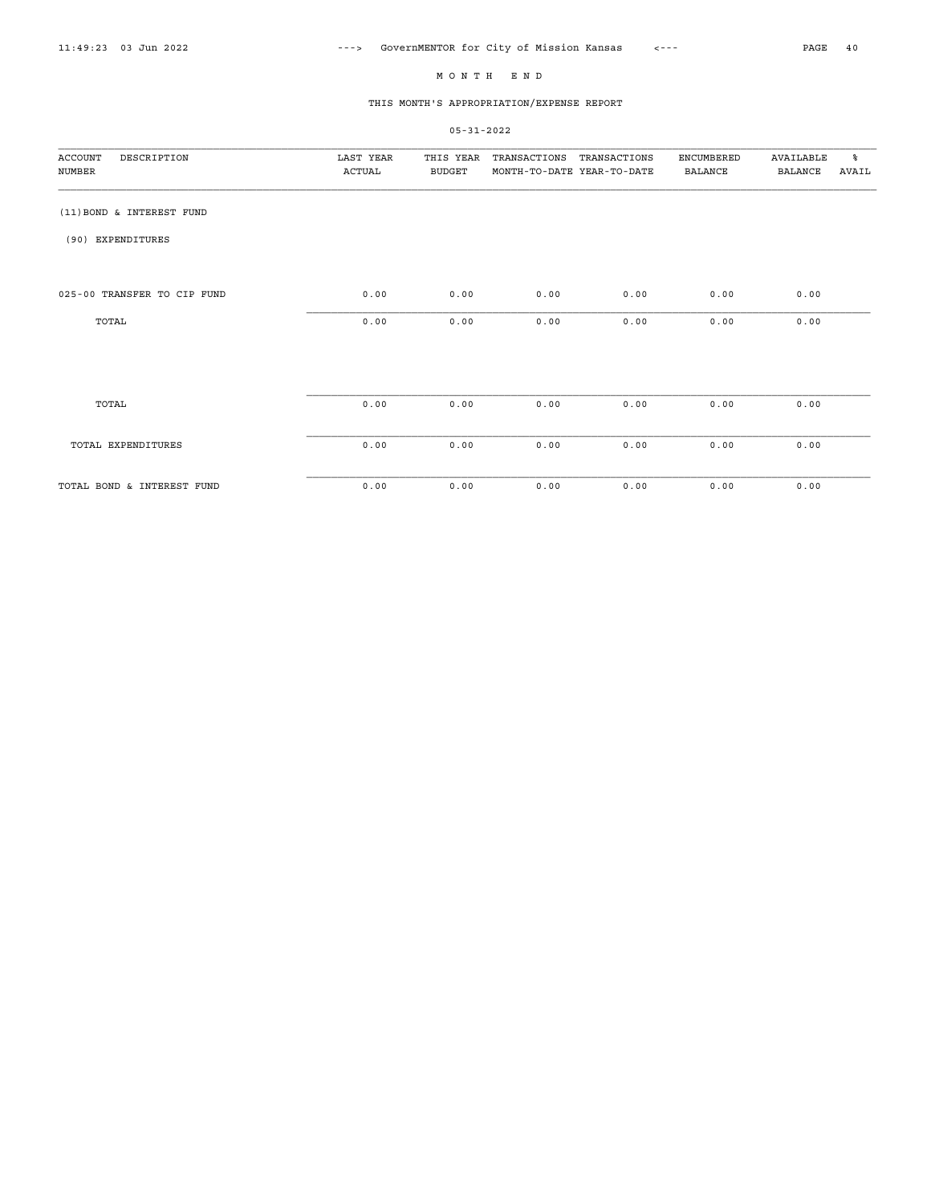# MONTH END

## THIS MONTH'S APPROPRIATION/EXPENSE REPORT

05-31-2022

| ACCOUNT NUMBER | DESCRIPTION | LAST YEAR ACTUAL | THIS YEAR BUDGET | TRANSACTIONS MONTH-TO-DATE | TRANSACTIONS YEAR-TO-DATE | ENCUMBERED BALANCE | AVAILABLE BALANCE | % AVAIL |
|---|---|---|---|---|---|---|---|---|
| (11) BOND & INTEREST FUND | | | | | | | | |
| (90) EXPENDITURES | | | | | | | | |
| 025-00 | TRANSFER TO CIP FUND | 0.00 | 0.00 | 0.00 | 0.00 | 0.00 | 0.00 | |
| | TOTAL | 0.00 | 0.00 | 0.00 | 0.00 | 0.00 | 0.00 | |
| | TOTAL | 0.00 | 0.00 | 0.00 | 0.00 | 0.00 | 0.00 | |
| | TOTAL EXPENDITURES | 0.00 | 0.00 | 0.00 | 0.00 | 0.00 | 0.00 | |
| | TOTAL BOND & INTEREST FUND | 0.00 | 0.00 | 0.00 | 0.00 | 0.00 | 0.00 | |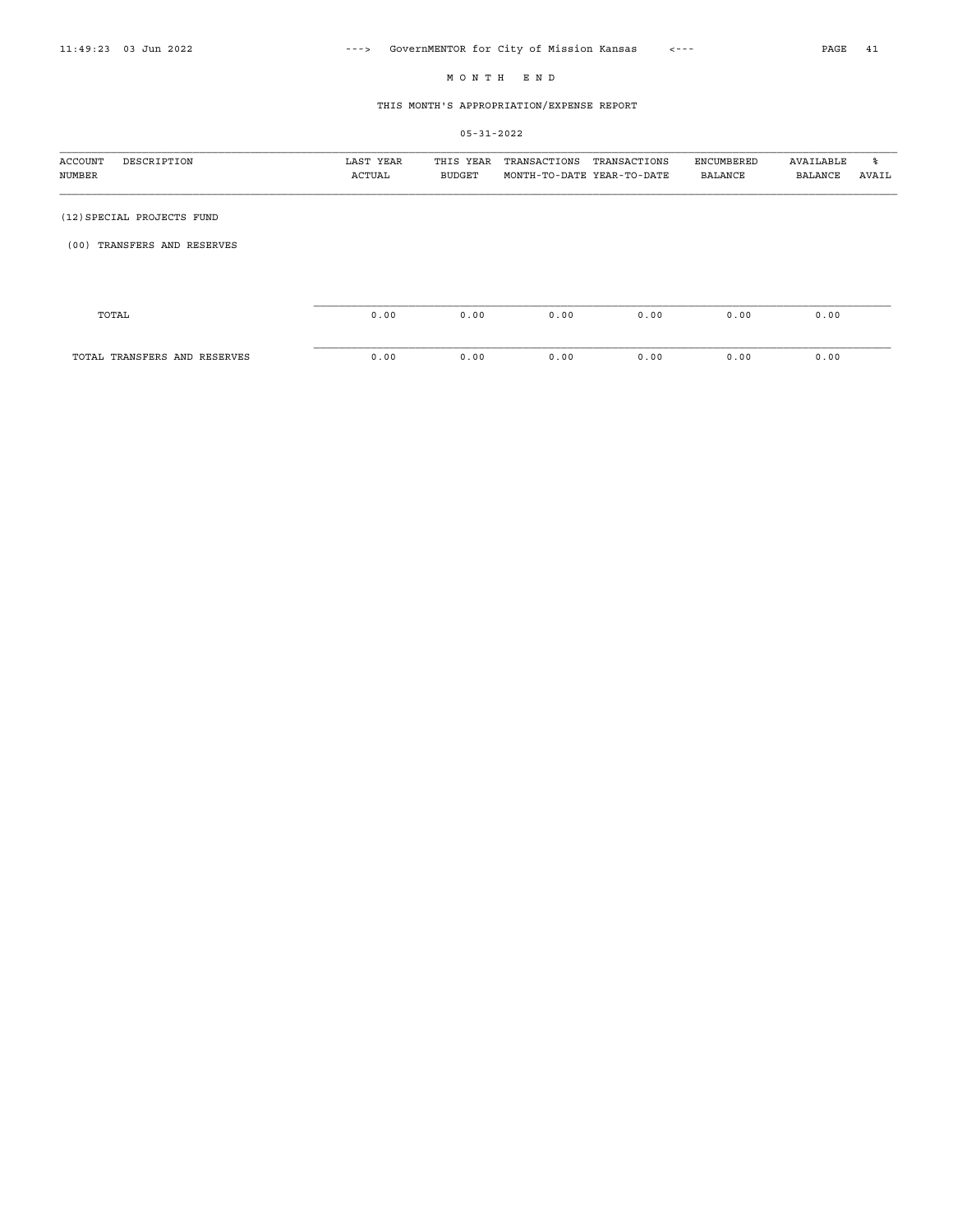MONTH END

THIS MONTH'S APPROPRIATION/EXPENSE REPORT

05-31-2022

| ACCOUNT NUMBER | DESCRIPTION | LAST YEAR ACTUAL | THIS YEAR BUDGET | TRANSACTIONS MONTH-TO-DATE | TRANSACTIONS YEAR-TO-DATE | ENCUMBERED BALANCE | AVAILABLE BALANCE | % AVAIL |
|---|---|---|---|---|---|---|---|---|
| (12)SPECIAL PROJECTS FUND | | | | | | | | |
| (00) TRANSFERS AND RESERVES | | | | | | | | |
| | TOTAL | 0.00 | 0.00 | 0.00 | 0.00 | 0.00 | 0.00 | |
| | TOTAL TRANSFERS AND RESERVES | 0.00 | 0.00 | 0.00 | 0.00 | 0.00 | 0.00 | |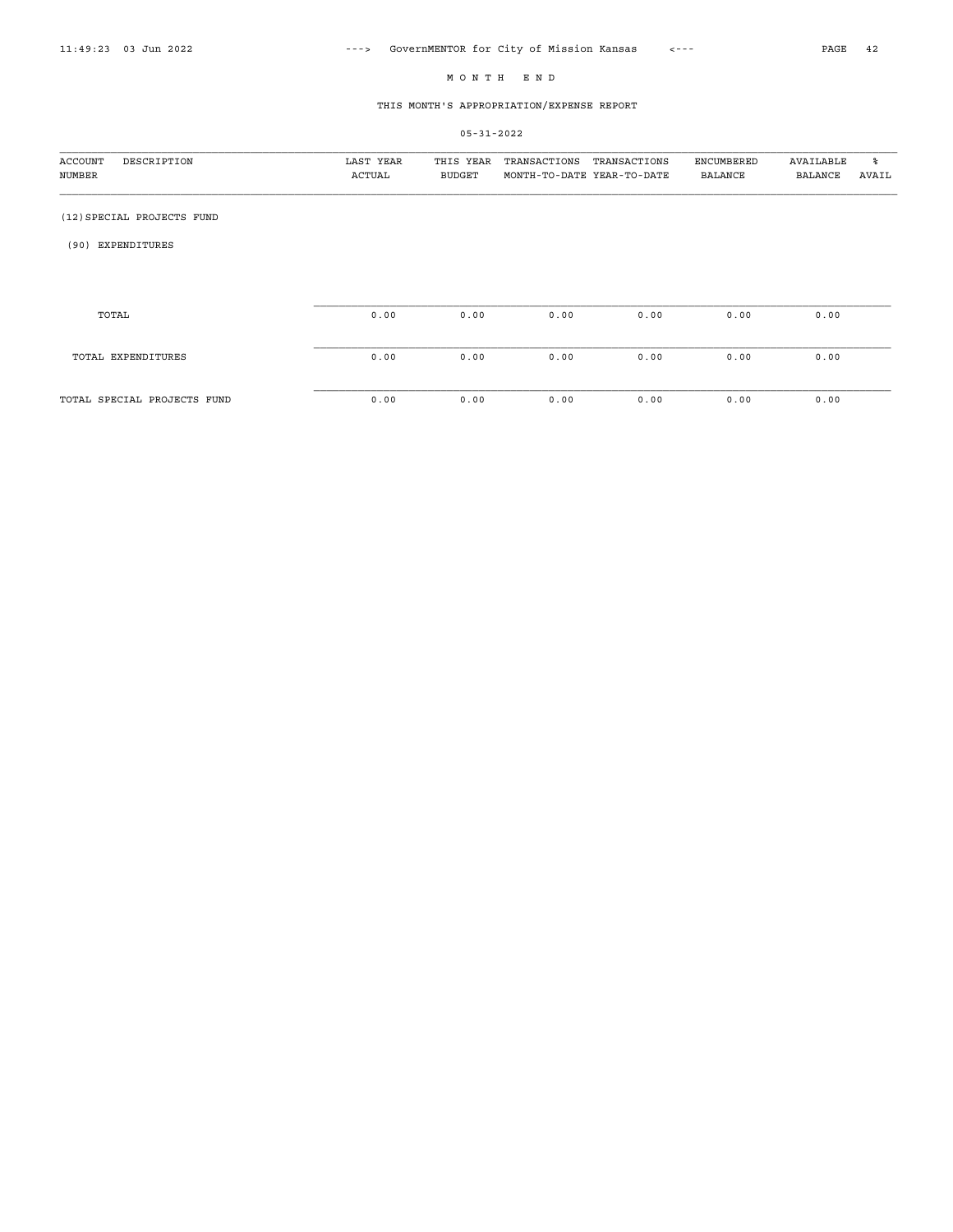MONTH END

THIS MONTH'S APPROPRIATION/EXPENSE REPORT

05-31-2022

| ACCOUNT NUMBER | DESCRIPTION | LAST YEAR ACTUAL | THIS YEAR BUDGET | TRANSACTIONS MONTH-TO-DATE | TRANSACTIONS YEAR-TO-DATE | ENCUMBERED BALANCE | AVAILABLE BALANCE | % AVAIL |
|---|---|---|---|---|---|---|---|---|
| (12) SPECIAL PROJECTS FUND | | | | | | | | |
| (90) EXPENDITURES | | | | | | | | |
| | TOTAL | 0.00 | 0.00 | 0.00 | 0.00 | 0.00 | 0.00 | |
| | TOTAL EXPENDITURES | 0.00 | 0.00 | 0.00 | 0.00 | 0.00 | 0.00 | |
| TOTAL SPECIAL PROJECTS FUND | | 0.00 | 0.00 | 0.00 | 0.00 | 0.00 | 0.00 | |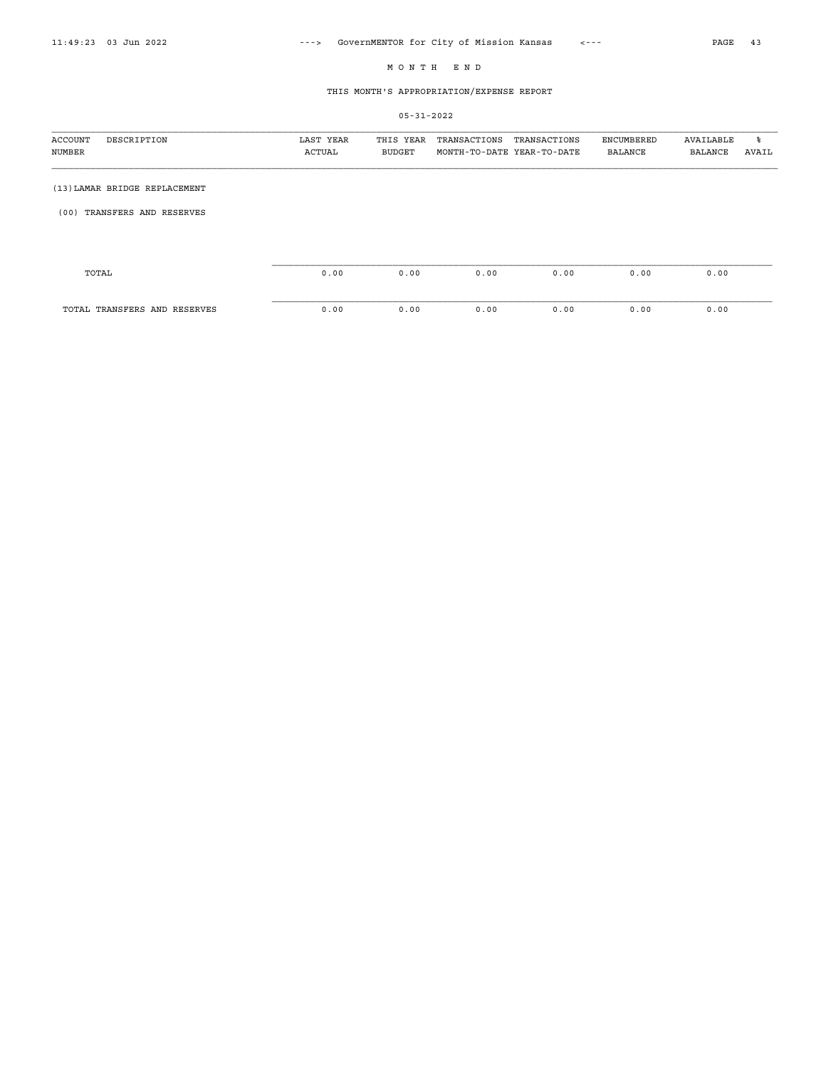# M O N T H   E N D

## THIS MONTH'S APPROPRIATION/EXPENSE REPORT

05-31-2022

| ACCOUNT NUMBER | DESCRIPTION | LAST YEAR ACTUAL | THIS YEAR BUDGET | TRANSACTIONS MONTH-TO-DATE | TRANSACTIONS YEAR-TO-DATE | ENCUMBERED BALANCE | AVAILABLE BALANCE | % AVAIL |
|---|---|---|---|---|---|---|---|---|
| (13)LAMAR BRIDGE REPLACEMENT | | | | | | | | |
| (00) TRANSFERS AND RESERVES | | | | | | | | |
| | TOTAL | 0.00 | 0.00 | 0.00 | 0.00 | 0.00 | 0.00 | |
| | TOTAL TRANSFERS AND RESERVES | 0.00 | 0.00 | 0.00 | 0.00 | 0.00 | 0.00 | |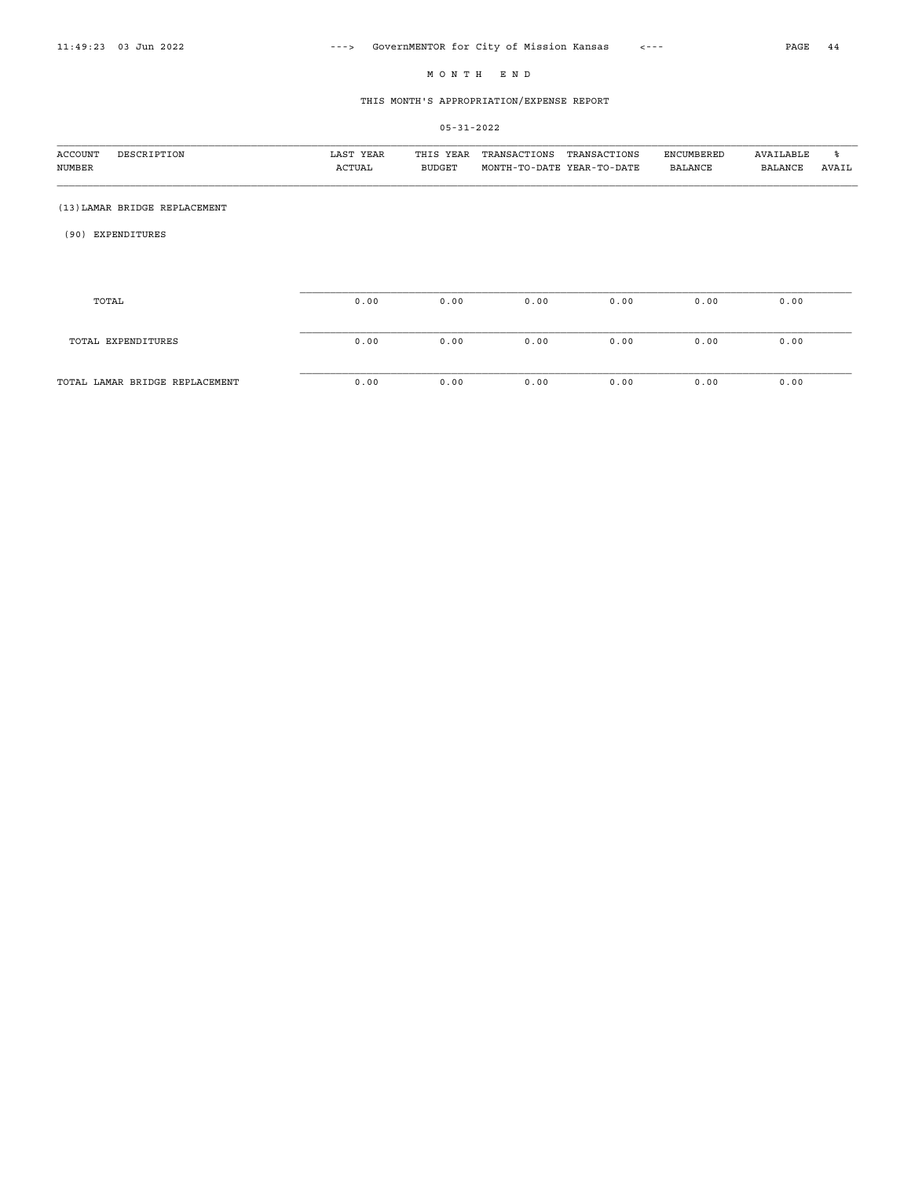MONTH END

THIS MONTH'S APPROPRIATION/EXPENSE REPORT

05-31-2022

| ACCOUNT NUMBER | DESCRIPTION | LAST YEAR ACTUAL | THIS YEAR BUDGET | TRANSACTIONS MONTH-TO-DATE | TRANSACTIONS YEAR-TO-DATE | ENCUMBERED BALANCE | AVAILABLE BALANCE | % AVAIL |
|---|---|---|---|---|---|---|---|---|
| (13)LAMAR BRIDGE REPLACEMENT | | | | | | | | |
| (90) EXPENDITURES | | | | | | | | |
| | TOTAL | 0.00 | 0.00 | 0.00 | 0.00 | 0.00 | 0.00 | |
| | TOTAL EXPENDITURES | 0.00 | 0.00 | 0.00 | 0.00 | 0.00 | 0.00 | |
| TOTAL LAMAR BRIDGE REPLACEMENT | | 0.00 | 0.00 | 0.00 | 0.00 | 0.00 | 0.00 | |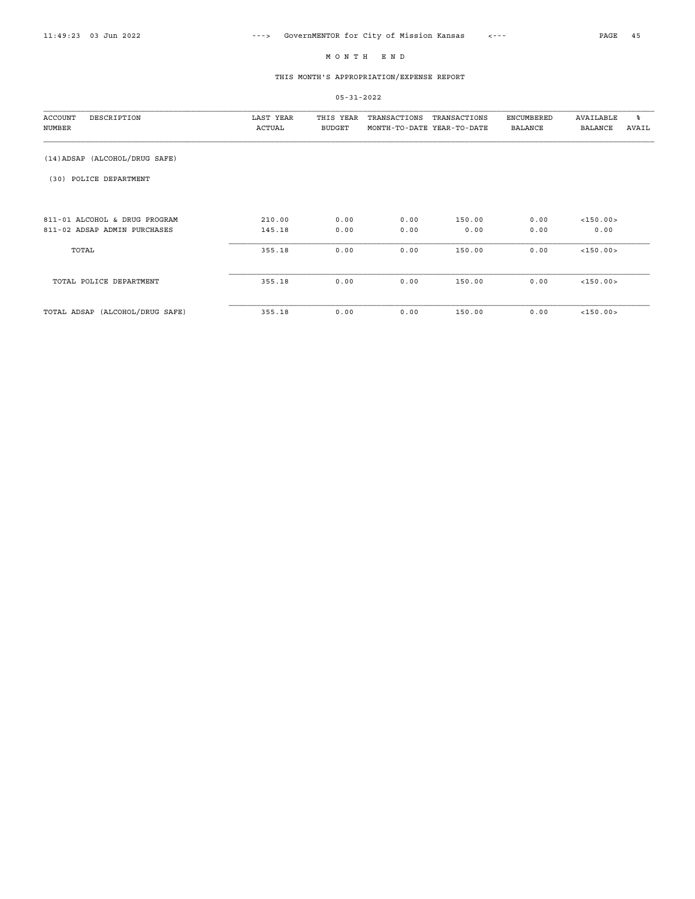# M O N T H   E N D

## THIS MONTH'S APPROPRIATION/EXPENSE REPORT

05-31-2022

| ACCOUNT NUMBER | DESCRIPTION | LAST YEAR ACTUAL | THIS YEAR BUDGET | TRANSACTIONS MONTH-TO-DATE | TRANSACTIONS YEAR-TO-DATE | ENCUMBERED BALANCE | AVAILABLE BALANCE | % AVAIL |
|---|---|---|---|---|---|---|---|---|
| (14)ADSAP (ALCOHOL/DRUG SAFE) | | | | | | | | |
| (30) POLICE DEPARTMENT | | | | | | | | |
| 811-01 | ALCOHOL & DRUG PROGRAM | 210.00 | 0.00 | 0.00 | 150.00 | 0.00 | <150.00> | |
| 811-02 | ADSAP ADMIN PURCHASES | 145.18 | 0.00 | 0.00 | 0.00 | 0.00 | 0.00 | |
| | TOTAL | 355.18 | 0.00 | 0.00 | 150.00 | 0.00 | <150.00> | |
| | TOTAL POLICE DEPARTMENT | 355.18 | 0.00 | 0.00 | 150.00 | 0.00 | <150.00> | |
| | TOTAL ADSAP (ALCOHOL/DRUG SAFE) | 355.18 | 0.00 | 0.00 | 150.00 | 0.00 | <150.00> | |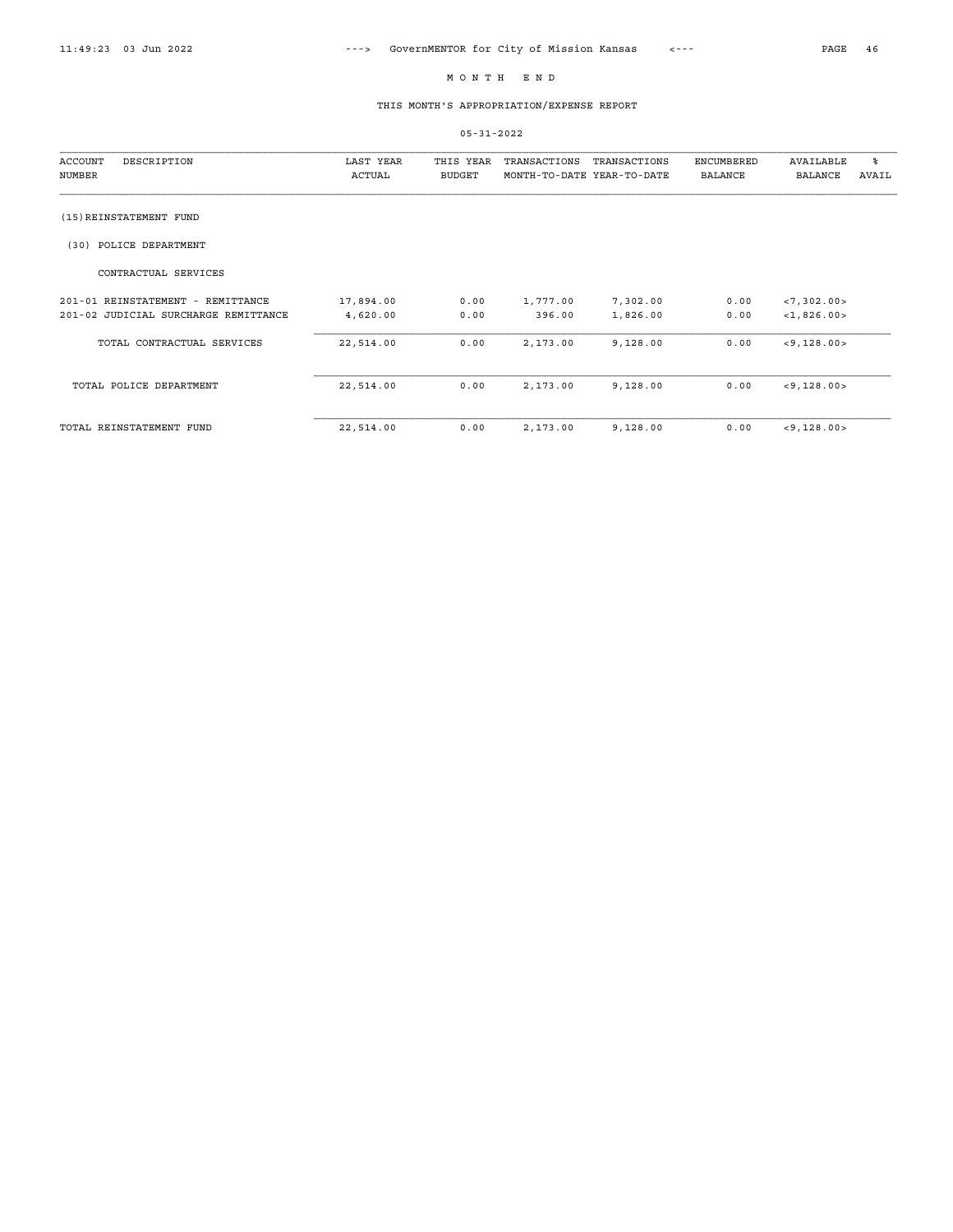# M O N T H  E N D

## THIS MONTH'S APPROPRIATION/EXPENSE REPORT

05-31-2022

| ACCOUNT NUMBER | DESCRIPTION | LAST YEAR ACTUAL | THIS YEAR BUDGET | TRANSACTIONS MONTH-TO-DATE | TRANSACTIONS YEAR-TO-DATE | ENCUMBERED BALANCE | AVAILABLE BALANCE | % AVAIL |
|---|---|---|---|---|---|---|---|---|
| (15)REINSTATEMENT FUND | | | | | | | | |
| (30) POLICE DEPARTMENT | | | | | | | | |
| | CONTRACTUAL SERVICES | | | | | | | |
| 201-01 | REINSTATEMENT - REMITTANCE | 17,894.00 | 0.00 | 1,777.00 | 7,302.00 | 0.00 | <7,302.00> | |
| 201-02 | JUDICIAL SURCHARGE REMITTANCE | 4,620.00 | 0.00 | 396.00 | 1,826.00 | 0.00 | <1,826.00> | |
| | TOTAL CONTRACTUAL SERVICES | 22,514.00 | 0.00 | 2,173.00 | 9,128.00 | 0.00 | <9,128.00> | |
| | TOTAL POLICE DEPARTMENT | 22,514.00 | 0.00 | 2,173.00 | 9,128.00 | 0.00 | <9,128.00> | |
| | TOTAL REINSTATEMENT FUND | 22,514.00 | 0.00 | 2,173.00 | 9,128.00 | 0.00 | <9,128.00> | |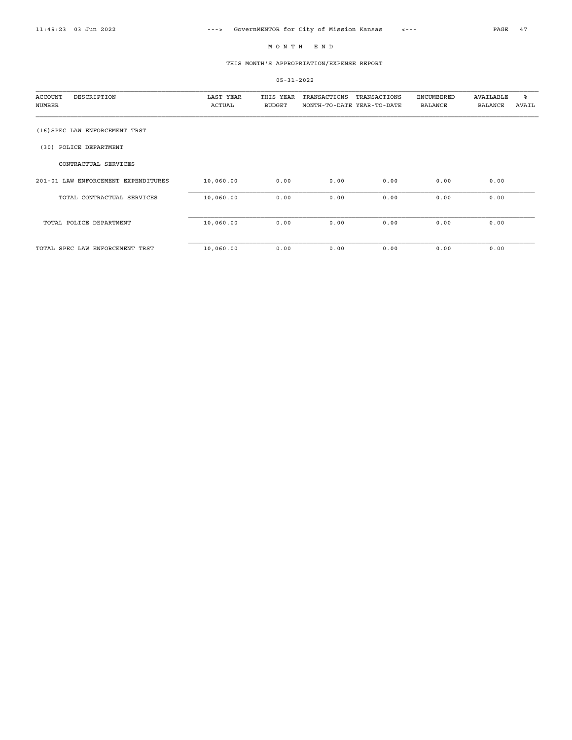M O N T H   E N D

THIS MONTH'S APPROPRIATION/EXPENSE REPORT

05-31-2022

| ACCOUNT NUMBER | DESCRIPTION | LAST YEAR ACTUAL | THIS YEAR BUDGET | TRANSACTIONS MONTH-TO-DATE | TRANSACTIONS YEAR-TO-DATE | ENCUMBERED BALANCE | AVAILABLE BALANCE | % AVAIL |
|---|---|---|---|---|---|---|---|---|
| (16) | SPEC LAW ENFORCEMENT TRST | | | | | | | |
| (30) | POLICE DEPARTMENT | | | | | | | |
| | CONTRACTUAL SERVICES | | | | | | | |
| 201-01 | LAW ENFORCEMENT EXPENDITURES | 10,060.00 | 0.00 | 0.00 | 0.00 | 0.00 | 0.00 | |
| | TOTAL CONTRACTUAL SERVICES | 10,060.00 | 0.00 | 0.00 | 0.00 | 0.00 | 0.00 | |
| | TOTAL POLICE DEPARTMENT | 10,060.00 | 0.00 | 0.00 | 0.00 | 0.00 | 0.00 | |
| | TOTAL SPEC LAW ENFORCEMENT TRST | 10,060.00 | 0.00 | 0.00 | 0.00 | 0.00 | 0.00 | |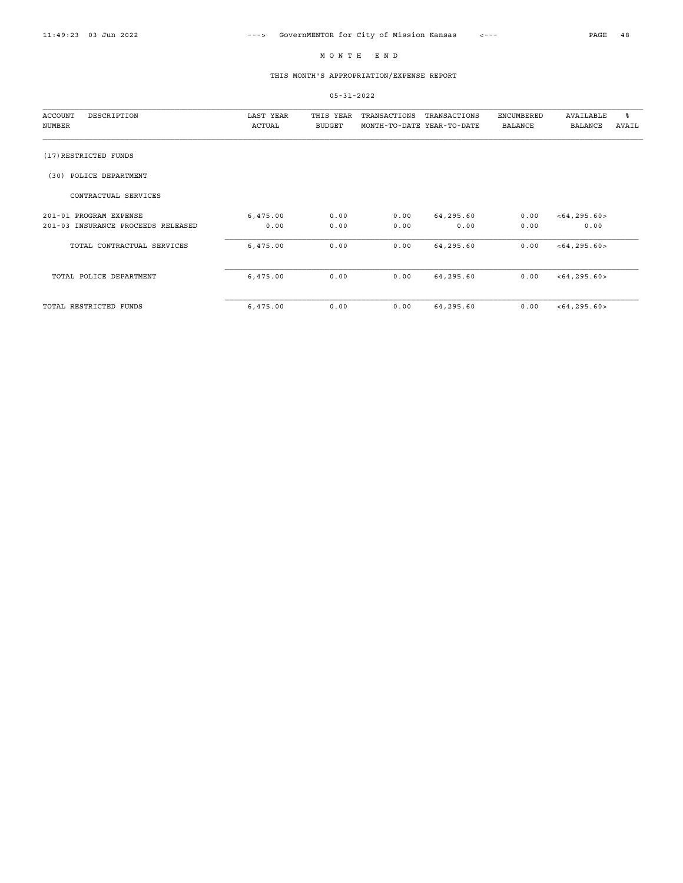# M O N T H   E N D

## THIS MONTH'S APPROPRIATION/EXPENSE REPORT

05-31-2022

| ACCOUNT NUMBER | DESCRIPTION | LAST YEAR ACTUAL | THIS YEAR BUDGET | TRANSACTIONS MONTH-TO-DATE | TRANSACTIONS YEAR-TO-DATE | ENCUMBERED BALANCE | AVAILABLE BALANCE | % AVAIL |
|---|---|---|---|---|---|---|---|---|
| (17) RESTRICTED FUNDS | | | | | | | | |
| (30) POLICE DEPARTMENT | | | | | | | | |
| | CONTRACTUAL SERVICES | | | | | | | |
| 201-01 | PROGRAM EXPENSE | 6,475.00 | 0.00 | 0.00 | 64,295.60 | 0.00 | <64,295.60> | |
| 201-03 | INSURANCE PROCEEDS RELEASED | 0.00 | 0.00 | 0.00 | 0.00 | 0.00 | 0.00 | |
| | TOTAL CONTRACTUAL SERVICES | 6,475.00 | 0.00 | 0.00 | 64,295.60 | 0.00 | <64,295.60> | |
| | TOTAL POLICE DEPARTMENT | 6,475.00 | 0.00 | 0.00 | 64,295.60 | 0.00 | <64,295.60> | |
| | TOTAL RESTRICTED FUNDS | 6,475.00 | 0.00 | 0.00 | 64,295.60 | 0.00 | <64,295.60> | |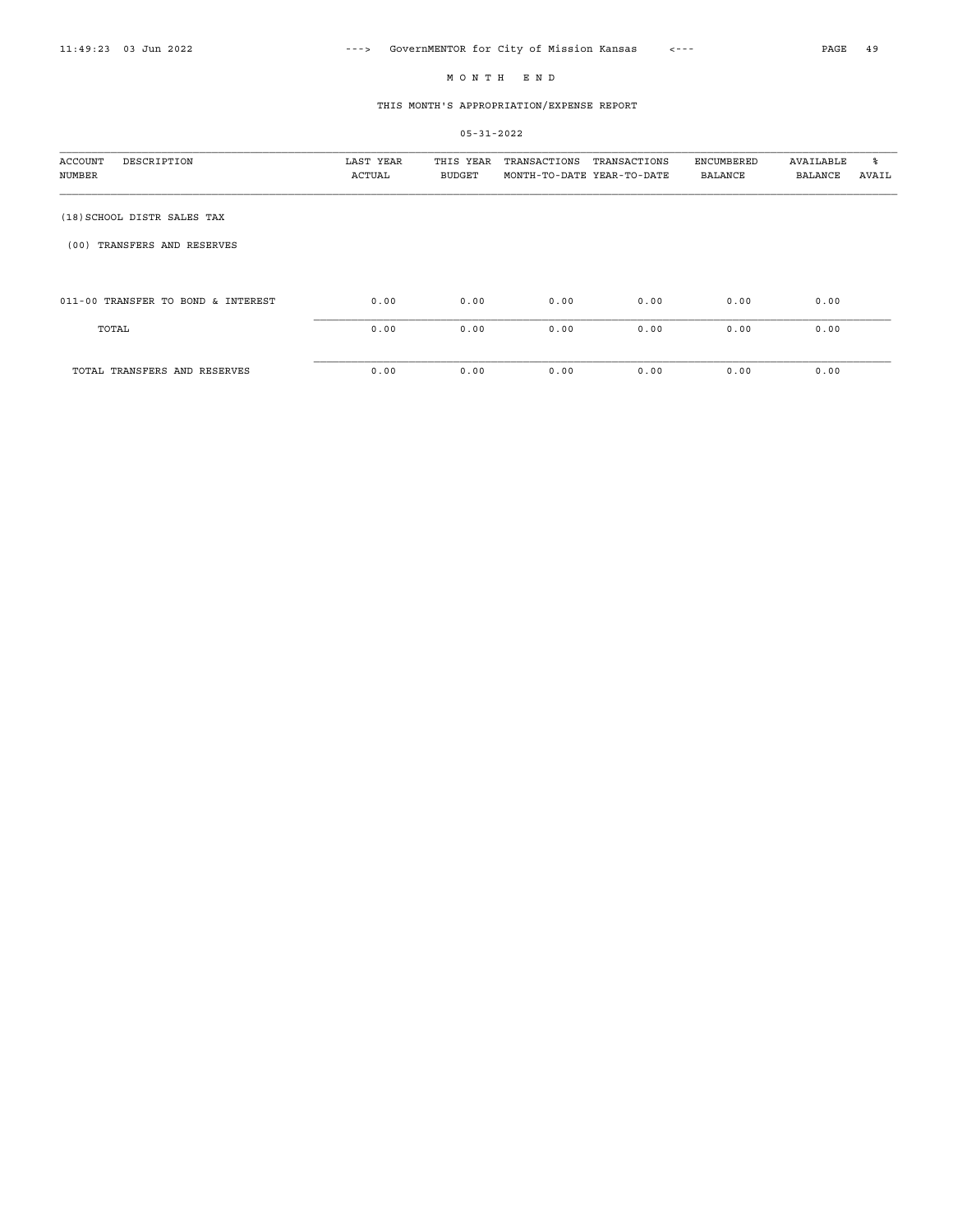# M O N T H   E N D

## THIS MONTH'S APPROPRIATION/EXPENSE REPORT

05-31-2022

| ACCOUNT NUMBER | DESCRIPTION | LAST YEAR ACTUAL | THIS YEAR BUDGET | TRANSACTIONS MONTH-TO-DATE | TRANSACTIONS YEAR-TO-DATE | ENCUMBERED BALANCE | AVAILABLE BALANCE | % AVAIL |
|---|---|---|---|---|---|---|---|---|
| (18) SCHOOL DISTR SALES TAX | | | | | | | | |
| (00) TRANSFERS AND RESERVES | | | | | | | | |
| 011-00 | TRANSFER TO BOND & INTEREST | 0.00 | 0.00 | 0.00 | 0.00 | 0.00 | 0.00 | |
| | TOTAL | 0.00 | 0.00 | 0.00 | 0.00 | 0.00 | 0.00 | |
| | TOTAL TRANSFERS AND RESERVES | 0.00 | 0.00 | 0.00 | 0.00 | 0.00 | 0.00 | |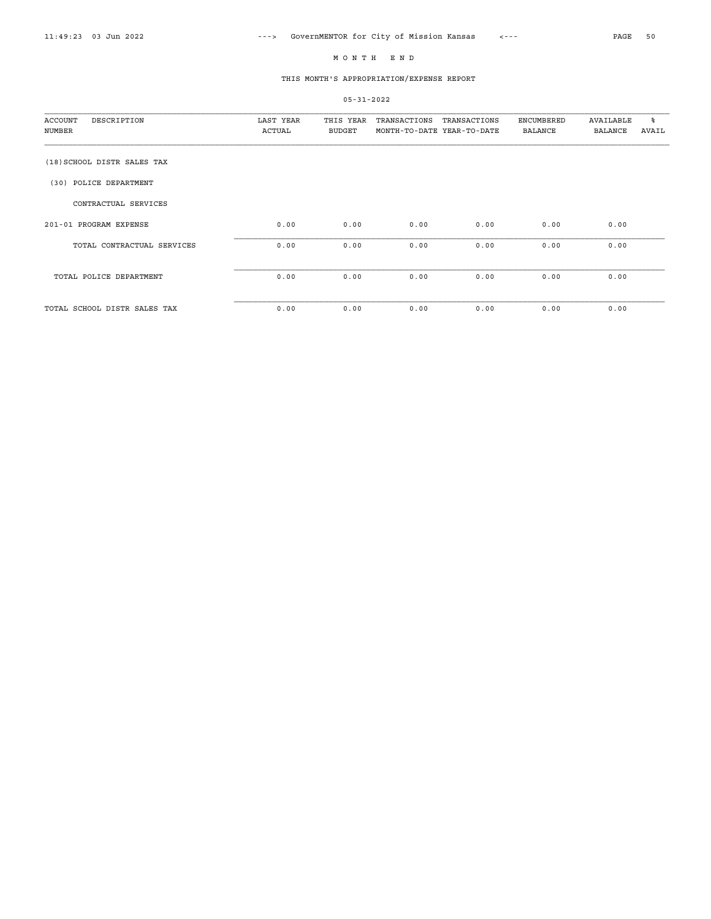# M O N T H E N D

## THIS MONTH'S APPROPRIATION/EXPENSE REPORT

### 05-31-2022

| ACCOUNT NUMBER DESCRIPTION | LAST YEAR ACTUAL | THIS YEAR BUDGET | TRANSACTIONS MONTH-TO-DATE | TRANSACTIONS YEAR-TO-DATE | ENCUMBERED BALANCE | AVAILABLE BALANCE | % AVAIL |
|---|---|---|---|---|---|---|---|
| (18) SCHOOL DISTR SALES TAX | | | | | | | |
| (30) POLICE DEPARTMENT | | | | | | | |
| CONTRACTUAL SERVICES | | | | | | | |
| 201-01 PROGRAM EXPENSE | 0.00 | 0.00 | 0.00 | 0.00 | 0.00 | 0.00 | |
| TOTAL CONTRACTUAL SERVICES | 0.00 | 0.00 | 0.00 | 0.00 | 0.00 | 0.00 | |
| TOTAL POLICE DEPARTMENT | 0.00 | 0.00 | 0.00 | 0.00 | 0.00 | 0.00 | |
| TOTAL SCHOOL DISTR SALES TAX | 0.00 | 0.00 | 0.00 | 0.00 | 0.00 | 0.00 | |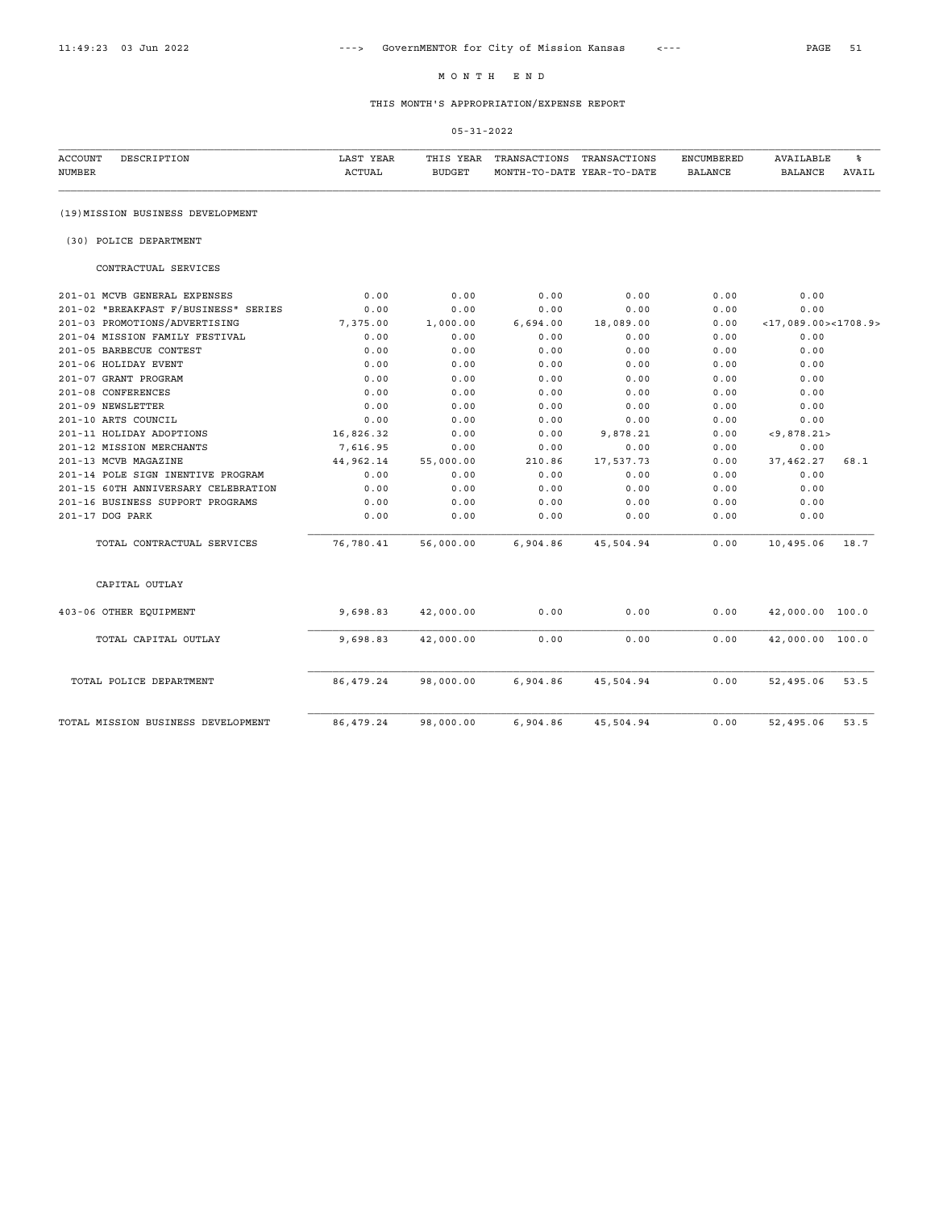# M O N T H E N D

## THIS MONTH'S APPROPRIATION/EXPENSE REPORT

05-31-2022

| ACCOUNT NUMBER | DESCRIPTION | LAST YEAR ACTUAL | THIS YEAR BUDGET | TRANSACTIONS MONTH-TO-DATE | TRANSACTIONS YEAR-TO-DATE | ENCUMBERED BALANCE | AVAILABLE BALANCE | % AVAIL |
|---|---|---|---|---|---|---|---|---|
| | (19)MISSION BUSINESS DEVELOPMENT | | | | | | | |
| | (30) POLICE DEPARTMENT | | | | | | | |
| | CONTRACTUAL SERVICES | | | | | | | |
| 201-01 | MCVB GENERAL EXPENSES | 0.00 | 0.00 | 0.00 | 0.00 | 0.00 | 0.00 | |
| 201-02 | "BREAKFAST F/BUSINESS" SERIES | 0.00 | 0.00 | 0.00 | 0.00 | 0.00 | 0.00 | |
| 201-03 | PROMOTIONS/ADVERTISING | 7,375.00 | 1,000.00 | 6,694.00 | 18,089.00 | 0.00 | <17,089.00> | <1708.9> |
| 201-04 | MISSION FAMILY FESTIVAL | 0.00 | 0.00 | 0.00 | 0.00 | 0.00 | 0.00 | |
| 201-05 | BARBECUE CONTEST | 0.00 | 0.00 | 0.00 | 0.00 | 0.00 | 0.00 | |
| 201-06 | HOLIDAY EVENT | 0.00 | 0.00 | 0.00 | 0.00 | 0.00 | 0.00 | |
| 201-07 | GRANT PROGRAM | 0.00 | 0.00 | 0.00 | 0.00 | 0.00 | 0.00 | |
| 201-08 | CONFERENCES | 0.00 | 0.00 | 0.00 | 0.00 | 0.00 | 0.00 | |
| 201-09 | NEWSLETTER | 0.00 | 0.00 | 0.00 | 0.00 | 0.00 | 0.00 | |
| 201-10 | ARTS COUNCIL | 0.00 | 0.00 | 0.00 | 0.00 | 0.00 | 0.00 | |
| 201-11 | HOLIDAY ADOPTIONS | 16,826.32 | 0.00 | 0.00 | 9,878.21 | 0.00 | <9,878.21> | |
| 201-12 | MISSION MERCHANTS | 7,616.95 | 0.00 | 0.00 | 0.00 | 0.00 | 0.00 | |
| 201-13 | MCVB MAGAZINE | 44,962.14 | 55,000.00 | 210.86 | 17,537.73 | 0.00 | 37,462.27 | 68.1 |
| 201-14 | POLE SIGN INENTIVE PROGRAM | 0.00 | 0.00 | 0.00 | 0.00 | 0.00 | 0.00 | |
| 201-15 | 60TH ANNIVERSARY CELEBRATION | 0.00 | 0.00 | 0.00 | 0.00 | 0.00 | 0.00 | |
| 201-16 | BUSINESS SUPPORT PROGRAMS | 0.00 | 0.00 | 0.00 | 0.00 | 0.00 | 0.00 | |
| 201-17 | DOG PARK | 0.00 | 0.00 | 0.00 | 0.00 | 0.00 | 0.00 | |
| | TOTAL CONTRACTUAL SERVICES | 76,780.41 | 56,000.00 | 6,904.86 | 45,504.94 | 0.00 | 10,495.06 | 18.7 |
| | CAPITAL OUTLAY | | | | | | | |
| 403-06 | OTHER EQUIPMENT | 9,698.83 | 42,000.00 | 0.00 | 0.00 | 0.00 | 42,000.00 | 100.0 |
| | TOTAL CAPITAL OUTLAY | 9,698.83 | 42,000.00 | 0.00 | 0.00 | 0.00 | 42,000.00 | 100.0 |
| | TOTAL POLICE DEPARTMENT | 86,479.24 | 98,000.00 | 6,904.86 | 45,504.94 | 0.00 | 52,495.06 | 53.5 |
| | TOTAL MISSION BUSINESS DEVELOPMENT | 86,479.24 | 98,000.00 | 6,904.86 | 45,504.94 | 0.00 | 52,495.06 | 53.5 |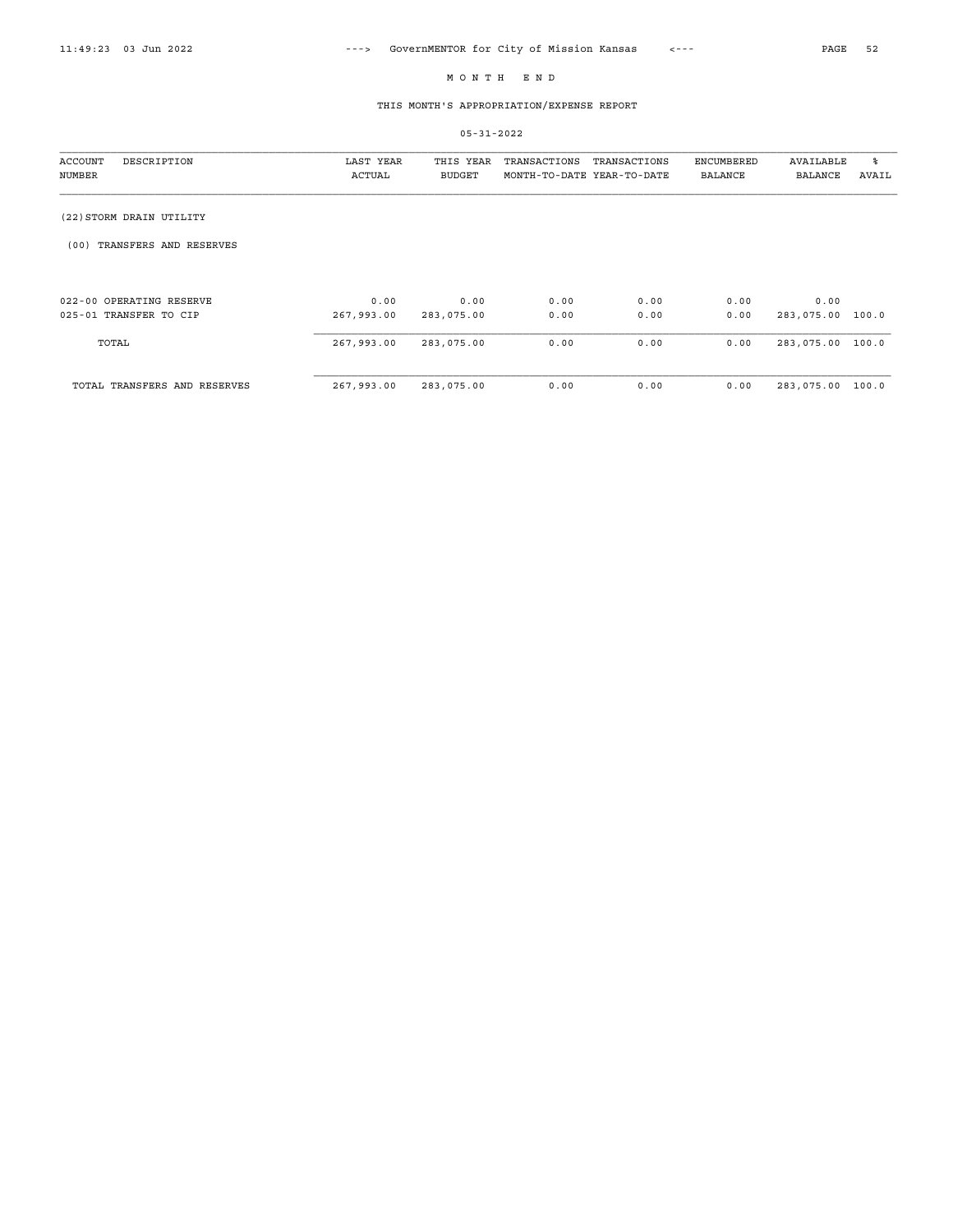# M O N T H E N D

## THIS MONTH'S APPROPRIATION/EXPENSE REPORT

05-31-2022

| ACCOUNT NUMBER | DESCRIPTION | LAST YEAR ACTUAL | THIS YEAR BUDGET | TRANSACTIONS MONTH-TO-DATE | TRANSACTIONS YEAR-TO-DATE | ENCUMBERED BALANCE | AVAILABLE BALANCE | % AVAIL |
|---|---|---|---|---|---|---|---|---|
| (22) STORM DRAIN UTILITY | | | | | | | | |
| (00) TRANSFERS AND RESERVES | | | | | | | | |
| 022-00 | OPERATING RESERVE | 0.00 | 0.00 | 0.00 | 0.00 | 0.00 | 0.00 | |
| 025-01 | TRANSFER TO CIP | 267,993.00 | 283,075.00 | 0.00 | 0.00 | 0.00 | 283,075.00 | 100.0 |
| TOTAL | | 267,993.00 | 283,075.00 | 0.00 | 0.00 | 0.00 | 283,075.00 | 100.0 |
| TOTAL TRANSFERS AND RESERVES | | 267,993.00 | 283,075.00 | 0.00 | 0.00 | 0.00 | 283,075.00 | 100.0 |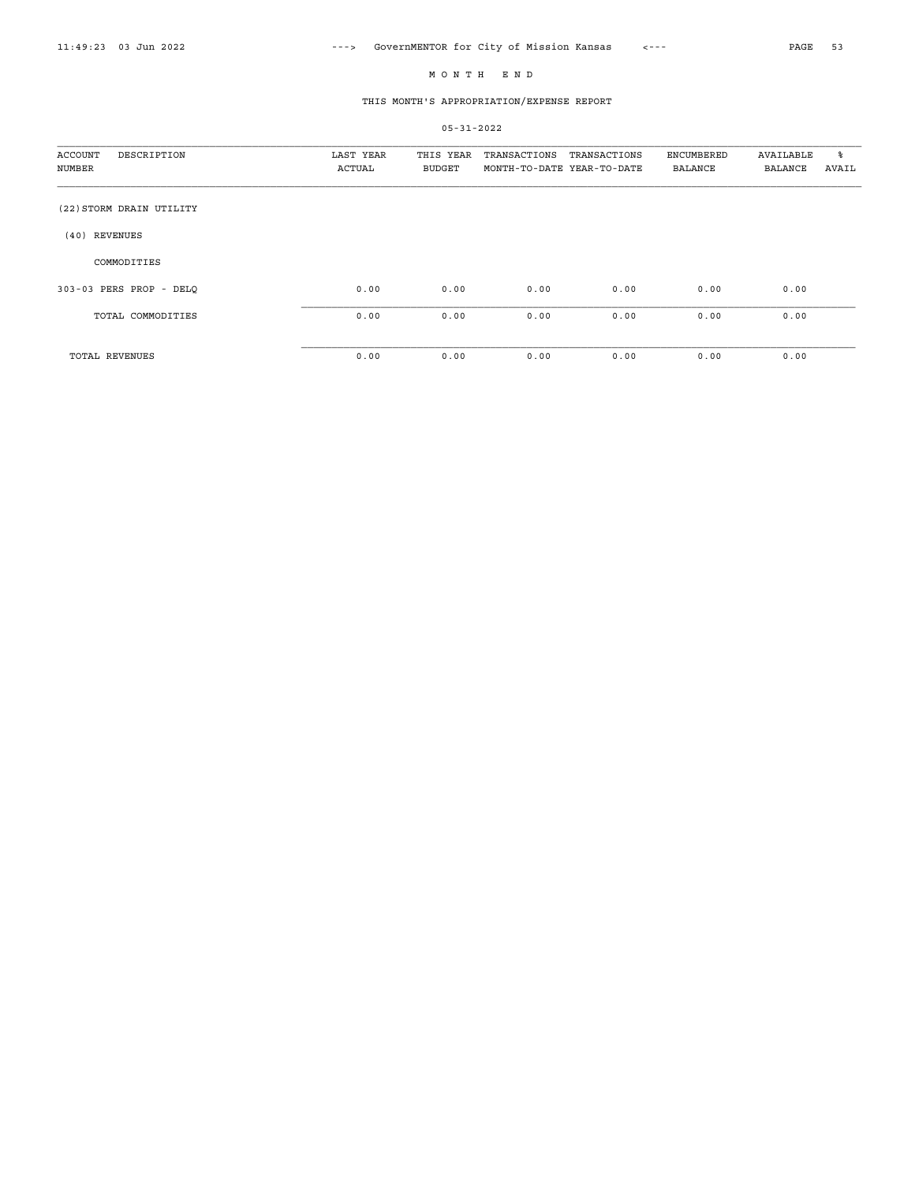MONTH END

THIS MONTH'S APPROPRIATION/EXPENSE REPORT

05-31-2022

| ACCOUNT NUMBER | DESCRIPTION | LAST YEAR ACTUAL | THIS YEAR BUDGET | TRANSACTIONS MONTH-TO-DATE | TRANSACTIONS YEAR-TO-DATE | ENCUMBERED BALANCE | AVAILABLE BALANCE | % AVAIL |
|---|---|---|---|---|---|---|---|---|
| (22) STORM DRAIN UTILITY | | | | | | | | |
| (40) REVENUES | | | | | | | | |
| | COMMODITIES | | | | | | | |
| 303-03 | PERS PROP - DELQ | 0.00 | 0.00 | 0.00 | 0.00 | 0.00 | 0.00 | |
| | TOTAL COMMODITIES | 0.00 | 0.00 | 0.00 | 0.00 | 0.00 | 0.00 | |
| | TOTAL REVENUES | 0.00 | 0.00 | 0.00 | 0.00 | 0.00 | 0.00 | |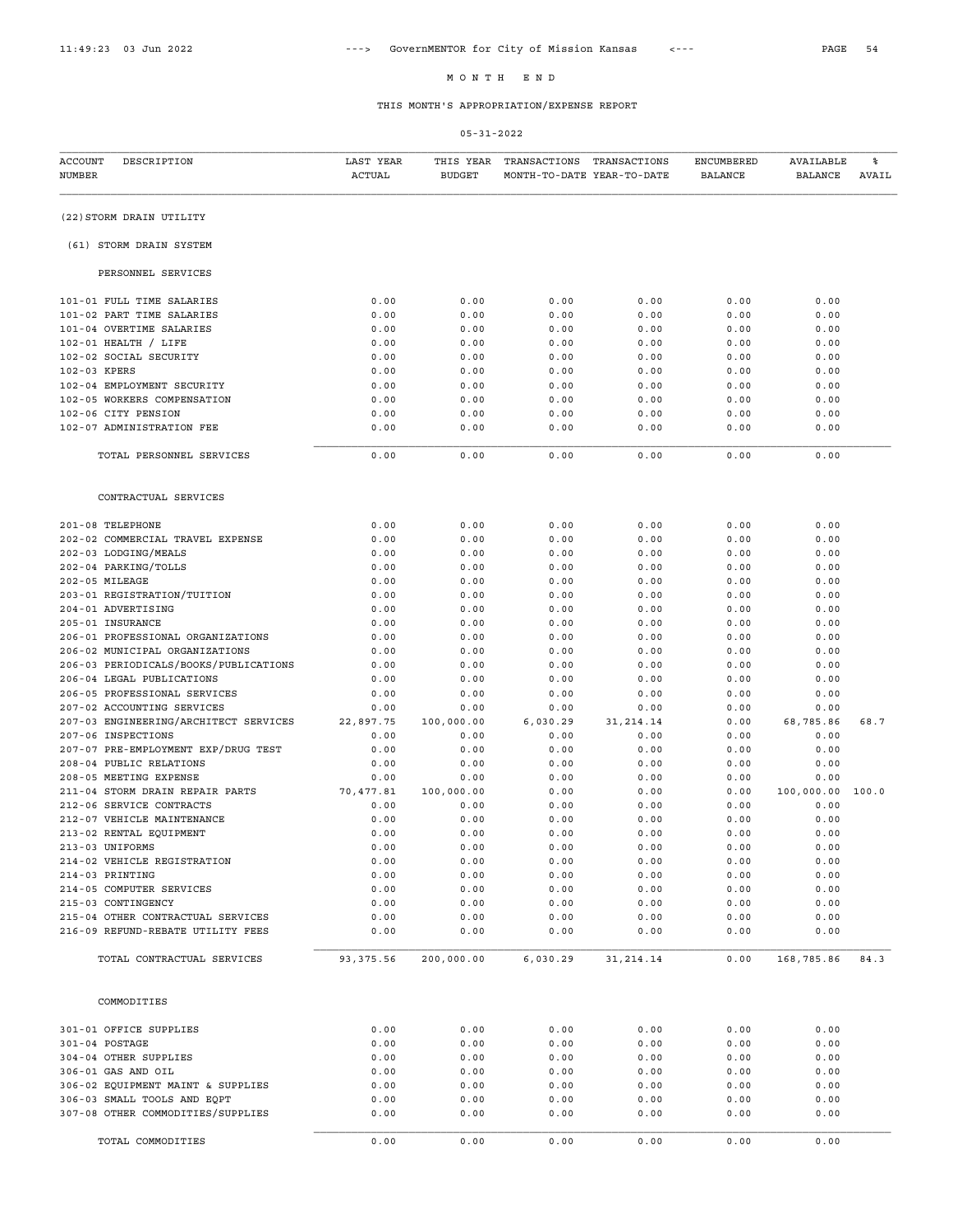# M O N T H E N D

## THIS MONTH'S APPROPRIATION/EXPENSE REPORT

05-31-2022

| ACCOUNT NUMBER | DESCRIPTION | LAST YEAR ACTUAL | THIS YEAR BUDGET | TRANSACTIONS MONTH-TO-DATE | TRANSACTIONS YEAR-TO-DATE | ENCUMBERED BALANCE | AVAILABLE BALANCE | % AVAIL |
|---|---|---|---|---|---|---|---|---|
| | **(22) STORM DRAIN UTILITY** | | | | | | | |
| | **(61) STORM DRAIN SYSTEM** | | | | | | | |
| | **PERSONNEL SERVICES** | | | | | | | |
| 101-01 | FULL TIME SALARIES | 0.00 | 0.00 | 0.00 | 0.00 | 0.00 | 0.00 | |
| 101-02 | PART TIME SALARIES | 0.00 | 0.00 | 0.00 | 0.00 | 0.00 | 0.00 | |
| 101-04 | OVERTIME SALARIES | 0.00 | 0.00 | 0.00 | 0.00 | 0.00 | 0.00 | |
| 102-01 | HEALTH / LIFE | 0.00 | 0.00 | 0.00 | 0.00 | 0.00 | 0.00 | |
| 102-02 | SOCIAL SECURITY | 0.00 | 0.00 | 0.00 | 0.00 | 0.00 | 0.00 | |
| 102-03 | KPERS | 0.00 | 0.00 | 0.00 | 0.00 | 0.00 | 0.00 | |
| 102-04 | EMPLOYMENT SECURITY | 0.00 | 0.00 | 0.00 | 0.00 | 0.00 | 0.00 | |
| 102-05 | WORKERS COMPENSATION | 0.00 | 0.00 | 0.00 | 0.00 | 0.00 | 0.00 | |
| 102-06 | CITY PENSION | 0.00 | 0.00 | 0.00 | 0.00 | 0.00 | 0.00 | |
| 102-07 | ADMINISTRATION FEE | 0.00 | 0.00 | 0.00 | 0.00 | 0.00 | 0.00 | |
| | TOTAL PERSONNEL SERVICES | 0.00 | 0.00 | 0.00 | 0.00 | 0.00 | 0.00 | |
| | **CONTRACTUAL SERVICES** | | | | | | | |
| 201-08 | TELEPHONE | 0.00 | 0.00 | 0.00 | 0.00 | 0.00 | 0.00 | |
| 202-02 | COMMERCIAL TRAVEL EXPENSE | 0.00 | 0.00 | 0.00 | 0.00 | 0.00 | 0.00 | |
| 202-03 | LODGING/MEALS | 0.00 | 0.00 | 0.00 | 0.00 | 0.00 | 0.00 | |
| 202-04 | PARKING/TOLLS | 0.00 | 0.00 | 0.00 | 0.00 | 0.00 | 0.00 | |
| 202-05 | MILEAGE | 0.00 | 0.00 | 0.00 | 0.00 | 0.00 | 0.00 | |
| 203-01 | REGISTRATION/TUITION | 0.00 | 0.00 | 0.00 | 0.00 | 0.00 | 0.00 | |
| 204-01 | ADVERTISING | 0.00 | 0.00 | 0.00 | 0.00 | 0.00 | 0.00 | |
| 205-01 | INSURANCE | 0.00 | 0.00 | 0.00 | 0.00 | 0.00 | 0.00 | |
| 206-01 | PROFESSIONAL ORGANIZATIONS | 0.00 | 0.00 | 0.00 | 0.00 | 0.00 | 0.00 | |
| 206-02 | MUNICIPAL ORGANIZATIONS | 0.00 | 0.00 | 0.00 | 0.00 | 0.00 | 0.00 | |
| 206-03 | PERIODICALS/BOOKS/PUBLICATIONS | 0.00 | 0.00 | 0.00 | 0.00 | 0.00 | 0.00 | |
| 206-04 | LEGAL PUBLICATIONS | 0.00 | 0.00 | 0.00 | 0.00 | 0.00 | 0.00 | |
| 206-05 | PROFESSIONAL SERVICES | 0.00 | 0.00 | 0.00 | 0.00 | 0.00 | 0.00 | |
| 207-02 | ACCOUNTING SERVICES | 0.00 | 0.00 | 0.00 | 0.00 | 0.00 | 0.00 | |
| 207-03 | ENGINEERING/ARCHITECT SERVICES | 22,897.75 | 100,000.00 | 6,030.29 | 31,214.14 | 0.00 | 68,785.86 | 68.7 |
| 207-06 | INSPECTIONS | 0.00 | 0.00 | 0.00 | 0.00 | 0.00 | 0.00 | |
| 207-07 | PRE-EMPLOYMENT EXP/DRUG TEST | 0.00 | 0.00 | 0.00 | 0.00 | 0.00 | 0.00 | |
| 208-04 | PUBLIC RELATIONS | 0.00 | 0.00 | 0.00 | 0.00 | 0.00 | 0.00 | |
| 208-05 | MEETING EXPENSE | 0.00 | 0.00 | 0.00 | 0.00 | 0.00 | 0.00 | |
| 211-04 | STORM DRAIN REPAIR PARTS | 70,477.81 | 100,000.00 | 0.00 | 0.00 | 0.00 | 100,000.00 | 100.0 |
| 212-06 | SERVICE CONTRACTS | 0.00 | 0.00 | 0.00 | 0.00 | 0.00 | 0.00 | |
| 212-07 | VEHICLE MAINTENANCE | 0.00 | 0.00 | 0.00 | 0.00 | 0.00 | 0.00 | |
| 213-02 | RENTAL EQUIPMENT | 0.00 | 0.00 | 0.00 | 0.00 | 0.00 | 0.00 | |
| 213-03 | UNIFORMS | 0.00 | 0.00 | 0.00 | 0.00 | 0.00 | 0.00 | |
| 214-02 | VEHICLE REGISTRATION | 0.00 | 0.00 | 0.00 | 0.00 | 0.00 | 0.00 | |
| 214-03 | PRINTING | 0.00 | 0.00 | 0.00 | 0.00 | 0.00 | 0.00 | |
| 214-05 | COMPUTER SERVICES | 0.00 | 0.00 | 0.00 | 0.00 | 0.00 | 0.00 | |
| 215-03 | CONTINGENCY | 0.00 | 0.00 | 0.00 | 0.00 | 0.00 | 0.00 | |
| 215-04 | OTHER CONTRACTUAL SERVICES | 0.00 | 0.00 | 0.00 | 0.00 | 0.00 | 0.00 | |
| 216-09 | REFUND-REBATE UTILITY FEES | 0.00 | 0.00 | 0.00 | 0.00 | 0.00 | 0.00 | |
| | TOTAL CONTRACTUAL SERVICES | 93,375.56 | 200,000.00 | 6,030.29 | 31,214.14 | 0.00 | 168,785.86 | 84.3 |
| | **COMMODITIES** | | | | | | | |
| 301-01 | OFFICE SUPPLIES | 0.00 | 0.00 | 0.00 | 0.00 | 0.00 | 0.00 | |
| 301-04 | POSTAGE | 0.00 | 0.00 | 0.00 | 0.00 | 0.00 | 0.00 | |
| 304-04 | OTHER SUPPLIES | 0.00 | 0.00 | 0.00 | 0.00 | 0.00 | 0.00 | |
| 306-01 | GAS AND OIL | 0.00 | 0.00 | 0.00 | 0.00 | 0.00 | 0.00 | |
| 306-02 | EQUIPMENT MAINT & SUPPLIES | 0.00 | 0.00 | 0.00 | 0.00 | 0.00 | 0.00 | |
| 306-03 | SMALL TOOLS AND EQPT | 0.00 | 0.00 | 0.00 | 0.00 | 0.00 | 0.00 | |
| 307-08 | OTHER COMMODITIES/SUPPLIES | 0.00 | 0.00 | 0.00 | 0.00 | 0.00 | 0.00 | |
| | TOTAL COMMODITIES | 0.00 | 0.00 | 0.00 | 0.00 | 0.00 | 0.00 | |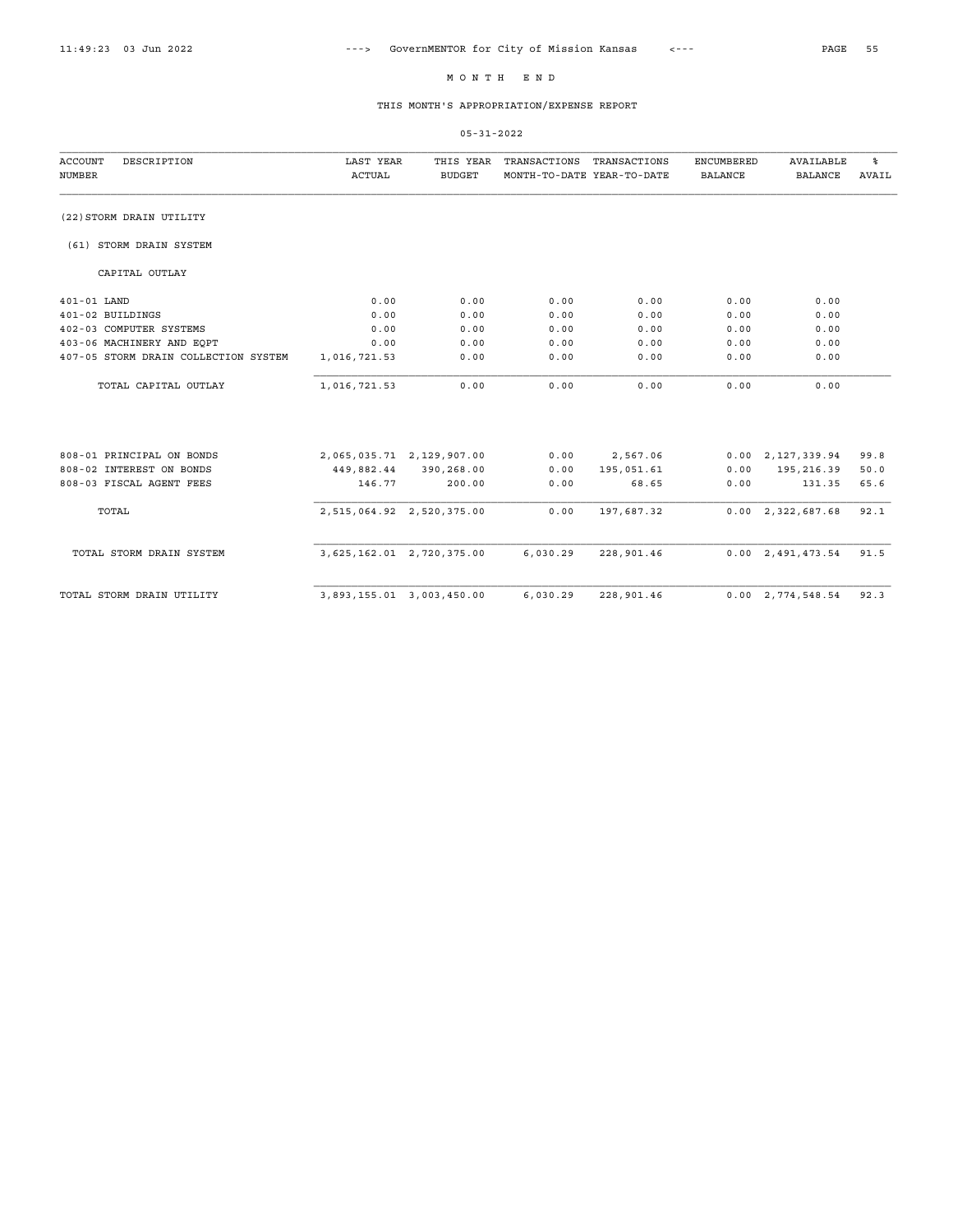# M O N T H   E N D

## THIS MONTH'S APPROPRIATION/EXPENSE REPORT

05-31-2022

| ACCOUNT NUMBER | DESCRIPTION | LAST YEAR ACTUAL | THIS YEAR BUDGET | TRANSACTIONS MONTH-TO-DATE | TRANSACTIONS YEAR-TO-DATE | ENCUMBERED BALANCE | AVAILABLE BALANCE | % AVAIL |
|---|---|---|---|---|---|---|---|---|
| | (22) STORM DRAIN UTILITY | | | | | | | |
| | (61) STORM DRAIN SYSTEM | | | | | | | |
| | CAPITAL OUTLAY | | | | | | | |
| 401-01 | LAND | 0.00 | 0.00 | 0.00 | 0.00 | 0.00 | 0.00 | |
| 401-02 | BUILDINGS | 0.00 | 0.00 | 0.00 | 0.00 | 0.00 | 0.00 | |
| 402-03 | COMPUTER SYSTEMS | 0.00 | 0.00 | 0.00 | 0.00 | 0.00 | 0.00 | |
| 403-06 | MACHINERY AND EQPT | 0.00 | 0.00 | 0.00 | 0.00 | 0.00 | 0.00 | |
| 407-05 | STORM DRAIN COLLECTION SYSTEM | 1,016,721.53 | 0.00 | 0.00 | 0.00 | 0.00 | 0.00 | |
| | TOTAL CAPITAL OUTLAY | 1,016,721.53 | 0.00 | 0.00 | 0.00 | 0.00 | 0.00 | |
| 808-01 | PRINCIPAL ON BONDS | 2,065,035.71 | 2,129,907.00 | 0.00 | 2,567.06 | 0.00 | 2,127,339.94 | 99.8 |
| 808-02 | INTEREST ON BONDS | 449,882.44 | 390,268.00 | 0.00 | 195,051.61 | 0.00 | 195,216.39 | 50.0 |
| 808-03 | FISCAL AGENT FEES | 146.77 | 200.00 | 0.00 | 68.65 | 0.00 | 131.35 | 65.6 |
| | TOTAL | 2,515,064.92 | 2,520,375.00 | 0.00 | 197,687.32 | 0.00 | 2,322,687.68 | 92.1 |
| | TOTAL STORM DRAIN SYSTEM | 3,625,162.01 | 2,720,375.00 | 6,030.29 | 228,901.46 | 0.00 | 2,491,473.54 | 91.5 |
| | TOTAL STORM DRAIN UTILITY | 3,893,155.01 | 3,003,450.00 | 6,030.29 | 228,901.46 | 0.00 | 2,774,548.54 | 92.3 |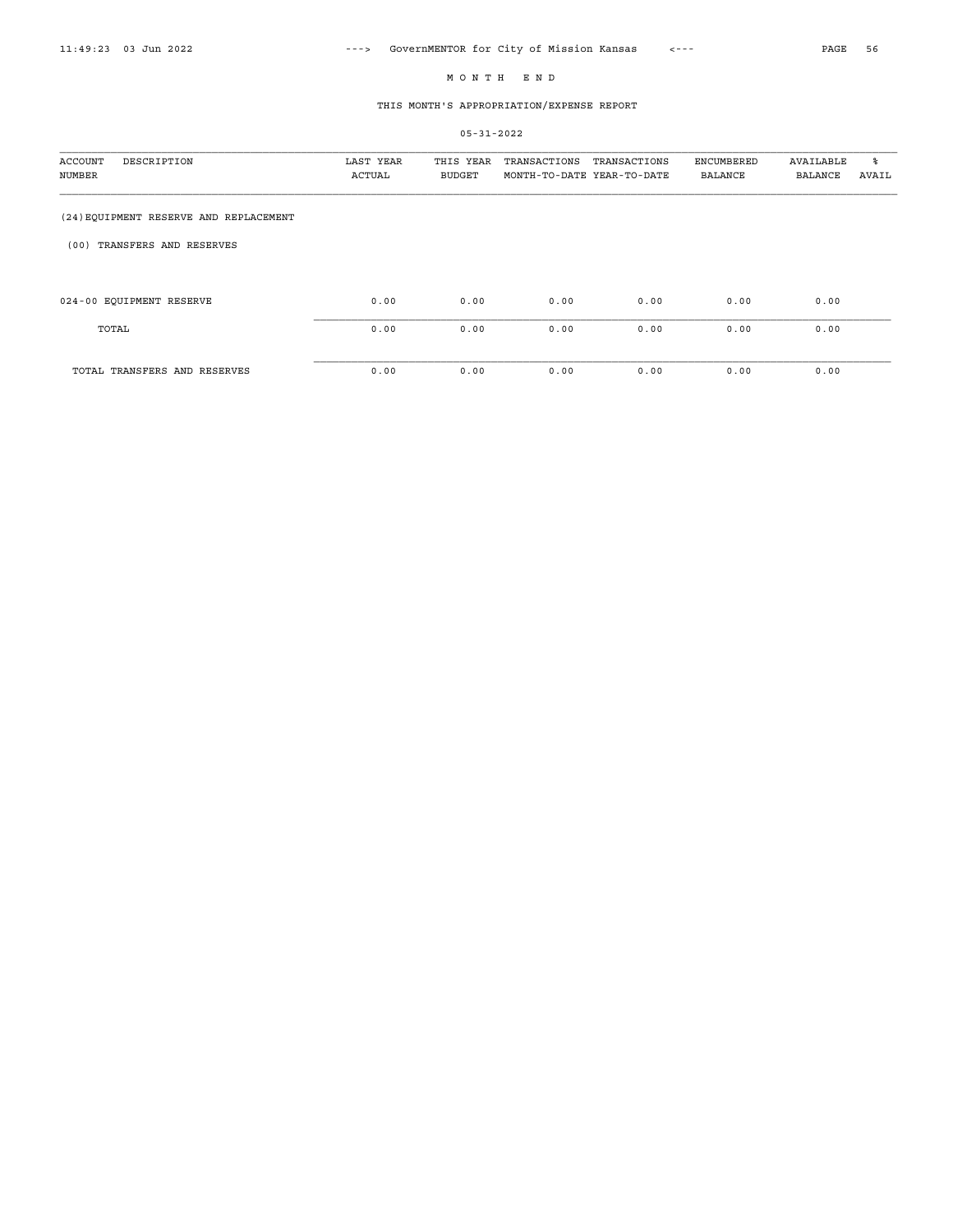# M O N T H   E N D

## THIS MONTH'S APPROPRIATION/EXPENSE REPORT

05-31-2022

| ACCOUNT NUMBER | DESCRIPTION | LAST YEAR ACTUAL | THIS YEAR BUDGET | TRANSACTIONS MONTH-TO-DATE | TRANSACTIONS YEAR-TO-DATE | ENCUMBERED BALANCE | AVAILABLE BALANCE | % AVAIL |
|---|---|---|---|---|---|---|---|---|
| (24) EQUIPMENT RESERVE AND REPLACEMENT | | | | | | | | |
| (00) TRANSFERS AND RESERVES | | | | | | | | |
| 024-00 | EQUIPMENT RESERVE | 0.00 | 0.00 | 0.00 | 0.00 | 0.00 | 0.00 | |
| | TOTAL | 0.00 | 0.00 | 0.00 | 0.00 | 0.00 | 0.00 | |
| | TOTAL TRANSFERS AND RESERVES | 0.00 | 0.00 | 0.00 | 0.00 | 0.00 | 0.00 | |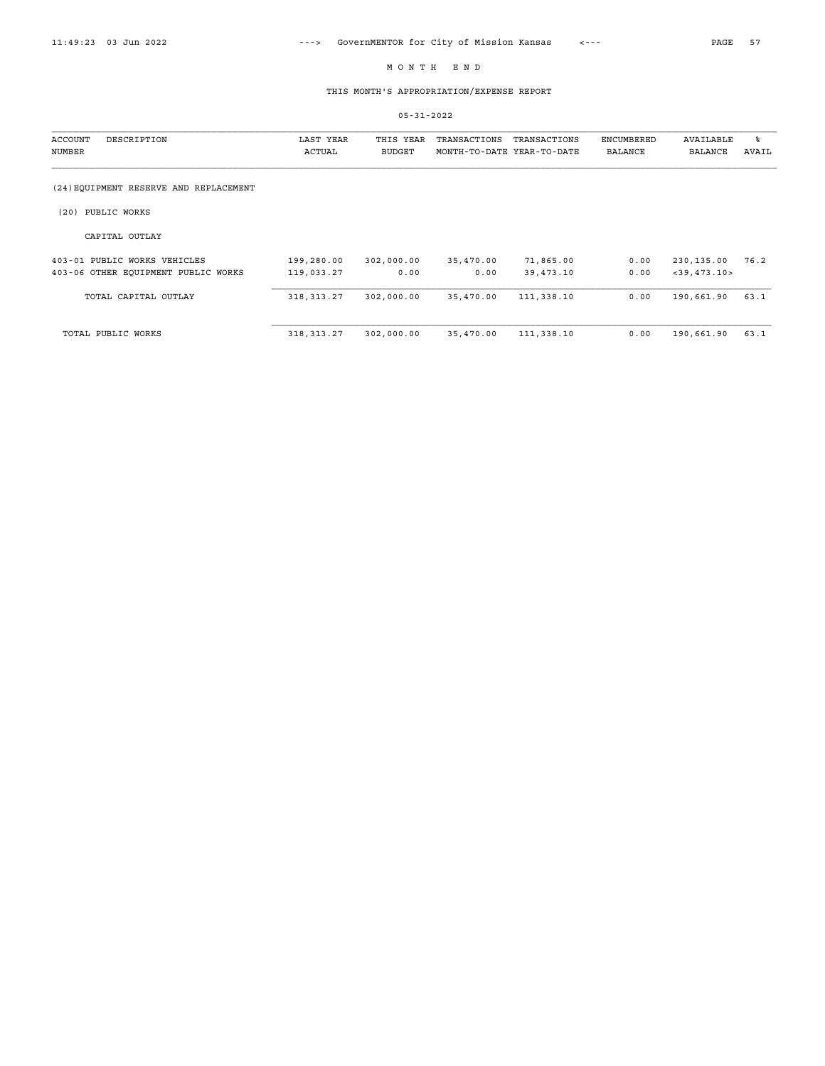# M O N T H  E N D

## THIS MONTH'S APPROPRIATION/EXPENSE REPORT

05-31-2022

| ACCOUNT NUMBER | DESCRIPTION | LAST YEAR ACTUAL | THIS YEAR BUDGET | TRANSACTIONS MONTH-TO-DATE | TRANSACTIONS YEAR-TO-DATE | ENCUMBERED BALANCE | AVAILABLE BALANCE | % AVAIL |
|---|---|---|---|---|---|---|---|---|
| | (24) EQUIPMENT RESERVE AND REPLACEMENT | | | | | | | |
| | (20) PUBLIC WORKS | | | | | | | |
| | CAPITAL OUTLAY | | | | | | | |
| 403-01 | PUBLIC WORKS VEHICLES | 199,280.00 | 302,000.00 | 35,470.00 | 71,865.00 | 0.00 | 230,135.00 | 76.2 |
| 403-06 | OTHER EQUIPMENT PUBLIC WORKS | 119,033.27 | 0.00 | 0.00 | 39,473.10 | 0.00 | <39,473.10> | |
| | TOTAL CAPITAL OUTLAY | 318,313.27 | 302,000.00 | 35,470.00 | 111,338.10 | 0.00 | 190,661.90 | 63.1 |
| | TOTAL PUBLIC WORKS | 318,313.27 | 302,000.00 | 35,470.00 | 111,338.10 | 0.00 | 190,661.90 | 63.1 |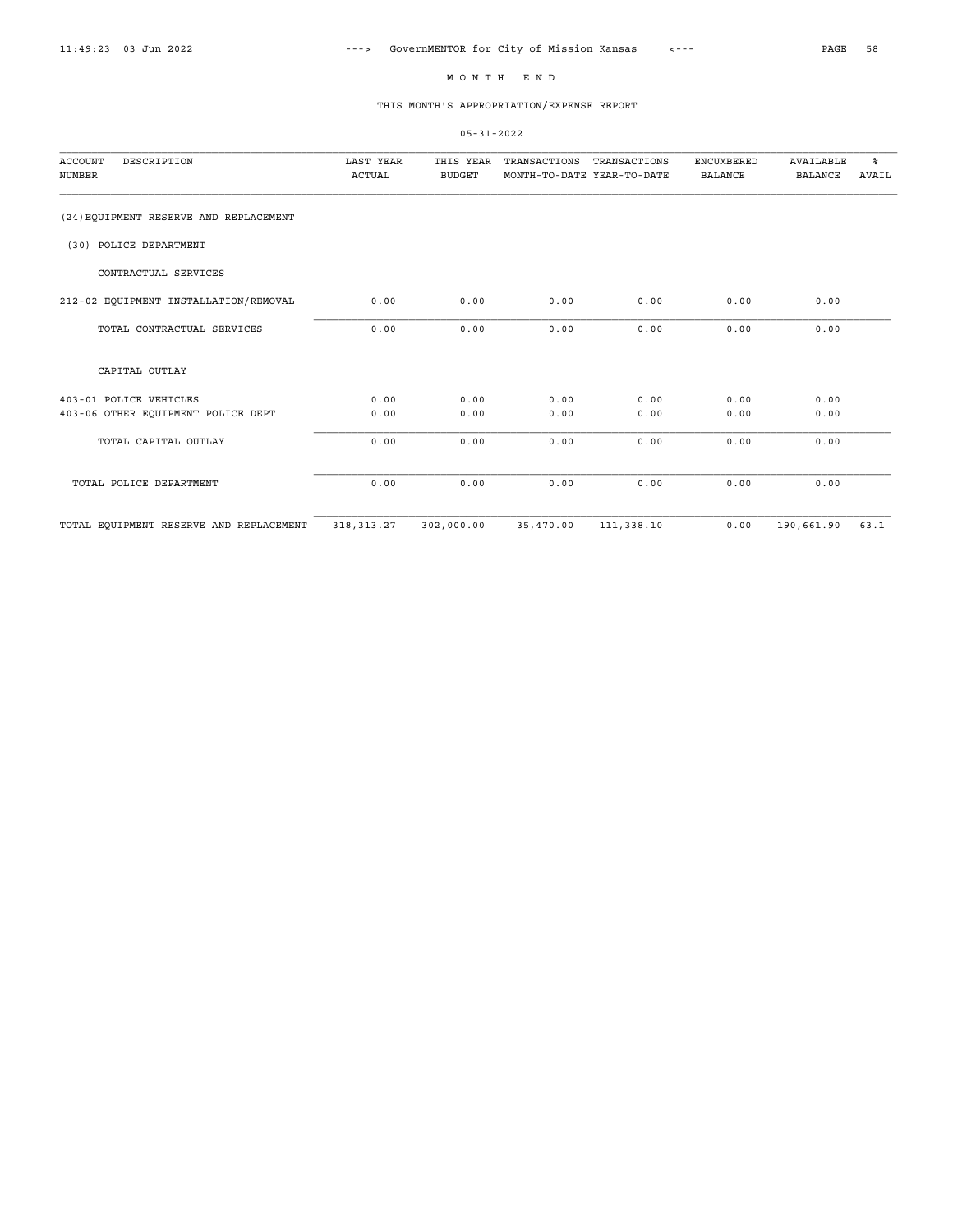# MONTH END

## THIS MONTH'S APPROPRIATION/EXPENSE REPORT

05-31-2022

| ACCOUNT NUMBER | DESCRIPTION | LAST YEAR ACTUAL | THIS YEAR BUDGET | TRANSACTIONS MONTH-TO-DATE | TRANSACTIONS YEAR-TO-DATE | ENCUMBERED BALANCE | AVAILABLE BALANCE | % AVAIL |
|---|---|---|---|---|---|---|---|---|
| | (24)EQUIPMENT RESERVE AND REPLACEMENT | | | | | | | |
| | (30) POLICE DEPARTMENT | | | | | | | |
| | CONTRACTUAL SERVICES | | | | | | | |
| 212-02 | EQUIPMENT INSTALLATION/REMOVAL | 0.00 | 0.00 | 0.00 | 0.00 | 0.00 | 0.00 | |
| | TOTAL CONTRACTUAL SERVICES | 0.00 | 0.00 | 0.00 | 0.00 | 0.00 | 0.00 | |
| | CAPITAL OUTLAY | | | | | | | |
| 403-01 | POLICE VEHICLES | 0.00 | 0.00 | 0.00 | 0.00 | 0.00 | 0.00 | |
| 403-06 | OTHER EQUIPMENT POLICE DEPT | 0.00 | 0.00 | 0.00 | 0.00 | 0.00 | 0.00 | |
| | TOTAL CAPITAL OUTLAY | 0.00 | 0.00 | 0.00 | 0.00 | 0.00 | 0.00 | |
| | TOTAL POLICE DEPARTMENT | 0.00 | 0.00 | 0.00 | 0.00 | 0.00 | 0.00 | |
| | TOTAL EQUIPMENT RESERVE AND REPLACEMENT | 318,313.27 | 302,000.00 | 35,470.00 | 111,338.10 | 0.00 | 190,661.90 | 63.1 |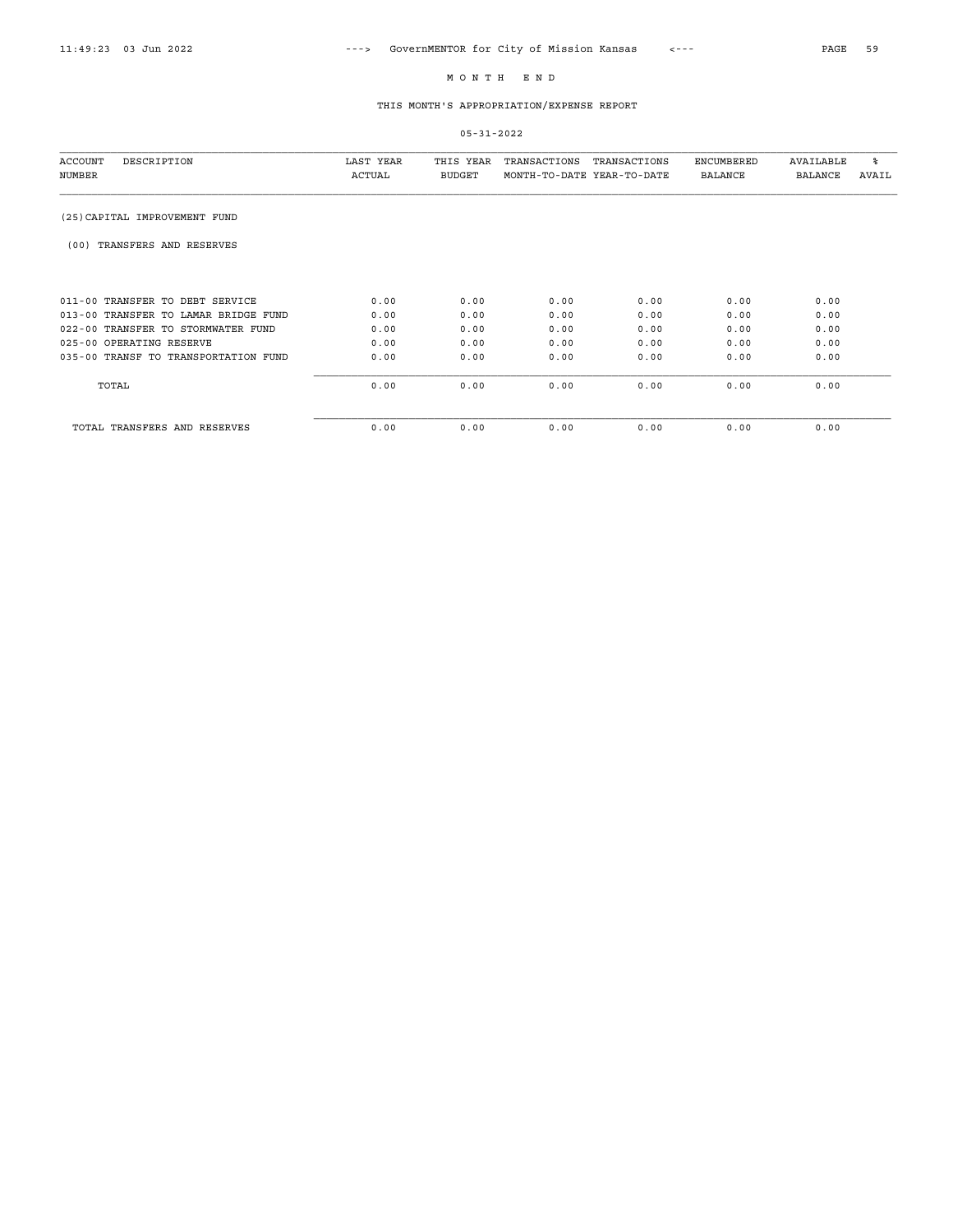# M O N T H E N D

## THIS MONTH'S APPROPRIATION/EXPENSE REPORT

05-31-2022

| ACCOUNT NUMBER | DESCRIPTION | LAST YEAR ACTUAL | THIS YEAR BUDGET | TRANSACTIONS MONTH-TO-DATE | TRANSACTIONS YEAR-TO-DATE | ENCUMBERED BALANCE | AVAILABLE BALANCE | % AVAIL |
|---|---|---|---|---|---|---|---|---|
| **(25) CAPITAL IMPROVEMENT FUND** | | | | | | | | |
| **(00) TRANSFERS AND RESERVES** | | | | | | | | |
| 011-00 | TRANSFER TO DEBT SERVICE | 0.00 | 0.00 | 0.00 | 0.00 | 0.00 | 0.00 | |
| 013-00 | TRANSFER TO LAMAR BRIDGE FUND | 0.00 | 0.00 | 0.00 | 0.00 | 0.00 | 0.00 | |
| 022-00 | TRANSFER TO STORMWATER FUND | 0.00 | 0.00 | 0.00 | 0.00 | 0.00 | 0.00 | |
| 025-00 | OPERATING RESERVE | 0.00 | 0.00 | 0.00 | 0.00 | 0.00 | 0.00 | |
| 035-00 | TRANSF TO TRANSPORTATION FUND | 0.00 | 0.00 | 0.00 | 0.00 | 0.00 | 0.00 | |
| | TOTAL | 0.00 | 0.00 | 0.00 | 0.00 | 0.00 | 0.00 | |
| | TOTAL TRANSFERS AND RESERVES | 0.00 | 0.00 | 0.00 | 0.00 | 0.00 | 0.00 | |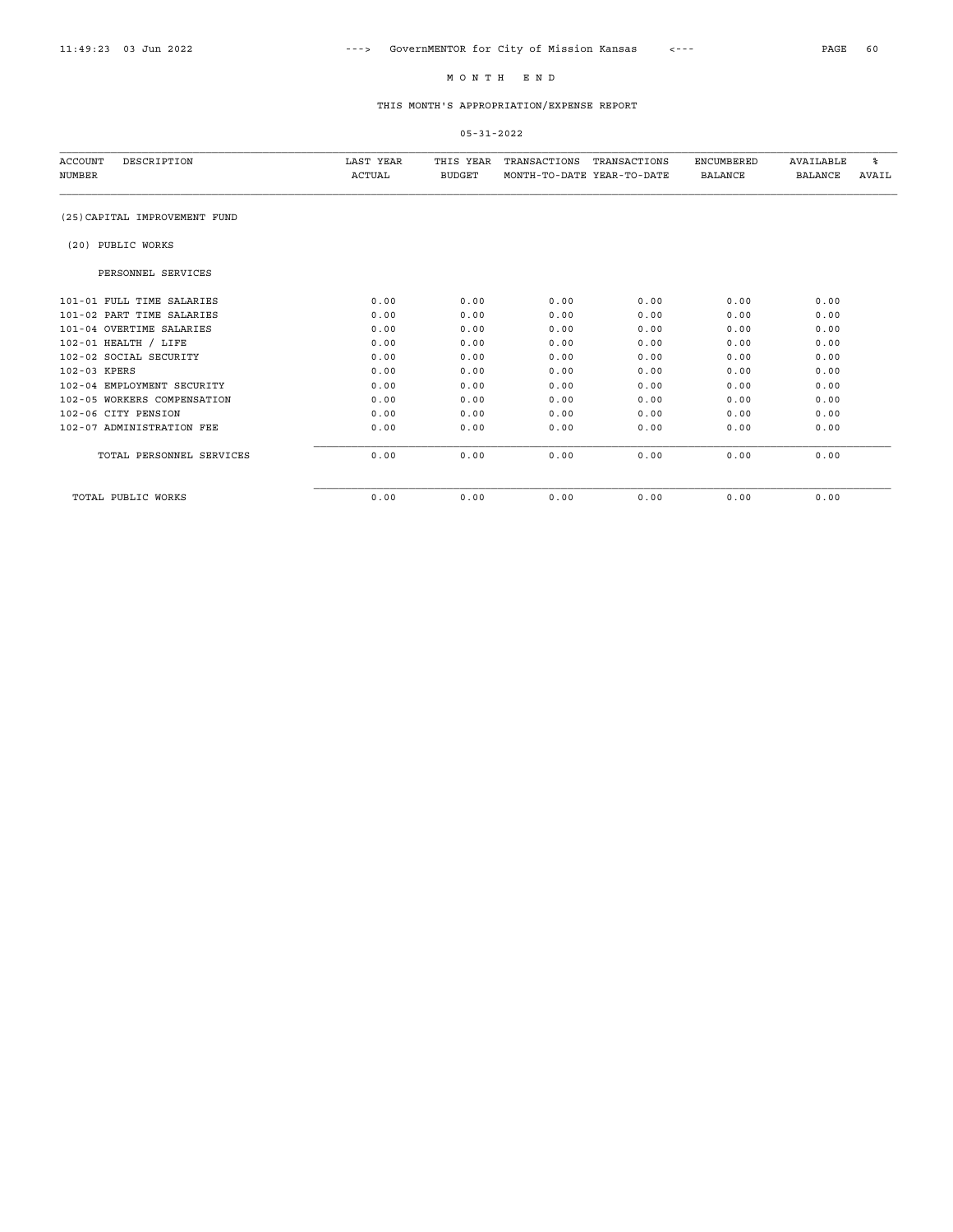# M O N T H E N D

## THIS MONTH'S APPROPRIATION/EXPENSE REPORT

05-31-2022

| ACCOUNT NUMBER | DESCRIPTION | LAST YEAR ACTUAL | THIS YEAR BUDGET | TRANSACTIONS MONTH-TO-DATE | TRANSACTIONS YEAR-TO-DATE | ENCUMBERED BALANCE | AVAILABLE BALANCE | % AVAIL |
|---|---|---|---|---|---|---|---|---|
| (25)CAPITAL IMPROVEMENT FUND | | | | | | | | |
| (20) PUBLIC WORKS | | | | | | | | |
| | PERSONNEL SERVICES | | | | | | | |
| 101-01 | FULL TIME SALARIES | 0.00 | 0.00 | 0.00 | 0.00 | 0.00 | 0.00 | |
| 101-02 | PART TIME SALARIES | 0.00 | 0.00 | 0.00 | 0.00 | 0.00 | 0.00 | |
| 101-04 | OVERTIME SALARIES | 0.00 | 0.00 | 0.00 | 0.00 | 0.00 | 0.00 | |
| 102-01 | HEALTH / LIFE | 0.00 | 0.00 | 0.00 | 0.00 | 0.00 | 0.00 | |
| 102-02 | SOCIAL SECURITY | 0.00 | 0.00 | 0.00 | 0.00 | 0.00 | 0.00 | |
| 102-03 | KPERS | 0.00 | 0.00 | 0.00 | 0.00 | 0.00 | 0.00 | |
| 102-04 | EMPLOYMENT SECURITY | 0.00 | 0.00 | 0.00 | 0.00 | 0.00 | 0.00 | |
| 102-05 | WORKERS COMPENSATION | 0.00 | 0.00 | 0.00 | 0.00 | 0.00 | 0.00 | |
| 102-06 | CITY PENSION | 0.00 | 0.00 | 0.00 | 0.00 | 0.00 | 0.00 | |
| 102-07 | ADMINISTRATION FEE | 0.00 | 0.00 | 0.00 | 0.00 | 0.00 | 0.00 | |
| | TOTAL PERSONNEL SERVICES | 0.00 | 0.00 | 0.00 | 0.00 | 0.00 | 0.00 | |
| | TOTAL PUBLIC WORKS | 0.00 | 0.00 | 0.00 | 0.00 | 0.00 | 0.00 | |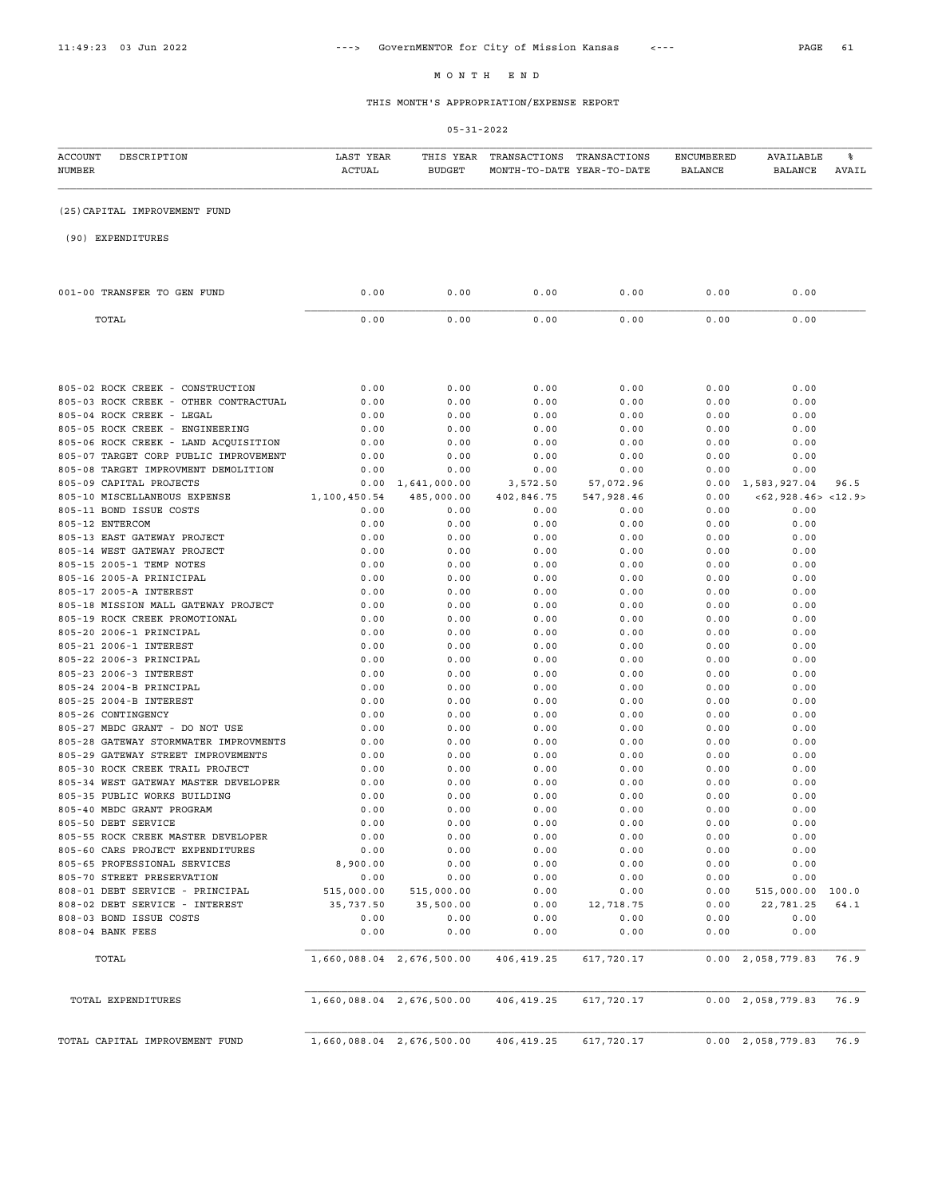# MONTH END

## THIS MONTH'S APPROPRIATION/EXPENSE REPORT

05-31-2022

| ACCOUNT NUMBER | DESCRIPTION | LAST YEAR ACTUAL | THIS YEAR BUDGET | TRANSACTIONS MONTH-TO-DATE | TRANSACTIONS YEAR-TO-DATE | ENCUMBERED BALANCE | AVAILABLE BALANCE | % AVAIL |
|---|---|---|---|---|---|---|---|---|
| (25) CAPITAL IMPROVEMENT FUND | | | | | | | | |
| (90) EXPENDITURES | | | | | | | | |
| 001-00 | TRANSFER TO GEN FUND | 0.00 | 0.00 | 0.00 | 0.00 | 0.00 | 0.00 | |
| | TOTAL | 0.00 | 0.00 | 0.00 | 0.00 | 0.00 | 0.00 | |
| 805-02 | ROCK CREEK - CONSTRUCTION | 0.00 | 0.00 | 0.00 | 0.00 | 0.00 | 0.00 | |
| 805-03 | ROCK CREEK - OTHER CONTRACTUAL | 0.00 | 0.00 | 0.00 | 0.00 | 0.00 | 0.00 | |
| 805-04 | ROCK CREEK - LEGAL | 0.00 | 0.00 | 0.00 | 0.00 | 0.00 | 0.00 | |
| 805-05 | ROCK CREEK - ENGINEERING | 0.00 | 0.00 | 0.00 | 0.00 | 0.00 | 0.00 | |
| 805-06 | ROCK CREEK - LAND ACQUISITION | 0.00 | 0.00 | 0.00 | 0.00 | 0.00 | 0.00 | |
| 805-07 | TARGET CORP PUBLIC IMPROVEMENT | 0.00 | 0.00 | 0.00 | 0.00 | 0.00 | 0.00 | |
| 805-08 | TARGET IMPROVMENT DEMOLITION | 0.00 | 0.00 | 0.00 | 0.00 | 0.00 | 0.00 | |
| 805-09 | CAPITAL PROJECTS | 0.00 | 1,641,000.00 | 3,572.50 | 57,072.96 | 0.00 | 1,583,927.04 | 96.5 |
| 805-10 | MISCELLANEOUS EXPENSE | 1,100,450.54 | 485,000.00 | 402,846.75 | 547,928.46 | 0.00 | <62,928.46> | <12.9> |
| 805-11 | BOND ISSUE COSTS | 0.00 | 0.00 | 0.00 | 0.00 | 0.00 | 0.00 | |
| 805-12 | ENTERCOM | 0.00 | 0.00 | 0.00 | 0.00 | 0.00 | 0.00 | |
| 805-13 | EAST GATEWAY PROJECT | 0.00 | 0.00 | 0.00 | 0.00 | 0.00 | 0.00 | |
| 805-14 | WEST GATEWAY PROJECT | 0.00 | 0.00 | 0.00 | 0.00 | 0.00 | 0.00 | |
| 805-15 | 2005-1 TEMP NOTES | 0.00 | 0.00 | 0.00 | 0.00 | 0.00 | 0.00 | |
| 805-16 | 2005-A PRINICIPAL | 0.00 | 0.00 | 0.00 | 0.00 | 0.00 | 0.00 | |
| 805-17 | 2005-A INTEREST | 0.00 | 0.00 | 0.00 | 0.00 | 0.00 | 0.00 | |
| 805-18 | MISSION MALL GATEWAY PROJECT | 0.00 | 0.00 | 0.00 | 0.00 | 0.00 | 0.00 | |
| 805-19 | ROCK CREEK PROMOTIONAL | 0.00 | 0.00 | 0.00 | 0.00 | 0.00 | 0.00 | |
| 805-20 | 2006-1 PRINCIPAL | 0.00 | 0.00 | 0.00 | 0.00 | 0.00 | 0.00 | |
| 805-21 | 2006-1 INTEREST | 0.00 | 0.00 | 0.00 | 0.00 | 0.00 | 0.00 | |
| 805-22 | 2006-3 PRINCIPAL | 0.00 | 0.00 | 0.00 | 0.00 | 0.00 | 0.00 | |
| 805-23 | 2006-3 INTEREST | 0.00 | 0.00 | 0.00 | 0.00 | 0.00 | 0.00 | |
| 805-24 | 2004-B PRINCIPAL | 0.00 | 0.00 | 0.00 | 0.00 | 0.00 | 0.00 | |
| 805-25 | 2004-B INTEREST | 0.00 | 0.00 | 0.00 | 0.00 | 0.00 | 0.00 | |
| 805-26 | CONTINGENCY | 0.00 | 0.00 | 0.00 | 0.00 | 0.00 | 0.00 | |
| 805-27 | MBDC GRANT - DO NOT USE | 0.00 | 0.00 | 0.00 | 0.00 | 0.00 | 0.00 | |
| 805-28 | GATEWAY STORMWATER IMPROVMENTS | 0.00 | 0.00 | 0.00 | 0.00 | 0.00 | 0.00 | |
| 805-29 | GATEWAY STREET IMPROVEMENTS | 0.00 | 0.00 | 0.00 | 0.00 | 0.00 | 0.00 | |
| 805-30 | ROCK CREEK TRAIL PROJECT | 0.00 | 0.00 | 0.00 | 0.00 | 0.00 | 0.00 | |
| 805-34 | WEST GATEWAY MASTER DEVELOPER | 0.00 | 0.00 | 0.00 | 0.00 | 0.00 | 0.00 | |
| 805-35 | PUBLIC WORKS BUILDING | 0.00 | 0.00 | 0.00 | 0.00 | 0.00 | 0.00 | |
| 805-40 | MBDC GRANT PROGRAM | 0.00 | 0.00 | 0.00 | 0.00 | 0.00 | 0.00 | |
| 805-50 | DEBT SERVICE | 0.00 | 0.00 | 0.00 | 0.00 | 0.00 | 0.00 | |
| 805-55 | ROCK CREEK MASTER DEVELOPER | 0.00 | 0.00 | 0.00 | 0.00 | 0.00 | 0.00 | |
| 805-60 | CARS PROJECT EXPENDITURES | 0.00 | 0.00 | 0.00 | 0.00 | 0.00 | 0.00 | |
| 805-65 | PROFESSIONAL SERVICES | 8,900.00 | 0.00 | 0.00 | 0.00 | 0.00 | 0.00 | |
| 805-70 | STREET PRESERVATION | 0.00 | 0.00 | 0.00 | 0.00 | 0.00 | 0.00 | |
| 808-01 | DEBT SERVICE - PRINCIPAL | 515,000.00 | 515,000.00 | 0.00 | 0.00 | 0.00 | 515,000.00 | 100.0 |
| 808-02 | DEBT SERVICE - INTEREST | 35,737.50 | 35,500.00 | 0.00 | 12,718.75 | 0.00 | 22,781.25 | 64.1 |
| 808-03 | BOND ISSUE COSTS | 0.00 | 0.00 | 0.00 | 0.00 | 0.00 | 0.00 | |
| 808-04 | BANK FEES | 0.00 | 0.00 | 0.00 | 0.00 | 0.00 | 0.00 | |
| | TOTAL | 1,660,088.04 | 2,676,500.00 | 406,419.25 | 617,720.17 | 0.00 | 2,058,779.83 | 76.9 |
| | TOTAL EXPENDITURES | 1,660,088.04 | 2,676,500.00 | 406,419.25 | 617,720.17 | 0.00 | 2,058,779.83 | 76.9 |
| | TOTAL CAPITAL IMPROVEMENT FUND | 1,660,088.04 | 2,676,500.00 | 406,419.25 | 617,720.17 | 0.00 | 2,058,779.83 | 76.9 |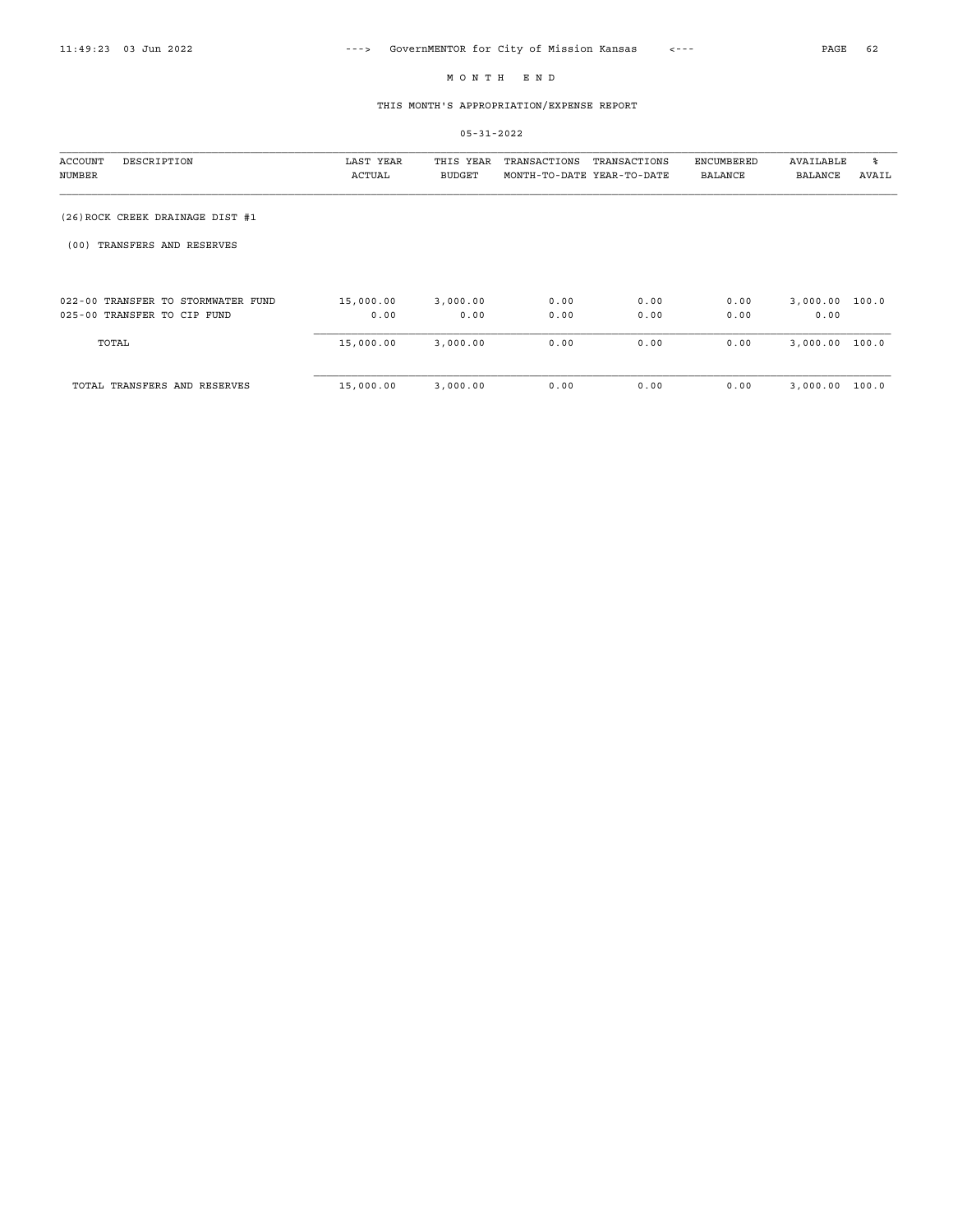# M O N T H E N D

## THIS MONTH'S APPROPRIATION/EXPENSE REPORT

05-31-2022

| ACCOUNT NUMBER | DESCRIPTION | LAST YEAR ACTUAL | THIS YEAR BUDGET | TRANSACTIONS MONTH-TO-DATE | TRANSACTIONS YEAR-TO-DATE | ENCUMBERED BALANCE | AVAILABLE BALANCE | % AVAIL |
|---|---|---|---|---|---|---|---|---|
| (26)ROCK CREEK DRAINAGE DIST #1 | | | | | | | | |
| (00) TRANSFERS AND RESERVES | | | | | | | | |
| 022-00 | TRANSFER TO STORMWATER FUND | 15,000.00 | 3,000.00 | 0.00 | 0.00 | 0.00 | 3,000.00 | 100.0 |
| 025-00 | TRANSFER TO CIP FUND | 0.00 | 0.00 | 0.00 | 0.00 | 0.00 | 0.00 | |
| | TOTAL | 15,000.00 | 3,000.00 | 0.00 | 0.00 | 0.00 | 3,000.00 | 100.0 |
| | TOTAL TRANSFERS AND RESERVES | 15,000.00 | 3,000.00 | 0.00 | 0.00 | 0.00 | 3,000.00 | 100.0 |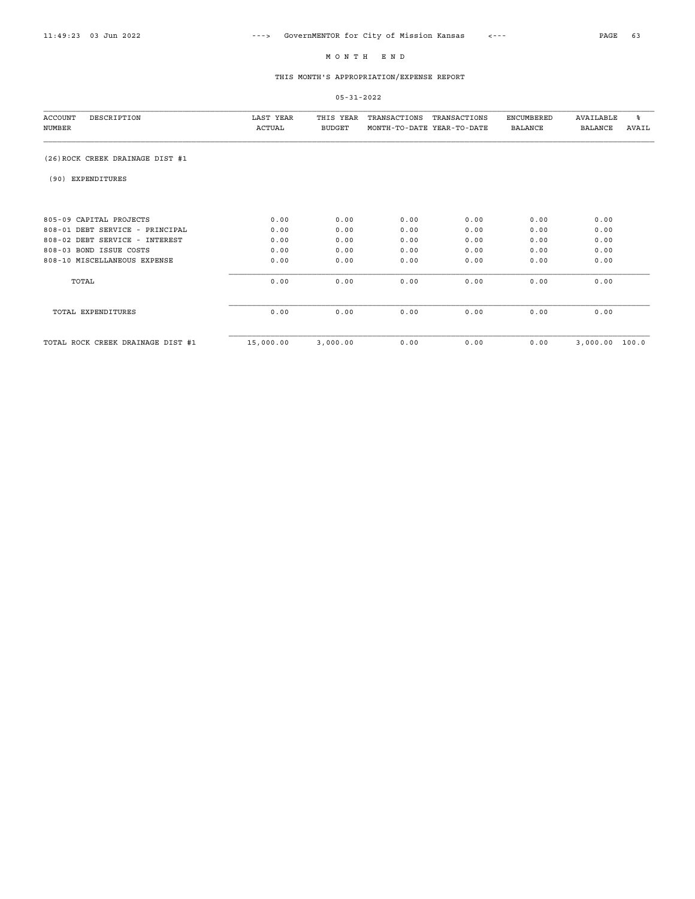# M O N T H   E N D

## THIS MONTH'S APPROPRIATION/EXPENSE REPORT

05-31-2022

| ACCOUNT NUMBER | DESCRIPTION | LAST YEAR ACTUAL | THIS YEAR BUDGET | TRANSACTIONS MONTH-TO-DATE | TRANSACTIONS YEAR-TO-DATE | ENCUMBERED BALANCE | AVAILABLE BALANCE | % AVAIL |
|---|---|---|---|---|---|---|---|---|
| (26)ROCK CREEK DRAINAGE DIST #1 | | | | | | | | |
| (90) EXPENDITURES | | | | | | | | |
| 805-09 | CAPITAL PROJECTS | 0.00 | 0.00 | 0.00 | 0.00 | 0.00 | 0.00 | |
| 808-01 | DEBT SERVICE - PRINCIPAL | 0.00 | 0.00 | 0.00 | 0.00 | 0.00 | 0.00 | |
| 808-02 | DEBT SERVICE - INTEREST | 0.00 | 0.00 | 0.00 | 0.00 | 0.00 | 0.00 | |
| 808-03 | BOND ISSUE COSTS | 0.00 | 0.00 | 0.00 | 0.00 | 0.00 | 0.00 | |
| 808-10 | MISCELLANEOUS EXPENSE | 0.00 | 0.00 | 0.00 | 0.00 | 0.00 | 0.00 | |
| | TOTAL | 0.00 | 0.00 | 0.00 | 0.00 | 0.00 | 0.00 | |
| | TOTAL EXPENDITURES | 0.00 | 0.00 | 0.00 | 0.00 | 0.00 | 0.00 | |
| | TOTAL ROCK CREEK DRAINAGE DIST #1 | 15,000.00 | 3,000.00 | 0.00 | 0.00 | 0.00 | 3,000.00 | 100.0 |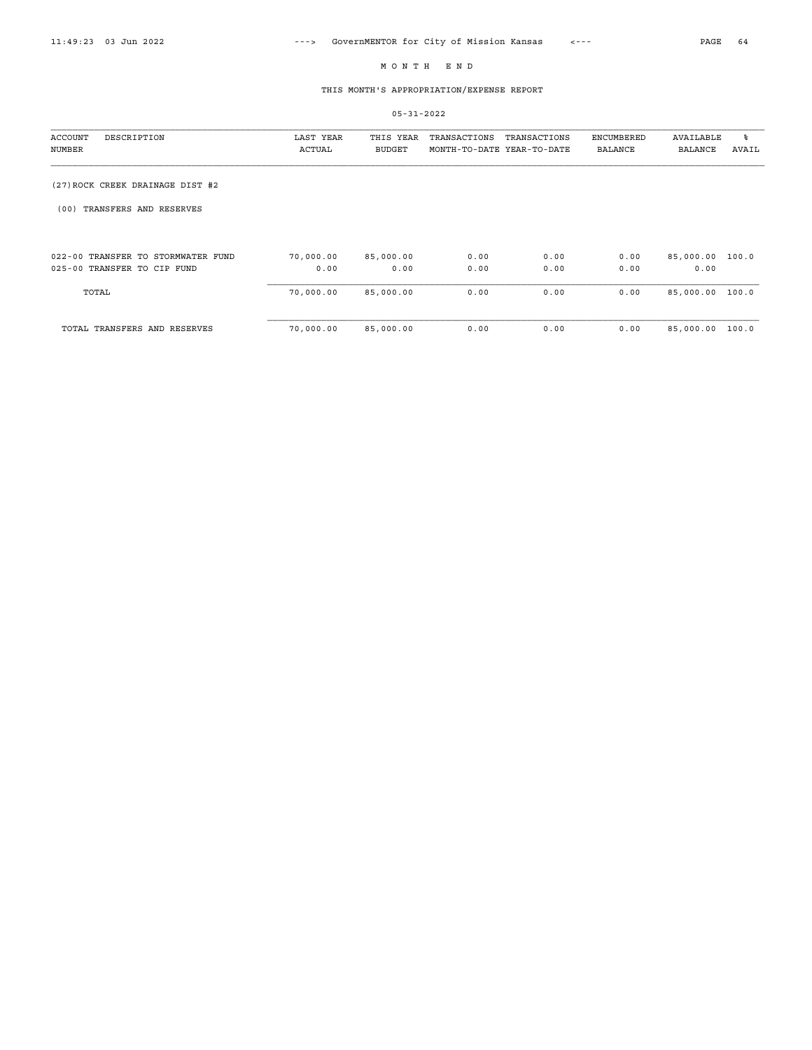# M O N T H  E N D

## THIS MONTH'S APPROPRIATION/EXPENSE REPORT

05-31-2022

| ACCOUNT NUMBER | DESCRIPTION | LAST YEAR ACTUAL | THIS YEAR BUDGET | TRANSACTIONS MONTH-TO-DATE | TRANSACTIONS YEAR-TO-DATE | ENCUMBERED BALANCE | AVAILABLE BALANCE | % AVAIL |
|---|---|---|---|---|---|---|---|---|
| (27)ROCK CREEK DRAINAGE DIST #2 | | | | | | | | |
| (00) TRANSFERS AND RESERVES | | | | | | | | |
| 022-00 | TRANSFER TO STORMWATER FUND | 70,000.00 | 85,000.00 | 0.00 | 0.00 | 0.00 | 85,000.00 | 100.0 |
| 025-00 | TRANSFER TO CIP FUND | 0.00 | 0.00 | 0.00 | 0.00 | 0.00 | 0.00 | |
| | TOTAL | 70,000.00 | 85,000.00 | 0.00 | 0.00 | 0.00 | 85,000.00 | 100.0 |
| | TOTAL TRANSFERS AND RESERVES | 70,000.00 | 85,000.00 | 0.00 | 0.00 | 0.00 | 85,000.00 | 100.0 |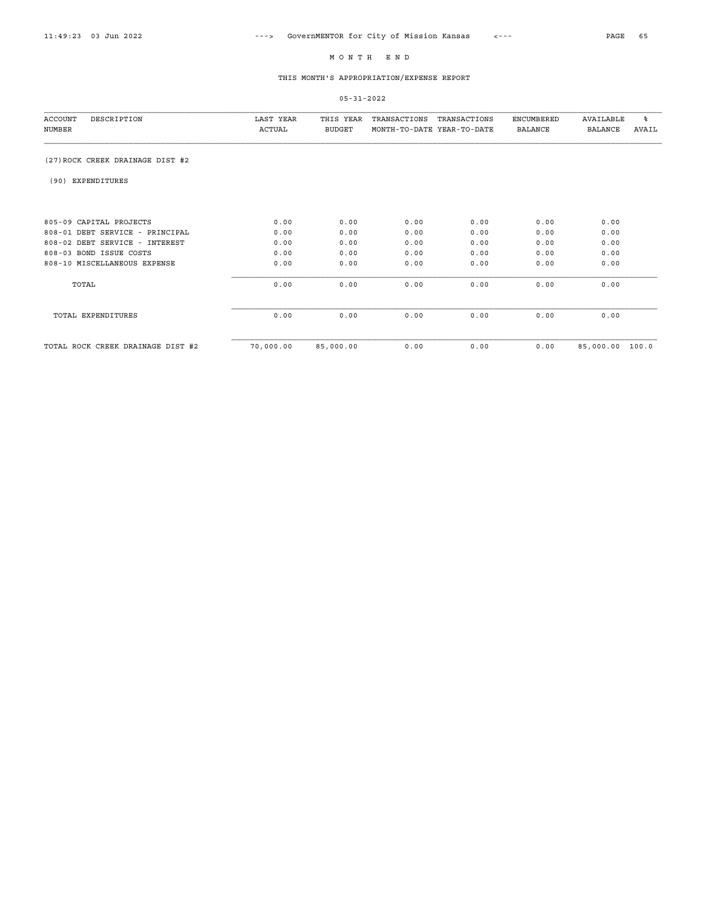# M O N T H  E N D

## THIS MONTH'S APPROPRIATION/EXPENSE REPORT

05-31-2022

| ACCOUNT NUMBER | DESCRIPTION | LAST YEAR ACTUAL | THIS YEAR BUDGET | TRANSACTIONS MONTH-TO-DATE | TRANSACTIONS YEAR-TO-DATE | ENCUMBERED BALANCE | AVAILABLE BALANCE | % AVAIL |
|---|---|---|---|---|---|---|---|---|
| (27) ROCK CREEK DRAINAGE DIST #2 | | | | | | | | |
| (90) EXPENDITURES | | | | | | | | |
| 805-09 | CAPITAL PROJECTS | 0.00 | 0.00 | 0.00 | 0.00 | 0.00 | 0.00 | |
| 808-01 | DEBT SERVICE - PRINCIPAL | 0.00 | 0.00 | 0.00 | 0.00 | 0.00 | 0.00 | |
| 808-02 | DEBT SERVICE - INTEREST | 0.00 | 0.00 | 0.00 | 0.00 | 0.00 | 0.00 | |
| 808-03 | BOND ISSUE COSTS | 0.00 | 0.00 | 0.00 | 0.00 | 0.00 | 0.00 | |
| 808-10 | MISCELLANEOUS EXPENSE | 0.00 | 0.00 | 0.00 | 0.00 | 0.00 | 0.00 | |
| | TOTAL | 0.00 | 0.00 | 0.00 | 0.00 | 0.00 | 0.00 | |
| | TOTAL EXPENDITURES | 0.00 | 0.00 | 0.00 | 0.00 | 0.00 | 0.00 | |
| | TOTAL ROCK CREEK DRAINAGE DIST #2 | 70,000.00 | 85,000.00 | 0.00 | 0.00 | 0.00 | 85,000.00 | 100.0 |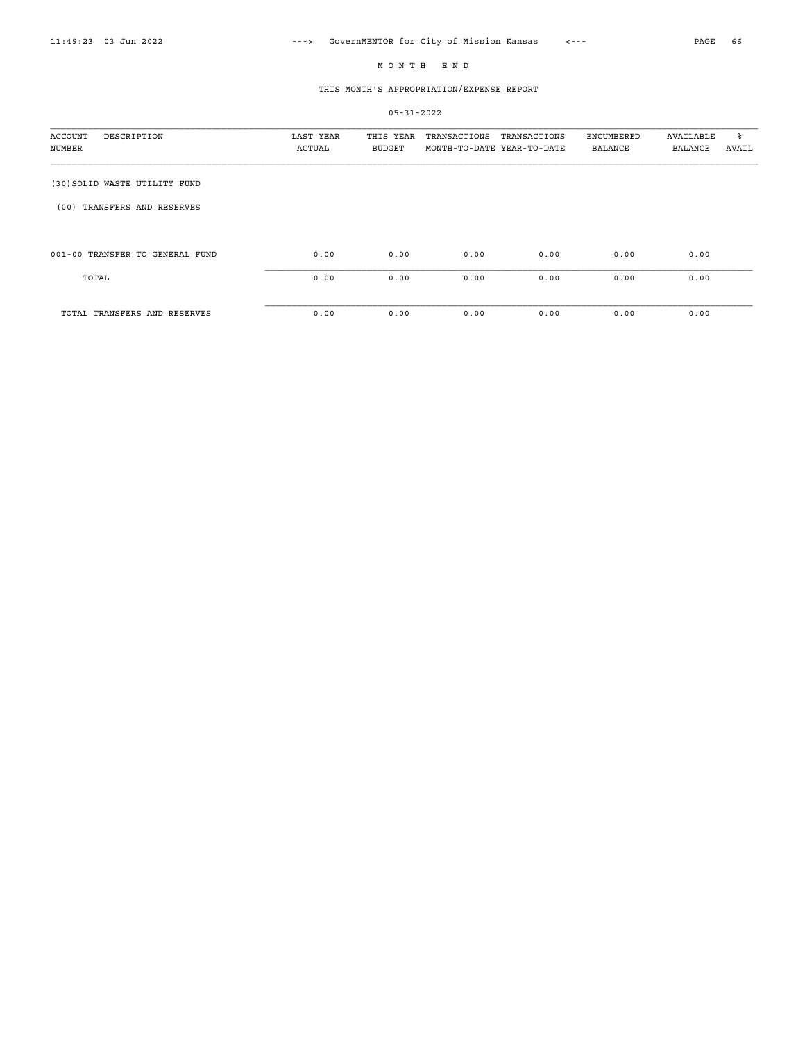# M O N T H  E N D

## THIS MONTH'S APPROPRIATION/EXPENSE REPORT

05-31-2022

| ACCOUNT NUMBER | DESCRIPTION | LAST YEAR ACTUAL | THIS YEAR BUDGET | TRANSACTIONS MONTH-TO-DATE | TRANSACTIONS YEAR-TO-DATE | ENCUMBERED BALANCE | AVAILABLE BALANCE | % AVAIL |
|---|---|---|---|---|---|---|---|---|
| (30)SOLID WASTE UTILITY FUND | | | | | | | | |
| (00) TRANSFERS AND RESERVES | | | | | | | | |
| 001-00 | TRANSFER TO GENERAL FUND | 0.00 | 0.00 | 0.00 | 0.00 | 0.00 | 0.00 | |
| | TOTAL | 0.00 | 0.00 | 0.00 | 0.00 | 0.00 | 0.00 | |
| | TOTAL TRANSFERS AND RESERVES | 0.00 | 0.00 | 0.00 | 0.00 | 0.00 | 0.00 | |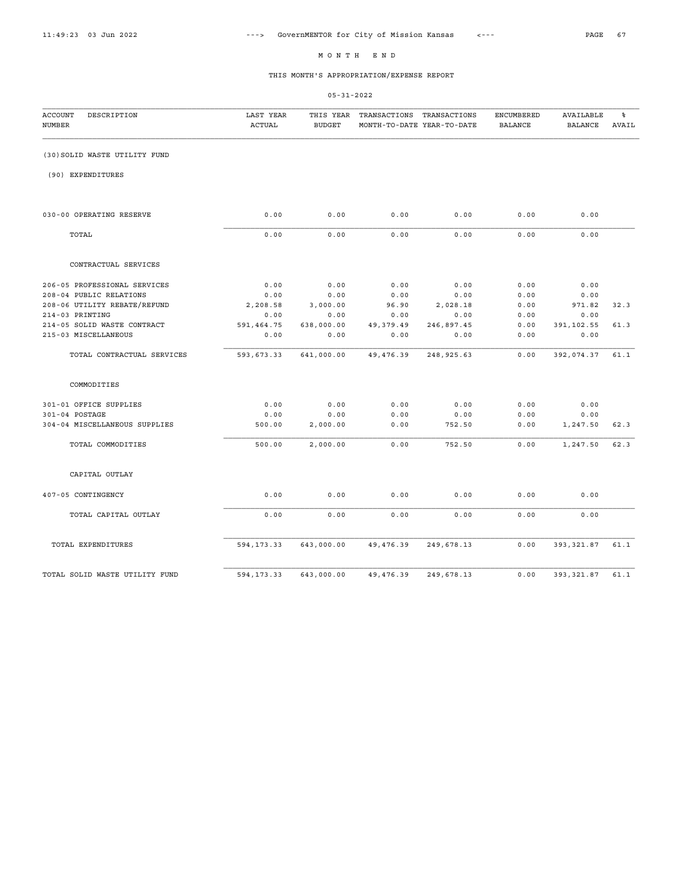# M O N T H   E N D

## THIS MONTH'S APPROPRIATION/EXPENSE REPORT

05-31-2022

| ACCOUNT NUMBER | DESCRIPTION | LAST YEAR ACTUAL | THIS YEAR BUDGET | TRANSACTIONS MONTH-TO-DATE | TRANSACTIONS YEAR-TO-DATE | ENCUMBERED BALANCE | AVAILABLE BALANCE | % AVAIL |
|---|---|---|---|---|---|---|---|---|
| (30) | SOLID WASTE UTILITY FUND | | | | | | | |
| (90) | EXPENDITURES | | | | | | | |
| 030-00 | OPERATING RESERVE | 0.00 | 0.00 | 0.00 | 0.00 | 0.00 | 0.00 | |
| | TOTAL | 0.00 | 0.00 | 0.00 | 0.00 | 0.00 | 0.00 | |
| | CONTRACTUAL SERVICES | | | | | | | |
| 206-05 | PROFESSIONAL SERVICES | 0.00 | 0.00 | 0.00 | 0.00 | 0.00 | 0.00 | |
| 208-04 | PUBLIC RELATIONS | 0.00 | 0.00 | 0.00 | 0.00 | 0.00 | 0.00 | |
| 208-06 | UTILITY REBATE/REFUND | 2,208.58 | 3,000.00 | 96.90 | 2,028.18 | 0.00 | 971.82 | 32.3 |
| 214-03 | PRINTING | 0.00 | 0.00 | 0.00 | 0.00 | 0.00 | 0.00 | |
| 214-05 | SOLID WASTE CONTRACT | 591,464.75 | 638,000.00 | 49,379.49 | 246,897.45 | 0.00 | 391,102.55 | 61.3 |
| 215-03 | MISCELLANEOUS | 0.00 | 0.00 | 0.00 | 0.00 | 0.00 | 0.00 | |
| | TOTAL CONTRACTUAL SERVICES | 593,673.33 | 641,000.00 | 49,476.39 | 248,925.63 | 0.00 | 392,074.37 | 61.1 |
| | COMMODITIES | | | | | | | |
| 301-01 | OFFICE SUPPLIES | 0.00 | 0.00 | 0.00 | 0.00 | 0.00 | 0.00 | |
| 301-04 | POSTAGE | 0.00 | 0.00 | 0.00 | 0.00 | 0.00 | 0.00 | |
| 304-04 | MISCELLANEOUS SUPPLIES | 500.00 | 2,000.00 | 0.00 | 752.50 | 0.00 | 1,247.50 | 62.3 |
| | TOTAL COMMODITIES | 500.00 | 2,000.00 | 0.00 | 752.50 | 0.00 | 1,247.50 | 62.3 |
| | CAPITAL OUTLAY | | | | | | | |
| 407-05 | CONTINGENCY | 0.00 | 0.00 | 0.00 | 0.00 | 0.00 | 0.00 | |
| | TOTAL CAPITAL OUTLAY | 0.00 | 0.00 | 0.00 | 0.00 | 0.00 | 0.00 | |
| | TOTAL EXPENDITURES | 594,173.33 | 643,000.00 | 49,476.39 | 249,678.13 | 0.00 | 393,321.87 | 61.1 |
| | TOTAL SOLID WASTE UTILITY FUND | 594,173.33 | 643,000.00 | 49,476.39 | 249,678.13 | 0.00 | 393,321.87 | 61.1 |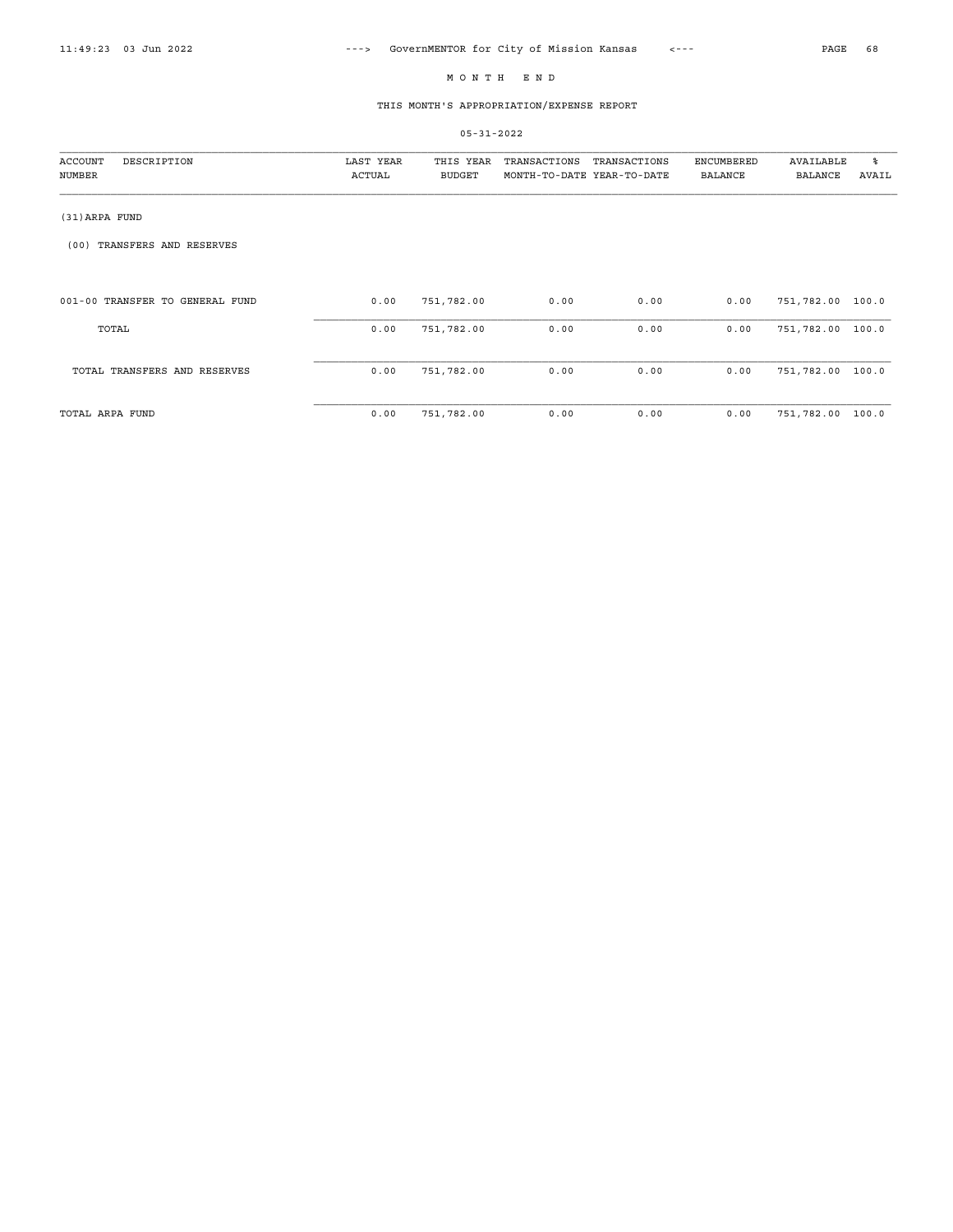## M O N T H   E N D

### THIS MONTH'S APPROPRIATION/EXPENSE REPORT

05-31-2022

| ACCOUNT NUMBER | DESCRIPTION | LAST YEAR ACTUAL | THIS YEAR BUDGET | TRANSACTIONS MONTH-TO-DATE | TRANSACTIONS YEAR-TO-DATE | ENCUMBERED BALANCE | AVAILABLE BALANCE | % AVAIL |
|---|---|---|---|---|---|---|---|---|
| (31)ARPA FUND | | | | | | | | |
| (00) TRANSFERS AND RESERVES | | | | | | | | |
| 001-00 | TRANSFER TO GENERAL FUND | 0.00 | 751,782.00 | 0.00 | 0.00 | 0.00 | 751,782.00 | 100.0 |
| | TOTAL | 0.00 | 751,782.00 | 0.00 | 0.00 | 0.00 | 751,782.00 | 100.0 |
| | TOTAL TRANSFERS AND RESERVES | 0.00 | 751,782.00 | 0.00 | 0.00 | 0.00 | 751,782.00 | 100.0 |
| TOTAL ARPA FUND | | 0.00 | 751,782.00 | 0.00 | 0.00 | 0.00 | 751,782.00 | 100.0 |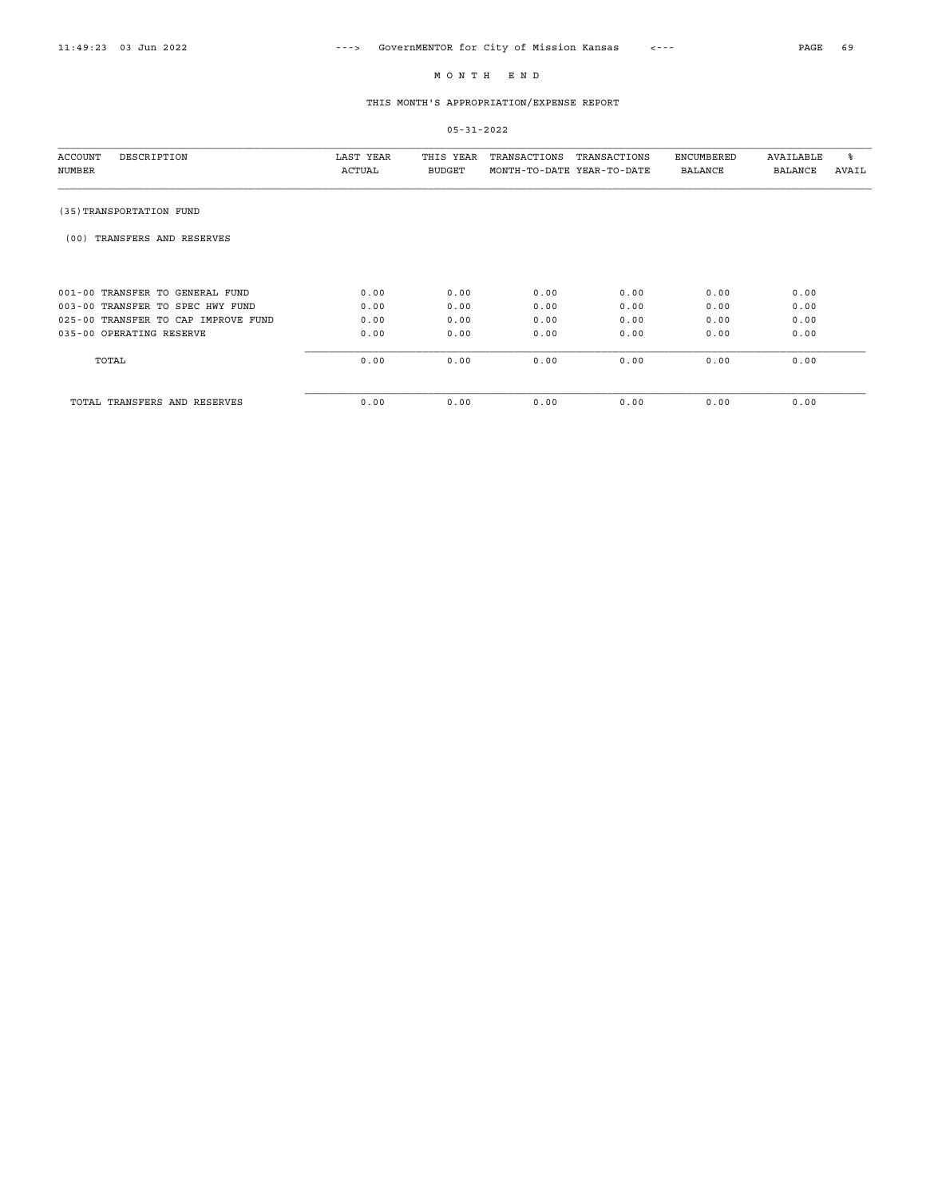# M O N T H   E N D

## THIS MONTH'S APPROPRIATION/EXPENSE REPORT

05-31-2022

| ACCOUNT NUMBER | DESCRIPTION | LAST YEAR ACTUAL | THIS YEAR BUDGET | TRANSACTIONS MONTH-TO-DATE | TRANSACTIONS YEAR-TO-DATE | ENCUMBERED BALANCE | AVAILABLE BALANCE | % AVAIL |
|---|---|---|---|---|---|---|---|---|
| (35) TRANSPORTATION FUND | | | | | | | | |
| (00) TRANSFERS AND RESERVES | | | | | | | | |
| 001-00 | TRANSFER TO GENERAL FUND | 0.00 | 0.00 | 0.00 | 0.00 | 0.00 | 0.00 | |
| 003-00 | TRANSFER TO SPEC HWY FUND | 0.00 | 0.00 | 0.00 | 0.00 | 0.00 | 0.00 | |
| 025-00 | TRANSFER TO CAP IMPROVE FUND | 0.00 | 0.00 | 0.00 | 0.00 | 0.00 | 0.00 | |
| 035-00 | OPERATING RESERVE | 0.00 | 0.00 | 0.00 | 0.00 | 0.00 | 0.00 | |
| | TOTAL | 0.00 | 0.00 | 0.00 | 0.00 | 0.00 | 0.00 | |
| | TOTAL TRANSFERS AND RESERVES | 0.00 | 0.00 | 0.00 | 0.00 | 0.00 | 0.00 | |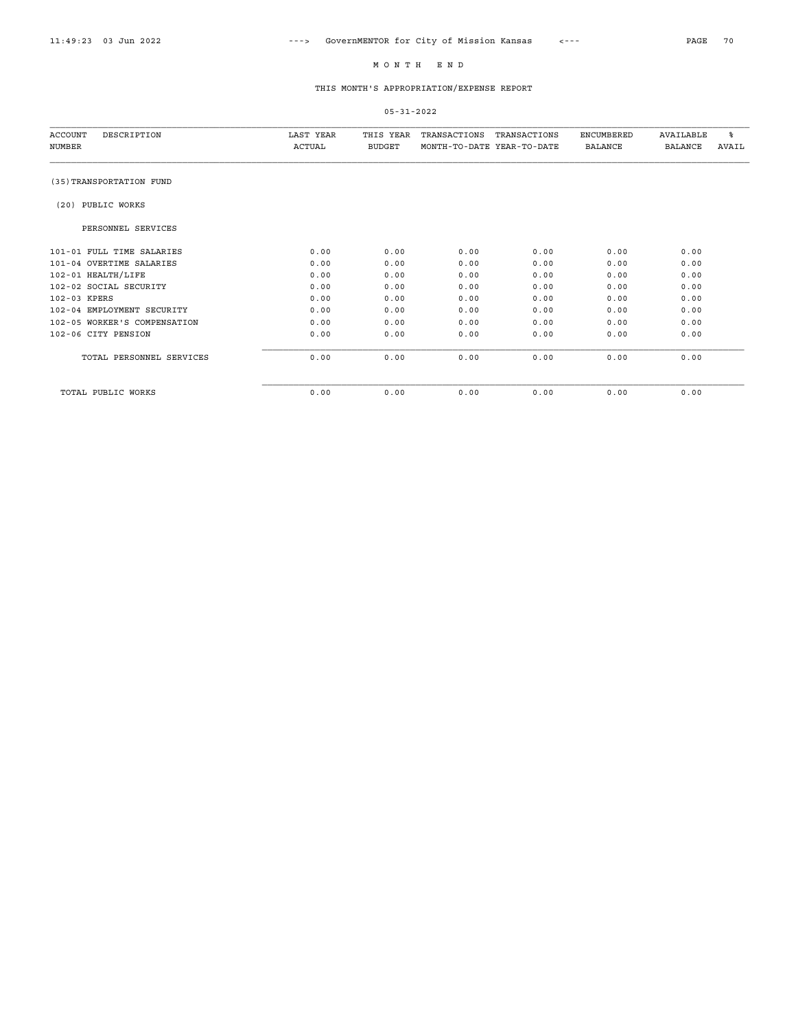# MONTH END

## THIS MONTH'S APPROPRIATION/EXPENSE REPORT

05-31-2022

| ACCOUNT NUMBER | DESCRIPTION | LAST YEAR ACTUAL | THIS YEAR BUDGET | TRANSACTIONS MONTH-TO-DATE | TRANSACTIONS YEAR-TO-DATE | ENCUMBERED BALANCE | AVAILABLE BALANCE | % AVAIL |
|---|---|---|---|---|---|---|---|---|
| (35) TRANSPORTATION FUND | | | | | | | | |
| (20) PUBLIC WORKS | | | | | | | | |
| | PERSONNEL SERVICES | | | | | | | |
| 101-01 | FULL TIME SALARIES | 0.00 | 0.00 | 0.00 | 0.00 | 0.00 | 0.00 | |
| 101-04 | OVERTIME SALARIES | 0.00 | 0.00 | 0.00 | 0.00 | 0.00 | 0.00 | |
| 102-01 | HEALTH/LIFE | 0.00 | 0.00 | 0.00 | 0.00 | 0.00 | 0.00 | |
| 102-02 | SOCIAL SECURITY | 0.00 | 0.00 | 0.00 | 0.00 | 0.00 | 0.00 | |
| 102-03 | KPERS | 0.00 | 0.00 | 0.00 | 0.00 | 0.00 | 0.00 | |
| 102-04 | EMPLOYMENT SECURITY | 0.00 | 0.00 | 0.00 | 0.00 | 0.00 | 0.00 | |
| 102-05 | WORKER'S COMPENSATION | 0.00 | 0.00 | 0.00 | 0.00 | 0.00 | 0.00 | |
| 102-06 | CITY PENSION | 0.00 | 0.00 | 0.00 | 0.00 | 0.00 | 0.00 | |
| | TOTAL PERSONNEL SERVICES | 0.00 | 0.00 | 0.00 | 0.00 | 0.00 | 0.00 | |
| | TOTAL PUBLIC WORKS | 0.00 | 0.00 | 0.00 | 0.00 | 0.00 | 0.00 | |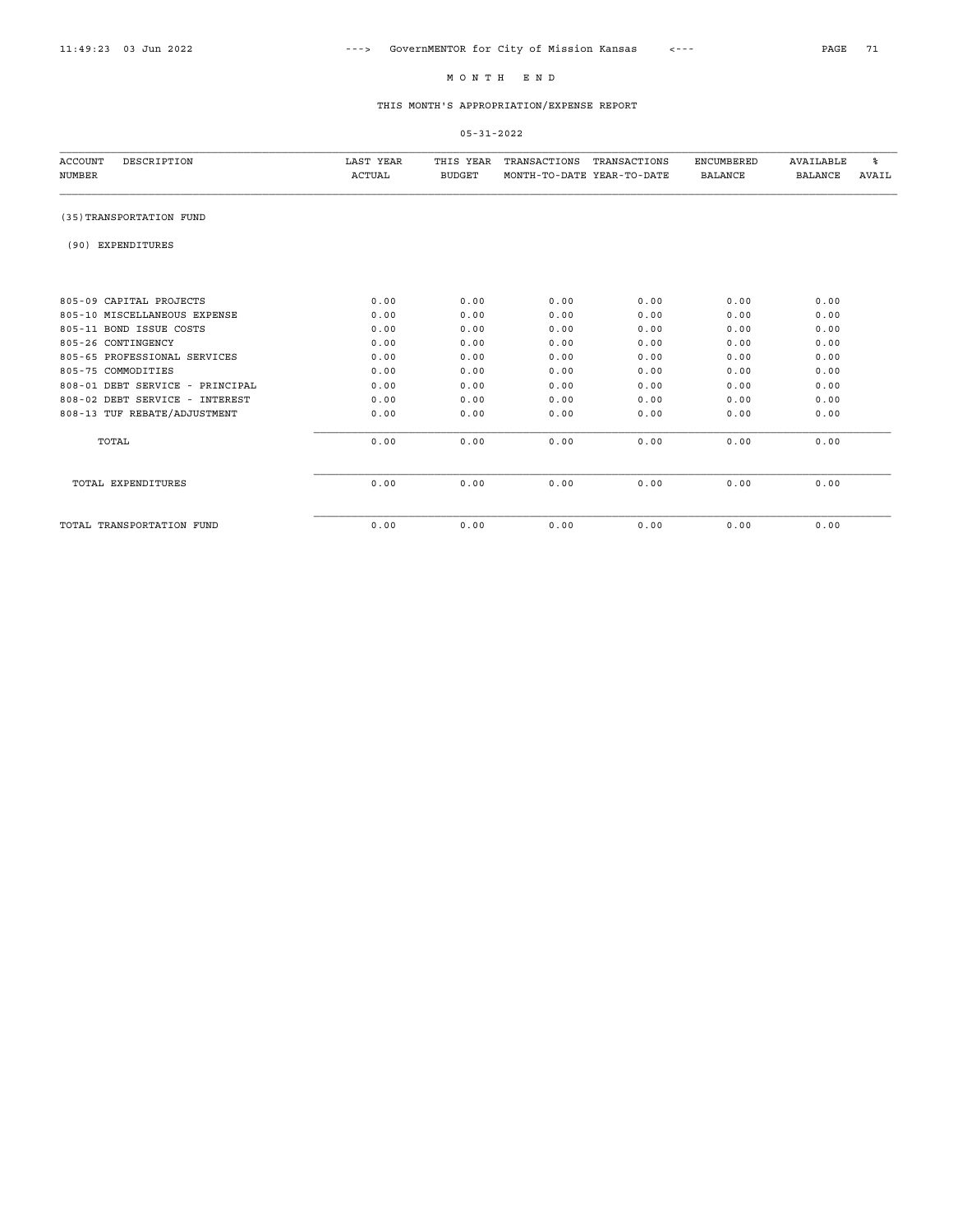# M O N T H   E N D

## THIS MONTH'S APPROPRIATION/EXPENSE REPORT

05-31-2022

| ACCOUNT NUMBER | DESCRIPTION | LAST YEAR ACTUAL | THIS YEAR BUDGET | TRANSACTIONS MONTH-TO-DATE | TRANSACTIONS YEAR-TO-DATE | ENCUMBERED BALANCE | AVAILABLE BALANCE | % AVAIL |
|---|---|---|---|---|---|---|---|---|
| (35) TRANSPORTATION FUND | | | | | | | | |
| (90) EXPENDITURES | | | | | | | | |
| 805-09 | CAPITAL PROJECTS | 0.00 | 0.00 | 0.00 | 0.00 | 0.00 | 0.00 | |
| 805-10 | MISCELLANEOUS EXPENSE | 0.00 | 0.00 | 0.00 | 0.00 | 0.00 | 0.00 | |
| 805-11 | BOND ISSUE COSTS | 0.00 | 0.00 | 0.00 | 0.00 | 0.00 | 0.00 | |
| 805-26 | CONTINGENCY | 0.00 | 0.00 | 0.00 | 0.00 | 0.00 | 0.00 | |
| 805-65 | PROFESSIONAL SERVICES | 0.00 | 0.00 | 0.00 | 0.00 | 0.00 | 0.00 | |
| 805-75 | COMMODITIES | 0.00 | 0.00 | 0.00 | 0.00 | 0.00 | 0.00 | |
| 808-01 | DEBT SERVICE - PRINCIPAL | 0.00 | 0.00 | 0.00 | 0.00 | 0.00 | 0.00 | |
| 808-02 | DEBT SERVICE - INTEREST | 0.00 | 0.00 | 0.00 | 0.00 | 0.00 | 0.00 | |
| 808-13 | TUF REBATE/ADJUSTMENT | 0.00 | 0.00 | 0.00 | 0.00 | 0.00 | 0.00 | |
| | TOTAL | 0.00 | 0.00 | 0.00 | 0.00 | 0.00 | 0.00 | |
| | TOTAL EXPENDITURES | 0.00 | 0.00 | 0.00 | 0.00 | 0.00 | 0.00 | |
| | TOTAL TRANSPORTATION FUND | 0.00 | 0.00 | 0.00 | 0.00 | 0.00 | 0.00 | |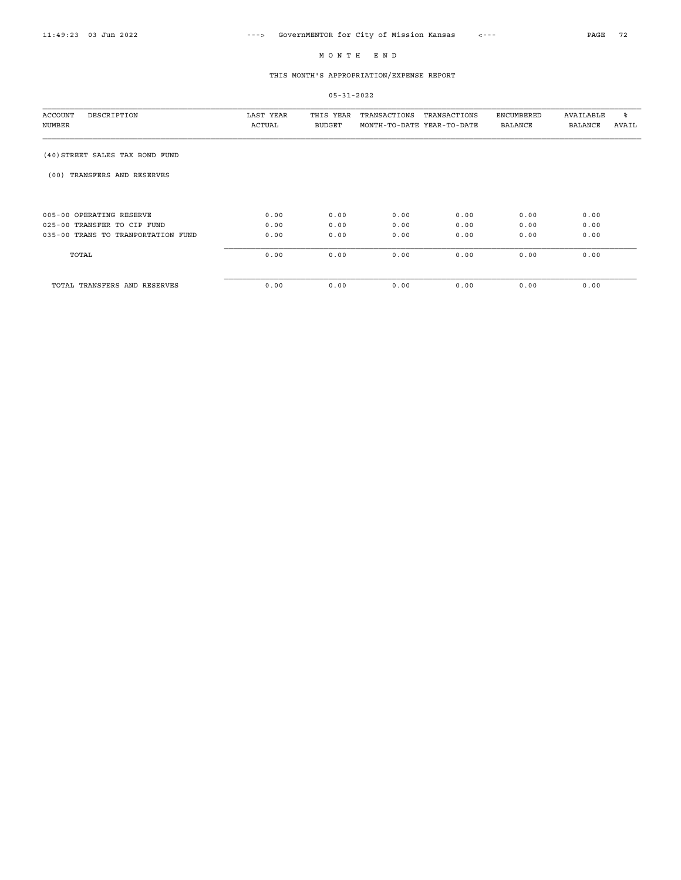# M O N T H   E N D

## THIS MONTH'S APPROPRIATION/EXPENSE REPORT

05-31-2022

| ACCOUNT NUMBER | DESCRIPTION | LAST YEAR ACTUAL | THIS YEAR BUDGET | TRANSACTIONS MONTH-TO-DATE | TRANSACTIONS YEAR-TO-DATE | ENCUMBERED BALANCE | AVAILABLE BALANCE | % AVAIL |
|---|---|---|---|---|---|---|---|---|
| (40) STREET SALES TAX BOND FUND | | | | | | | | |
| (00) TRANSFERS AND RESERVES | | | | | | | | |
| 005-00 | OPERATING RESERVE | 0.00 | 0.00 | 0.00 | 0.00 | 0.00 | 0.00 | |
| 025-00 | TRANSFER TO CIP FUND | 0.00 | 0.00 | 0.00 | 0.00 | 0.00 | 0.00 | |
| 035-00 | TRANS TO TRANPORTATION FUND | 0.00 | 0.00 | 0.00 | 0.00 | 0.00 | 0.00 | |
| | TOTAL | 0.00 | 0.00 | 0.00 | 0.00 | 0.00 | 0.00 | |
| | TOTAL TRANSFERS AND RESERVES | 0.00 | 0.00 | 0.00 | 0.00 | 0.00 | 0.00 | |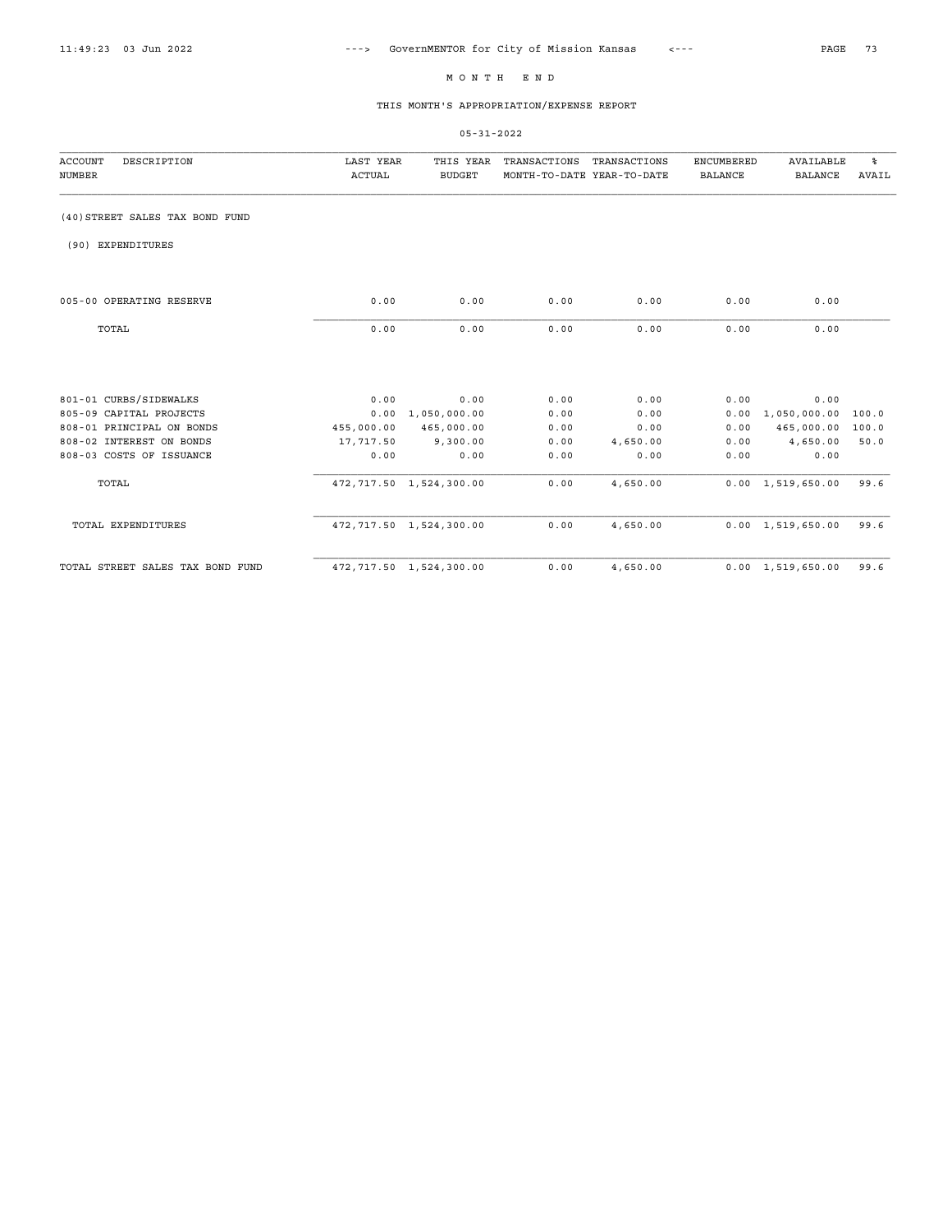# M O N T H   E N D

## THIS MONTH'S APPROPRIATION/EXPENSE REPORT

05-31-2022

| ACCOUNT NUMBER | DESCRIPTION | LAST YEAR ACTUAL | THIS YEAR BUDGET | TRANSACTIONS MONTH-TO-DATE | TRANSACTIONS YEAR-TO-DATE | ENCUMBERED BALANCE | AVAILABLE BALANCE | % AVAIL |
|---|---|---|---|---|---|---|---|---|
| (40) STREET SALES TAX BOND FUND | | | | | | | | |
| (90) EXPENDITURES | | | | | | | | |
| 005-00 | OPERATING RESERVE | 0.00 | 0.00 | 0.00 | 0.00 | 0.00 | 0.00 | |
| | TOTAL | 0.00 | 0.00 | 0.00 | 0.00 | 0.00 | 0.00 | |
| 801-01 | CURBS/SIDEWALKS | 0.00 | 0.00 | 0.00 | 0.00 | 0.00 | 0.00 | |
| 805-09 | CAPITAL PROJECTS | 0.00 | 1,050,000.00 | 0.00 | 0.00 | 0.00 | 1,050,000.00 | 100.0 |
| 808-01 | PRINCIPAL ON BONDS | 455,000.00 | 465,000.00 | 0.00 | 0.00 | 0.00 | 465,000.00 | 100.0 |
| 808-02 | INTEREST ON BONDS | 17,717.50 | 9,300.00 | 0.00 | 4,650.00 | 0.00 | 4,650.00 | 50.0 |
| 808-03 | COSTS OF ISSUANCE | 0.00 | 0.00 | 0.00 | 0.00 | 0.00 | 0.00 | |
| | TOTAL | 472,717.50 | 1,524,300.00 | 0.00 | 4,650.00 | 0.00 | 1,519,650.00 | 99.6 |
| | TOTAL EXPENDITURES | 472,717.50 | 1,524,300.00 | 0.00 | 4,650.00 | 0.00 | 1,519,650.00 | 99.6 |
| | TOTAL STREET SALES TAX BOND FUND | 472,717.50 | 1,524,300.00 | 0.00 | 4,650.00 | 0.00 | 1,519,650.00 | 99.6 |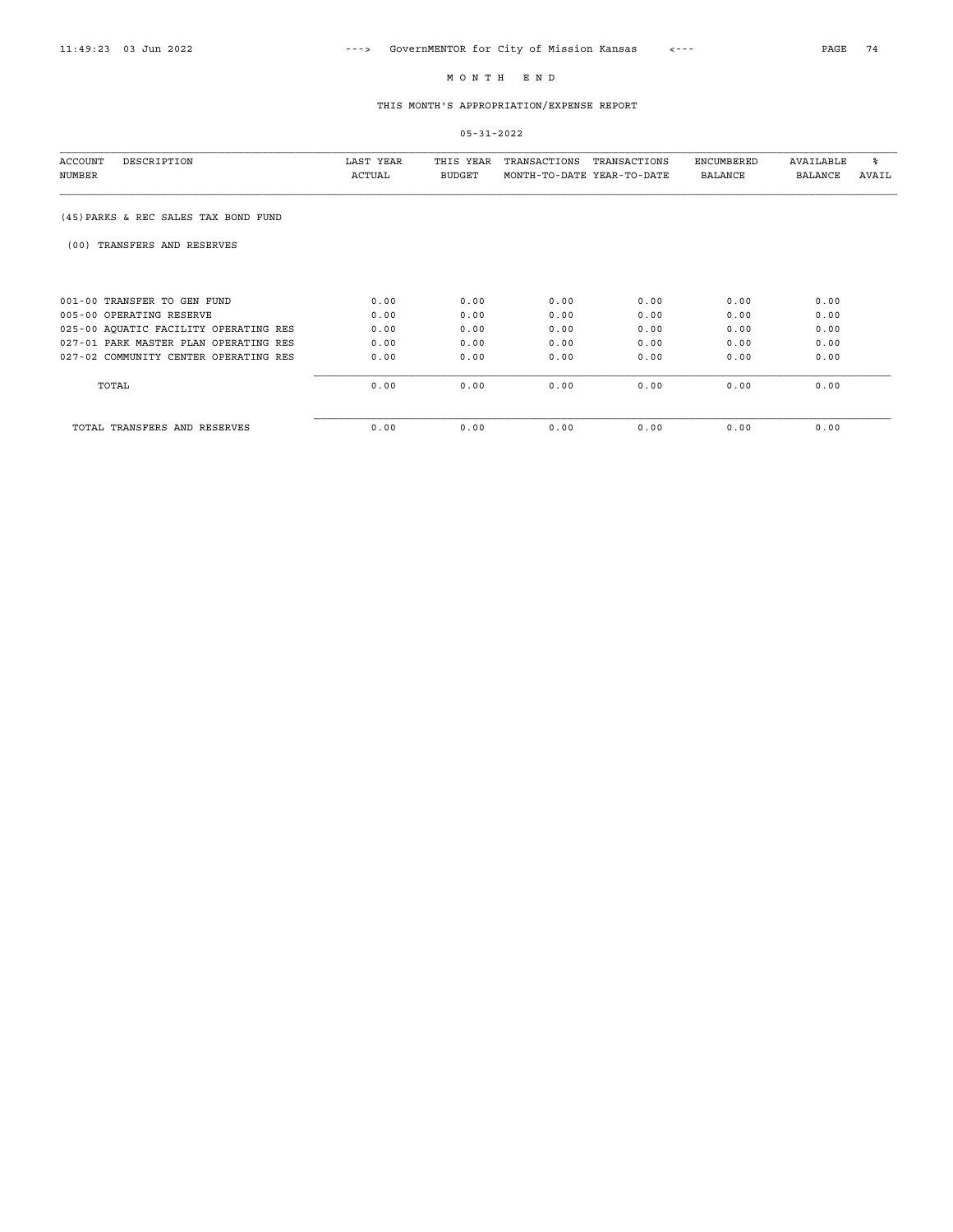# M O N T H   E N D

## THIS MONTH'S APPROPRIATION/EXPENSE REPORT

05-31-2022

| ACCOUNT NUMBER | DESCRIPTION | LAST YEAR ACTUAL | THIS YEAR BUDGET | TRANSACTIONS MONTH-TO-DATE | TRANSACTIONS YEAR-TO-DATE | ENCUMBERED BALANCE | AVAILABLE BALANCE | % AVAIL |
|---|---|---|---|---|---|---|---|---|
| (45) | PARKS & REC SALES TAX BOND FUND | | | | | | | |
| (00) | TRANSFERS AND RESERVES | | | | | | | |
| 001-00 | TRANSFER TO GEN FUND | 0.00 | 0.00 | 0.00 | 0.00 | 0.00 | 0.00 | |
| 005-00 | OPERATING RESERVE | 0.00 | 0.00 | 0.00 | 0.00 | 0.00 | 0.00 | |
| 025-00 | AQUATIC FACILITY OPERATING RES | 0.00 | 0.00 | 0.00 | 0.00 | 0.00 | 0.00 | |
| 027-01 | PARK MASTER PLAN OPERATING RES | 0.00 | 0.00 | 0.00 | 0.00 | 0.00 | 0.00 | |
| 027-02 | COMMUNITY CENTER OPERATING RES | 0.00 | 0.00 | 0.00 | 0.00 | 0.00 | 0.00 | |
| | TOTAL | 0.00 | 0.00 | 0.00 | 0.00 | 0.00 | 0.00 | |
| | TOTAL TRANSFERS AND RESERVES | 0.00 | 0.00 | 0.00 | 0.00 | 0.00 | 0.00 | |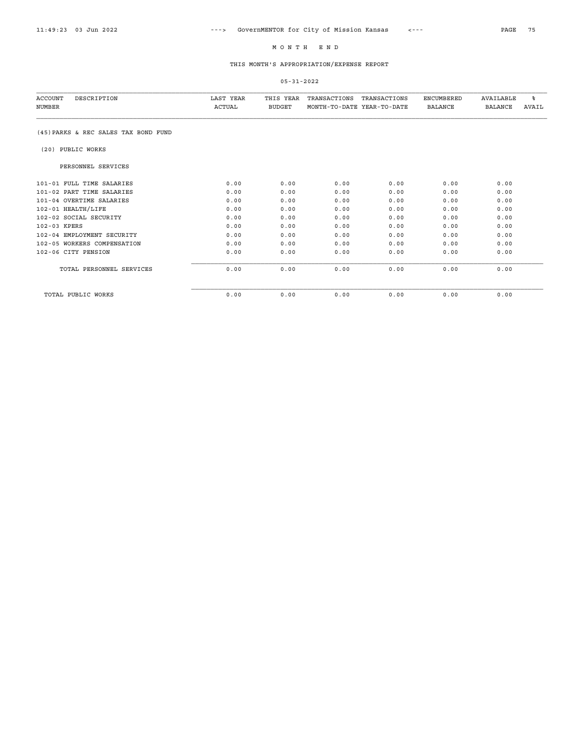# M O N T H  E N D

## THIS MONTH'S APPROPRIATION/EXPENSE REPORT

05-31-2022

| ACCOUNT NUMBER | DESCRIPTION | LAST YEAR ACTUAL | THIS YEAR BUDGET | TRANSACTIONS MONTH-TO-DATE | TRANSACTIONS YEAR-TO-DATE | ENCUMBERED BALANCE | AVAILABLE BALANCE | % AVAIL |
|---|---|---|---|---|---|---|---|---|
| | (45) PARKS & REC SALES TAX BOND FUND | | | | | | | |
| | (20) PUBLIC WORKS | | | | | | | |
| | PERSONNEL SERVICES | | | | | | | |
| 101-01 | FULL TIME SALARIES | 0.00 | 0.00 | 0.00 | 0.00 | 0.00 | 0.00 | |
| 101-02 | PART TIME SALARIES | 0.00 | 0.00 | 0.00 | 0.00 | 0.00 | 0.00 | |
| 101-04 | OVERTIME SALARIES | 0.00 | 0.00 | 0.00 | 0.00 | 0.00 | 0.00 | |
| 102-01 | HEALTH/LIFE | 0.00 | 0.00 | 0.00 | 0.00 | 0.00 | 0.00 | |
| 102-02 | SOCIAL SECURITY | 0.00 | 0.00 | 0.00 | 0.00 | 0.00 | 0.00 | |
| 102-03 | KPERS | 0.00 | 0.00 | 0.00 | 0.00 | 0.00 | 0.00 | |
| 102-04 | EMPLOYMENT SECURITY | 0.00 | 0.00 | 0.00 | 0.00 | 0.00 | 0.00 | |
| 102-05 | WORKERS COMPENSATION | 0.00 | 0.00 | 0.00 | 0.00 | 0.00 | 0.00 | |
| 102-06 | CITY PENSION | 0.00 | 0.00 | 0.00 | 0.00 | 0.00 | 0.00 | |
| | TOTAL PERSONNEL SERVICES | 0.00 | 0.00 | 0.00 | 0.00 | 0.00 | 0.00 | |
| | TOTAL PUBLIC WORKS | 0.00 | 0.00 | 0.00 | 0.00 | 0.00 | 0.00 | |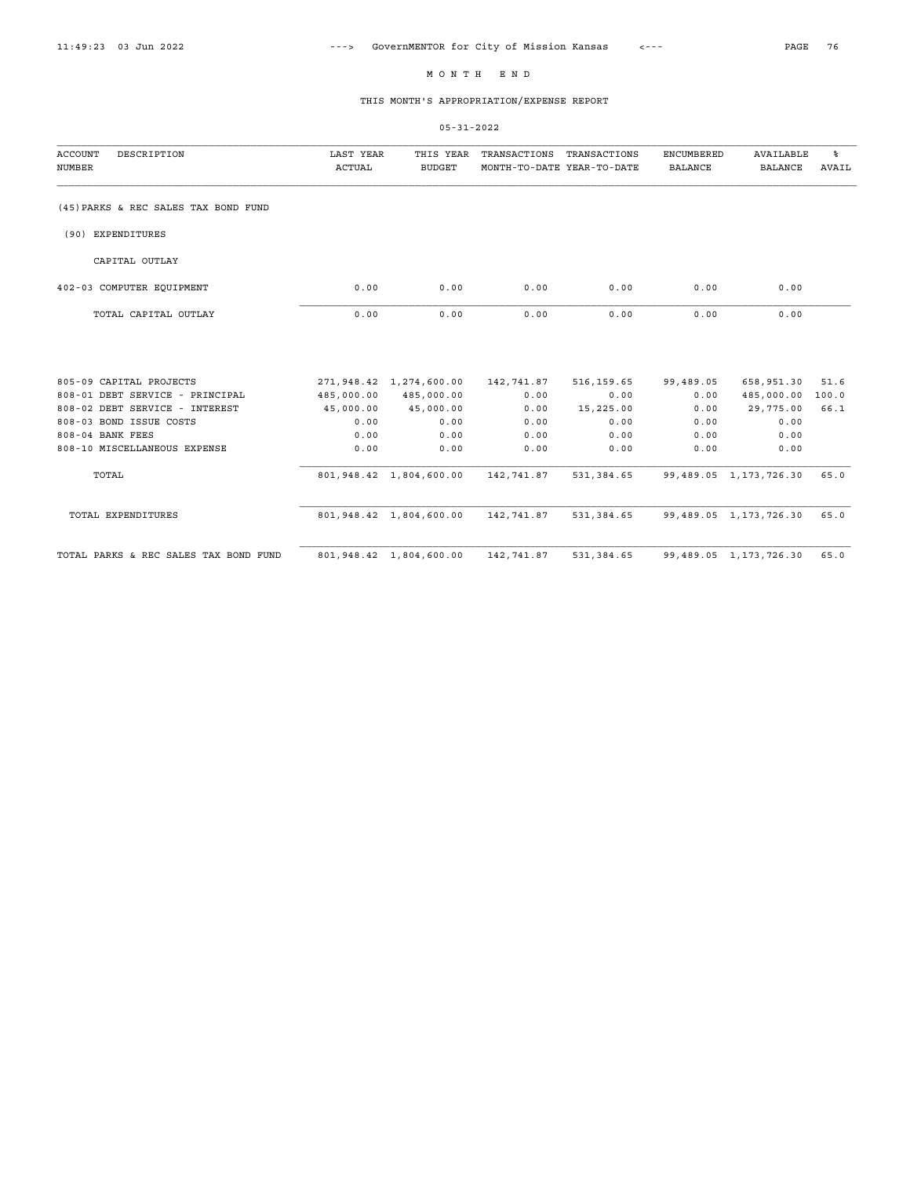# M O N T H  E N D

## THIS MONTH'S APPROPRIATION/EXPENSE REPORT

05-31-2022

| ACCOUNT NUMBER | DESCRIPTION | LAST YEAR ACTUAL | THIS YEAR BUDGET | TRANSACTIONS MONTH-TO-DATE | TRANSACTIONS YEAR-TO-DATE | ENCUMBERED BALANCE | AVAILABLE BALANCE | % AVAIL |
|---|---|---|---|---|---|---|---|---|
| | (45) PARKS & REC SALES TAX BOND FUND | | | | | | | |
| | (90) EXPENDITURES | | | | | | | |
| | CAPITAL OUTLAY | | | | | | | |
| 402-03 | COMPUTER EQUIPMENT | 0.00 | 0.00 | 0.00 | 0.00 | 0.00 | 0.00 | |
| | TOTAL CAPITAL OUTLAY | 0.00 | 0.00 | 0.00 | 0.00 | 0.00 | 0.00 | |
| 805-09 | CAPITAL PROJECTS | 271,948.42 | 1,274,600.00 | 142,741.87 | 516,159.65 | 99,489.05 | 658,951.30 | 51.6 |
| 808-01 | DEBT SERVICE - PRINCIPAL | 485,000.00 | 485,000.00 | 0.00 | 0.00 | 0.00 | 485,000.00 | 100.0 |
| 808-02 | DEBT SERVICE - INTEREST | 45,000.00 | 45,000.00 | 0.00 | 15,225.00 | 0.00 | 29,775.00 | 66.1 |
| 808-03 | BOND ISSUE COSTS | 0.00 | 0.00 | 0.00 | 0.00 | 0.00 | 0.00 | |
| 808-04 | BANK FEES | 0.00 | 0.00 | 0.00 | 0.00 | 0.00 | 0.00 | |
| 808-10 | MISCELLANEOUS EXPENSE | 0.00 | 0.00 | 0.00 | 0.00 | 0.00 | 0.00 | |
| | TOTAL | 801,948.42 | 1,804,600.00 | 142,741.87 | 531,384.65 | 99,489.05 | 1,173,726.30 | 65.0 |
| | TOTAL EXPENDITURES | 801,948.42 | 1,804,600.00 | 142,741.87 | 531,384.65 | 99,489.05 | 1,173,726.30 | 65.0 |
| | TOTAL PARKS & REC SALES TAX BOND FUND | 801,948.42 | 1,804,600.00 | 142,741.87 | 531,384.65 | 99,489.05 | 1,173,726.30 | 65.0 |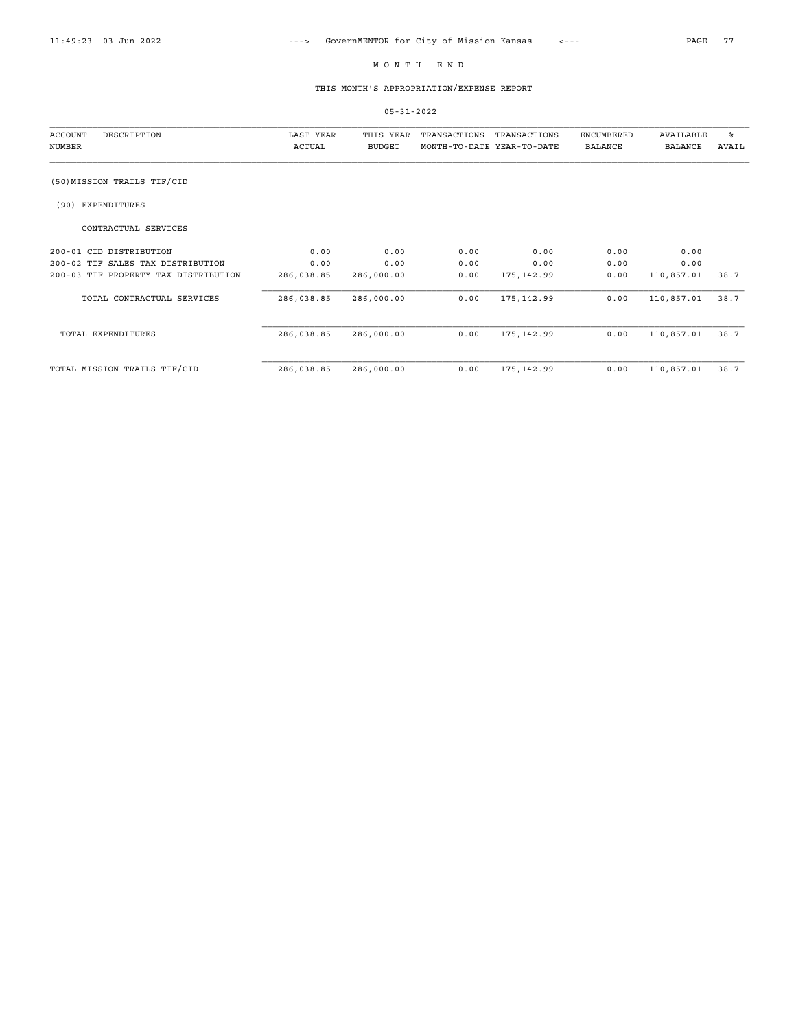# MONTH END

## THIS MONTH'S APPROPRIATION/EXPENSE REPORT

05-31-2022

| ACCOUNT NUMBER | DESCRIPTION | LAST YEAR ACTUAL | THIS YEAR BUDGET | TRANSACTIONS MONTH-TO-DATE | TRANSACTIONS YEAR-TO-DATE | ENCUMBERED BALANCE | AVAILABLE BALANCE | % AVAIL |
|---|---|---|---|---|---|---|---|---|
| (50)MISSION TRAILS TIF/CID | | | | | | | | |
| (90) EXPENDITURES | | | | | | | | |
| | CONTRACTUAL SERVICES | | | | | | | |
| 200-01 | CID DISTRIBUTION | 0.00 | 0.00 | 0.00 | 0.00 | 0.00 | 0.00 | |
| 200-02 | TIF SALES TAX DISTRIBUTION | 0.00 | 0.00 | 0.00 | 0.00 | 0.00 | 0.00 | |
| 200-03 | TIF PROPERTY TAX DISTRIBUTION | 286,038.85 | 286,000.00 | 0.00 | 175,142.99 | 0.00 | 110,857.01 | 38.7 |
| | TOTAL CONTRACTUAL SERVICES | 286,038.85 | 286,000.00 | 0.00 | 175,142.99 | 0.00 | 110,857.01 | 38.7 |
| | TOTAL EXPENDITURES | 286,038.85 | 286,000.00 | 0.00 | 175,142.99 | 0.00 | 110,857.01 | 38.7 |
| | TOTAL MISSION TRAILS TIF/CID | 286,038.85 | 286,000.00 | 0.00 | 175,142.99 | 0.00 | 110,857.01 | 38.7 |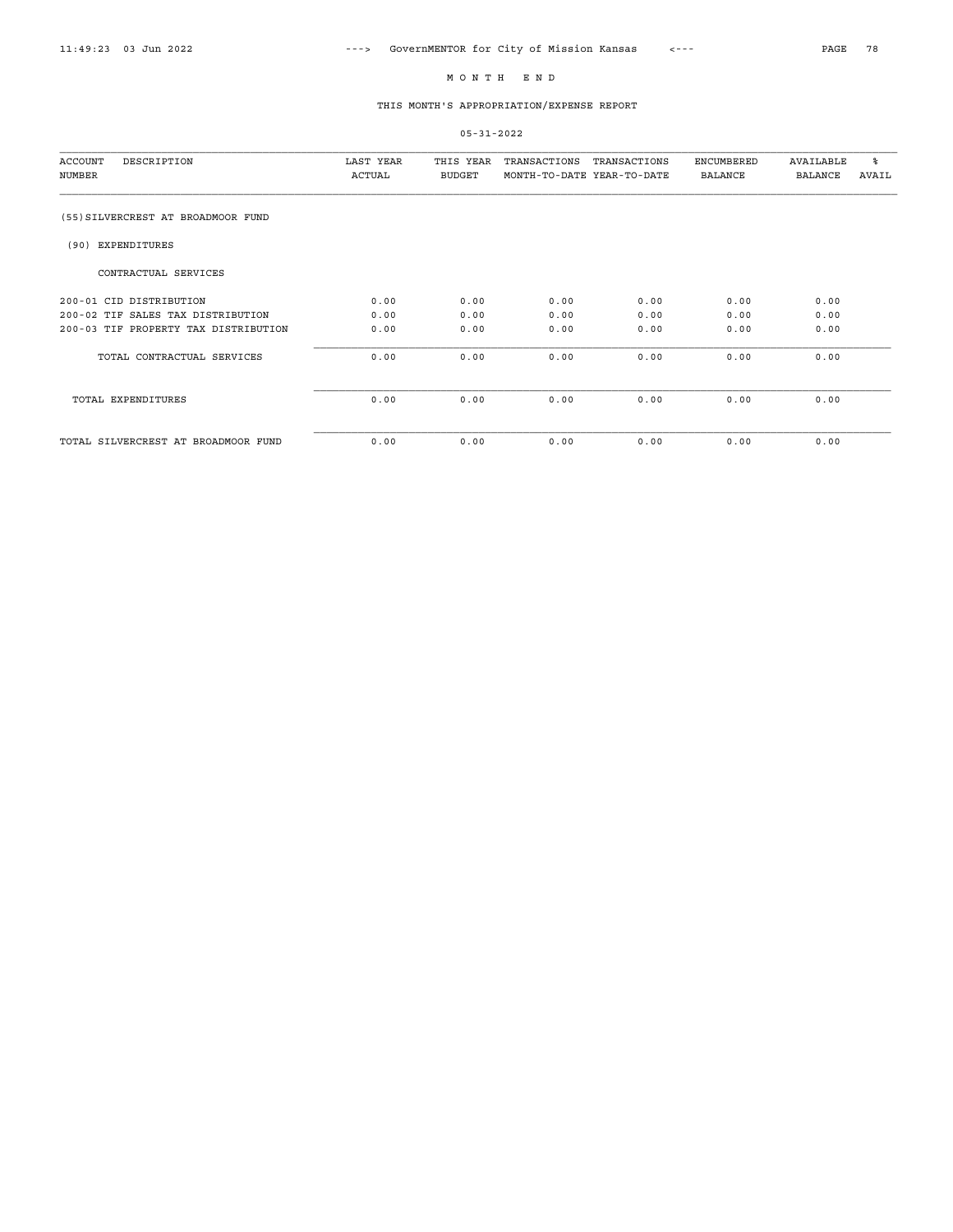# M O N T H   E N D

## THIS MONTH'S APPROPRIATION/EXPENSE REPORT

05-31-2022

| ACCOUNT NUMBER | DESCRIPTION | LAST YEAR ACTUAL | THIS YEAR BUDGET | TRANSACTIONS MONTH-TO-DATE | TRANSACTIONS YEAR-TO-DATE | ENCUMBERED BALANCE | AVAILABLE BALANCE | % AVAIL |
|---|---|---|---|---|---|---|---|---|
| (55) | SILVERCREST AT BROADMOOR FUND | | | | | | | |
| (90) | EXPENDITURES | | | | | | | |
| | CONTRACTUAL SERVICES | | | | | | | |
| 200-01 | CID DISTRIBUTION | 0.00 | 0.00 | 0.00 | 0.00 | 0.00 | 0.00 | |
| 200-02 | TIF SALES TAX DISTRIBUTION | 0.00 | 0.00 | 0.00 | 0.00 | 0.00 | 0.00 | |
| 200-03 | TIF PROPERTY TAX DISTRIBUTION | 0.00 | 0.00 | 0.00 | 0.00 | 0.00 | 0.00 | |
| | TOTAL CONTRACTUAL SERVICES | 0.00 | 0.00 | 0.00 | 0.00 | 0.00 | 0.00 | |
| | TOTAL EXPENDITURES | 0.00 | 0.00 | 0.00 | 0.00 | 0.00 | 0.00 | |
| | TOTAL SILVERCREST AT BROADMOOR FUND | 0.00 | 0.00 | 0.00 | 0.00 | 0.00 | 0.00 | |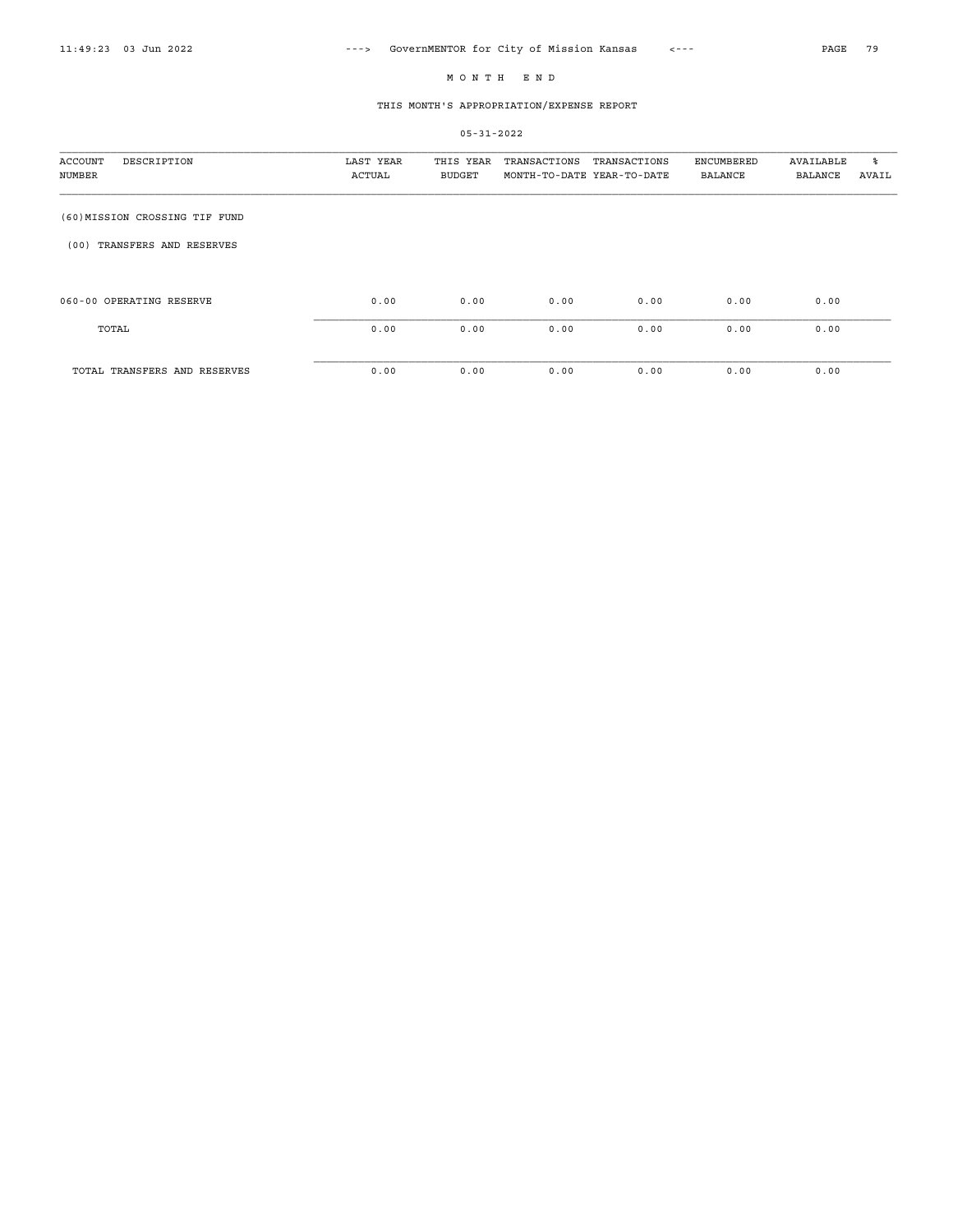# M O N T H   E N D

## THIS MONTH'S APPROPRIATION/EXPENSE REPORT

05-31-2022

| ACCOUNT NUMBER | DESCRIPTION | LAST YEAR ACTUAL | THIS YEAR BUDGET | TRANSACTIONS MONTH-TO-DATE | TRANSACTIONS YEAR-TO-DATE | ENCUMBERED BALANCE | AVAILABLE BALANCE | % AVAIL |
|---|---|---|---|---|---|---|---|---|
| (60)MISSION CROSSING TIF FUND | | | | | | | | |
| (00) TRANSFERS AND RESERVES | | | | | | | | |
| 060-00 | OPERATING RESERVE | 0.00 | 0.00 | 0.00 | 0.00 | 0.00 | 0.00 | |
| | TOTAL | 0.00 | 0.00 | 0.00 | 0.00 | 0.00 | 0.00 | |
| | TOTAL TRANSFERS AND RESERVES | 0.00 | 0.00 | 0.00 | 0.00 | 0.00 | 0.00 | |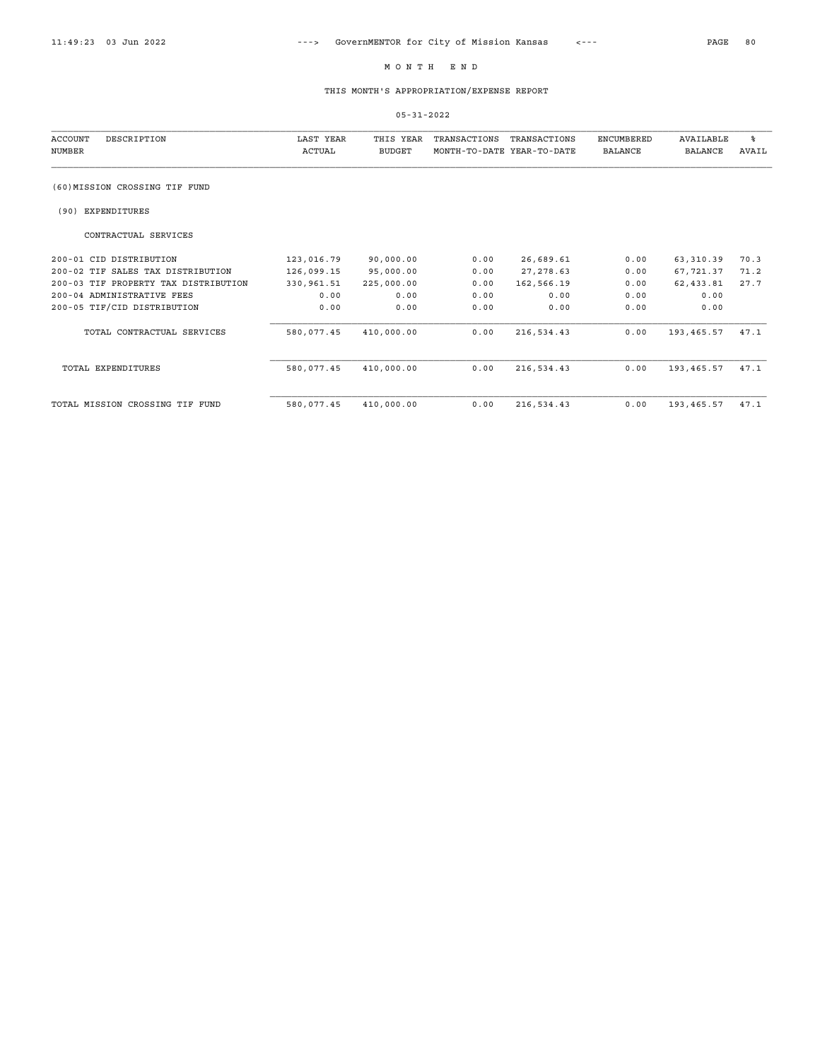# M O N T H   E N D

## THIS MONTH'S APPROPRIATION/EXPENSE REPORT

05-31-2022

| ACCOUNT NUMBER | DESCRIPTION | LAST YEAR ACTUAL | THIS YEAR BUDGET | TRANSACTIONS MONTH-TO-DATE | TRANSACTIONS YEAR-TO-DATE | ENCUMBERED BALANCE | AVAILABLE BALANCE | % AVAIL |
|---|---|---|---|---|---|---|---|---|
| | (60)MISSION CROSSING TIF FUND | | | | | | | |
| | (90) EXPENDITURES | | | | | | | |
| | CONTRACTUAL SERVICES | | | | | | | |
| 200-01 | CID DISTRIBUTION | 123,016.79 | 90,000.00 | 0.00 | 26,689.61 | 0.00 | 63,310.39 | 70.3 |
| 200-02 | TIF SALES TAX DISTRIBUTION | 126,099.15 | 95,000.00 | 0.00 | 27,278.63 | 0.00 | 67,721.37 | 71.2 |
| 200-03 | TIF PROPERTY TAX DISTRIBUTION | 330,961.51 | 225,000.00 | 0.00 | 162,566.19 | 0.00 | 62,433.81 | 27.7 |
| 200-04 | ADMINISTRATIVE FEES | 0.00 | 0.00 | 0.00 | 0.00 | 0.00 | 0.00 | |
| 200-05 | TIF/CID DISTRIBUTION | 0.00 | 0.00 | 0.00 | 0.00 | 0.00 | 0.00 | |
| | TOTAL CONTRACTUAL SERVICES | 580,077.45 | 410,000.00 | 0.00 | 216,534.43 | 0.00 | 193,465.57 | 47.1 |
| | TOTAL EXPENDITURES | 580,077.45 | 410,000.00 | 0.00 | 216,534.43 | 0.00 | 193,465.57 | 47.1 |
| | TOTAL MISSION CROSSING TIF FUND | 580,077.45 | 410,000.00 | 0.00 | 216,534.43 | 0.00 | 193,465.57 | 47.1 |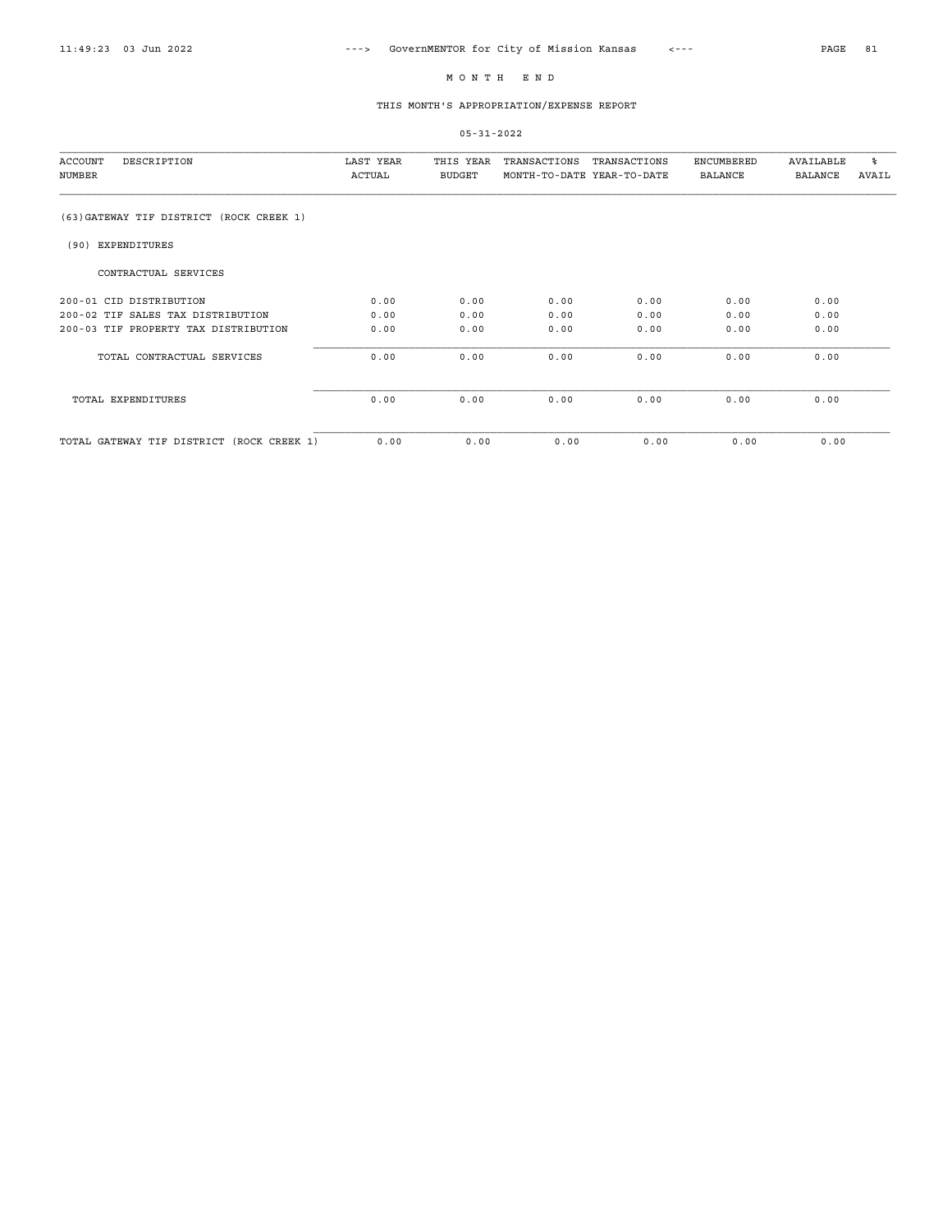# M O N T H   E N D

## THIS MONTH'S APPROPRIATION/EXPENSE REPORT

05-31-2022

| ACCOUNT NUMBER | DESCRIPTION | LAST YEAR ACTUAL | THIS YEAR BUDGET | TRANSACTIONS MONTH-TO-DATE | TRANSACTIONS YEAR-TO-DATE | ENCUMBERED BALANCE | AVAILABLE BALANCE | % AVAIL |
|---|---|---|---|---|---|---|---|---|
| (63)GATEWAY TIF DISTRICT (ROCK CREEK 1) | | | | | | | | |
| (90) EXPENDITURES | | | | | | | | |
| | CONTRACTUAL SERVICES | | | | | | | |
| 200-01 | CID DISTRIBUTION | 0.00 | 0.00 | 0.00 | 0.00 | 0.00 | 0.00 | |
| 200-02 | TIF SALES TAX DISTRIBUTION | 0.00 | 0.00 | 0.00 | 0.00 | 0.00 | 0.00 | |
| 200-03 | TIF PROPERTY TAX DISTRIBUTION | 0.00 | 0.00 | 0.00 | 0.00 | 0.00 | 0.00 | |
| | TOTAL CONTRACTUAL SERVICES | 0.00 | 0.00 | 0.00 | 0.00 | 0.00 | 0.00 | |
| | TOTAL EXPENDITURES | 0.00 | 0.00 | 0.00 | 0.00 | 0.00 | 0.00 | |
| | TOTAL GATEWAY TIF DISTRICT (ROCK CREEK 1) | 0.00 | 0.00 | 0.00 | 0.00 | 0.00 | 0.00 | |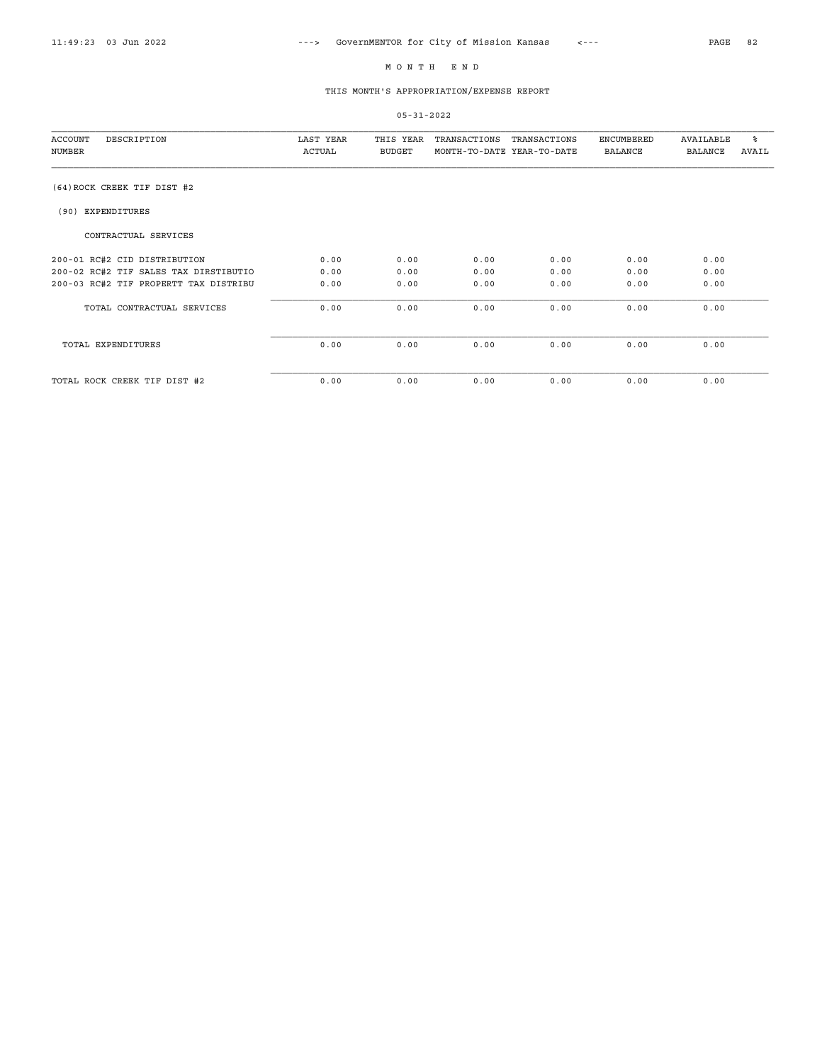# M O N T H  E N D

## THIS MONTH'S APPROPRIATION/EXPENSE REPORT

05-31-2022

| ACCOUNT NUMBER | DESCRIPTION | LAST YEAR ACTUAL | THIS YEAR BUDGET | TRANSACTIONS MONTH-TO-DATE | TRANSACTIONS YEAR-TO-DATE | ENCUMBERED BALANCE | AVAILABLE BALANCE | % AVAIL |
|---|---|---|---|---|---|---|---|---|
| (64)ROCK CREEK TIF DIST #2 | | | | | | | | |
| (90) EXPENDITURES | | | | | | | | |
| | CONTRACTUAL SERVICES | | | | | | | |
| 200-01 | RC#2 CID DISTRIBUTION | 0.00 | 0.00 | 0.00 | 0.00 | 0.00 | 0.00 | |
| 200-02 | RC#2 TIF SALES TAX DIRSTIBUTIO | 0.00 | 0.00 | 0.00 | 0.00 | 0.00 | 0.00 | |
| 200-03 | RC#2 TIF PROPERTT TAX DISTRIBU | 0.00 | 0.00 | 0.00 | 0.00 | 0.00 | 0.00 | |
| | TOTAL CONTRACTUAL SERVICES | 0.00 | 0.00 | 0.00 | 0.00 | 0.00 | 0.00 | |
| | TOTAL EXPENDITURES | 0.00 | 0.00 | 0.00 | 0.00 | 0.00 | 0.00 | |
| | TOTAL ROCK CREEK TIF DIST #2 | 0.00 | 0.00 | 0.00 | 0.00 | 0.00 | 0.00 | |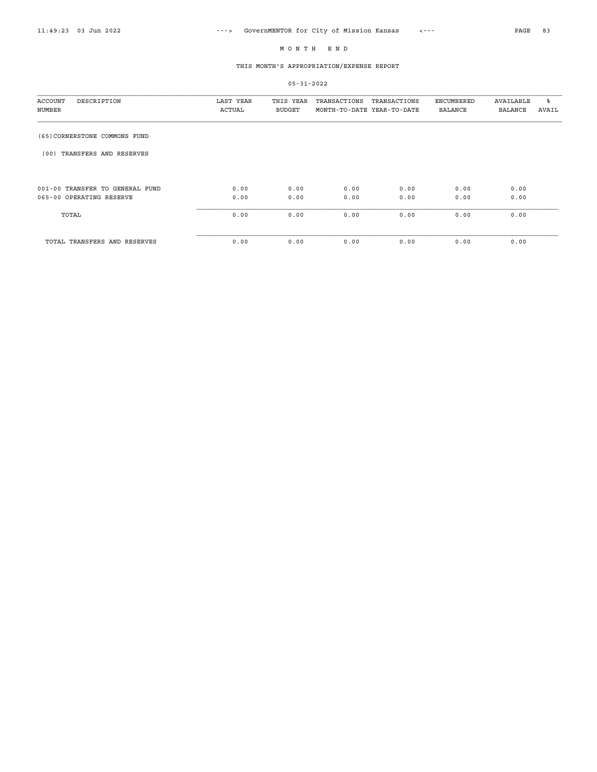# M O N T H   E N D

## THIS MONTH'S APPROPRIATION/EXPENSE REPORT

05-31-2022

| ACCOUNT NUMBER | DESCRIPTION | LAST YEAR ACTUAL | THIS YEAR BUDGET | TRANSACTIONS MONTH-TO-DATE | TRANSACTIONS YEAR-TO-DATE | ENCUMBERED BALANCE | AVAILABLE BALANCE | % AVAIL |
|---|---|---|---|---|---|---|---|---|
| (65)CORNERSTONE COMMONS FUND | | | | | | | | |
| (00) TRANSFERS AND RESERVES | | | | | | | | |
| 001-00 | TRANSFER TO GENERAL FUND | 0.00 | 0.00 | 0.00 | 0.00 | 0.00 | 0.00 | |
| 065-00 | OPERATING RESERVE | 0.00 | 0.00 | 0.00 | 0.00 | 0.00 | 0.00 | |
| TOTAL | | 0.00 | 0.00 | 0.00 | 0.00 | 0.00 | 0.00 | |
| TOTAL TRANSFERS AND RESERVES | | 0.00 | 0.00 | 0.00 | 0.00 | 0.00 | 0.00 | |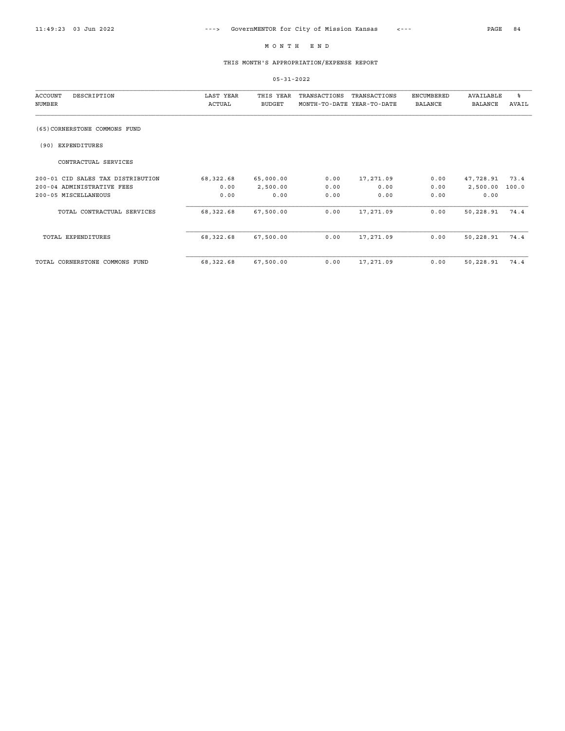# M O N T H E N D

## THIS MONTH'S APPROPRIATION/EXPENSE REPORT

05-31-2022

| ACCOUNT NUMBER | DESCRIPTION | LAST YEAR ACTUAL | THIS YEAR BUDGET | TRANSACTIONS MONTH-TO-DATE | TRANSACTIONS YEAR-TO-DATE | ENCUMBERED BALANCE | AVAILABLE BALANCE | % AVAIL |
|---|---|---|---|---|---|---|---|---|
| (65) | CORNERSTONE COMMONS FUND | | | | | | | |
| (90) | EXPENDITURES | | | | | | | |
| | CONTRACTUAL SERVICES | | | | | | | |
| 200-01 | CID SALES TAX DISTRIBUTION | 68,322.68 | 65,000.00 | 0.00 | 17,271.09 | 0.00 | 47,728.91 | 73.4 |
| 200-04 | ADMINISTRATIVE FEES | 0.00 | 2,500.00 | 0.00 | 0.00 | 0.00 | 2,500.00 | 100.0 |
| 200-05 | MISCELLANEOUS | 0.00 | 0.00 | 0.00 | 0.00 | 0.00 | 0.00 | |
| | TOTAL CONTRACTUAL SERVICES | 68,322.68 | 67,500.00 | 0.00 | 17,271.09 | 0.00 | 50,228.91 | 74.4 |
| | TOTAL EXPENDITURES | 68,322.68 | 67,500.00 | 0.00 | 17,271.09 | 0.00 | 50,228.91 | 74.4 |
| | TOTAL CORNERSTONE COMMONS FUND | 68,322.68 | 67,500.00 | 0.00 | 17,271.09 | 0.00 | 50,228.91 | 74.4 |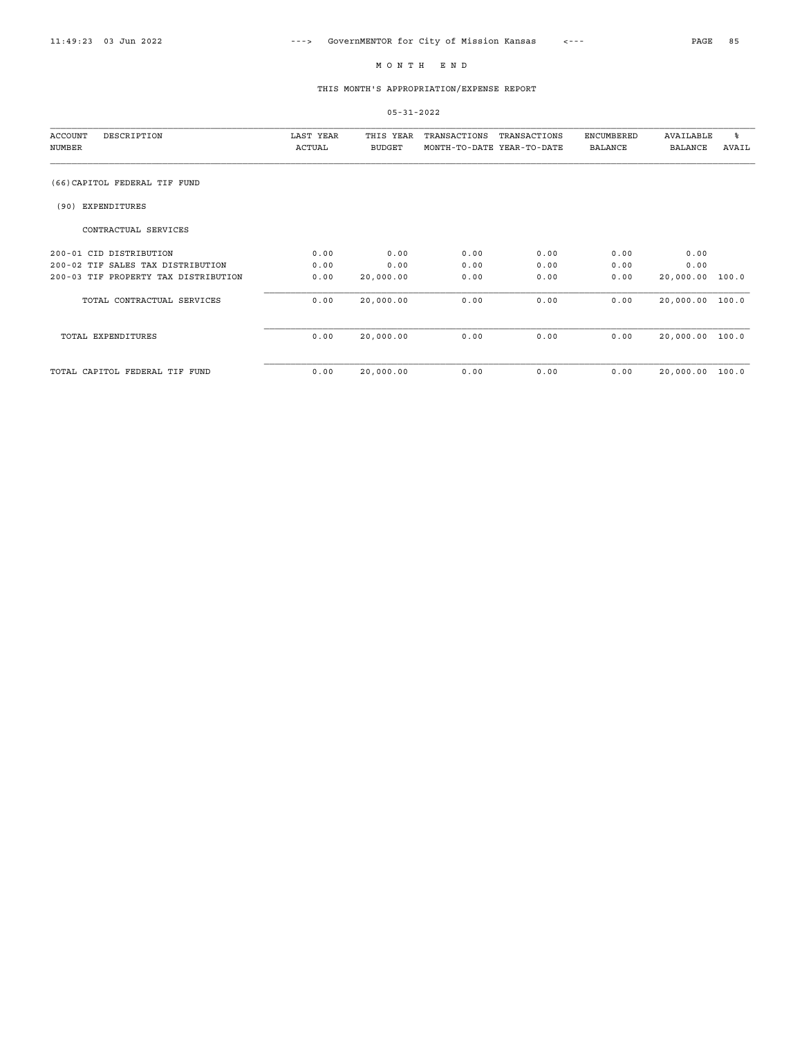# M O N T H   E N D

## THIS MONTH'S APPROPRIATION/EXPENSE REPORT

05-31-2022

| ACCOUNT NUMBER | DESCRIPTION | LAST YEAR ACTUAL | THIS YEAR BUDGET | TRANSACTIONS MONTH-TO-DATE | TRANSACTIONS YEAR-TO-DATE | ENCUMBERED BALANCE | AVAILABLE BALANCE | % AVAIL |
|---|---|---|---|---|---|---|---|---|
| | (66)CAPITOL FEDERAL TIF FUND | | | | | | | |
| | (90) EXPENDITURES | | | | | | | |
| | CONTRACTUAL SERVICES | | | | | | | |
| 200-01 | CID DISTRIBUTION | 0.00 | 0.00 | 0.00 | 0.00 | 0.00 | 0.00 | |
| 200-02 | TIF SALES TAX DISTRIBUTION | 0.00 | 0.00 | 0.00 | 0.00 | 0.00 | 0.00 | |
| 200-03 | TIF PROPERTY TAX DISTRIBUTION | 0.00 | 20,000.00 | 0.00 | 0.00 | 0.00 | 20,000.00 | 100.0 |
| | TOTAL CONTRACTUAL SERVICES | 0.00 | 20,000.00 | 0.00 | 0.00 | 0.00 | 20,000.00 | 100.0 |
| | TOTAL EXPENDITURES | 0.00 | 20,000.00 | 0.00 | 0.00 | 0.00 | 20,000.00 | 100.0 |
| | TOTAL CAPITOL FEDERAL TIF FUND | 0.00 | 20,000.00 | 0.00 | 0.00 | 0.00 | 20,000.00 | 100.0 |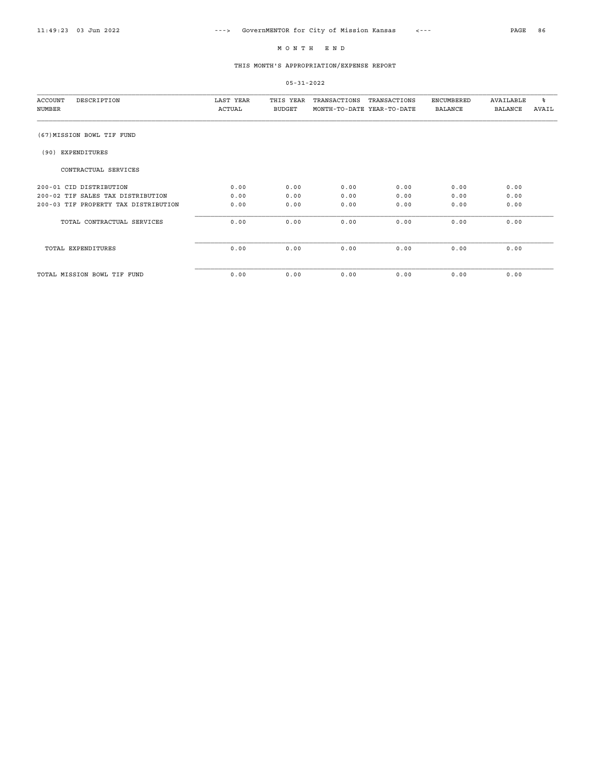# M O N T H   E N D

## THIS MONTH'S APPROPRIATION/EXPENSE REPORT

05-31-2022

| ACCOUNT NUMBER | DESCRIPTION | LAST YEAR ACTUAL | THIS YEAR BUDGET | TRANSACTIONS MONTH-TO-DATE | TRANSACTIONS YEAR-TO-DATE | ENCUMBERED BALANCE | AVAILABLE BALANCE | % AVAIL |
|---|---|---|---|---|---|---|---|---|
| | (67)MISSION BOWL TIF FUND | | | | | | | |
| | (90) EXPENDITURES | | | | | | | |
| | CONTRACTUAL SERVICES | | | | | | | |
| 200-01 | CID DISTRIBUTION | 0.00 | 0.00 | 0.00 | 0.00 | 0.00 | 0.00 | |
| 200-02 | TIF SALES TAX DISTRIBUTION | 0.00 | 0.00 | 0.00 | 0.00 | 0.00 | 0.00 | |
| 200-03 | TIF PROPERTY TAX DISTRIBUTION | 0.00 | 0.00 | 0.00 | 0.00 | 0.00 | 0.00 | |
| | TOTAL CONTRACTUAL SERVICES | 0.00 | 0.00 | 0.00 | 0.00 | 0.00 | 0.00 | |
| | TOTAL EXPENDITURES | 0.00 | 0.00 | 0.00 | 0.00 | 0.00 | 0.00 | |
| | TOTAL MISSION BOWL TIF FUND | 0.00 | 0.00 | 0.00 | 0.00 | 0.00 | 0.00 | |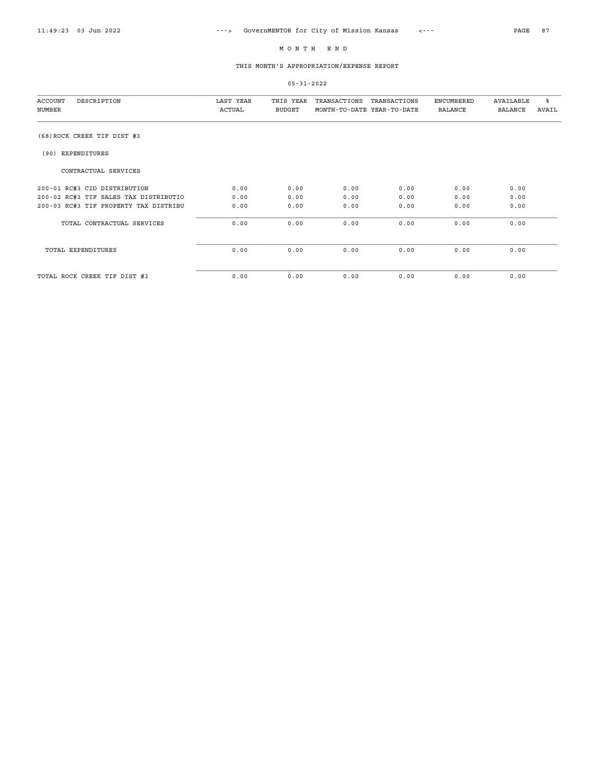# M O N T H   E N D

## THIS MONTH'S APPROPRIATION/EXPENSE REPORT

05-31-2022

| ACCOUNT NUMBER | DESCRIPTION | LAST YEAR ACTUAL | THIS YEAR BUDGET | TRANSACTIONS MONTH-TO-DATE | TRANSACTIONS YEAR-TO-DATE | ENCUMBERED BALANCE | AVAILABLE BALANCE | % AVAIL |
|---|---|---|---|---|---|---|---|---|
| (68) ROCK CREEK TIF DIST #3 | | | | | | | | |
| (90) EXPENDITURES | | | | | | | | |
| | CONTRACTUAL SERVICES | | | | | | | |
| 200-01 | RC#3 CID DISTRIBUTION | 0.00 | 0.00 | 0.00 | 0.00 | 0.00 | 0.00 | |
| 200-02 | RC#3 TIF SALES TAX DISTRIBUTIO | 0.00 | 0.00 | 0.00 | 0.00 | 0.00 | 0.00 | |
| 200-03 | RC#3 TIF PROPERTY TAX DISTRIBU | 0.00 | 0.00 | 0.00 | 0.00 | 0.00 | 0.00 | |
| | TOTAL CONTRACTUAL SERVICES | 0.00 | 0.00 | 0.00 | 0.00 | 0.00 | 0.00 | |
| | TOTAL EXPENDITURES | 0.00 | 0.00 | 0.00 | 0.00 | 0.00 | 0.00 | |
| | TOTAL ROCK CREEK TIF DIST #3 | 0.00 | 0.00 | 0.00 | 0.00 | 0.00 | 0.00 | |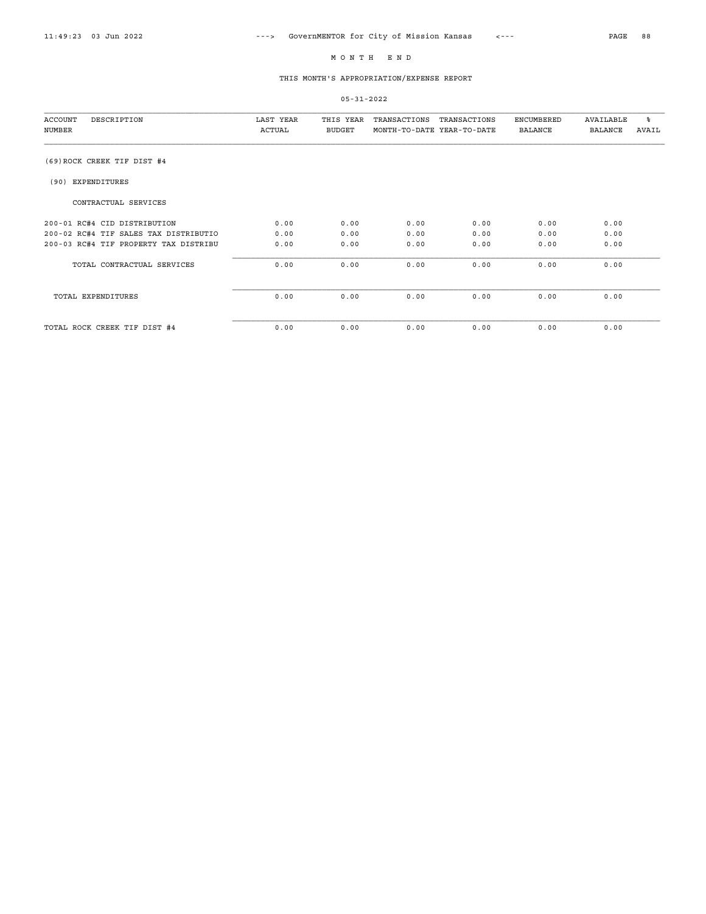# M O N T H   E N D

## THIS MONTH'S APPROPRIATION/EXPENSE REPORT

05-31-2022

| ACCOUNT NUMBER | DESCRIPTION | LAST YEAR ACTUAL | THIS YEAR BUDGET | TRANSACTIONS MONTH-TO-DATE | TRANSACTIONS YEAR-TO-DATE | ENCUMBERED BALANCE | AVAILABLE BALANCE | % AVAIL |
|---|---|---|---|---|---|---|---|---|
| (69)ROCK CREEK TIF DIST #4 | | | | | | | | |
| (90) EXPENDITURES | | | | | | | | |
| | CONTRACTUAL SERVICES | | | | | | | |
| 200-01 | RC#4 CID DISTRIBUTION | 0.00 | 0.00 | 0.00 | 0.00 | 0.00 | 0.00 | |
| 200-02 | RC#4 TIF SALES TAX DISTRIBUTIO | 0.00 | 0.00 | 0.00 | 0.00 | 0.00 | 0.00 | |
| 200-03 | RC#4 TIF PROPERTY TAX DISTRIBU | 0.00 | 0.00 | 0.00 | 0.00 | 0.00 | 0.00 | |
| | TOTAL CONTRACTUAL SERVICES | 0.00 | 0.00 | 0.00 | 0.00 | 0.00 | 0.00 | |
| | TOTAL EXPENDITURES | 0.00 | 0.00 | 0.00 | 0.00 | 0.00 | 0.00 | |
| | TOTAL ROCK CREEK TIF DIST #4 | 0.00 | 0.00 | 0.00 | 0.00 | 0.00 | 0.00 | |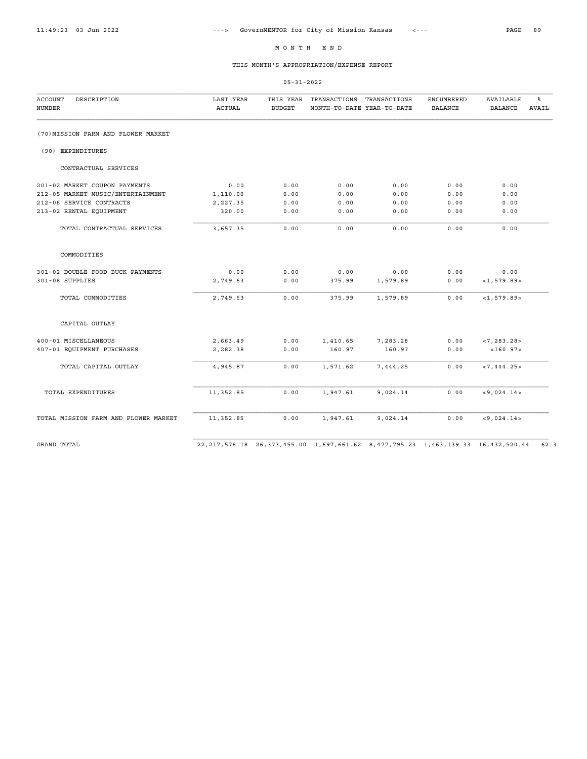# M O N T H   E N D

## THIS MONTH'S APPROPRIATION/EXPENSE REPORT

05-31-2022

| ACCOUNT NUMBER | DESCRIPTION | LAST YEAR ACTUAL | THIS YEAR BUDGET | TRANSACTIONS MONTH-TO-DATE | TRANSACTIONS YEAR-TO-DATE | ENCUMBERED BALANCE | AVAILABLE BALANCE | % AVAIL |
|---|---|---|---|---|---|---|---|---|
| (70)MISSION FARM AND FLOWER MARKET | | | | | | | | |
| (90) EXPENDITURES | | | | | | | | |
| CONTRACTUAL SERVICES | | | | | | | | |
| 201-02 | MARKET COUPON PAYMENTS | 0.00 | 0.00 | 0.00 | 0.00 | 0.00 | 0.00 | |
| 212-05 | MARKET MUSIC/ENTERTAINMENT | 1,110.00 | 0.00 | 0.00 | 0.00 | 0.00 | 0.00 | |
| 212-06 | SERVICE CONTRACTS | 2,227.35 | 0.00 | 0.00 | 0.00 | 0.00 | 0.00 | |
| 213-02 | RENTAL EQUIPMENT | 320.00 | 0.00 | 0.00 | 0.00 | 0.00 | 0.00 | |
| | TOTAL CONTRACTUAL SERVICES | 3,657.35 | 0.00 | 0.00 | 0.00 | 0.00 | 0.00 | |
| COMMODITIES | | | | | | | | |
| 301-02 | DOUBLE FOOD BUCK PAYMENTS | 0.00 | 0.00 | 0.00 | 0.00 | 0.00 | 0.00 | |
| 301-08 | SUPPLIES | 2,749.63 | 0.00 | 375.99 | 1,579.89 | 0.00 | <1,579.89> | |
| | TOTAL COMMODITIES | 2,749.63 | 0.00 | 375.99 | 1,579.89 | 0.00 | <1,579.89> | |
| CAPITAL OUTLAY | | | | | | | | |
| 400-01 | MISCELLANEOUS | 2,663.49 | 0.00 | 1,410.65 | 7,283.28 | 0.00 | <7,283.28> | |
| 407-01 | EQUIPMENT PURCHASES | 2,282.38 | 0.00 | 160.97 | 160.97 | 0.00 | <160.97> | |
| | TOTAL CAPITAL OUTLAY | 4,945.87 | 0.00 | 1,571.62 | 7,444.25 | 0.00 | <7,444.25> | |
| | TOTAL EXPENDITURES | 11,352.85 | 0.00 | 1,947.61 | 9,024.14 | 0.00 | <9,024.14> | |
| | TOTAL MISSION FARM AND FLOWER MARKET | 11,352.85 | 0.00 | 1,947.61 | 9,024.14 | 0.00 | <9,024.14> | |
| | GRAND TOTAL | 22,217,578.18 | 26,373,455.00 | 1,697,661.62 | 8,477,795.23 | 1,463,139.33 | 16,432,520.44 | 62.3 |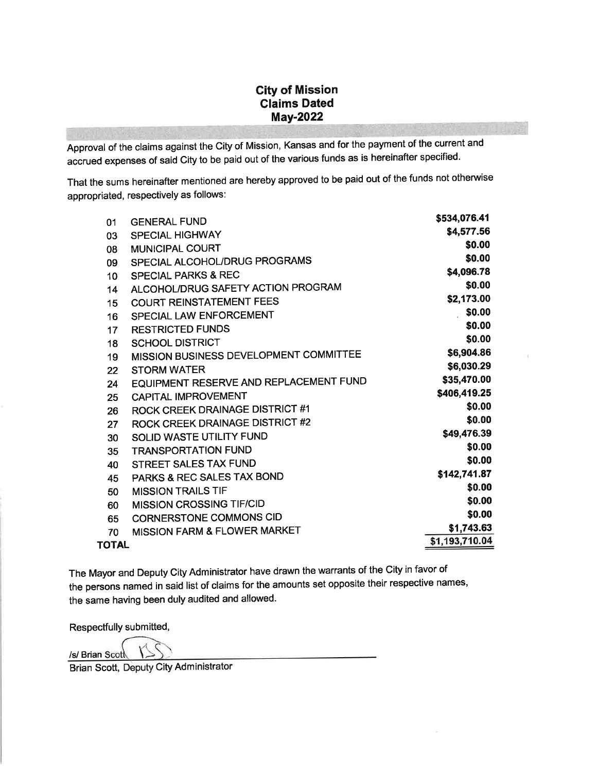# City of Mission
## Claims Dated
## May-2022

Approval of the claims against the City of Mission, Kansas and for the payment of the current and accrued expenses of said City to be paid out of the various funds as is hereinafter specified.

That the sums hereinafter mentioned are hereby approved to be paid out of the funds not otherwise appropriated, respectively as follows:

| | | |
|---|---|---|
| 01 | GENERAL FUND | $534,076.41 |
| 03 | SPECIAL HIGHWAY | $4,577.56 |
| 08 | MUNICIPAL COURT | $0.00 |
| 09 | SPECIAL ALCOHOL/DRUG PROGRAMS | $0.00 |
| 10 | SPECIAL PARKS & REC | $4,096.78 |
| 14 | ALCOHOL/DRUG SAFETY ACTION PROGRAM | $0.00 |
| 15 | COURT REINSTATEMENT FEES | $2,173.00 |
| 16 | SPECIAL LAW ENFORCEMENT | $0.00 |
| 17 | RESTRICTED FUNDS | $0.00 |
| 18 | SCHOOL DISTRICT | $0.00 |
| 19 | MISSION BUSINESS DEVELOPMENT COMMITTEE | $6,904.86 |
| 22 | STORM WATER | $6,030.29 |
| 24 | EQUIPMENT RESERVE AND REPLACEMENT FUND | $35,470.00 |
| 25 | CAPITAL IMPROVEMENT | $406,419.25 |
| 26 | ROCK CREEK DRAINAGE DISTRICT #1 | $0.00 |
| 27 | ROCK CREEK DRAINAGE DISTRICT #2 | $0.00 |
| 30 | SOLID WASTE UTILITY FUND | $49,476.39 |
| 35 | TRANSPORTATION FUND | $0.00 |
| 40 | STREET SALES TAX FUND | $0.00 |
| 45 | PARKS & REC SALES TAX BOND | $142,741.87 |
| 50 | MISSION TRAILS TIF | $0.00 |
| 60 | MISSION CROSSING TIF/CID | $0.00 |
| 65 | CORNERSTONE COMMONS CID | $0.00 |
| 70 | MISSION FARM & FLOWER MARKET | $1,743.63 |
| **TOTAL** | | $1,193,710.04 |

The Mayor and Deputy City Administrator have drawn the warrants of the City in favor of the persons named in said list of claims for the amounts set opposite their respective names, the same having been duly audited and allowed.

Respectfully submitted,

/s/ Brian Scott

Brian Scott, Deputy City Administrator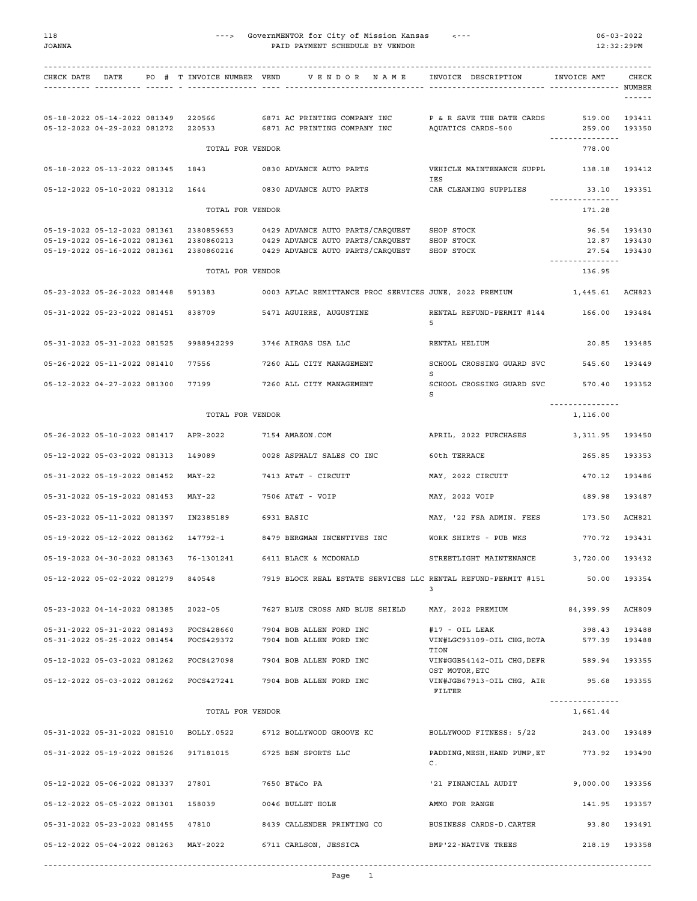GovernMENTOR for City of Mission Kansas

PAID PAYMENT SCHEDULE BY VENDOR

06-03-2022 12:32:29PM

| CHECK DATE | DATE | PO # | T | INVOICE NUMBER | VEND | VENDOR NAME | INVOICE DESCRIPTION | INVOICE AMT | CHECK NUMBER |
|---|---|---|---|---|---|---|---|---|---|
| 05-18-2022 | 05-14-2022 | 081349 | | 220566 | 6871 | AC PRINTING COMPANY INC | P & R SAVE THE DATE CARDS | 519.00 | 193411 |
| 05-12-2022 | 04-29-2022 | 081272 | | 220533 | 6871 | AC PRINTING COMPANY INC | AQUATICS CARDS-500 | 259.00 | 193350 |
| | | | | TOTAL FOR VENDOR | | | | 778.00 | |
| 05-18-2022 | 05-13-2022 | 081345 | | 1843 | 0830 | ADVANCE AUTO PARTS | VEHICLE MAINTENANCE SUPPLIES | 138.18 | 193412 |
| 05-12-2022 | 05-10-2022 | 081312 | | 1644 | 0830 | ADVANCE AUTO PARTS | CAR CLEANING SUPPLIES | 33.10 | 193351 |
| | | | | TOTAL FOR VENDOR | | | | 171.28 | |
| 05-19-2022 | 05-12-2022 | 081361 | | 2380859653 | 0429 | ADVANCE AUTO PARTS/CARQUEST | SHOP STOCK | 96.54 | 193430 |
| 05-19-2022 | 05-16-2022 | 081361 | | 2380860213 | 0429 | ADVANCE AUTO PARTS/CARQUEST | SHOP STOCK | 12.87 | 193430 |
| 05-19-2022 | 05-16-2022 | 081361 | | 2380860216 | 0429 | ADVANCE AUTO PARTS/CARQUEST | SHOP STOCK | 27.54 | 193430 |
| | | | | TOTAL FOR VENDOR | | | | 136.95 | |
| 05-23-2022 | 05-26-2022 | 081448 | | 591383 | 0003 | AFLAC REMITTANCE PROC SERVICES | JUNE, 2022 PREMIUM | 1,445.61 | ACH823 |
| 05-31-2022 | 05-23-2022 | 081451 | | 838709 | 5471 | AGUIRRE, AUGUSTINE | RENTAL REFUND-PERMIT #1445 | 166.00 | 193484 |
| 05-31-2022 | 05-31-2022 | 081525 | | 9988942299 | 3746 | AIRGAS USA LLC | RENTAL HELIUM | 20.85 | 193485 |
| 05-26-2022 | 05-11-2022 | 081410 | | 77556 | 7260 | ALL CITY MANAGEMENT | SCHOOL CROSSING GUARD SVCS | 545.60 | 193449 |
| 05-12-2022 | 04-27-2022 | 081300 | | 77199 | 7260 | ALL CITY MANAGEMENT | SCHOOL CROSSING GUARD SVCS | 570.40 | 193352 |
| | | | | TOTAL FOR VENDOR | | | | 1,116.00 | |
| 05-26-2022 | 05-10-2022 | 081417 | | APR-2022 | 7154 | AMAZON.COM | APRIL, 2022 PURCHASES | 3,311.95 | 193450 |
| 05-12-2022 | 05-03-2022 | 081313 | | 149089 | 0028 | ASPHALT SALES CO INC | 60th TERRACE | 265.85 | 193353 |
| 05-31-2022 | 05-19-2022 | 081452 | | MAY-22 | 7413 | AT&T - CIRCUIT | MAY, 2022 CIRCUIT | 470.12 | 193486 |
| 05-31-2022 | 05-19-2022 | 081453 | | MAY-22 | 7506 | AT&T - VOIP | MAY, 2022 VOIP | 489.98 | 193487 |
| 05-23-2022 | 05-11-2022 | 081397 | | IN2385189 | 6931 | BASIC | MAY, '22 FSA ADMIN. FEES | 173.50 | ACH821 |
| 05-19-2022 | 05-12-2022 | 081362 | | 147792-1 | 8479 | BERGMAN INCENTIVES INC | WORK SHIRTS - PUB WKS | 770.72 | 193431 |
| 05-19-2022 | 04-30-2022 | 081363 | | 76-1301241 | 6411 | BLACK & MCDONALD | STREETLIGHT MAINTENANCE | 3,720.00 | 193432 |
| 05-12-2022 | 05-02-2022 | 081279 | | 840548 | 7919 | BLOCK REAL ESTATE SERVICES LLC | RENTAL REFUND-PERMIT #1513 | 50.00 | 193354 |
| 05-23-2022 | 04-14-2022 | 081385 | | 2022-05 | 7627 | BLUE CROSS AND BLUE SHIELD | MAY, 2022 PREMIUM | 84,399.99 | ACH809 |
| 05-31-2022 | 05-31-2022 | 081493 | | FOCS428660 | 7904 | BOB ALLEN FORD INC | #17 - OIL LEAK | 398.43 | 193488 |
| 05-31-2022 | 05-25-2022 | 081454 | | FOCS429372 | 7904 | BOB ALLEN FORD INC | VIN#LGC93109-OIL CHG,ROTATION | 577.39 | 193488 |
| 05-12-2022 | 05-03-2022 | 081262 | | FOCS427098 | 7904 | BOB ALLEN FORD INC | VIN#GGB54142-OIL CHG,DEFROST MOTOR,ETC | 589.94 | 193355 |
| 05-12-2022 | 05-03-2022 | 081262 | | FOCS427241 | 7904 | BOB ALLEN FORD INC | VIN#JGB67913-OIL CHG, AIR FILTER | 95.68 | 193355 |
| | | | | TOTAL FOR VENDOR | | | | 1,661.44 | |
| 05-31-2022 | 05-31-2022 | 081510 | | BOLLY.0522 | 6712 | BOLLYWOOD GROOVE KC | BOLLYWOOD FITNESS: 5/22 | 243.00 | 193489 |
| 05-31-2022 | 05-19-2022 | 081526 | | 917181015 | 6725 | BSN SPORTS LLC | PADDING,MESH,HAND PUMP,ETC. | 773.92 | 193490 |
| 05-12-2022 | 05-06-2022 | 081337 | | 27801 | 7650 | BT&Co PA | '21 FINANCIAL AUDIT | 9,000.00 | 193356 |
| 05-12-2022 | 05-05-2022 | 081301 | | 158039 | 0046 | BULLET HOLE | AMMO FOR RANGE | 141.95 | 193357 |
| 05-31-2022 | 05-23-2022 | 081455 | | 47810 | 8439 | CALLENDER PRINTING CO | BUSINESS CARDS-D.CARTER | 93.80 | 193491 |
| 05-12-2022 | 05-04-2022 | 081263 | | MAY-2022 | 6711 | CARLSON, JESSICA | BMP'22-NATIVE TREES | 218.19 | 193358 |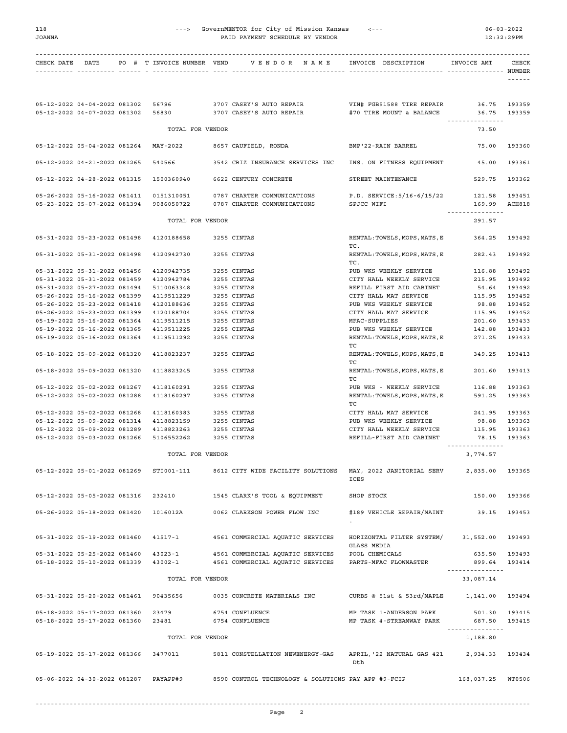GovernMENTOR for City of Mission Kansas

PAID PAYMENT SCHEDULE BY VENDOR

| CHECK DATE | DATE | PO # | T | INVOICE NUMBER | VEND | VENDOR NAME | INVOICE DESCRIPTION | INVOICE AMT | CHECK NUMBER |
|---|---|---|---|---|---|---|---|---|---|
| 05-12-2022 | 04-04-2022 | 081302 | | 56796 | 3707 | CASEY'S AUTO REPAIR | VIN# FGB51588 TIRE REPAIR | 36.75 | 193359 |
| 05-12-2022 | 04-07-2022 | 081302 | | 56830 | 3707 | CASEY'S AUTO REPAIR | #70 TIRE MOUNT & BALANCE | 36.75 | 193359 |
| | | | | TOTAL FOR VENDOR | | | | 73.50 | |
| 05-12-2022 | 05-04-2022 | 081264 | | MAY-2022 | 8657 | CAUFIELD, RONDA | BMP'22-RAIN BARREL | 75.00 | 193360 |
| 05-12-2022 | 04-21-2022 | 081265 | | 540566 | 3542 | CBIZ INSURANCE SERVICES INC | INS. ON FITNESS EQUIPMENT | 45.00 | 193361 |
| 05-12-2022 | 04-28-2022 | 081315 | | 1500360940 | 6622 | CENTURY CONCRETE | STREET MAINTENANCE | 529.75 | 193362 |
| 05-26-2022 | 05-16-2022 | 081411 | | 0151310051 | 0787 | CHARTER COMMUNICATIONS | P.D. SERVICE:5/16-6/15/22 | 121.58 | 193451 |
| 05-23-2022 | 05-07-2022 | 081394 | | 9086050722 | 0787 | CHARTER COMMUNICATIONS | SPJCC WIFI | 169.99 | ACH818 |
| | | | | TOTAL FOR VENDOR | | | | 291.57 | |
| 05-31-2022 | 05-23-2022 | 081498 | | 4120188658 | 3255 | CINTAS | RENTAL:TOWELS,MOPS,MATS,ETC. | 364.25 | 193492 |
| 05-31-2022 | 05-31-2022 | 081498 | | 4120942730 | 3255 | CINTAS | RENTAL:TOWELS,MOPS,MATS,ETC. | 282.43 | 193492 |
| 05-31-2022 | 05-31-2022 | 081456 | | 4120942735 | 3255 | CINTAS | PUB WKS WEEKLY SERVICE | 116.88 | 193492 |
| 05-31-2022 | 05-31-2022 | 081459 | | 4120942784 | 3255 | CINTAS | CITY HALL WEEKLY SERVICE | 215.95 | 193492 |
| 05-31-2022 | 05-27-2022 | 081494 | | 5110063348 | 3255 | CINTAS | REFILL FIRST AID CABINET | 54.64 | 193492 |
| 05-26-2022 | 05-16-2022 | 081399 | | 4119511229 | 3255 | CINTAS | CITY HALL MAT SERVICE | 115.95 | 193452 |
| 05-26-2022 | 05-23-2022 | 081418 | | 4120188636 | 3255 | CINTAS | PUB WKS WEEKLY SERVICE | 98.88 | 193452 |
| 05-26-2022 | 05-23-2022 | 081399 | | 4120188704 | 3255 | CINTAS | CITY HALL MAT SERVICE | 115.95 | 193452 |
| 05-19-2022 | 05-16-2022 | 081364 | | 4119511215 | 3255 | CINTAS | MFAC-SUPPLIES | 201.60 | 193433 |
| 05-19-2022 | 05-16-2022 | 081365 | | 4119511225 | 3255 | CINTAS | PUB WKS WEEKLY SERVICE | 142.88 | 193433 |
| 05-19-2022 | 05-16-2022 | 081364 | | 4119511292 | 3255 | CINTAS | RENTAL:TOWELS,MOPS,MATS,ETC | 271.25 | 193433 |
| 05-18-2022 | 05-09-2022 | 081320 | | 4118823237 | 3255 | CINTAS | RENTAL:TOWELS,MOPS,MATS,ETC | 349.25 | 193413 |
| 05-18-2022 | 05-09-2022 | 081320 | | 4118823245 | 3255 | CINTAS | RENTAL:TOWELS,MOPS,MATS,ETC | 201.60 | 193413 |
| 05-12-2022 | 05-02-2022 | 081267 | | 4118160291 | 3255 | CINTAS | PUB WKS - WEEKLY SERVICE | 116.88 | 193363 |
| 05-12-2022 | 05-02-2022 | 081288 | | 4118160297 | 3255 | CINTAS | RENTAL:TOWELS,MOPS,MATS,ETC | 591.25 | 193363 |
| 05-12-2022 | 05-02-2022 | 081268 | | 4118160383 | 3255 | CINTAS | CITY HALL MAT SERVICE | 241.95 | 193363 |
| 05-12-2022 | 05-09-2022 | 081314 | | 4118823159 | 3255 | CINTAS | PUB WKS WEEKLY SERVICE | 98.88 | 193363 |
| 05-12-2022 | 05-09-2022 | 081289 | | 4118823263 | 3255 | CINTAS | CITY HALL WEEKLY SERVICE | 115.95 | 193363 |
| 05-12-2022 | 05-03-2022 | 081266 | | 5106552262 | 3255 | CINTAS | REFILL-FIRST AID CABINET | 78.15 | 193363 |
| | | | | TOTAL FOR VENDOR | | | | 3,774.57 | |
| 05-12-2022 | 05-01-2022 | 081269 | | STI001-111 | 8612 | CITY WIDE FACILITY SOLUTIONS | MAY, 2022 JANITORIAL SERVICES | 2,835.00 | 193365 |
| 05-12-2022 | 05-05-2022 | 081316 | | 232410 | 1545 | CLARK'S TOOL & EQUIPMENT | SHOP STOCK | 150.00 | 193366 |
| 05-26-2022 | 05-18-2022 | 081420 | | 1016012A | 0062 | CLARKSON POWER FLOW INC | #189 VEHICLE REPAIR/MAINT. | 39.15 | 193453 |
| 05-31-2022 | 05-19-2022 | 081460 | | 41517-1 | 4561 | COMMERCIAL AQUATIC SERVICES | HORIZONTAL FILTER SYSTEM/GLASS MEDIA | 31,552.00 | 193493 |
| 05-31-2022 | 05-25-2022 | 081460 | | 43023-1 | 4561 | COMMERCIAL AQUATIC SERVICES | POOL CHEMICALS | 635.50 | 193493 |
| 05-18-2022 | 05-10-2022 | 081339 | | 43002-1 | 4561 | COMMERCIAL AQUATIC SERVICES | PARTS-MFAC FLOWMASTER | 899.64 | 193414 |
| | | | | TOTAL FOR VENDOR | | | | 33,087.14 | |
| 05-31-2022 | 05-20-2022 | 081461 | | 90435656 | 0035 | CONCRETE MATERIALS INC | CURBS @ 51st & 53rd/MAPLE | 1,141.00 | 193494 |
| 05-18-2022 | 05-17-2022 | 081360 | | 23479 | 6754 | CONFLUENCE | MP TASK 1-ANDERSON PARK | 501.30 | 193415 |
| 05-18-2022 | 05-17-2022 | 081360 | | 23481 | 6754 | CONFLUENCE | MP TASK 4-STREAMWAY PARK | 687.50 | 193415 |
| | | | | TOTAL FOR VENDOR | | | | 1,188.80 | |
| 05-19-2022 | 05-17-2022 | 081366 | | 3477011 | 5811 | CONSTELLATION NEWENERGY-GAS | APRIL,'22 NATURAL GAS 421 Dth | 2,934.33 | 193434 |
| 05-06-2022 | 04-30-2022 | 081287 | | PAYAPP#9 | 8590 | CONTROL TECHNOLOGY & SOLUTIONS | PAY APP #9-FCIP | 168,037.25 | WT0506 |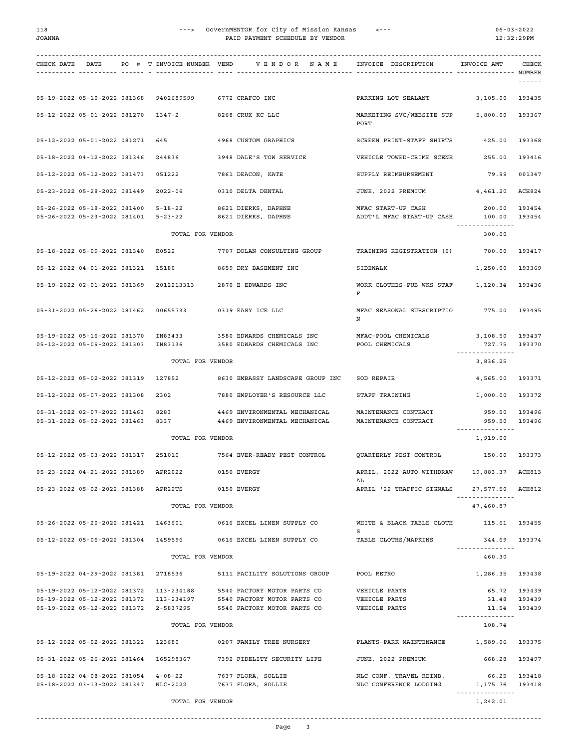| CHECK DATE | DATE | PO # | T | INVOICE NUMBER | VEND | VENDOR NAME | INVOICE DESCRIPTION | INVOICE AMT | CHECK NUMBER |
|---|---|---|---|---|---|---|---|---|---|
| 05-19-2022 | 05-10-2022 | 081368 | | 9402689599 | 6772 | CRAFCO INC | PARKING LOT SEALANT | 3,105.00 | 193435 |
| 05-12-2022 | 05-01-2022 | 081270 | | 1347-2 | 8268 | CRUX KC LLC | MARKETING SVC/WEBSITE SUPPORT | 5,800.00 | 193367 |
| 05-12-2022 | 05-01-2022 | 081271 | | 645 | 4968 | CUSTOM GRAPHICS | SCREEN PRINT-STAFF SHIRTS | 425.00 | 193368 |
| 05-18-2022 | 04-12-2022 | 081346 | | 244836 | 3948 | DALE'S TOW SERVICE | VEHICLE TOWED-CRIME SCENE | 255.00 | 193416 |
| 05-12-2022 | 05-12-2022 | 081473 | | 051222 | 7861 | DEACON, KATE | SUPPLY REIMBURSEMENT | 79.99 | 001347 |
| 05-23-2022 | 05-28-2022 | 081449 | | 2022-06 | 0310 | DELTA DENTAL | JUNE, 2022 PREMIUM | 4,461.20 | ACH824 |
| 05-26-2022 | 05-18-2022 | 081400 | | 5-18-22 | 8621 | DIERKS, DAPHNE | MFAC START-UP CASH | 200.00 | 193454 |
| 05-26-2022 | 05-23-2022 | 081401 | | 5-23-22 | 8621 | DIERKS, DAPHNE | ADDT'L MFAC START-UP CASH | 100.00 | 193454 |
| | | | | TOTAL FOR VENDOR | | | | 300.00 | |
| 05-18-2022 | 05-09-2022 | 081340 | | R0522 | 7707 | DOLAN CONSULTING GROUP | TRAINING REGISTRATION (5) | 780.00 | 193417 |
| 05-12-2022 | 04-01-2022 | 081321 | | 15180 | 8659 | DRY BASEMENT INC | SIDEWALK | 1,250.00 | 193369 |
| 05-19-2022 | 02-01-2022 | 081369 | | 2012213313 | 2870 | E EDWARDS INC | WORK CLOTHES-PUB WKS STAFF | 1,120.34 | 193436 |
| 05-31-2022 | 05-26-2022 | 081462 | | 00655733 | 0319 | EASY ICE LLC | MFAC SEASONAL SUBSCRIPTION | 775.00 | 193495 |
| 05-19-2022 | 05-16-2022 | 081370 | | IN83433 | 3580 | EDWARDS CHEMICALS INC | MFAC-POOL CHEMICALS | 3,108.50 | 193437 |
| 05-12-2022 | 05-09-2022 | 081303 | | IN83136 | 3580 | EDWARDS CHEMICALS INC | POOL CHEMICALS | 727.75 | 193370 |
| | | | | TOTAL FOR VENDOR | | | | 3,836.25 | |
| 05-12-2022 | 05-02-2022 | 081319 | | 127852 | 8630 | EMBASSY LANDSCAPE GROUP INC | SOD REPAIR | 4,565.00 | 193371 |
| 05-12-2022 | 05-07-2022 | 081308 | | 2302 | 7880 | EMPLOYER'S RESOURCE LLC | STAFF TRAINING | 1,000.00 | 193372 |
| 05-31-2022 | 02-07-2022 | 081463 | | 8283 | 4469 | ENVIRONMENTAL MECHANICAL | MAINTENANCE CONTRACT | 959.50 | 193496 |
| 05-31-2022 | 05-02-2022 | 081463 | | 8337 | 4469 | ENVIRONMENTAL MECHANICAL | MAINTENANCE CONTRACT | 959.50 | 193496 |
| | | | | TOTAL FOR VENDOR | | | | 1,919.00 | |
| 05-12-2022 | 05-03-2022 | 081317 | | 251010 | 7564 | EVER-READY PEST CONTROL | QUARTERLY PEST CONTROL | 150.00 | 193373 |
| 05-23-2022 | 04-21-2022 | 081389 | | APR2022 | 0150 | EVERGY | APRIL, 2022 AUTO WITHDRAWAL | 19,883.37 | ACH813 |
| 05-23-2022 | 05-02-2022 | 081388 | | APR22TS | 0150 | EVERGY | APRIL '22 TRAFFIC SIGNALS | 27,577.50 | ACH812 |
| | | | | TOTAL FOR VENDOR | | | | 47,460.87 | |
| 05-26-2022 | 05-20-2022 | 081421 | | 1463601 | 0616 | EXCEL LINEN SUPPLY CO | WHITE & BLACK TABLE CLOTHS | 115.61 | 193455 |
| 05-12-2022 | 05-06-2022 | 081304 | | 1459596 | 0616 | EXCEL LINEN SUPPLY CO | TABLE CLOTHS/NAPKINS | 344.69 | 193374 |
| | | | | TOTAL FOR VENDOR | | | | 460.30 | |
| 05-19-2022 | 04-29-2022 | 081381 | | 2718536 | 5111 | FACILITY SOLUTIONS GROUP | POOL RETRO | 1,286.35 | 193438 |
| 05-19-2022 | 05-12-2022 | 081372 | | 113-234188 | 5540 | FACTORY MOTOR PARTS CO | VEHICLE PARTS | 65.72 | 193439 |
| 05-19-2022 | 05-12-2022 | 081372 | | 113-234197 | 5540 | FACTORY MOTOR PARTS CO | VEHICLE PARTS | 31.48 | 193439 |
| 05-19-2022 | 05-12-2022 | 081372 | | 2-5837295 | 5540 | FACTORY MOTOR PARTS CO | VEHICLE PARTS | 11.54 | 193439 |
| | | | | TOTAL FOR VENDOR | | | | 108.74 | |
| 05-12-2022 | 05-02-2022 | 081322 | | 123680 | 0207 | FAMILY TREE NURSERY | PLANTS-PARK MAINTENANCE | 1,589.06 | 193375 |
| 05-31-2022 | 05-26-2022 | 081464 | | 165298367 | 7392 | FIDELITY SECURITY LIFE | JUNE, 2022 PREMIUM | 668.28 | 193497 |
| 05-18-2022 | 04-08-2022 | 081054 | | 4-08-22 | 7637 | FLORA, SOLLIE | NLC CONF. TRAVEL REIMB. | 66.25 | 193418 |
| 05-18-2022 | 03-13-2022 | 081347 | | NLC-2022 | 7637 | FLORA, SOLLIE | NLC CONFERENCE LODGING | 1,175.76 | 193418 |
| | | | | TOTAL FOR VENDOR | | | | 1,242.01 | |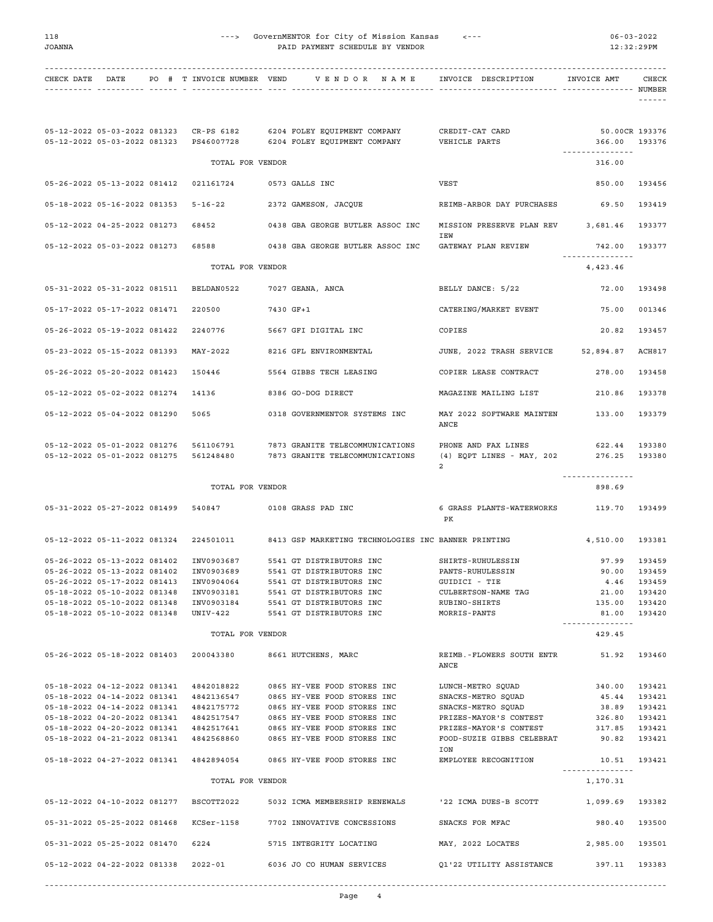| CHECK DATE | DATE | PO # | T | INVOICE NUMBER | VEND | V E N D O R  N A M E | INVOICE DESCRIPTION | INVOICE AMT | CHECK NUMBER |
|---|---|---|---|---|---|---|---|---|---|
| 05-12-2022 | 05-03-2022 | 081323 | | CR-PS 6182 | 6204 | FOLEY EQUIPMENT COMPANY | CREDIT-CAT CARD | 50.00CR | 193376 |
| 05-12-2022 | 05-03-2022 | 081323 | | PS46007728 | 6204 | FOLEY EQUIPMENT COMPANY | VEHICLE PARTS | 366.00 | 193376 |
| | | | | TOTAL FOR VENDOR | | | | 316.00 | |
| 05-26-2022 | 05-13-2022 | 081412 | | 021161724 | 0573 | GALLS INC | VEST | 850.00 | 193456 |
| 05-18-2022 | 05-16-2022 | 081353 | | 5-16-22 | 2372 | GAMESON, JACQUE | REIMB-ARBOR DAY PURCHASES | 69.50 | 193419 |
| 05-12-2022 | 04-25-2022 | 081273 | | 68452 | 0438 | GBA GEORGE BUTLER ASSOC INC | MISSION PRESERVE PLAN REVIEW | 3,681.46 | 193377 |
| 05-12-2022 | 05-03-2022 | 081273 | | 68588 | 0438 | GBA GEORGE BUTLER ASSOC INC | GATEWAY PLAN REVIEW | 742.00 | 193377 |
| | | | | TOTAL FOR VENDOR | | | | 4,423.46 | |
| 05-31-2022 | 05-31-2022 | 081511 | | BELDAN0522 | 7027 | GEANA, ANCA | BELLY DANCE: 5/22 | 72.00 | 193498 |
| 05-17-2022 | 05-17-2022 | 081471 | | 220500 | 7430 | GF+1 | CATERING/MARKET EVENT | 75.00 | 001346 |
| 05-26-2022 | 05-19-2022 | 081422 | | 2240776 | 5667 | GFI DIGITAL INC | COPIES | 20.82 | 193457 |
| 05-23-2022 | 05-15-2022 | 081393 | | MAY-2022 | 8216 | GFL ENVIRONMENTAL | JUNE, 2022 TRASH SERVICE | 52,894.87 | ACH817 |
| 05-26-2022 | 05-20-2022 | 081423 | | 150446 | 5564 | GIBBS TECH LEASING | COPIER LEASE CONTRACT | 278.00 | 193458 |
| 05-12-2022 | 05-02-2022 | 081274 | | 14136 | 8386 | GO-DOG DIRECT | MAGAZINE MAILING LIST | 210.86 | 193378 |
| 05-12-2022 | 05-04-2022 | 081290 | | 5065 | 0318 | GOVERNMENTOR SYSTEMS INC | MAY 2022 SOFTWARE MAINTENANCE | 133.00 | 193379 |
| 05-12-2022 | 05-01-2022 | 081276 | | 561106791 | 7873 | GRANITE TELECOMMUNICATIONS | PHONE AND FAX LINES | 622.44 | 193380 |
| 05-12-2022 | 05-01-2022 | 081275 | | 561248480 | 7873 | GRANITE TELECOMMUNICATIONS | (4) EQPT LINES - MAY, 2022 | 276.25 | 193380 |
| | | | | TOTAL FOR VENDOR | | | | 898.69 | |
| 05-31-2022 | 05-27-2022 | 081499 | | 540847 | 0108 | GRASS PAD INC | 6 GRASS PLANTS-WATERWORKS PK | 119.70 | 193499 |
| 05-12-2022 | 05-11-2022 | 081324 | | 224501011 | 8413 | GSP MARKETING TECHNOLOGIES INC | BANNER PRINTING | 4,510.00 | 193381 |
| 05-26-2022 | 05-13-2022 | 081402 | | INV0903687 | 5541 | GT DISTRIBUTORS INC | SHIRTS-RUHULESSIN | 97.99 | 193459 |
| 05-26-2022 | 05-13-2022 | 081402 | | INV0903689 | 5541 | GT DISTRIBUTORS INC | PANTS-RUHULESSIN | 90.00 | 193459 |
| 05-26-2022 | 05-17-2022 | 081413 | | INV0904064 | 5541 | GT DISTRIBUTORS INC | GUIDICI - TIE | 4.46 | 193459 |
| 05-18-2022 | 05-10-2022 | 081348 | | INV0903181 | 5541 | GT DISTRIBUTORS INC | CULBERTSON-NAME TAG | 21.00 | 193420 |
| 05-18-2022 | 05-10-2022 | 081348 | | INV0903184 | 5541 | GT DISTRIBUTORS INC | RUBINO-SHIRTS | 135.00 | 193420 |
| 05-18-2022 | 05-10-2022 | 081348 | | UNIV-422 | 5541 | GT DISTRIBUTORS INC | MORRIS-PANTS | 81.00 | 193420 |
| | | | | TOTAL FOR VENDOR | | | | 429.45 | |
| 05-26-2022 | 05-18-2022 | 081403 | | 200043380 | 8661 | HUTCHENS, MARC | REIMB.-FLOWERS SOUTH ENTRANCE | 51.92 | 193460 |
| 05-18-2022 | 04-12-2022 | 081341 | | 4842018822 | 0865 | HY-VEE FOOD STORES INC | LUNCH-METRO SQUAD | 340.00 | 193421 |
| 05-18-2022 | 04-14-2022 | 081341 | | 4842136547 | 0865 | HY-VEE FOOD STORES INC | SNACKS-METRO SQUAD | 45.44 | 193421 |
| 05-18-2022 | 04-14-2022 | 081341 | | 4842175772 | 0865 | HY-VEE FOOD STORES INC | SNACKS-METRO SQUAD | 38.89 | 193421 |
| 05-18-2022 | 04-20-2022 | 081341 | | 4842517547 | 0865 | HY-VEE FOOD STORES INC | PRIZES-MAYOR'S CONTEST | 326.80 | 193421 |
| 05-18-2022 | 04-20-2022 | 081341 | | 4842517641 | 0865 | HY-VEE FOOD STORES INC | PRIZES-MAYOR'S CONTEST | 317.85 | 193421 |
| 05-18-2022 | 04-21-2022 | 081341 | | 4842568860 | 0865 | HY-VEE FOOD STORES INC | FOOD-SUZIE GIBBS CELEBRATION | 90.82 | 193421 |
| 05-18-2022 | 04-27-2022 | 081341 | | 4842894054 | 0865 | HY-VEE FOOD STORES INC | EMPLOYEE RECOGNITION | 10.51 | 193421 |
| | | | | TOTAL FOR VENDOR | | | | 1,170.31 | |
| 05-12-2022 | 04-10-2022 | 081277 | | BSCOTT2022 | 5032 | ICMA MEMBERSHIP RENEWALS | '22 ICMA DUES-B SCOTT | 1,099.69 | 193382 |
| 05-31-2022 | 05-25-2022 | 081468 | | KCSer-1158 | 7702 | INNOVATIVE CONCESSIONS | SNACKS FOR MFAC | 980.40 | 193500 |
| 05-31-2022 | 05-25-2022 | 081470 | | 6224 | 5715 | INTEGRITY LOCATING | MAY, 2022 LOCATES | 2,985.00 | 193501 |
| 05-12-2022 | 04-22-2022 | 081338 | | 2022-01 | 6036 | JO CO HUMAN SERVICES | Q1'22 UTILITY ASSISTANCE | 397.11 | 193383 |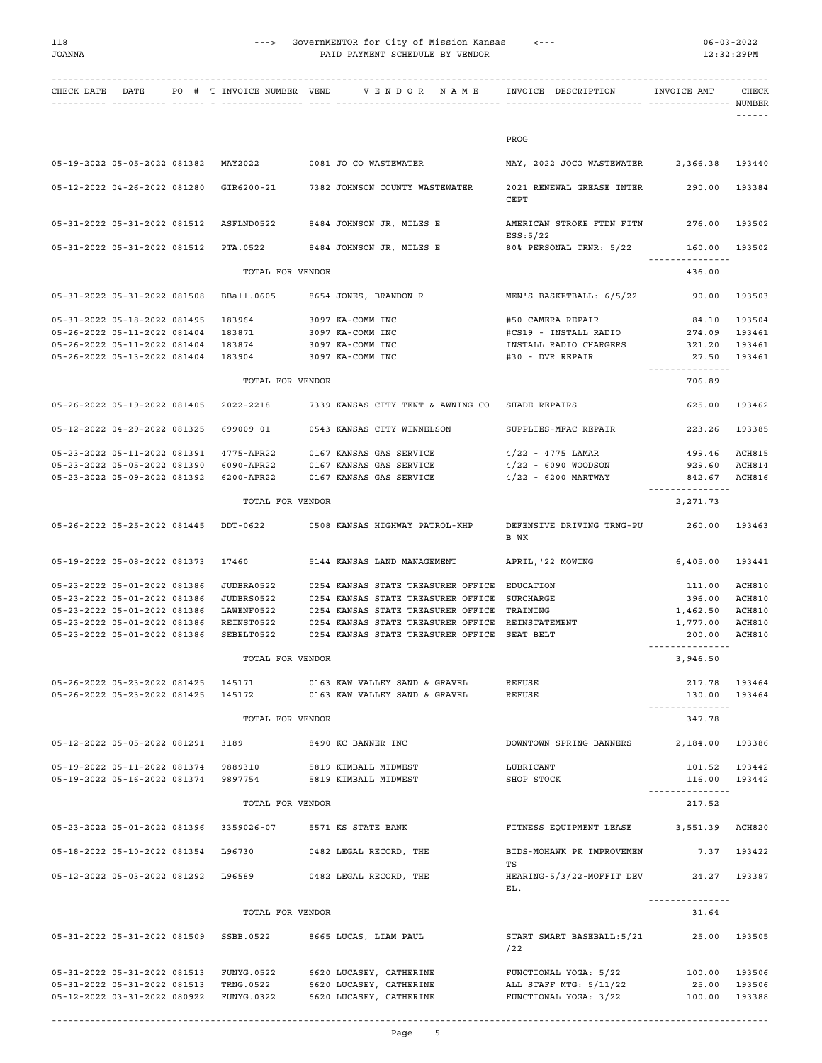| CHECK DATE | DATE | PO # | T | INVOICE NUMBER | VEND | VENDOR NAME | INVOICE DESCRIPTION | INVOICE AMT | CHECK NUMBER |
|---|---|---|---|---|---|---|---|---|---|
| | | | | | | | PROG | | |
| 05-19-2022 | 05-05-2022 | 081382 | | MAY2022 | 0081 | JO CO WASTEWATER | MAY, 2022 JOCO WASTEWATER | 2,366.38 | 193440 |
| 05-12-2022 | 04-26-2022 | 081280 | | GIR6200-21 | 7382 | JOHNSON COUNTY WASTEWATER | 2021 RENEWAL GREASE INTERCEPT | 290.00 | 193384 |
| 05-31-2022 | 05-31-2022 | 081512 | | ASFLND0522 | 8484 | JOHNSON JR, MILES E | AMERICAN STROKE FTDN FITNESS:5/22 | 276.00 | 193502 |
| 05-31-2022 | 05-31-2022 | 081512 | | PTA.0522 | 8484 | JOHNSON JR, MILES E | 80% PERSONAL TRNR: 5/22 | 160.00 | 193502 |
| | | | | TOTAL FOR VENDOR | | | | 436.00 | |
| 05-31-2022 | 05-31-2022 | 081508 | | BBall.0605 | 8654 | JONES, BRANDON R | MEN'S BASKETBALL: 6/5/22 | 90.00 | 193503 |
| 05-31-2022 | 05-18-2022 | 081495 | | 183964 | 3097 | KA-COMM INC | #50 CAMERA REPAIR | 84.10 | 193504 |
| 05-26-2022 | 05-11-2022 | 081404 | | 183871 | 3097 | KA-COMM INC | #CS19 - INSTALL RADIO | 274.09 | 193461 |
| 05-26-2022 | 05-11-2022 | 081404 | | 183874 | 3097 | KA-COMM INC | INSTALL RADIO CHARGERS | 321.20 | 193461 |
| 05-26-2022 | 05-13-2022 | 081404 | | 183904 | 3097 | KA-COMM INC | #30 - DVR REPAIR | 27.50 | 193461 |
| | | | | TOTAL FOR VENDOR | | | | 706.89 | |
| 05-26-2022 | 05-19-2022 | 081405 | | 2022-2218 | 7339 | KANSAS CITY TENT & AWNING CO | SHADE REPAIRS | 625.00 | 193462 |
| 05-12-2022 | 04-29-2022 | 081325 | | 699009 01 | 0543 | KANSAS CITY WINNELSON | SUPPLIES-MFAC REPAIR | 223.26 | 193385 |
| 05-23-2022 | 05-11-2022 | 081391 | | 4775-APR22 | 0167 | KANSAS GAS SERVICE | 4/22 - 4775 LAMAR | 499.46 | ACH815 |
| 05-23-2022 | 05-05-2022 | 081390 | | 6090-APR22 | 0167 | KANSAS GAS SERVICE | 4/22 - 6090 WOODSON | 929.60 | ACH814 |
| 05-23-2022 | 05-09-2022 | 081392 | | 6200-APR22 | 0167 | KANSAS GAS SERVICE | 4/22 - 6200 MARTWAY | 842.67 | ACH816 |
| | | | | TOTAL FOR VENDOR | | | | 2,271.73 | |
| 05-26-2022 | 05-25-2022 | 081445 | | DDT-0622 | 0508 | KANSAS HIGHWAY PATROL-KHP | DEFENSIVE DRIVING TRNG-PUB WK | 260.00 | 193463 |
| 05-19-2022 | 05-08-2022 | 081373 | | 17460 | 5144 | KANSAS LAND MANAGEMENT | APRIL,'22 MOWING | 6,405.00 | 193441 |
| 05-23-2022 | 05-01-2022 | 081386 | | JUDBRA0522 | 0254 | KANSAS STATE TREASURER OFFICE | EDUCATION | 111.00 | ACH810 |
| 05-23-2022 | 05-01-2022 | 081386 | | JUDBRS0522 | 0254 | KANSAS STATE TREASURER OFFICE | SURCHARGE | 396.00 | ACH810 |
| 05-23-2022 | 05-01-2022 | 081386 | | LAWENF0522 | 0254 | KANSAS STATE TREASURER OFFICE | TRAINING | 1,462.50 | ACH810 |
| 05-23-2022 | 05-01-2022 | 081386 | | REINST0522 | 0254 | KANSAS STATE TREASURER OFFICE | REINSTATEMENT | 1,777.00 | ACH810 |
| 05-23-2022 | 05-01-2022 | 081386 | | SEBELT0522 | 0254 | KANSAS STATE TREASURER OFFICE | SEAT BELT | 200.00 | ACH810 |
| | | | | TOTAL FOR VENDOR | | | | 3,946.50 | |
| 05-26-2022 | 05-23-2022 | 081425 | | 145171 | 0163 | KAW VALLEY SAND & GRAVEL | REFUSE | 217.78 | 193464 |
| 05-26-2022 | 05-23-2022 | 081425 | | 145172 | 0163 | KAW VALLEY SAND & GRAVEL | REFUSE | 130.00 | 193464 |
| | | | | TOTAL FOR VENDOR | | | | 347.78 | |
| 05-12-2022 | 05-05-2022 | 081291 | | 3189 | 8490 | KC BANNER INC | DOWNTOWN SPRING BANNERS | 2,184.00 | 193386 |
| 05-19-2022 | 05-11-2022 | 081374 | | 9889310 | 5819 | KIMBALL MIDWEST | LUBRICANT | 101.52 | 193442 |
| 05-19-2022 | 05-16-2022 | 081374 | | 9897754 | 5819 | KIMBALL MIDWEST | SHOP STOCK | 116.00 | 193442 |
| | | | | TOTAL FOR VENDOR | | | | 217.52 | |
| 05-23-2022 | 05-01-2022 | 081396 | | 3359026-07 | 5571 | KS STATE BANK | FITNESS EQUIPMENT LEASE | 3,551.39 | ACH820 |
| 05-18-2022 | 05-10-2022 | 081354 | | L96730 | 0482 | LEGAL RECORD, THE | BIDS-MOHAWK PK IMPROVEMENTS | 7.37 | 193422 |
| 05-12-2022 | 05-03-2022 | 081292 | | L96589 | 0482 | LEGAL RECORD, THE | HEARING-5/3/22-MOFFIT DEVEL. | 24.27 | 193387 |
| | | | | TOTAL FOR VENDOR | | | | 31.64 | |
| 05-31-2022 | 05-31-2022 | 081509 | | SSBB.0522 | 8665 | LUCAS, LIAM PAUL | START SMART BASEBALL:5/21/22 | 25.00 | 193505 |
| 05-31-2022 | 05-31-2022 | 081513 | | FUNYG.0522 | 6620 | LUCASEY, CATHERINE | FUNCTIONAL YOGA: 5/22 | 100.00 | 193506 |
| 05-31-2022 | 05-31-2022 | 081513 | | TRNG.0522 | 6620 | LUCASEY, CATHERINE | ALL STAFF MTG: 5/11/22 | 25.00 | 193506 |
| 05-12-2022 | 03-31-2022 | 080922 | | FUNYG.0322 | 6620 | LUCASEY, CATHERINE | FUNCTIONAL YOGA: 3/22 | 100.00 | 193388 |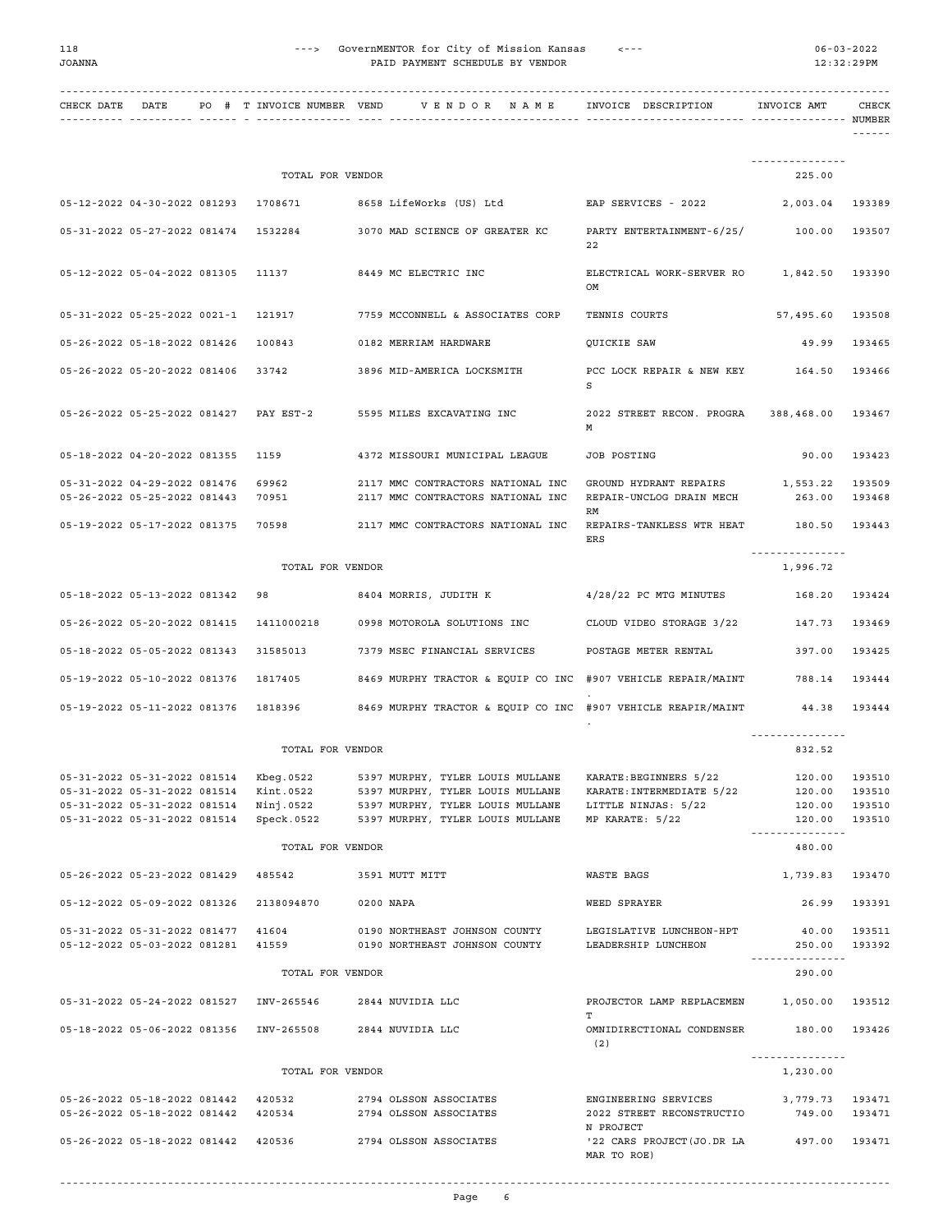| CHECK DATE | DATE | PO # | T | INVOICE NUMBER | VEND | VENDOR NAME | INVOICE DESCRIPTION | INVOICE AMT | CHECK NUMBER |
|---|---|---|---|---|---|---|---|---|---|
| | | | | TOTAL FOR VENDOR | | | | 225.00 | |
| 05-12-2022 | 04-30-2022 | 081293 | | 1708671 | 8658 | LifeWorks (US) Ltd | EAP SERVICES - 2022 | 2,003.04 | 193389 |
| 05-31-2022 | 05-27-2022 | 081474 | | 1532284 | 3070 | MAD SCIENCE OF GREATER KC | PARTY ENTERTAINMENT-6/25/22 | 100.00 | 193507 |
| 05-12-2022 | 05-04-2022 | 081305 | | 11137 | 8449 | MC ELECTRIC INC | ELECTRICAL WORK-SERVER ROOM | 1,842.50 | 193390 |
| 05-31-2022 | 05-25-2022 | 0021-1 | | 121917 | 7759 | MCCONNELL & ASSOCIATES CORP | TENNIS COURTS | 57,495.60 | 193508 |
| 05-26-2022 | 05-18-2022 | 081426 | | 100843 | 0182 | MERRIAM HARDWARE | QUICKIE SAW | 49.99 | 193465 |
| 05-26-2022 | 05-20-2022 | 081406 | | 33742 | 3896 | MID-AMERICA LOCKSMITH | PCC LOCK REPAIR & NEW KEYS | 164.50 | 193466 |
| 05-26-2022 | 05-25-2022 | 081427 | | PAY EST-2 | 5595 | MILES EXCAVATING INC | 2022 STREET RECON. PROGRAM | 388,468.00 | 193467 |
| 05-18-2022 | 04-20-2022 | 081355 | | 1159 | 4372 | MISSOURI MUNICIPAL LEAGUE | JOB POSTING | 90.00 | 193423 |
| 05-31-2022 | 04-29-2022 | 081476 | | 69962 | 2117 | MMC CONTRACTORS NATIONAL INC | GROUND HYDRANT REPAIRS | 1,553.22 | 193509 |
| 05-26-2022 | 05-25-2022 | 081443 | | 70951 | 2117 | MMC CONTRACTORS NATIONAL INC | REPAIR-UNCLOG DRAIN MECH RM | 263.00 | 193468 |
| 05-19-2022 | 05-17-2022 | 081375 | | 70598 | 2117 | MMC CONTRACTORS NATIONAL INC | REPAIRS-TANKLESS WTR HEATERS | 180.50 | 193443 |
| | | | | TOTAL FOR VENDOR | | | | 1,996.72 | |
| 05-18-2022 | 05-13-2022 | 081342 | | 98 | 8404 | MORRIS, JUDITH K | 4/28/22 PC MTG MINUTES | 168.20 | 193424 |
| 05-26-2022 | 05-20-2022 | 081415 | | 1411000218 | 0998 | MOTOROLA SOLUTIONS INC | CLOUD VIDEO STORAGE 3/22 | 147.73 | 193469 |
| 05-18-2022 | 05-05-2022 | 081343 | | 31585013 | 7379 | MSEC FINANCIAL SERVICES | POSTAGE METER RENTAL | 397.00 | 193425 |
| 05-19-2022 | 05-10-2022 | 081376 | | 1817405 | 8469 | MURPHY TRACTOR & EQUIP CO INC | #907 VEHICLE REPAIR/MAINT. | 788.14 | 193444 |
| 05-19-2022 | 05-11-2022 | 081376 | | 1818396 | 8469 | MURPHY TRACTOR & EQUIP CO INC | #907 VEHICLE REAPIR/MAINT. | 44.38 | 193444 |
| | | | | TOTAL FOR VENDOR | | | | 832.52 | |
| 05-31-2022 | 05-31-2022 | 081514 | | Kbeg.0522 | 5397 | MURPHY, TYLER LOUIS MULLANE | KARATE:BEGINNERS 5/22 | 120.00 | 193510 |
| 05-31-2022 | 05-31-2022 | 081514 | | Kint.0522 | 5397 | MURPHY, TYLER LOUIS MULLANE | KARATE:INTERMEDIATE 5/22 | 120.00 | 193510 |
| 05-31-2022 | 05-31-2022 | 081514 | | Ninj.0522 | 5397 | MURPHY, TYLER LOUIS MULLANE | LITTLE NINJAS: 5/22 | 120.00 | 193510 |
| 05-31-2022 | 05-31-2022 | 081514 | | Speck.0522 | 5397 | MURPHY, TYLER LOUIS MULLANE | MP KARATE: 5/22 | 120.00 | 193510 |
| | | | | TOTAL FOR VENDOR | | | | 480.00 | |
| 05-26-2022 | 05-23-2022 | 081429 | | 485542 | 3591 | MUTT MITT | WASTE BAGS | 1,739.83 | 193470 |
| 05-12-2022 | 05-09-2022 | 081326 | | 2138094870 | 0200 | NAPA | WEED SPRAYER | 26.99 | 193391 |
| 05-31-2022 | 05-31-2022 | 081477 | | 41604 | 0190 | NORTHEAST JOHNSON COUNTY | LEGISLATIVE LUNCHEON-HPT | 40.00 | 193511 |
| 05-12-2022 | 05-03-2022 | 081281 | | 41559 | 0190 | NORTHEAST JOHNSON COUNTY | LEADERSHIP LUNCHEON | 250.00 | 193392 |
| | | | | TOTAL FOR VENDOR | | | | 290.00 | |
| 05-31-2022 | 05-24-2022 | 081527 | | INV-265546 | 2844 | NUVIDIA LLC | PROJECTOR LAMP REPLACEMENT | 1,050.00 | 193512 |
| 05-18-2022 | 05-06-2022 | 081356 | | INV-265508 | 2844 | NUVIDIA LLC | OMNIDIRECTIONAL CONDENSER (2) | 180.00 | 193426 |
| | | | | TOTAL FOR VENDOR | | | | 1,230.00 | |
| 05-26-2022 | 05-18-2022 | 081442 | | 420532 | 2794 | OLSSON ASSOCIATES | ENGINEERING SERVICES | 3,779.73 | 193471 |
| 05-26-2022 | 05-18-2022 | 081442 | | 420534 | 2794 | OLSSON ASSOCIATES | 2022 STREET RECONSTRUCTION PROJECT | 749.00 | 193471 |
| 05-26-2022 | 05-18-2022 | 081442 | | 420536 | 2794 | OLSSON ASSOCIATES | '22 CARS PROJECT(JO.DR LAMAR TO ROE) | 497.00 | 193471 |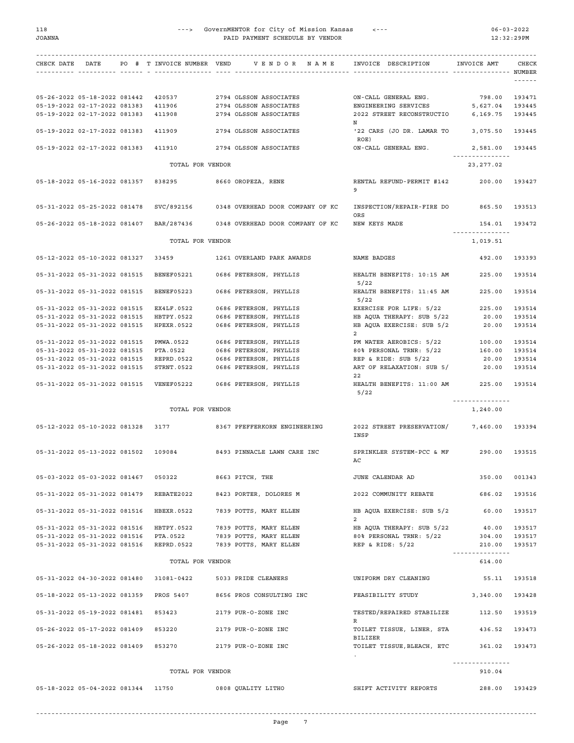| CHECK DATE | DATE | PO # | T | INVOICE NUMBER | VEND | VENDOR NAME | INVOICE DESCRIPTION | INVOICE AMT | CHECK NUMBER |
|---|---|---|---|---|---|---|---|---|---|
| 05-26-2022 | 05-18-2022 | 081442 | | 420537 | 2794 | OLSSON ASSOCIATES | ON-CALL GENERAL ENG. | 798.00 | 193471 |
| 05-19-2022 | 02-17-2022 | 081383 | | 411906 | 2794 | OLSSON ASSOCIATES | ENGINEERING SERVICES | 5,627.04 | 193445 |
| 05-19-2022 | 02-17-2022 | 081383 | | 411908 | 2794 | OLSSON ASSOCIATES | 2022 STREET RECONSTRUCTION | 6,169.75 | 193445 |
| 05-19-2022 | 02-17-2022 | 081383 | | 411909 | 2794 | OLSSON ASSOCIATES | '22 CARS (JO DR. LAMAR TO ROE) | 3,075.50 | 193445 |
| 05-19-2022 | 02-17-2022 | 081383 | | 411910 | 2794 | OLSSON ASSOCIATES | ON-CALL GENERAL ENG. | 2,581.00 | 193445 |
| | | | | TOTAL FOR VENDOR | | | | 23,277.02 | |
| 05-18-2022 | 05-16-2022 | 081357 | | 838295 | 8660 | OROPEZA, RENE | RENTAL REFUND-PERMIT #1429 | 200.00 | 193427 |
| 05-31-2022 | 05-25-2022 | 081478 | | SVC/892156 | 0348 | OVERHEAD DOOR COMPANY OF KC | INSPECTION/REPAIR-FIRE DOORS | 865.50 | 193513 |
| 05-26-2022 | 05-18-2022 | 081407 | | BAR/287436 | 0348 | OVERHEAD DOOR COMPANY OF KC | NEW KEYS MADE | 154.01 | 193472 |
| | | | | TOTAL FOR VENDOR | | | | 1,019.51 | |
| 05-12-2022 | 05-10-2022 | 081327 | | 33459 | 1261 | OVERLAND PARK AWARDS | NAME BADGES | 492.00 | 193393 |
| 05-31-2022 | 05-31-2022 | 081515 | | BENEF05221 | 0686 | PETERSON, PHYLLIS | HEALTH BENEFITS: 10:15 AM 5/22 | 225.00 | 193514 |
| 05-31-2022 | 05-31-2022 | 081515 | | BENEF05223 | 0686 | PETERSON, PHYLLIS | HEALTH BENEFITS: 11:45 AM 5/22 | 225.00 | 193514 |
| 05-31-2022 | 05-31-2022 | 081515 | | EX4LF.0522 | 0686 | PETERSON, PHYLLIS | EXERCISE FOR LIFE: 5/22 | 225.00 | 193514 |
| 05-31-2022 | 05-31-2022 | 081515 | | HBTPY.0522 | 0686 | PETERSON, PHYLLIS | HB AQUA THERAPY: SUB 5/22 | 20.00 | 193514 |
| 05-31-2022 | 05-31-2022 | 081515 | | HPEXR.0522 | 0686 | PETERSON, PHYLLIS | HB AQUA EXERCISE: SUB 5/22 | 20.00 | 193514 |
| 05-31-2022 | 05-31-2022 | 081515 | | PMWA.0522 | 0686 | PETERSON, PHYLLIS | PM WATER AEROBICS: 5/22 | 100.00 | 193514 |
| 05-31-2022 | 05-31-2022 | 081515 | | PTA.0522 | 0686 | PETERSON, PHYLLIS | 80% PERSONAL TRNR: 5/22 | 160.00 | 193514 |
| 05-31-2022 | 05-31-2022 | 081515 | | REPRD.0522 | 0686 | PETERSON, PHYLLIS | REP & RIDE: SUB 5/22 | 20.00 | 193514 |
| 05-31-2022 | 05-31-2022 | 081515 | | STRNT.0522 | 0686 | PETERSON, PHYLLIS | ART OF RELAXATION: SUB 5/22 | 20.00 | 193514 |
| 05-31-2022 | 05-31-2022 | 081515 | | VENEF05222 | 0686 | PETERSON, PHYLLIS | HEALTH BENEFITS: 11:00 AM 5/22 | 225.00 | 193514 |
| | | | | TOTAL FOR VENDOR | | | | 1,240.00 | |
| 05-12-2022 | 05-10-2022 | 081328 | | 3177 | 8367 | PFEFFERKORN ENGINEERING | 2022 STREET PRESERVATION/INSP | 7,460.00 | 193394 |
| 05-31-2022 | 05-13-2022 | 081502 | | 109084 | 8493 | PINNACLE LAWN CARE INC | SPRINKLER SYSTEM-PCC & MFAC | 290.00 | 193515 |
| 05-03-2022 | 05-03-2022 | 081467 | | 050322 | 8663 | PITCH, THE | JUNE CALENDAR AD | 350.00 | 001343 |
| 05-31-2022 | 05-31-2022 | 081479 | | REBATE2022 | 8423 | PORTER, DOLORES M | 2022 COMMUNITY REBATE | 686.02 | 193516 |
| 05-31-2022 | 05-31-2022 | 081516 | | HBEXR.0522 | 7839 | POTTS, MARY ELLEN | HB AQUA EXERCISE: SUB 5/22 | 60.00 | 193517 |
| 05-31-2022 | 05-31-2022 | 081516 | | HBTPY.0522 | 7839 | POTTS, MARY ELLEN | HB AQUA THERAPY: SUB 5/22 | 40.00 | 193517 |
| 05-31-2022 | 05-31-2022 | 081516 | | PTA.0522 | 7839 | POTTS, MARY ELLEN | 80% PERSONAL TRNR: 5/22 | 304.00 | 193517 |
| 05-31-2022 | 05-31-2022 | 081516 | | REPRD.0522 | 7839 | POTTS, MARY ELLEN | REP & RIDE: 5/22 | 210.00 | 193517 |
| | | | | TOTAL FOR VENDOR | | | | 614.00 | |
| 05-31-2022 | 04-30-2022 | 081480 | | 31081-0422 | 5033 | PRIDE CLEANERS | UNIFORM DRY CLEANING | 55.11 | 193518 |
| 05-18-2022 | 05-13-2022 | 081359 | | PROS 5407 | 8656 | PROS CONSULTING INC | FEASIBILITY STUDY | 3,340.00 | 193428 |
| 05-31-2022 | 05-19-2022 | 081481 | | 853423 | 2179 | PUR-O-ZONE INC | TESTED/REPAIRED STABILIZER | 112.50 | 193519 |
| 05-26-2022 | 05-17-2022 | 081409 | | 853220 | 2179 | PUR-O-ZONE INC | TOILET TISSUE, LINER, STABILIZER | 436.52 | 193473 |
| 05-26-2022 | 05-18-2022 | 081409 | | 853270 | 2179 | PUR-O-ZONE INC | TOILET TISSUE,BLEACH, ETC. | 361.02 | 193473 |
| | | | | TOTAL FOR VENDOR | | | | 910.04 | |
| 05-18-2022 | 05-04-2022 | 081344 | | 11750 | 0808 | QUALITY LITHO | SHIFT ACTIVITY REPORTS | 288.00 | 193429 |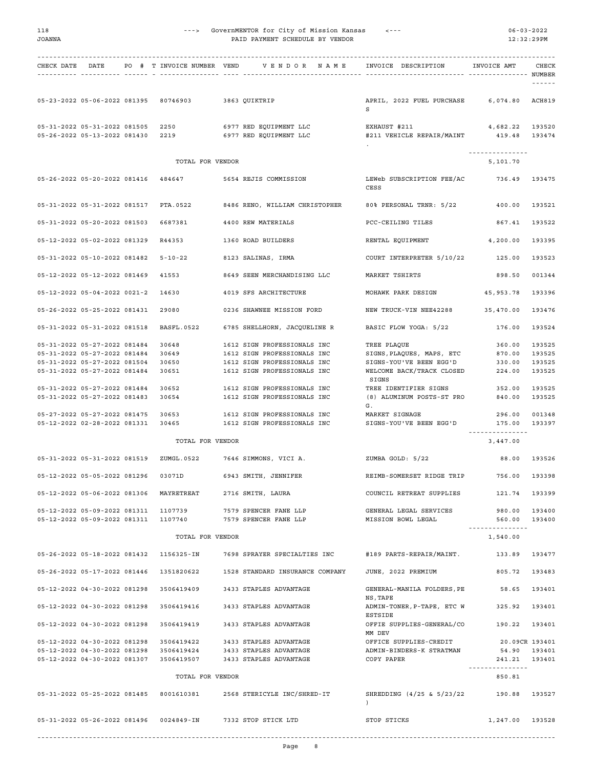GovernMENTOR for City of Mission Kansas

PAID PAYMENT SCHEDULE BY VENDOR

| CHECK DATE | DATE | PO # | T | INVOICE NUMBER | VEND | VENDOR NAME | INVOICE DESCRIPTION | INVOICE AMT | CHECK NUMBER |
|---|---|---|---|---|---|---|---|---|---|
| 05-23-2022 | 05-06-2022 | 081395 | | 80746903 | 3863 | QUIKTRIP | APRIL, 2022 FUEL PURCHASES | 6,074.80 | ACH819 |
| 05-31-2022 | 05-31-2022 | 081505 | | 2250 | 6977 | RED EQUIPMENT LLC | EXHAUST #211 | 4,682.22 | 193520 |
| 05-26-2022 | 05-13-2022 | 081430 | | 2219 | 6977 | RED EQUIPMENT LLC | #211 VEHICLE REPAIR/MAINT. | 419.48 | 193474 |
| | | | | TOTAL FOR VENDOR | | | | 5,101.70 | |
| 05-26-2022 | 05-20-2022 | 081416 | | 484647 | 5654 | REJIS COMMISSION | LEWeb SUBSCRIPTION FEE/ACCESS | 736.49 | 193475 |
| 05-31-2022 | 05-31-2022 | 081517 | | PTA.0522 | 8486 | RENO, WILLIAM CHRISTOPHER | 80% PERSONAL TRNR: 5/22 | 400.00 | 193521 |
| 05-31-2022 | 05-20-2022 | 081503 | | 6687381 | 4400 | REW MATERIALS | PCC-CEILING TILES | 867.41 | 193522 |
| 05-12-2022 | 05-02-2022 | 081329 | | R44353 | 1360 | ROAD BUILDERS | RENTAL EQUIPMENT | 4,200.00 | 193395 |
| 05-31-2022 | 05-10-2022 | 081482 | | 5-10-22 | 8123 | SALINAS, IRMA | COURT INTERPRETER 5/10/22 | 125.00 | 193523 |
| 05-12-2022 | 05-12-2022 | 081469 | | 41553 | 8649 | SEEN MERCHANDISING LLC | MARKET TSHIRTS | 898.50 | 001344 |
| 05-12-2022 | 05-04-2022 | 0021-2 | | 14630 | 4019 | SFS ARCHITECTURE | MOHAWK PARK DESIGN | 45,953.78 | 193396 |
| 05-26-2022 | 05-25-2022 | 081431 | | 29080 | 0236 | SHAWNEE MISSION FORD | NEW TRUCK-VIN NEE42288 | 35,470.00 | 193476 |
| 05-31-2022 | 05-31-2022 | 081518 | | BASFL.0522 | 6785 | SHELLHORN, JACQUELINE R | BASIC FLOW YOGA: 5/22 | 176.00 | 193524 |
| 05-31-2022 | 05-27-2022 | 081484 | | 30648 | 1612 | SIGN PROFESSIONALS INC | TREE PLAQUE | 360.00 | 193525 |
| 05-31-2022 | 05-27-2022 | 081484 | | 30649 | 1612 | SIGN PROFESSIONALS INC | SIGNS,PLAQUES, MAPS, ETC | 870.00 | 193525 |
| 05-31-2022 | 05-27-2022 | 081504 | | 30650 | 1612 | SIGN PROFESSIONALS INC | SIGNS-YOU'VE BEEN EGG'D | 330.00 | 193525 |
| 05-31-2022 | 05-27-2022 | 081484 | | 30651 | 1612 | SIGN PROFESSIONALS INC | WELCOME BACK/TRACK CLOSED SIGNS | 224.00 | 193525 |
| 05-31-2022 | 05-27-2022 | 081484 | | 30652 | 1612 | SIGN PROFESSIONALS INC | TREE IDENTIFIER SIGNS | 352.00 | 193525 |
| 05-31-2022 | 05-27-2022 | 081483 | | 30654 | 1612 | SIGN PROFESSIONALS INC | (8) ALUMINUM POSTS-ST PRO G. | 840.00 | 193525 |
| 05-27-2022 | 05-27-2022 | 081475 | | 30653 | 1612 | SIGN PROFESSIONALS INC | MARKET SIGNAGE | 296.00 | 001348 |
| 05-12-2022 | 02-28-2022 | 081331 | | 30465 | 1612 | SIGN PROFESSIONALS INC | SIGNS-YOU'VE BEEN EGG'D | 175.00 | 193397 |
| | | | | TOTAL FOR VENDOR | | | | 3,447.00 | |
| 05-31-2022 | 05-31-2022 | 081519 | | ZUMGL.0522 | 7646 | SIMMONS, VICI A. | ZUMBA GOLD: 5/22 | 88.00 | 193526 |
| 05-12-2022 | 05-05-2022 | 081296 | | 03071D | 6943 | SMITH, JENNIFER | REIMB-SOMERSET RIDGE TRIP | 756.00 | 193398 |
| 05-12-2022 | 05-06-2022 | 081306 | | MAYRETREAT | 2716 | SMITH, LAURA | COUNCIL RETREAT SUPPLIES | 121.74 | 193399 |
| 05-12-2022 | 05-09-2022 | 081311 | | 1107739 | 7579 | SPENCER FANE LLP | GENERAL LEGAL SERVICES | 980.00 | 193400 |
| 05-12-2022 | 05-09-2022 | 081311 | | 1107740 | 7579 | SPENCER FANE LLP | MISSION BOWL LEGAL | 560.00 | 193400 |
| | | | | TOTAL FOR VENDOR | | | | 1,540.00 | |
| 05-26-2022 | 05-18-2022 | 081432 | | 1156325-IN | 7698 | SPRAYER SPECIALTIES INC | #189 PARTS-REPAIR/MAINT. | 133.89 | 193477 |
| 05-26-2022 | 05-17-2022 | 081446 | | 1351820622 | 1528 | STANDARD INSURANCE COMPANY | JUNE, 2022 PREMIUM | 805.72 | 193483 |
| 05-12-2022 | 04-30-2022 | 081298 | | 3506419409 | 3433 | STAPLES ADVANTAGE | GENERAL-MANILA FOLDERS,PENS,TAPE | 58.65 | 193401 |
| 05-12-2022 | 04-30-2022 | 081298 | | 3506419416 | 3433 | STAPLES ADVANTAGE | ADMIN-TONER,P-TAPE, ETC WESTSIDE | 325.92 | 193401 |
| 05-12-2022 | 04-30-2022 | 081298 | | 3506419419 | 3433 | STAPLES ADVANTAGE | OFFIE SUPPLIES-GENERAL/COMM DEV | 190.22 | 193401 |
| 05-12-2022 | 04-30-2022 | 081298 | | 3506419422 | 3433 | STAPLES ADVANTAGE | OFFICE SUPPLIES-CREDIT | 20.09CR | 193401 |
| 05-12-2022 | 04-30-2022 | 081298 | | 3506419424 | 3433 | STAPLES ADVANTAGE | ADMIN-BINDERS-K STRATMAN | 54.90 | 193401 |
| 05-12-2022 | 04-30-2022 | 081307 | | 3506419507 | 3433 | STAPLES ADVANTAGE | COPY PAPER | 241.21 | 193401 |
| | | | | TOTAL FOR VENDOR | | | | 850.81 | |
| 05-31-2022 | 05-25-2022 | 081485 | | 8001610381 | 2568 | STERICYLE INC/SHRED-IT | SHREDDING (4/25 & 5/23/22) | 190.88 | 193527 |
| 05-31-2022 | 05-26-2022 | 081496 | | 0024849-IN | 7332 | STOP STICK LTD | STOP STICKS | 1,247.00 | 193528 |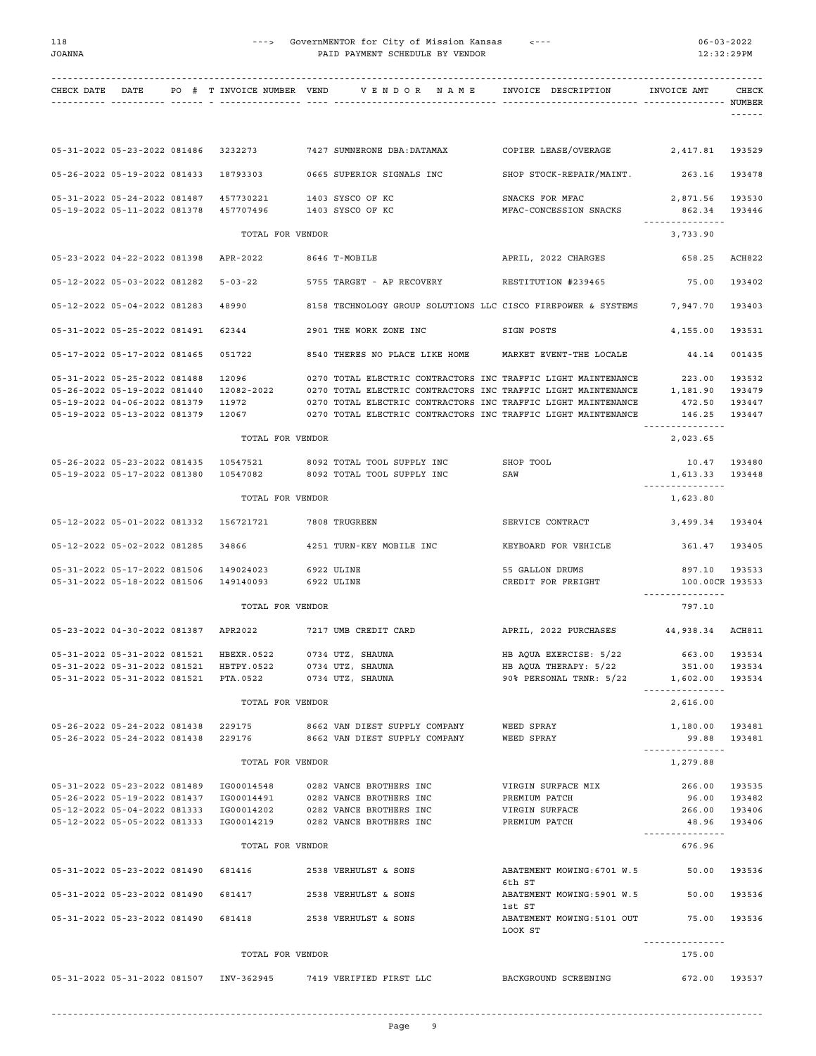| CHECK DATE | DATE | PO # | T | INVOICE NUMBER | VEND | VENDOR NAME | INVOICE DESCRIPTION | INVOICE AMT | CHECK NUMBER |
|---|---|---|---|---|---|---|---|---|---|
| 05-31-2022 | 05-23-2022 | 081486 | | 3232273 | 7427 | SUMNERONE DBA:DATAMAX | COPIER LEASE/OVERAGE | 2,417.81 | 193529 |
| 05-26-2022 | 05-19-2022 | 081433 | | 18793303 | 0665 | SUPERIOR SIGNALS INC | SHOP STOCK-REPAIR/MAINT. | 263.16 | 193478 |
| 05-31-2022 | 05-24-2022 | 081487 | | 457730221 | 1403 | SYSCO OF KC | SNACKS FOR MFAC | 2,871.56 | 193530 |
| 05-19-2022 | 05-11-2022 | 081378 | | 457707496 | 1403 | SYSCO OF KC | MFAC-CONCESSION SNACKS | 862.34 | 193446 |
| | | | | TOTAL FOR VENDOR | | | | 3,733.90 | |
| 05-23-2022 | 04-22-2022 | 081398 | | APR-2022 | 8646 | T-MOBILE | APRIL, 2022 CHARGES | 658.25 | ACH822 |
| 05-12-2022 | 05-03-2022 | 081282 | | 5-03-22 | 5755 | TARGET - AP RECOVERY | RESTITUTION #239465 | 75.00 | 193402 |
| 05-12-2022 | 05-04-2022 | 081283 | | 48990 | 8158 | TECHNOLOGY GROUP SOLUTIONS LLC | CISCO FIREPOWER & SYSTEMS | 7,947.70 | 193403 |
| 05-31-2022 | 05-25-2022 | 081491 | | 62344 | 2901 | THE WORK ZONE INC | SIGN POSTS | 4,155.00 | 193531 |
| 05-17-2022 | 05-17-2022 | 081465 | | 051722 | 8540 | THERES NO PLACE LIKE HOME | MARKET EVENT-THE LOCALE | 44.14 | 001435 |
| 05-31-2022 | 05-25-2022 | 081488 | | 12096 | 0270 | TOTAL ELECTRIC CONTRACTORS INC | TRAFFIC LIGHT MAINTENANCE | 223.00 | 193532 |
| 05-26-2022 | 05-19-2022 | 081440 | | 12082-2022 | 0270 | TOTAL ELECTRIC CONTRACTORS INC | TRAFFIC LIGHT MAINTENANCE | 1,181.90 | 193479 |
| 05-19-2022 | 04-06-2022 | 081379 | | 11972 | 0270 | TOTAL ELECTRIC CONTRACTORS INC | TRAFFIC LIGHT MAINTENANCE | 472.50 | 193447 |
| 05-19-2022 | 05-13-2022 | 081379 | | 12067 | 0270 | TOTAL ELECTRIC CONTRACTORS INC | TRAFFIC LIGHT MAINTENANCE | 146.25 | 193447 |
| | | | | TOTAL FOR VENDOR | | | | 2,023.65 | |
| 05-26-2022 | 05-23-2022 | 081435 | | 10547521 | 8092 | TOTAL TOOL SUPPLY INC | SHOP TOOL | 10.47 | 193480 |
| 05-19-2022 | 05-17-2022 | 081380 | | 10547082 | 8092 | TOTAL TOOL SUPPLY INC | SAW | 1,613.33 | 193448 |
| | | | | TOTAL FOR VENDOR | | | | 1,623.80 | |
| 05-12-2022 | 05-01-2022 | 081332 | | 156721721 | 7808 | TRUGREEN | SERVICE CONTRACT | 3,499.34 | 193404 |
| 05-12-2022 | 05-02-2022 | 081285 | | 34866 | 4251 | TURN-KEY MOBILE INC | KEYBOARD FOR VEHICLE | 361.47 | 193405 |
| 05-31-2022 | 05-17-2022 | 081506 | | 149024023 | 6922 | ULINE | 55 GALLON DRUMS | 897.10 | 193533 |
| 05-31-2022 | 05-18-2022 | 081506 | | 149140093 | 6922 | ULINE | CREDIT FOR FREIGHT | 100.00CR | 193533 |
| | | | | TOTAL FOR VENDOR | | | | 797.10 | |
| 05-23-2022 | 04-30-2022 | 081387 | | APR2022 | 7217 | UMB CREDIT CARD | APRIL, 2022 PURCHASES | 44,938.34 | ACH811 |
| 05-31-2022 | 05-31-2022 | 081521 | | HBEXR.0522 | 0734 | UTZ, SHAUNA | HB AQUA EXERCISE: 5/22 | 663.00 | 193534 |
| 05-31-2022 | 05-31-2022 | 081521 | | HBTPY.0522 | 0734 | UTZ, SHAUNA | HB AQUA THERAPY: 5/22 | 351.00 | 193534 |
| 05-31-2022 | 05-31-2022 | 081521 | | PTA.0522 | 0734 | UTZ, SHAUNA | 90% PERSONAL TRNR: 5/22 | 1,602.00 | 193534 |
| | | | | TOTAL FOR VENDOR | | | | 2,616.00 | |
| 05-26-2022 | 05-24-2022 | 081438 | | 229175 | 8662 | VAN DIEST SUPPLY COMPANY | WEED SPRAY | 1,180.00 | 193481 |
| 05-26-2022 | 05-24-2022 | 081438 | | 229176 | 8662 | VAN DIEST SUPPLY COMPANY | WEED SPRAY | 99.88 | 193481 |
| | | | | TOTAL FOR VENDOR | | | | 1,279.88 | |
| 05-31-2022 | 05-23-2022 | 081489 | | IG00014548 | 0282 | VANCE BROTHERS INC | VIRGIN SURFACE MIX | 266.00 | 193535 |
| 05-26-2022 | 05-19-2022 | 081437 | | IG00014491 | 0282 | VANCE BROTHERS INC | PREMIUM PATCH | 96.00 | 193482 |
| 05-12-2022 | 05-04-2022 | 081333 | | IG00014202 | 0282 | VANCE BROTHERS INC | VIRGIN SURFACE | 266.00 | 193406 |
| 05-12-2022 | 05-05-2022 | 081333 | | IG00014219 | 0282 | VANCE BROTHERS INC | PREMIUM PATCH | 48.96 | 193406 |
| | | | | TOTAL FOR VENDOR | | | | 676.96 | |
| 05-31-2022 | 05-23-2022 | 081490 | | 681416 | 2538 | VERHULST & SONS | ABATEMENT MOWING:6701 W.5 6th ST | 50.00 | 193536 |
| 05-31-2022 | 05-23-2022 | 081490 | | 681417 | 2538 | VERHULST & SONS | ABATEMENT MOWING:5901 W.5 1st ST | 50.00 | 193536 |
| 05-31-2022 | 05-23-2022 | 081490 | | 681418 | 2538 | VERHULST & SONS | ABATEMENT MOWING:5101 OUT LOOK ST | 75.00 | 193536 |
| | | | | TOTAL FOR VENDOR | | | | 175.00 | |
| 05-31-2022 | 05-31-2022 | 081507 | | INV-362945 | 7419 | VERIFIED FIRST LLC | BACKGROUND SCREENING | 672.00 | 193537 |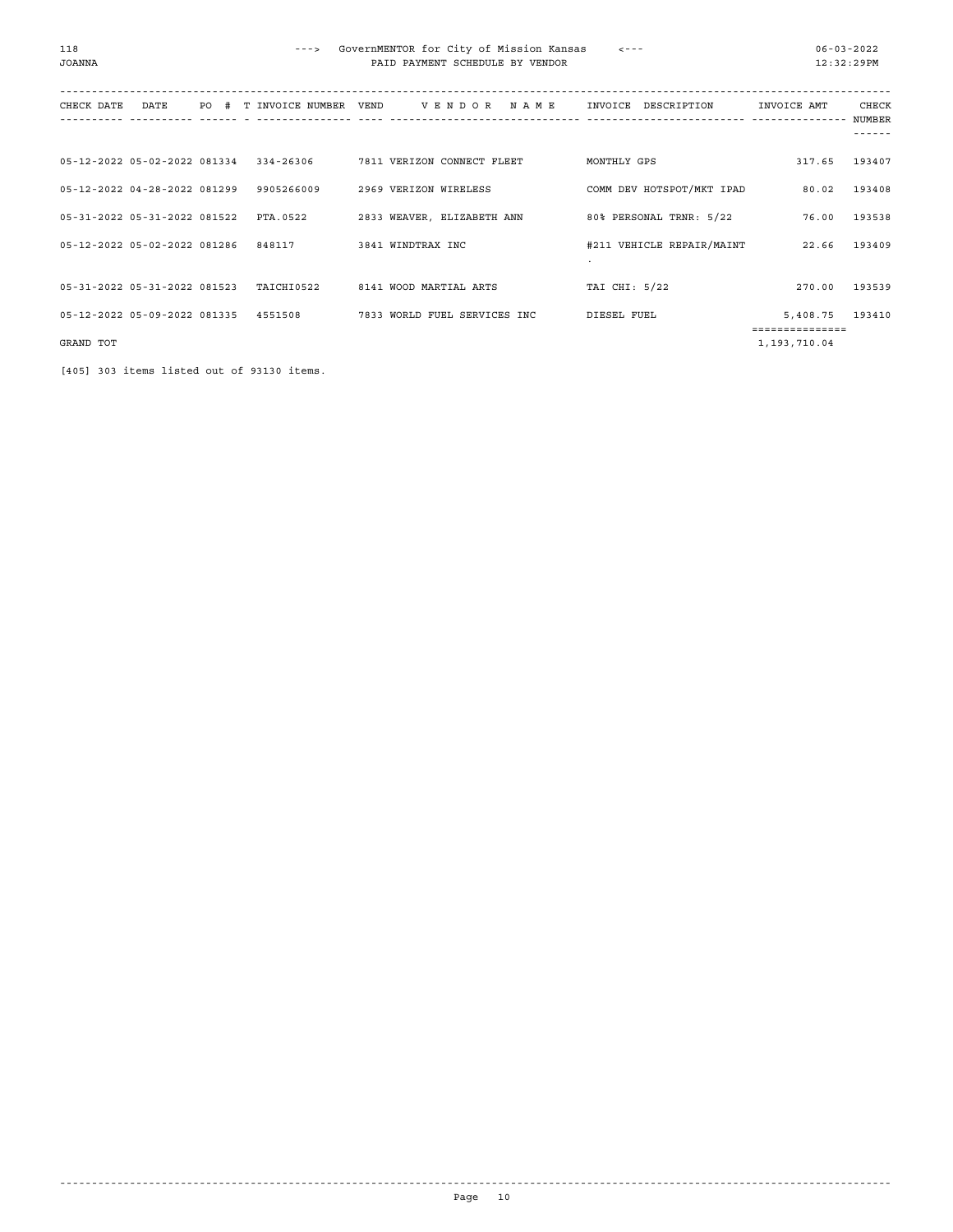| CHECK DATE | DATE | PO # | T | INVOICE NUMBER | VEND | V E N D O R   N A M E | INVOICE DESCRIPTION | INVOICE AMT | CHECK NUMBER |
|---|---|---|---|---|---|---|---|---|---|
| 05-12-2022 | 05-02-2022 | 081334 | | 334-26306 | 7811 | VERIZON CONNECT FLEET | MONTHLY GPS | 317.65 | 193407 |
| 05-12-2022 | 04-28-2022 | 081299 | | 9905266009 | 2969 | VERIZON WIRELESS | COMM DEV HOTSPOT/MKT IPAD | 80.02 | 193408 |
| 05-31-2022 | 05-31-2022 | 081522 | | PTA.0522 | 2833 | WEAVER, ELIZABETH ANN | 80% PERSONAL TRNR: 5/22 | 76.00 | 193538 |
| 05-12-2022 | 05-02-2022 | 081286 | | 848117 | 3841 | WINDTRAX INC | #211 VEHICLE REPAIR/MAINT . | 22.66 | 193409 |
| 05-31-2022 | 05-31-2022 | 081523 | | TAICHI0522 | 8141 | WOOD MARTIAL ARTS | TAI CHI: 5/22 | 270.00 | 193539 |
| 05-12-2022 | 05-09-2022 | 081335 | | 4551508 | 7833 | WORLD FUEL SERVICES INC | DIESEL FUEL | 5,408.75 | 193410 |
| GRAND TOT | | | | | | | | 1,193,710.04 | |

[405] 303 items listed out of 93130 items.